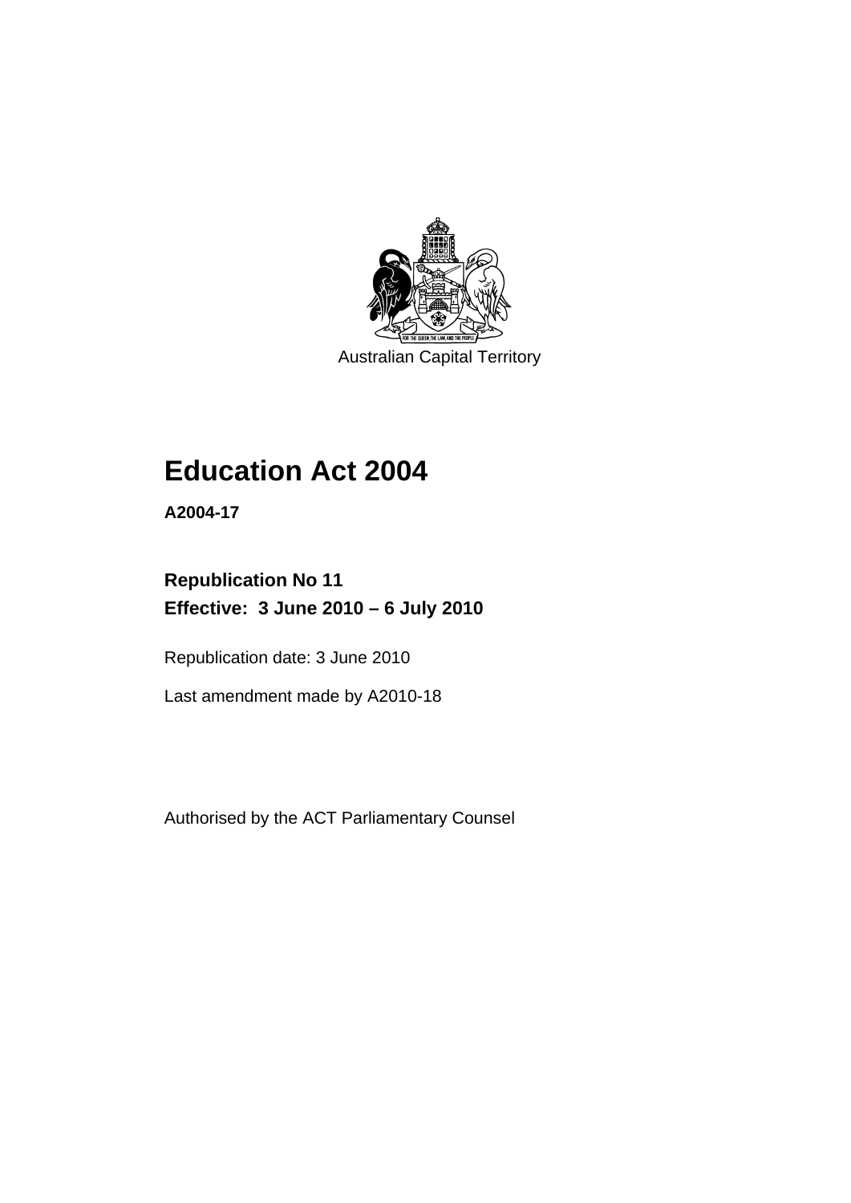Australian Capital Territory

# Education Act 2004

**A2004-17**

## Republication No 11
## Effective: 3 June 2010 – 6 July 2010

Republication date: 3 June 2010

Last amendment made by A2010-18

Authorised by the ACT Parliamentary Counsel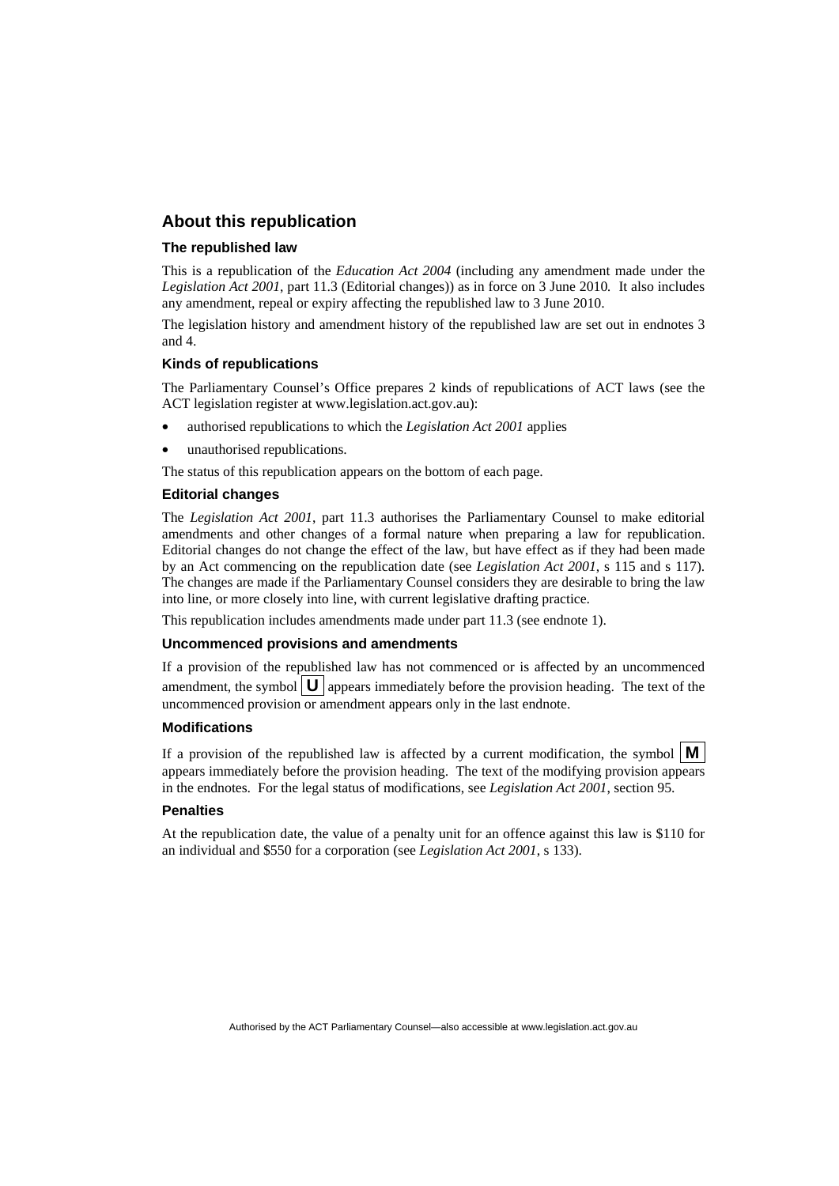## About this republication

### The republished law

This is a republication of the *Education Act 2004* (including any amendment made under the *Legislation Act 2001*, part 11.3 (Editorial changes)) as in force on 3 June 2010*.* It also includes any amendment, repeal or expiry affecting the republished law to 3 June 2010.

The legislation history and amendment history of the republished law are set out in endnotes 3 and 4.

### Kinds of republications

The Parliamentary Counsel's Office prepares 2 kinds of republications of ACT laws (see the ACT legislation register at www.legislation.act.gov.au):

- authorised republications to which the *Legislation Act 2001* applies
- unauthorised republications.

The status of this republication appears on the bottom of each page.

### Editorial changes

The *Legislation Act 2001*, part 11.3 authorises the Parliamentary Counsel to make editorial amendments and other changes of a formal nature when preparing a law for republication. Editorial changes do not change the effect of the law, but have effect as if they had been made by an Act commencing on the republication date (see *Legislation Act 2001*, s 115 and s 117). The changes are made if the Parliamentary Counsel considers they are desirable to bring the law into line, or more closely into line, with current legislative drafting practice.

This republication includes amendments made under part 11.3 (see endnote 1).

### Uncommenced provisions and amendments

If a provision of the republished law has not commenced or is affected by an uncommenced amendment, the symbol **U** appears immediately before the provision heading. The text of the uncommenced provision or amendment appears only in the last endnote.

### Modifications

If a provision of the republished law is affected by a current modification, the symbol **M** appears immediately before the provision heading. The text of the modifying provision appears in the endnotes. For the legal status of modifications, see *Legislation Act 2001*, section 95.

### Penalties

At the republication date, the value of a penalty unit for an offence against this law is $110 for an individual and $550 for a corporation (see *Legislation Act 2001*, s 133).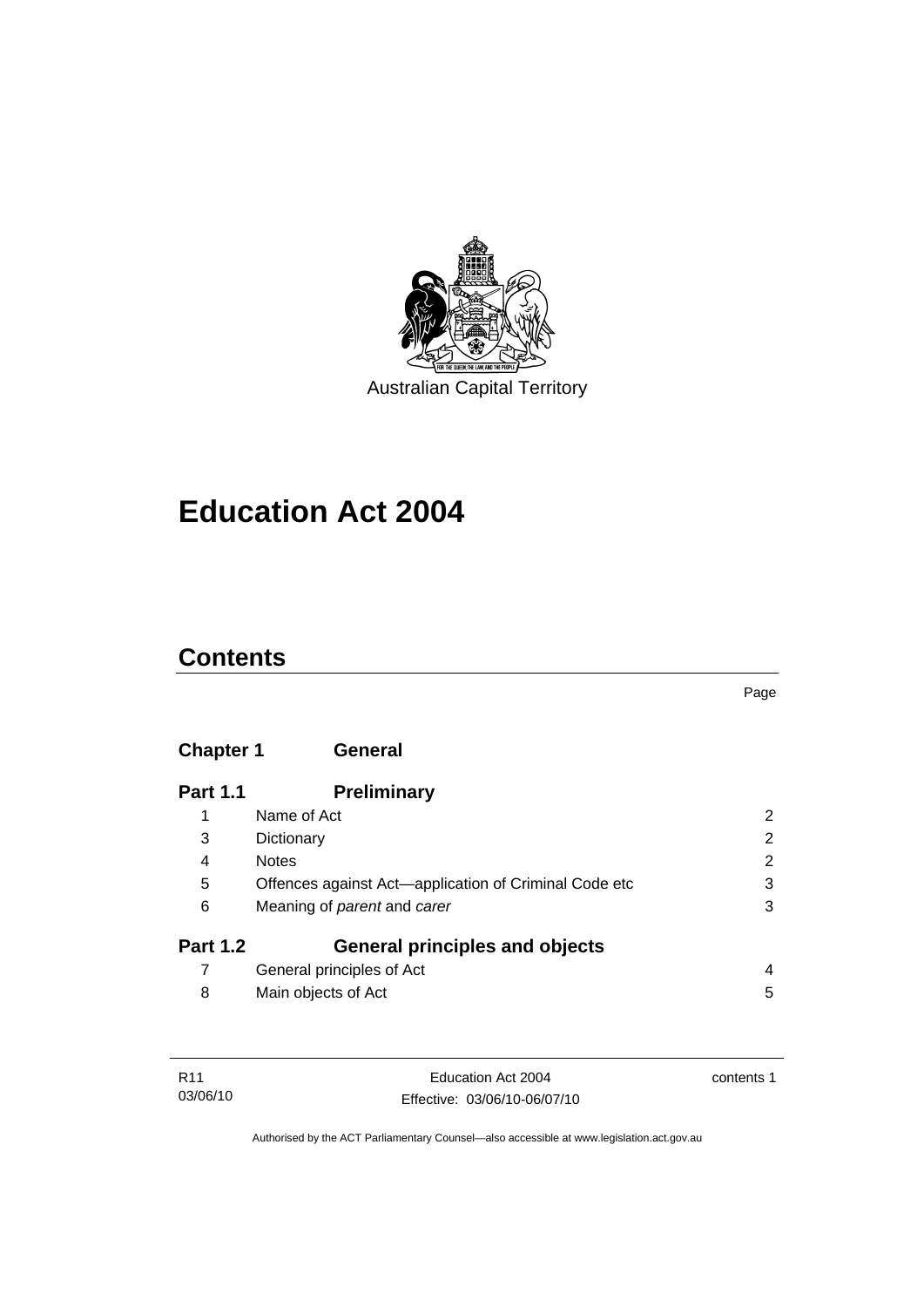Australian Capital Territory

# Education Act 2004

## Contents

| | | Page |
|---|---|---|
| **Chapter 1** | **General** | |
| **Part 1.1** | **Preliminary** | |
| 1 | Name of Act | 2 |
| 3 | Dictionary | 2 |
| 4 | Notes | 2 |
| 5 | Offences against Act—application of Criminal Code etc | 3 |
| 6 | Meaning of *parent* and *carer* | 3 |
| **Part 1.2** | **General principles and objects** | |
| 7 | General principles of Act | 4 |
| 8 | Main objects of Act | 5 |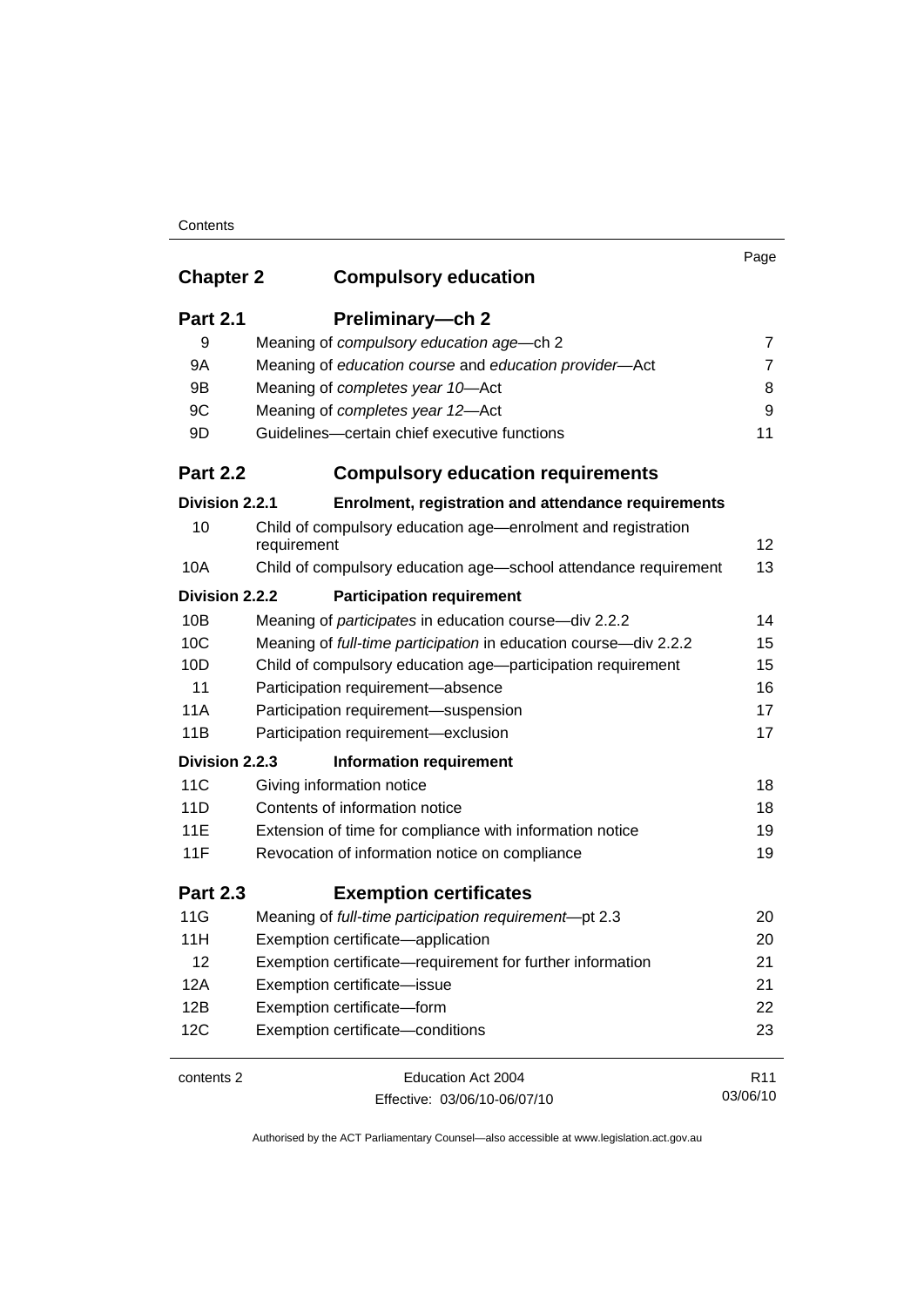| | | Page |
|---|---|---|
| **Chapter 2** | **Compulsory education** | |
| **Part 2.1** | **Preliminary—ch 2** | |
| 9 | Meaning of *compulsory education age*—ch 2 | 7 |
| 9A | Meaning of *education course* and *education provider*—Act | 7 |
| 9B | Meaning of *completes year 10*—Act | 8 |
| 9C | Meaning of *completes year 12*—Act | 9 |
| 9D | Guidelines—certain chief executive functions | 11 |
| **Part 2.2** | **Compulsory education requirements** | |
| **Division 2.2.1** | **Enrolment, registration and attendance requirements** | |
| 10 | Child of compulsory education age—enrolment and registration requirement | 12 |
| 10A | Child of compulsory education age—school attendance requirement | 13 |
| **Division 2.2.2** | **Participation requirement** | |
| 10B | Meaning of *participates* in education course—div 2.2.2 | 14 |
| 10C | Meaning of *full-time participation* in education course—div 2.2.2 | 15 |
| 10D | Child of compulsory education age—participation requirement | 15 |
| 11 | Participation requirement—absence | 16 |
| 11A | Participation requirement—suspension | 17 |
| 11B | Participation requirement—exclusion | 17 |
| **Division 2.2.3** | **Information requirement** | |
| 11C | Giving information notice | 18 |
| 11D | Contents of information notice | 18 |
| 11E | Extension of time for compliance with information notice | 19 |
| 11F | Revocation of information notice on compliance | 19 |
| **Part 2.3** | **Exemption certificates** | |
| 11G | Meaning of *full-time participation requirement*—pt 2.3 | 20 |
| 11H | Exemption certificate—application | 20 |
| 12 | Exemption certificate—requirement for further information | 21 |
| 12A | Exemption certificate—issue | 21 |
| 12B | Exemption certificate—form | 22 |
| 12C | Exemption certificate—conditions | 23 |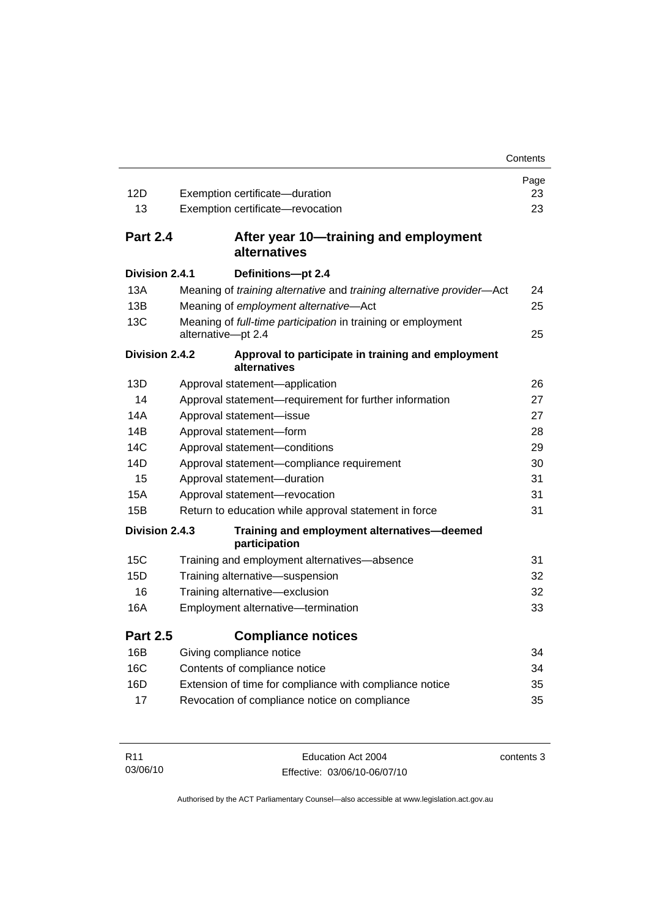| | | Page |
|---|---|---|
| 12D | Exemption certificate—duration | 23 |
| 13 | Exemption certificate—revocation | 23 |

## Part 2.4 After year 10—training and employment alternatives

### Division 2.4.1 Definitions—pt 2.4

| | | |
|---|---|---|
| 13A | Meaning of *training alternative* and *training alternative provider*—Act | 24 |
| 13B | Meaning of *employment alternative*—Act | 25 |
| 13C | Meaning of *full-time participation* in training or employment alternative—pt 2.4 | 25 |

### Division 2.4.2 Approval to participate in training and employment alternatives

| | | |
|---|---|---|
| 13D | Approval statement—application | 26 |
| 14 | Approval statement—requirement for further information | 27 |
| 14A | Approval statement—issue | 27 |
| 14B | Approval statement—form | 28 |
| 14C | Approval statement—conditions | 29 |
| 14D | Approval statement—compliance requirement | 30 |
| 15 | Approval statement—duration | 31 |
| 15A | Approval statement—revocation | 31 |
| 15B | Return to education while approval statement in force | 31 |

### Division 2.4.3 Training and employment alternatives—deemed participation

| | | |
|---|---|---|
| 15C | Training and employment alternatives—absence | 31 |
| 15D | Training alternative—suspension | 32 |
| 16 | Training alternative—exclusion | 32 |
| 16A | Employment alternative—termination | 33 |

## Part 2.5 Compliance notices

| | | |
|---|---|---|
| 16B | Giving compliance notice | 34 |
| 16C | Contents of compliance notice | 34 |
| 16D | Extension of time for compliance with compliance notice | 35 |
| 17 | Revocation of compliance notice on compliance | 35 |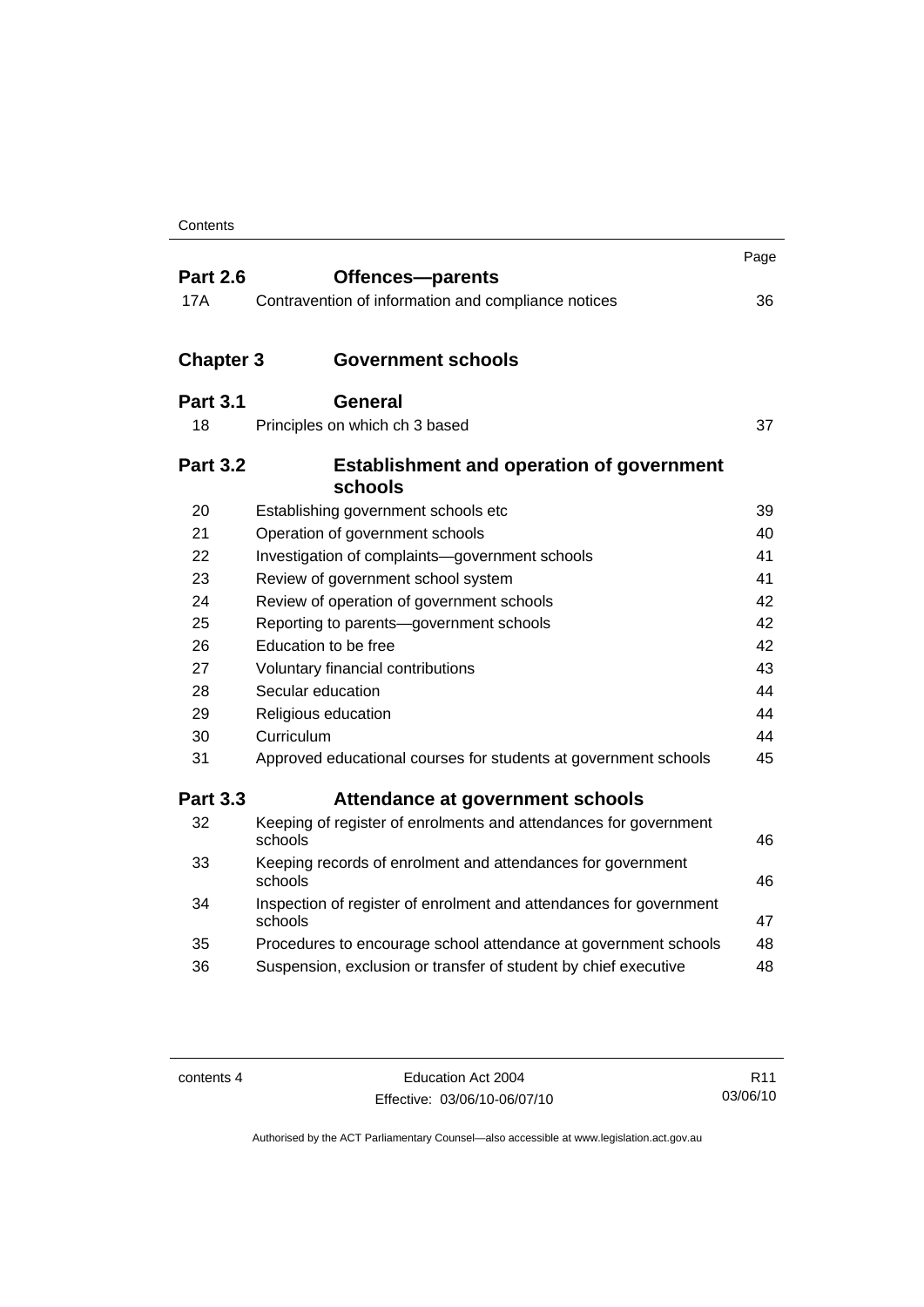| | | Page |
|---|---|---|
| **Part 2.6** | **Offences—parents** | |
| 17A | Contravention of information and compliance notices | 36 |
| **Chapter 3** | **Government schools** | |
| **Part 3.1** | **General** | |
| 18 | Principles on which ch 3 based | 37 |
| **Part 3.2** | **Establishment and operation of government schools** | |
| 20 | Establishing government schools etc | 39 |
| 21 | Operation of government schools | 40 |
| 22 | Investigation of complaints—government schools | 41 |
| 23 | Review of government school system | 41 |
| 24 | Review of operation of government schools | 42 |
| 25 | Reporting to parents—government schools | 42 |
| 26 | Education to be free | 42 |
| 27 | Voluntary financial contributions | 43 |
| 28 | Secular education | 44 |
| 29 | Religious education | 44 |
| 30 | Curriculum | 44 |
| 31 | Approved educational courses for students at government schools | 45 |
| **Part 3.3** | **Attendance at government schools** | |
| 32 | Keeping of register of enrolments and attendances for government schools | 46 |
| 33 | Keeping records of enrolment and attendances for government schools | 46 |
| 34 | Inspection of register of enrolment and attendances for government schools | 47 |
| 35 | Procedures to encourage school attendance at government schools | 48 |
| 36 | Suspension, exclusion or transfer of student by chief executive | 48 |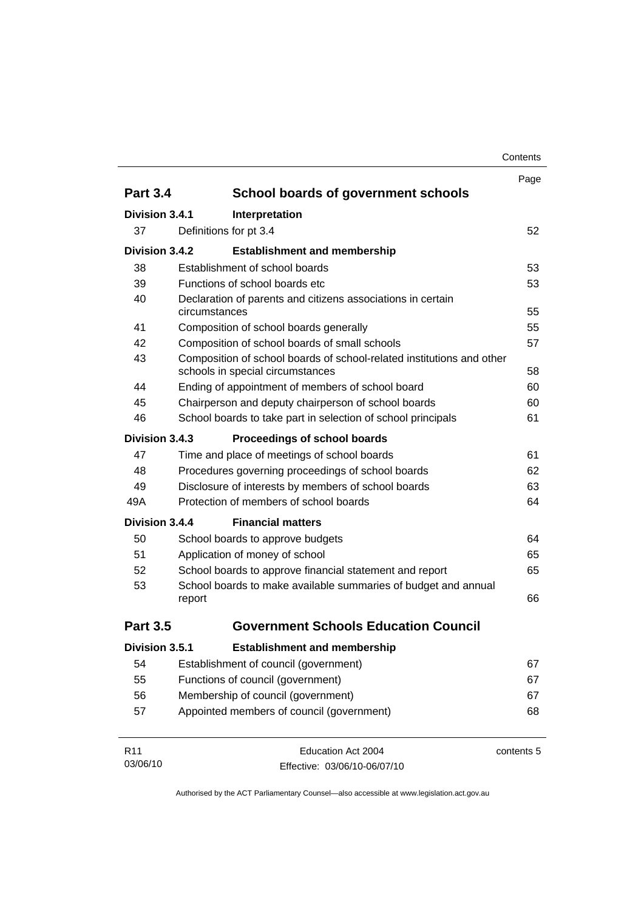| | | Page |
|---|---|---|
| **Part 3.4** | **School boards of government schools** | |
| **Division 3.4.1** | **Interpretation** | |
| 37 | Definitions for pt 3.4 | 52 |
| **Division 3.4.2** | **Establishment and membership** | |
| 38 | Establishment of school boards | 53 |
| 39 | Functions of school boards etc | 53 |
| 40 | Declaration of parents and citizens associations in certain circumstances | 55 |
| 41 | Composition of school boards generally | 55 |
| 42 | Composition of school boards of small schools | 57 |
| 43 | Composition of school boards of school-related institutions and other schools in special circumstances | 58 |
| 44 | Ending of appointment of members of school board | 60 |
| 45 | Chairperson and deputy chairperson of school boards | 60 |
| 46 | School boards to take part in selection of school principals | 61 |
| **Division 3.4.3** | **Proceedings of school boards** | |
| 47 | Time and place of meetings of school boards | 61 |
| 48 | Procedures governing proceedings of school boards | 62 |
| 49 | Disclosure of interests by members of school boards | 63 |
| 49A | Protection of members of school boards | 64 |
| **Division 3.4.4** | **Financial matters** | |
| 50 | School boards to approve budgets | 64 |
| 51 | Application of money of school | 65 |
| 52 | School boards to approve financial statement and report | 65 |
| 53 | School boards to make available summaries of budget and annual report | 66 |
| **Part 3.5** | **Government Schools Education Council** | |
| **Division 3.5.1** | **Establishment and membership** | |
| 54 | Establishment of council (government) | 67 |
| 55 | Functions of council (government) | 67 |
| 56 | Membership of council (government) | 67 |
| 57 | Appointed members of council (government) | 68 |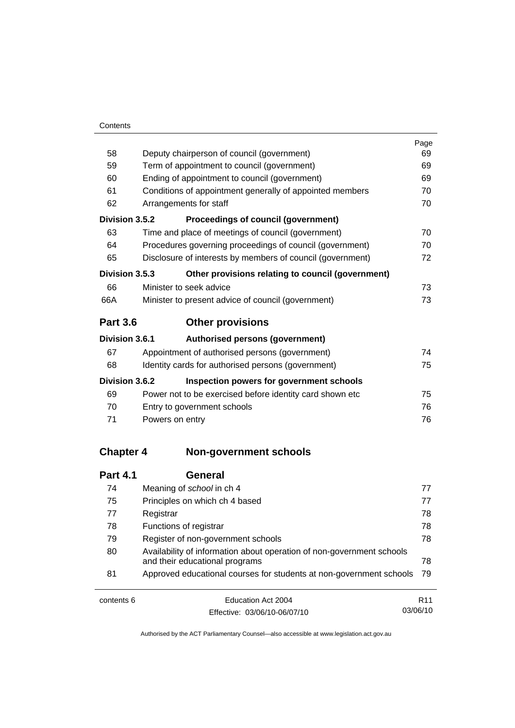| | | Page |
|---|---|---|
| 58 | Deputy chairperson of council (government) | 69 |
| 59 | Term of appointment to council (government) | 69 |
| 60 | Ending of appointment to council (government) | 69 |
| 61 | Conditions of appointment generally of appointed members | 70 |
| 62 | Arrangements for staff | 70 |
| **Division 3.5.2** | **Proceedings of council (government)** | |
| 63 | Time and place of meetings of council (government) | 70 |
| 64 | Procedures governing proceedings of council (government) | 70 |
| 65 | Disclosure of interests by members of council (government) | 72 |
| **Division 3.5.3** | **Other provisions relating to council (government)** | |
| 66 | Minister to seek advice | 73 |
| 66A | Minister to present advice of council (government) | 73 |
| **Part 3.6** | **Other provisions** | |
| **Division 3.6.1** | **Authorised persons (government)** | |
| 67 | Appointment of authorised persons (government) | 74 |
| 68 | Identity cards for authorised persons (government) | 75 |
| **Division 3.6.2** | **Inspection powers for government schools** | |
| 69 | Power not to be exercised before identity card shown etc | 75 |
| 70 | Entry to government schools | 76 |
| 71 | Powers on entry | 76 |
| **Chapter 4** | **Non-government schools** | |
| **Part 4.1** | **General** | |
| 74 | Meaning of *school* in ch 4 | 77 |
| 75 | Principles on which ch 4 based | 77 |
| 77 | Registrar | 78 |
| 78 | Functions of registrar | 78 |
| 79 | Register of non-government schools | 78 |
| 80 | Availability of information about operation of non-government schools and their educational programs | 78 |
| 81 | Approved educational courses for students at non-government schools | 79 |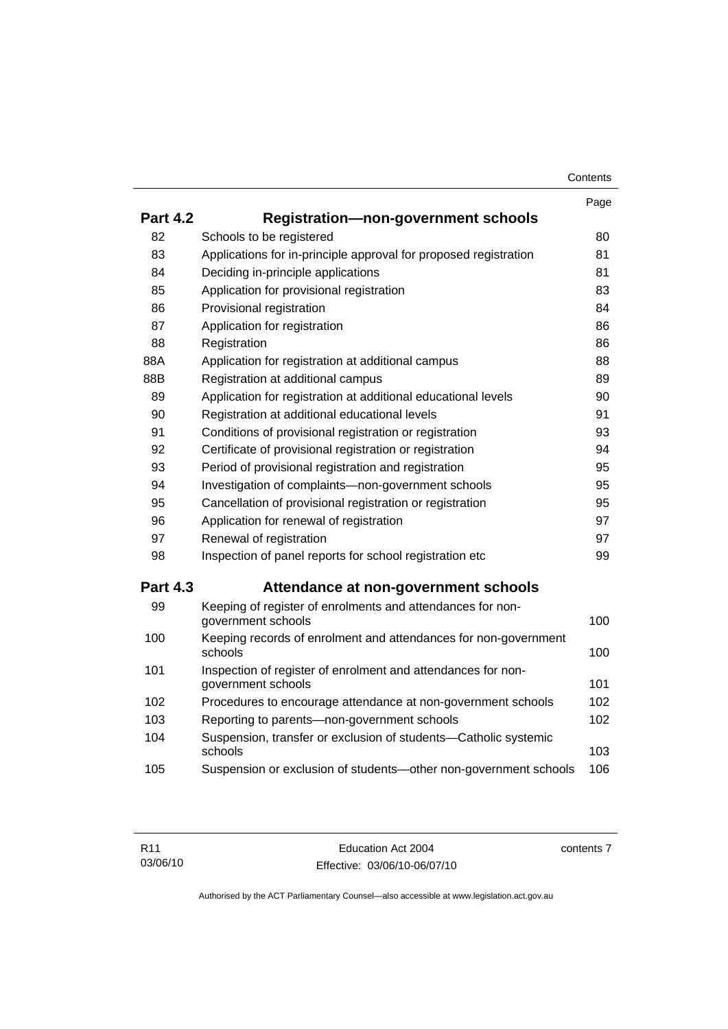| | | Page |
|---|---|---|
| **Part 4.2** | **Registration—non-government schools** | |
| 82 | Schools to be registered | 80 |
| 83 | Applications for in-principle approval for proposed registration | 81 |
| 84 | Deciding in-principle applications | 81 |
| 85 | Application for provisional registration | 83 |
| 86 | Provisional registration | 84 |
| 87 | Application for registration | 86 |
| 88 | Registration | 86 |
| 88A | Application for registration at additional campus | 88 |
| 88B | Registration at additional campus | 89 |
| 89 | Application for registration at additional educational levels | 90 |
| 90 | Registration at additional educational levels | 91 |
| 91 | Conditions of provisional registration or registration | 93 |
| 92 | Certificate of provisional registration or registration | 94 |
| 93 | Period of provisional registration and registration | 95 |
| 94 | Investigation of complaints—non-government schools | 95 |
| 95 | Cancellation of provisional registration or registration | 95 |
| 96 | Application for renewal of registration | 97 |
| 97 | Renewal of registration | 97 |
| 98 | Inspection of panel reports for school registration etc | 99 |
| **Part 4.3** | **Attendance at non-government schools** | |
| 99 | Keeping of register of enrolments and attendances for non-government schools | 100 |
| 100 | Keeping records of enrolment and attendances for non-government schools | 100 |
| 101 | Inspection of register of enrolment and attendances for non-government schools | 101 |
| 102 | Procedures to encourage attendance at non-government schools | 102 |
| 103 | Reporting to parents—non-government schools | 102 |
| 104 | Suspension, transfer or exclusion of students—Catholic systemic schools | 103 |
| 105 | Suspension or exclusion of students—other non-government schools | 106 |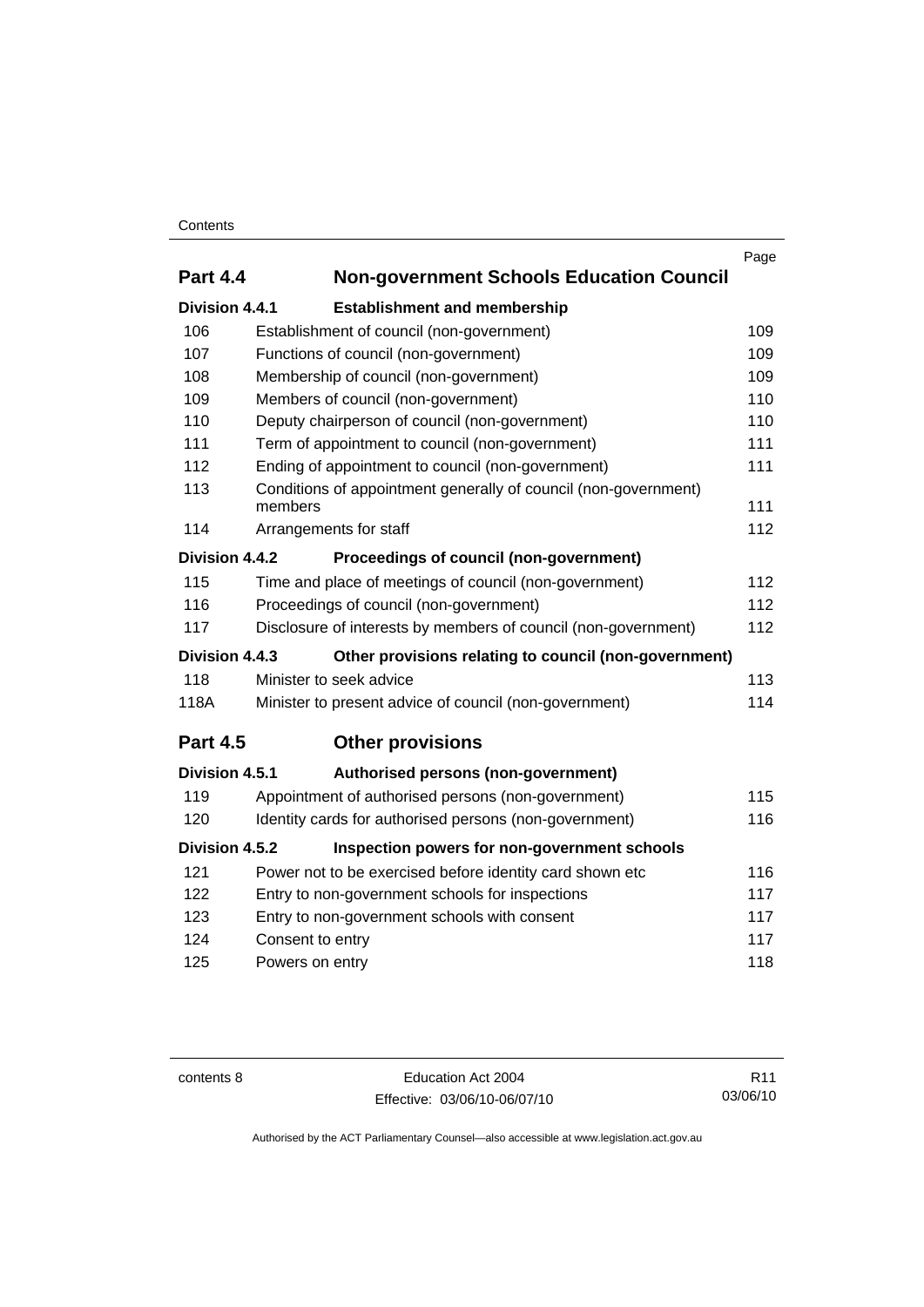| | | Page |
|---|---|---|
| **Part 4.4** | **Non-government Schools Education Council** | |
| **Division 4.4.1** | **Establishment and membership** | |
| 106 | Establishment of council (non-government) | 109 |
| 107 | Functions of council (non-government) | 109 |
| 108 | Membership of council (non-government) | 109 |
| 109 | Members of council (non-government) | 110 |
| 110 | Deputy chairperson of council (non-government) | 110 |
| 111 | Term of appointment to council (non-government) | 111 |
| 112 | Ending of appointment to council (non-government) | 111 |
| 113 | Conditions of appointment generally of council (non-government) members | 111 |
| 114 | Arrangements for staff | 112 |
| **Division 4.4.2** | **Proceedings of council (non-government)** | |
| 115 | Time and place of meetings of council (non-government) | 112 |
| 116 | Proceedings of council (non-government) | 112 |
| 117 | Disclosure of interests by members of council (non-government) | 112 |
| **Division 4.4.3** | **Other provisions relating to council (non-government)** | |
| 118 | Minister to seek advice | 113 |
| 118A | Minister to present advice of council (non-government) | 114 |
| **Part 4.5** | **Other provisions** | |
| **Division 4.5.1** | **Authorised persons (non-government)** | |
| 119 | Appointment of authorised persons (non-government) | 115 |
| 120 | Identity cards for authorised persons (non-government) | 116 |
| **Division 4.5.2** | **Inspection powers for non-government schools** | |
| 121 | Power not to be exercised before identity card shown etc | 116 |
| 122 | Entry to non-government schools for inspections | 117 |
| 123 | Entry to non-government schools with consent | 117 |
| 124 | Consent to entry | 117 |
| 125 | Powers on entry | 118 |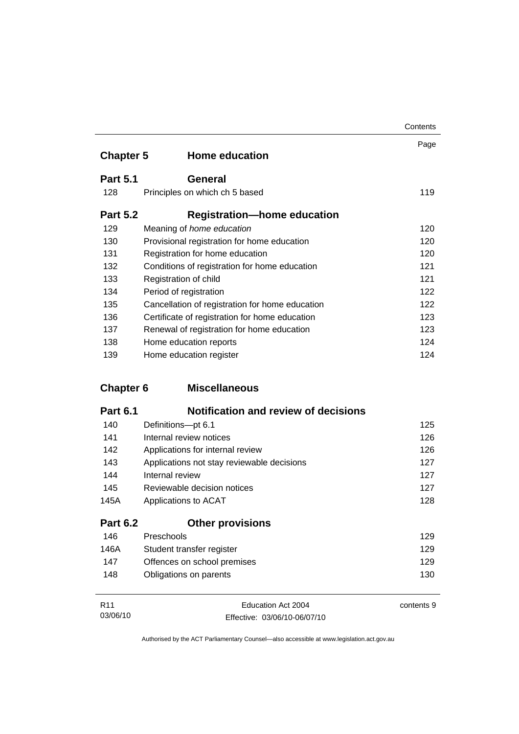| | | Page |
|---|---|---|
| **Chapter 5** | **Home education** | |
| **Part 5.1** | **General** | |
| 128 | Principles on which ch 5 based | 119 |
| **Part 5.2** | **Registration—home education** | |
| 129 | Meaning of *home education* | 120 |
| 130 | Provisional registration for home education | 120 |
| 131 | Registration for home education | 120 |
| 132 | Conditions of registration for home education | 121 |
| 133 | Registration of child | 121 |
| 134 | Period of registration | 122 |
| 135 | Cancellation of registration for home education | 122 |
| 136 | Certificate of registration for home education | 123 |
| 137 | Renewal of registration for home education | 123 |
| 138 | Home education reports | 124 |
| 139 | Home education register | 124 |
| **Chapter 6** | **Miscellaneous** | |
| **Part 6.1** | **Notification and review of decisions** | |
| 140 | Definitions—pt 6.1 | 125 |
| 141 | Internal review notices | 126 |
| 142 | Applications for internal review | 126 |
| 143 | Applications not stay reviewable decisions | 127 |
| 144 | Internal review | 127 |
| 145 | Reviewable decision notices | 127 |
| 145A | Applications to ACAT | 128 |
| **Part 6.2** | **Other provisions** | |
| 146 | Preschools | 129 |
| 146A | Student transfer register | 129 |
| 147 | Offences on school premises | 129 |
| 148 | Obligations on parents | 130 |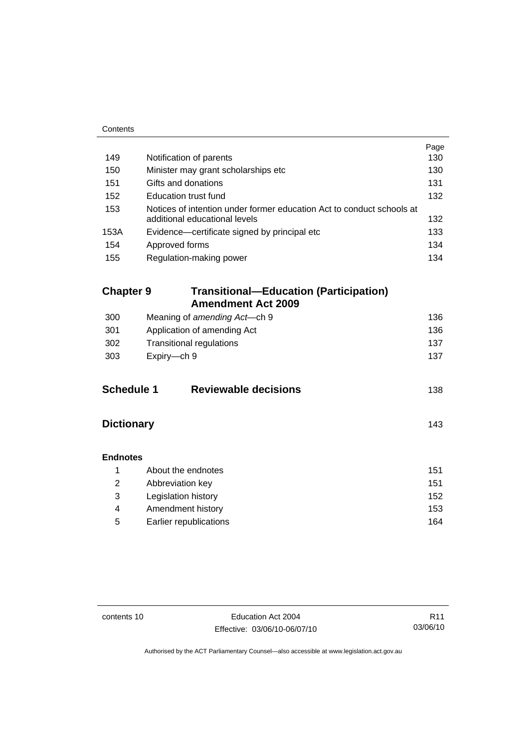| | | Page |
|---|---|---|
| 149 | Notification of parents | 130 |
| 150 | Minister may grant scholarships etc | 130 |
| 151 | Gifts and donations | 131 |
| 152 | Education trust fund | 132 |
| 153 | Notices of intention under former education Act to conduct schools at additional educational levels | 132 |
| 153A | Evidence—certificate signed by principal etc | 133 |
| 154 | Approved forms | 134 |
| 155 | Regulation-making power | 134 |

## Chapter 9 Transitional—Education (Participation) Amendment Act 2009

| | | |
|---|---|---|
| 300 | Meaning of *amending Act*—ch 9 | 136 |
| 301 | Application of amending Act | 136 |
| 302 | Transitional regulations | 137 |
| 303 | Expiry—ch 9 | 137 |

## Schedule 1 Reviewable decisions 138

## Dictionary 143

**Endnotes**

| | | |
|---|---|---|
| 1 | About the endnotes | 151 |
| 2 | Abbreviation key | 151 |
| 3 | Legislation history | 152 |
| 4 | Amendment history | 153 |
| 5 | Earlier republications | 164 |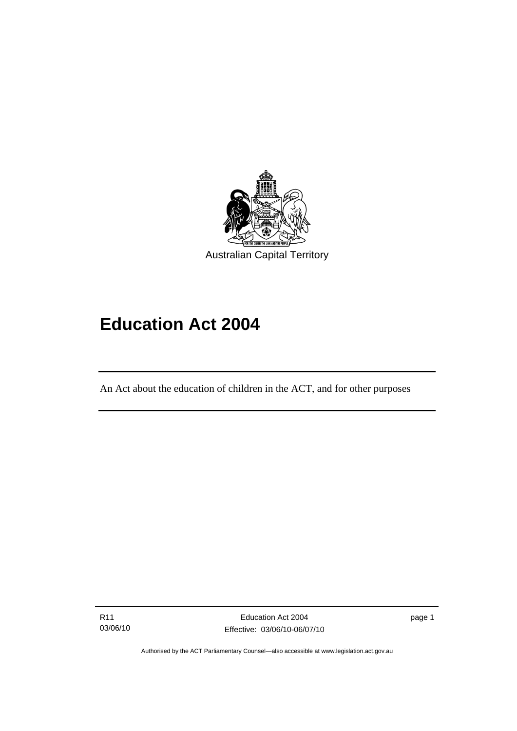Australian Capital Territory

# Education Act 2004

An Act about the education of children in the ACT, and for other purposes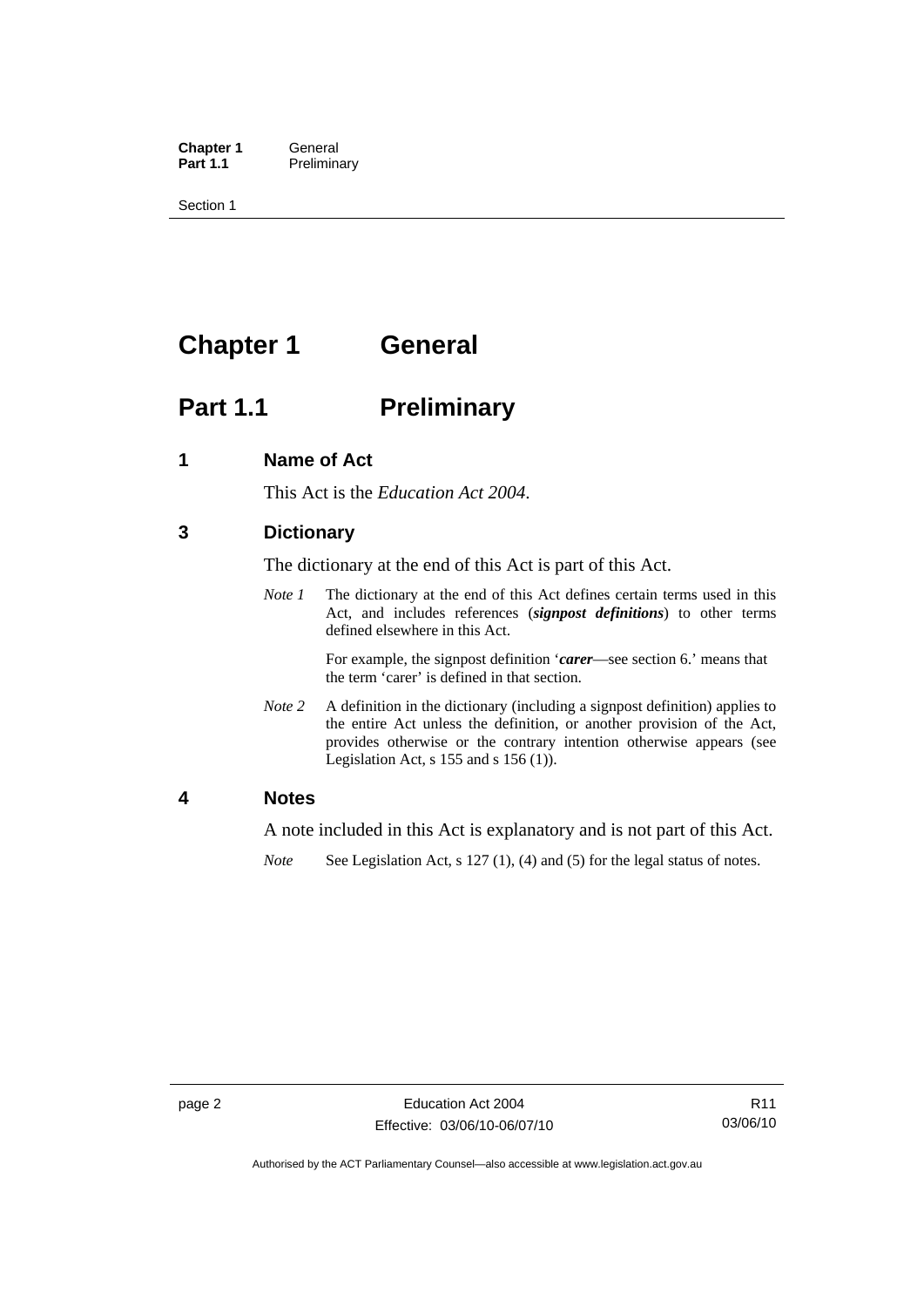# Chapter 1 General

## Part 1.1 Preliminary

### 1 Name of Act

This Act is the *Education Act 2004*.

### 3 Dictionary

The dictionary at the end of this Act is part of this Act.

*Note 1* The dictionary at the end of this Act defines certain terms used in this Act, and includes references (***signpost definitions***) to other terms defined elsewhere in this Act.

For example, the signpost definition '***carer***—see section 6.' means that the term 'carer' is defined in that section.

*Note 2* A definition in the dictionary (including a signpost definition) applies to the entire Act unless the definition, or another provision of the Act, provides otherwise or the contrary intention otherwise appears (see Legislation Act, s 155 and s 156 (1)).

### 4 Notes

A note included in this Act is explanatory and is not part of this Act.

*Note* See Legislation Act, s 127 (1), (4) and (5) for the legal status of notes.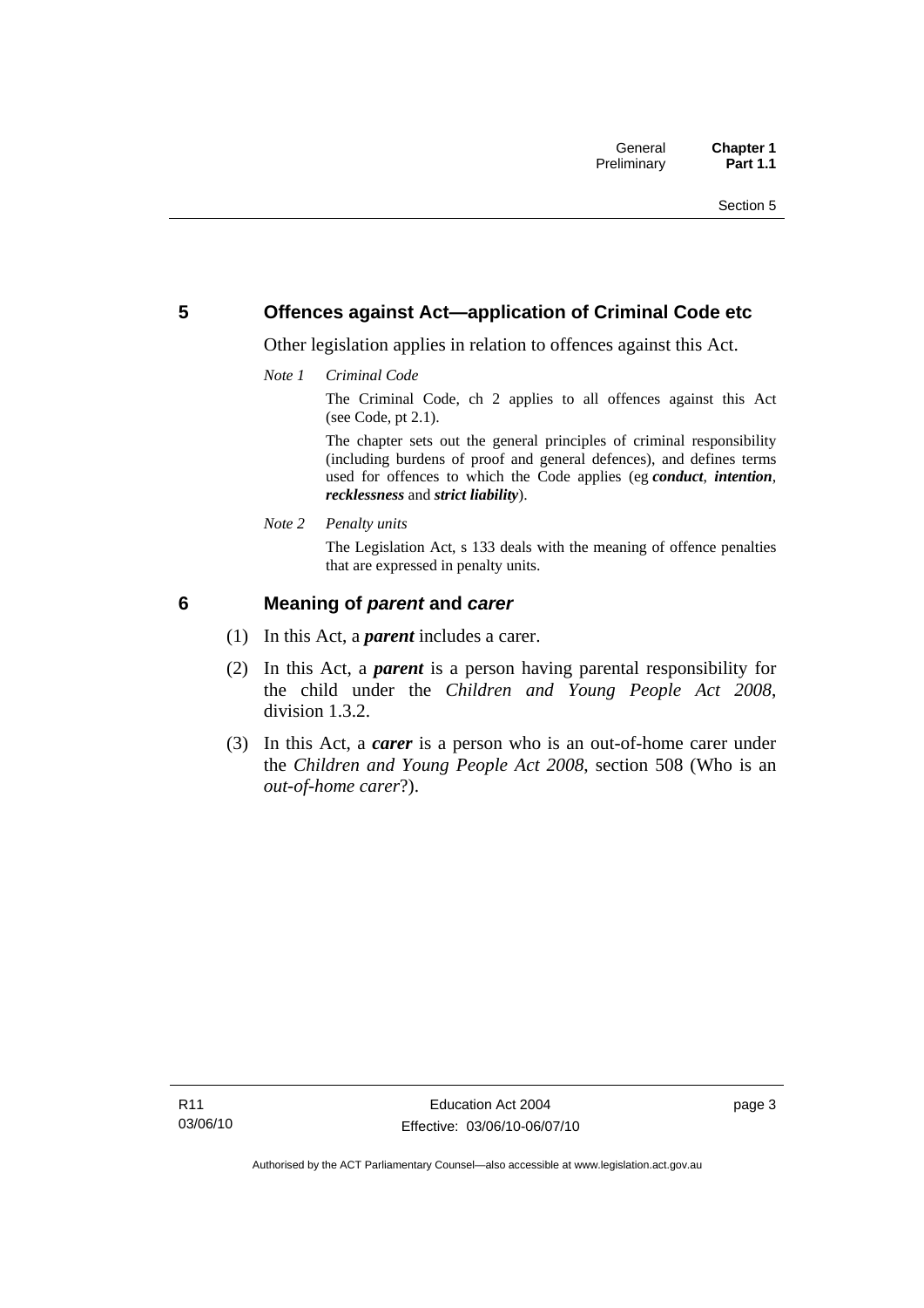## 5 Offences against Act—application of Criminal Code etc

Other legislation applies in relation to offences against this Act.

*Note 1 Criminal Code*

The Criminal Code, ch 2 applies to all offences against this Act (see Code, pt 2.1).

The chapter sets out the general principles of criminal responsibility (including burdens of proof and general defences), and defines terms used for offences to which the Code applies (eg ***conduct***, ***intention***, ***recklessness*** and ***strict liability***).

*Note 2 Penalty units*

The Legislation Act, s 133 deals with the meaning of offence penalties that are expressed in penalty units.

## 6 Meaning of *parent* and *carer*

(1) In this Act, a ***parent*** includes a carer.

(2) In this Act, a ***parent*** is a person having parental responsibility for the child under the *Children and Young People Act 2008*, division 1.3.2.

(3) In this Act, a ***carer*** is a person who is an out-of-home carer under the *Children and Young People Act 2008*, section 508 (Who is an *out-of-home carer*?).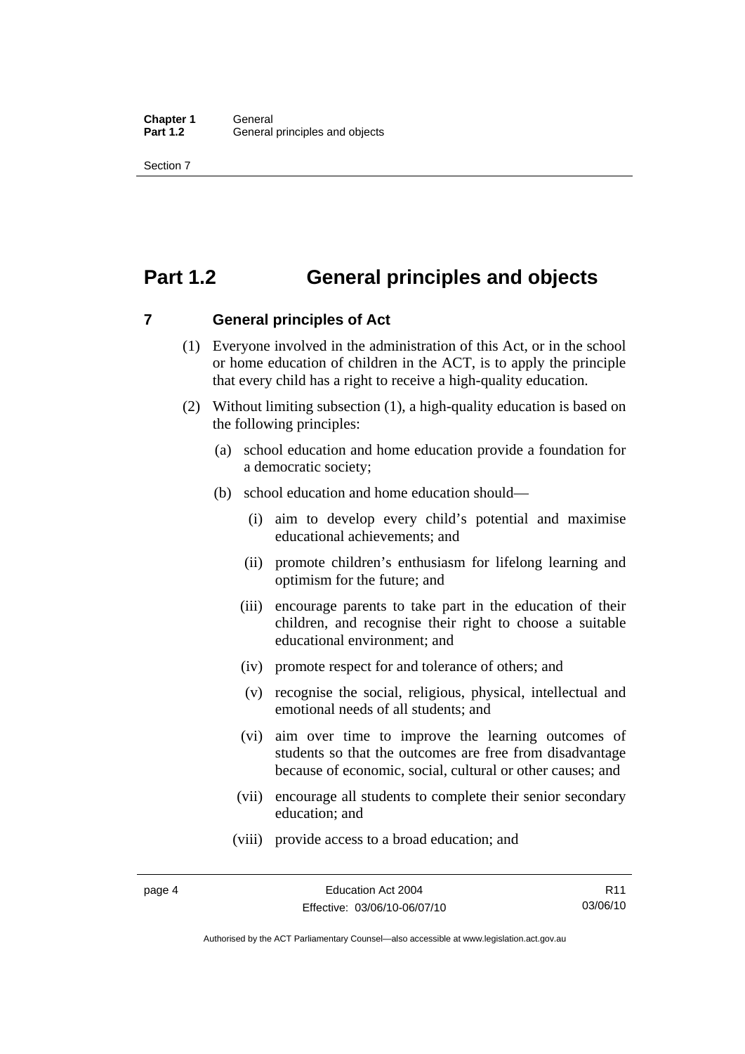# Part 1.2 General principles and objects

## 7 General principles of Act

(1) Everyone involved in the administration of this Act, or in the school or home education of children in the ACT, is to apply the principle that every child has a right to receive a high-quality education.

(2) Without limiting subsection (1), a high-quality education is based on the following principles:

(a) school education and home education provide a foundation for a democratic society;

(b) school education and home education should—

(i) aim to develop every child's potential and maximise educational achievements; and

(ii) promote children's enthusiasm for lifelong learning and optimism for the future; and

(iii) encourage parents to take part in the education of their children, and recognise their right to choose a suitable educational environment; and

(iv) promote respect for and tolerance of others; and

(v) recognise the social, religious, physical, intellectual and emotional needs of all students; and

(vi) aim over time to improve the learning outcomes of students so that the outcomes are free from disadvantage because of economic, social, cultural or other causes; and

(vii) encourage all students to complete their senior secondary education; and

(viii) provide access to a broad education; and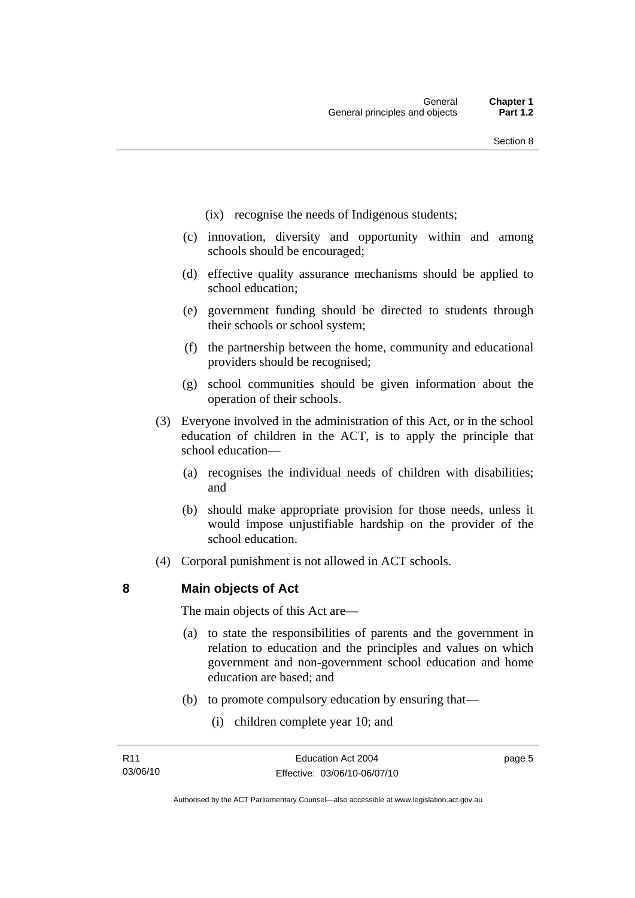(ix) recognise the needs of Indigenous students;

(c) innovation, diversity and opportunity within and among schools should be encouraged;

(d) effective quality assurance mechanisms should be applied to school education;

(e) government funding should be directed to students through their schools or school system;

(f) the partnership between the home, community and educational providers should be recognised;

(g) school communities should be given information about the operation of their schools.

(3) Everyone involved in the administration of this Act, or in the school education of children in the ACT, is to apply the principle that school education—

(a) recognises the individual needs of children with disabilities; and

(b) should make appropriate provision for those needs, unless it would impose unjustifiable hardship on the provider of the school education.

(4) Corporal punishment is not allowed in ACT schools.

## 8 Main objects of Act

The main objects of this Act are—

(a) to state the responsibilities of parents and the government in relation to education and the principles and values on which government and non-government school education and home education are based; and

(b) to promote compulsory education by ensuring that—

(i) children complete year 10; and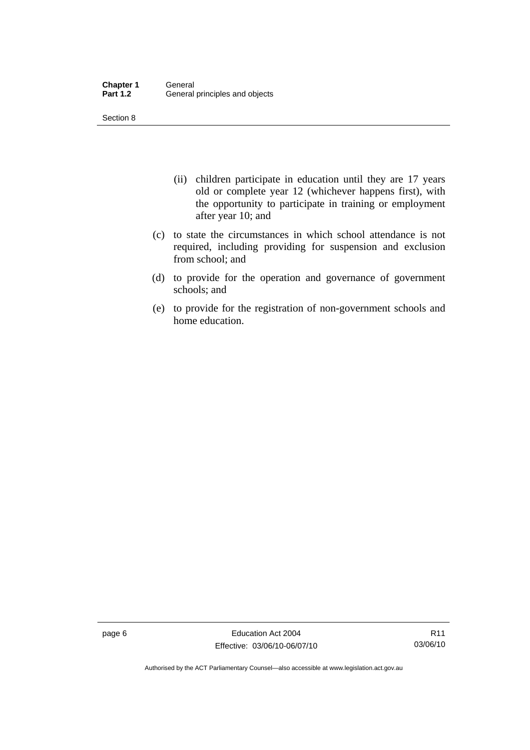(ii) children participate in education until they are 17 years old or complete year 12 (whichever happens first), with the opportunity to participate in training or employment after year 10; and

(c) to state the circumstances in which school attendance is not required, including providing for suspension and exclusion from school; and

(d) to provide for the operation and governance of government schools; and

(e) to provide for the registration of non-government schools and home education.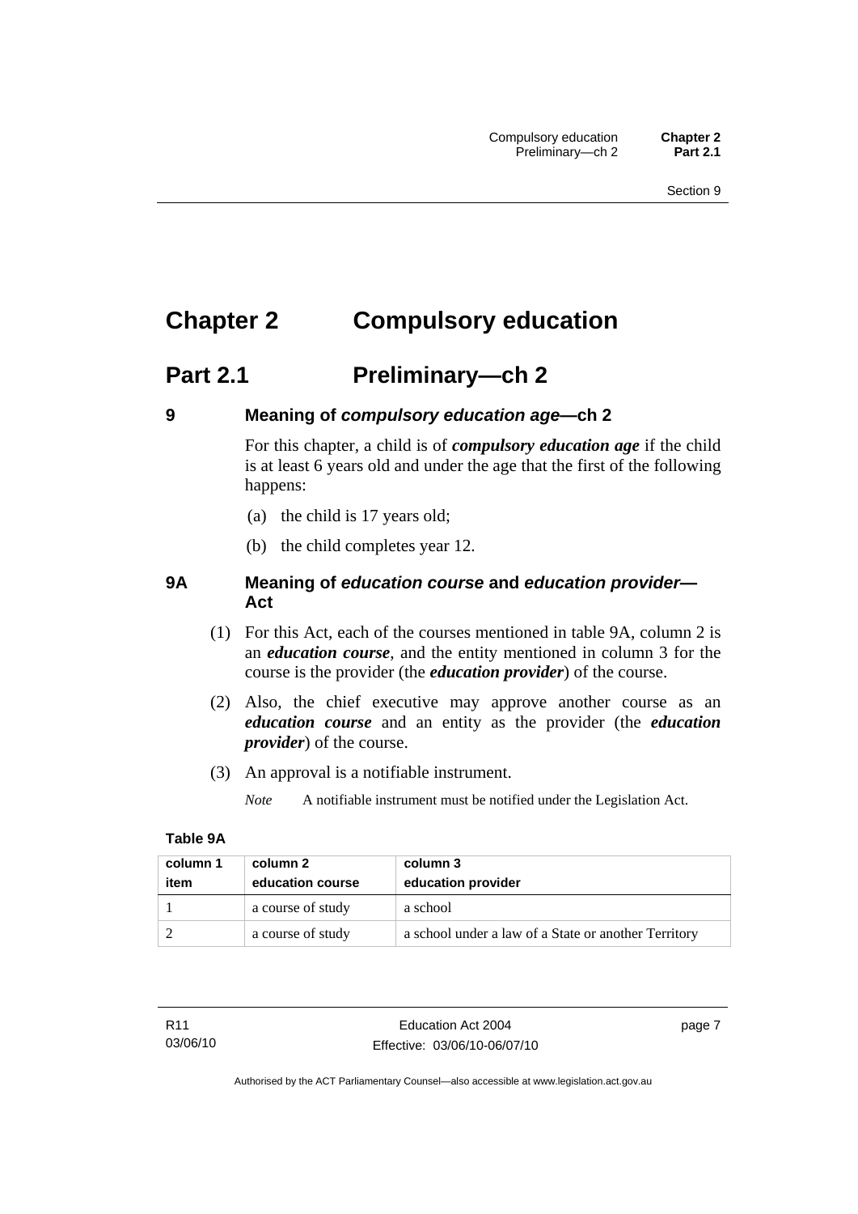# Chapter 2 Compulsory education

## Part 2.1 Preliminary—ch 2

### 9 Meaning of *compulsory education age*—ch 2

For this chapter, a child is of ***compulsory education age*** if the child is at least 6 years old and under the age that the first of the following happens:

(a) the child is 17 years old;

(b) the child completes year 12.

### 9A Meaning of *education course* and *education provider*—Act

(1) For this Act, each of the courses mentioned in table 9A, column 2 is an ***education course***, and the entity mentioned in column 3 for the course is the provider (the ***education provider***) of the course.

(2) Also, the chief executive may approve another course as an ***education course*** and an entity as the provider (the ***education provider***) of the course.

(3) An approval is a notifiable instrument.

*Note* A notifiable instrument must be notified under the Legislation Act.

**Table 9A**

| column 1<br>item | column 2<br>education course | column 3<br>education provider |
|---|---|---|
| 1 | a course of study | a school |
| 2 | a course of study | a school under a law of a State or another Territory |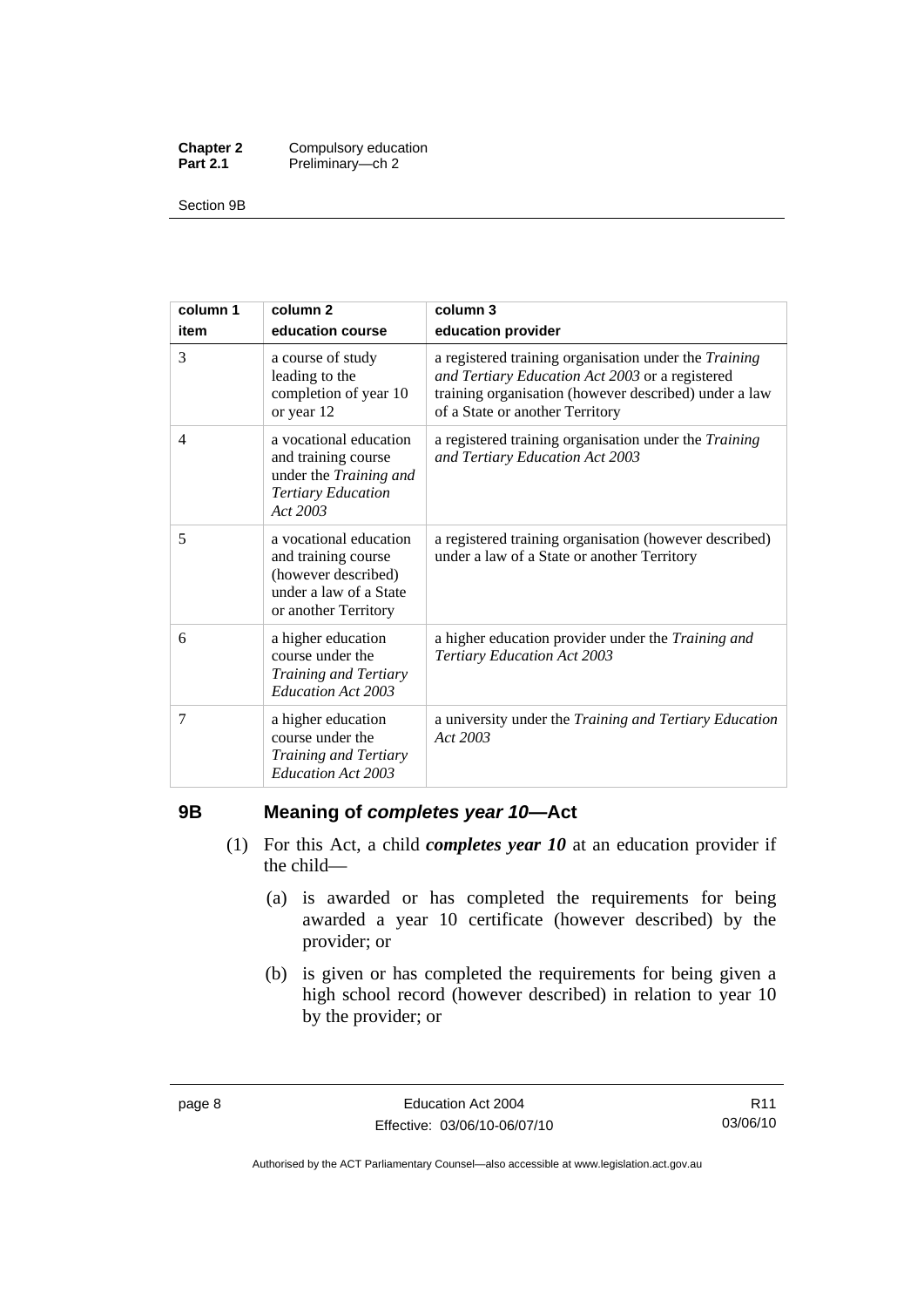| column 1<br>item | column 2<br>education course | column 3<br>education provider |
|---|---|---|
| 3 | a course of study leading to the completion of year 10 or year 12 | a registered training organisation under the *Training and Tertiary Education Act 2003* or a registered training organisation (however described) under a law of a State or another Territory |
| 4 | a vocational education and training course under the *Training and Tertiary Education Act 2003* | a registered training organisation under the *Training and Tertiary Education Act 2003* |
| 5 | a vocational education and training course (however described) under a law of a State or another Territory | a registered training organisation (however described) under a law of a State or another Territory |
| 6 | a higher education course under the *Training and Tertiary Education Act 2003* | a higher education provider under the *Training and Tertiary Education Act 2003* |
| 7 | a higher education course under the *Training and Tertiary Education Act 2003* | a university under the *Training and Tertiary Education Act 2003* |

## 9B Meaning of *completes year 10*—Act

(1) For this Act, a child ***completes year 10*** at an education provider if the child—

(a) is awarded or has completed the requirements for being awarded a year 10 certificate (however described) by the provider; or

(b) is given or has completed the requirements for being given a high school record (however described) in relation to year 10 by the provider; or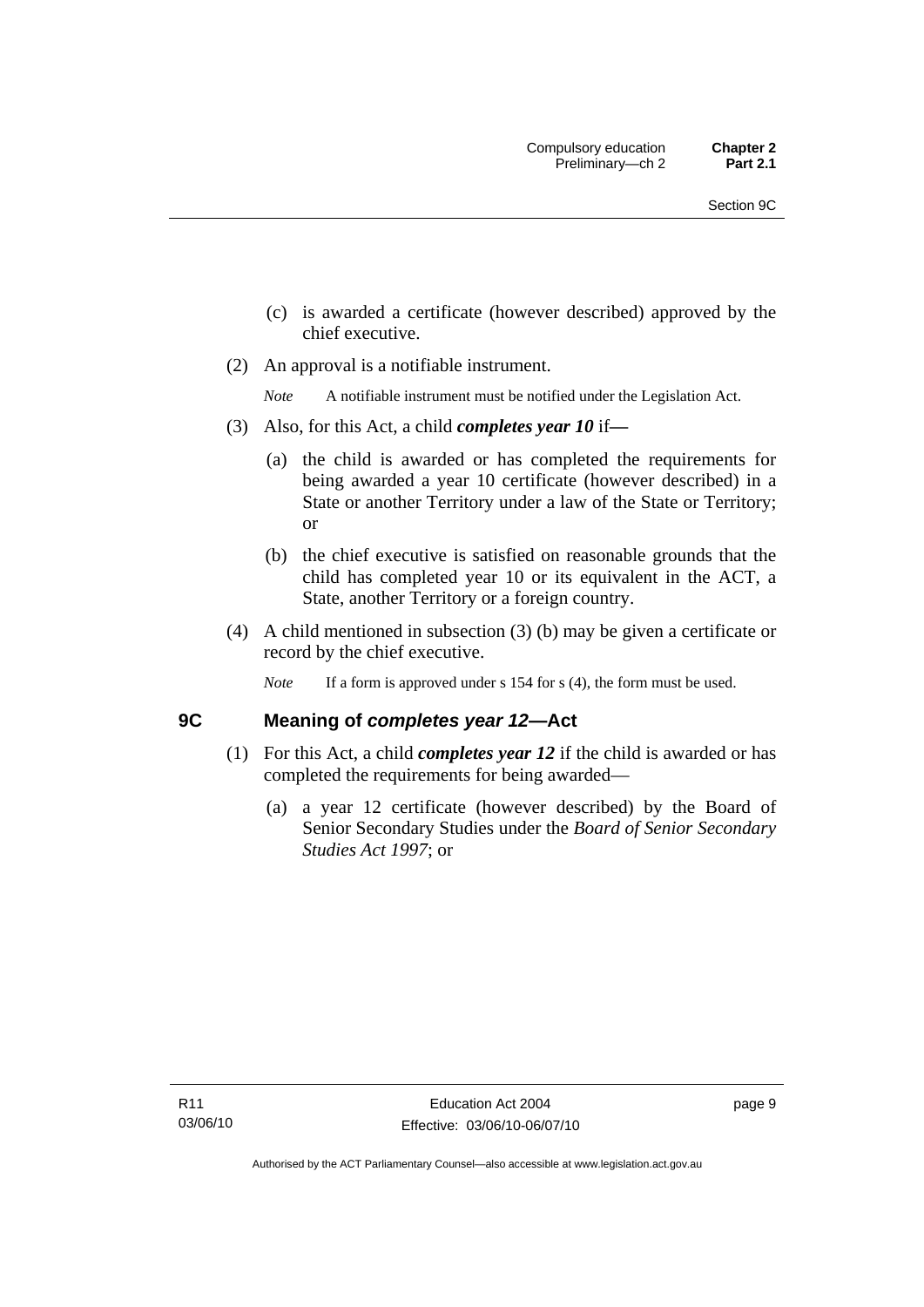(c) is awarded a certificate (however described) approved by the chief executive.

(2) An approval is a notifiable instrument.

*Note* A notifiable instrument must be notified under the Legislation Act.

(3) Also, for this Act, a child ***completes year 10*** if—

(a) the child is awarded or has completed the requirements for being awarded a year 10 certificate (however described) in a State or another Territory under a law of the State or Territory; or

(b) the chief executive is satisfied on reasonable grounds that the child has completed year 10 or its equivalent in the ACT, a State, another Territory or a foreign country.

(4) A child mentioned in subsection (3) (b) may be given a certificate or record by the chief executive.

*Note* If a form is approved under s 154 for s (4), the form must be used.

## 9C Meaning of *completes year 12*—Act

(1) For this Act, a child ***completes year 12*** if the child is awarded or has completed the requirements for being awarded—

(a) a year 12 certificate (however described) by the Board of Senior Secondary Studies under the *Board of Senior Secondary Studies Act 1997*; or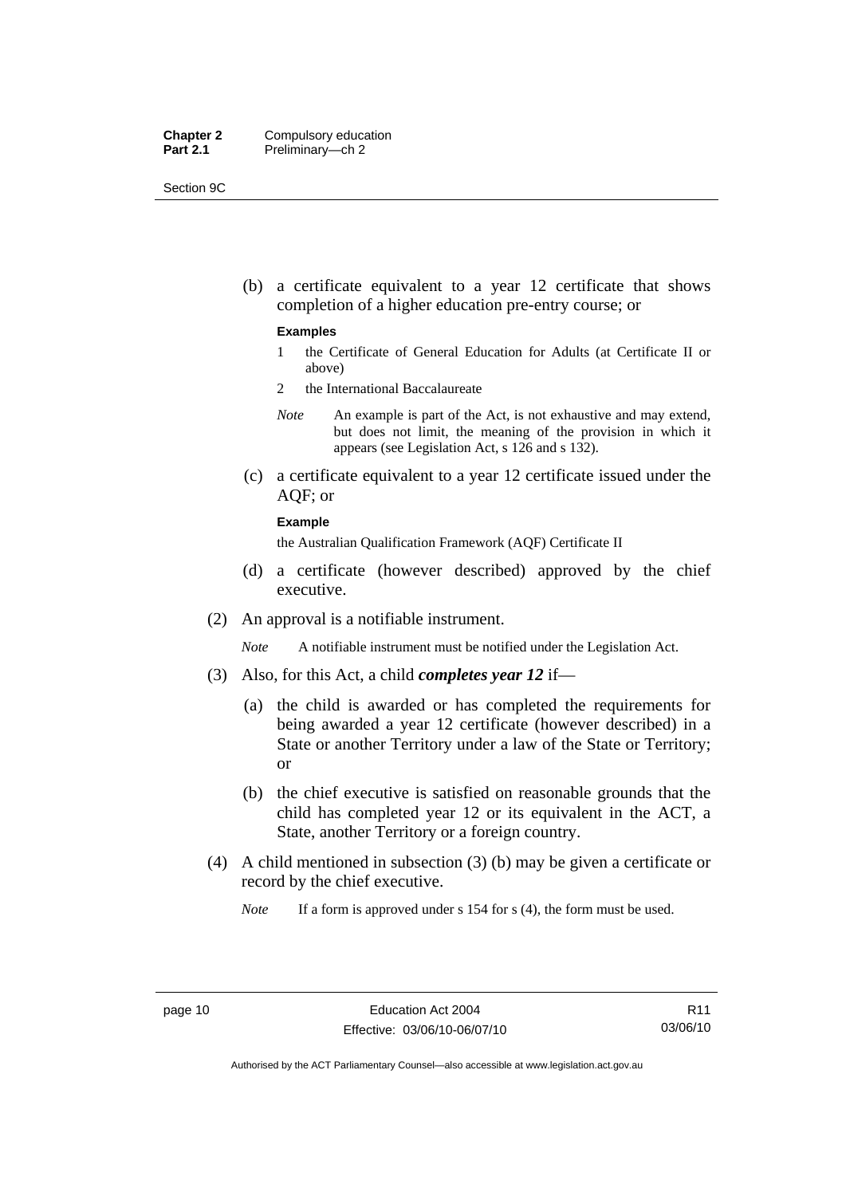(b) a certificate equivalent to a year 12 certificate that shows completion of a higher education pre-entry course; or

**Examples**

1 the Certificate of General Education for Adults (at Certificate II or above)

2 the International Baccalaureate

*Note* An example is part of the Act, is not exhaustive and may extend, but does not limit, the meaning of the provision in which it appears (see Legislation Act, s 126 and s 132).

(c) a certificate equivalent to a year 12 certificate issued under the AQF; or

**Example**

the Australian Qualification Framework (AQF) Certificate II

(d) a certificate (however described) approved by the chief executive.

(2) An approval is a notifiable instrument.

*Note* A notifiable instrument must be notified under the Legislation Act.

(3) Also, for this Act, a child ***completes year 12*** if—

(a) the child is awarded or has completed the requirements for being awarded a year 12 certificate (however described) in a State or another Territory under a law of the State or Territory; or

(b) the chief executive is satisfied on reasonable grounds that the child has completed year 12 or its equivalent in the ACT, a State, another Territory or a foreign country.

(4) A child mentioned in subsection (3) (b) may be given a certificate or record by the chief executive.

*Note* If a form is approved under s 154 for s (4), the form must be used.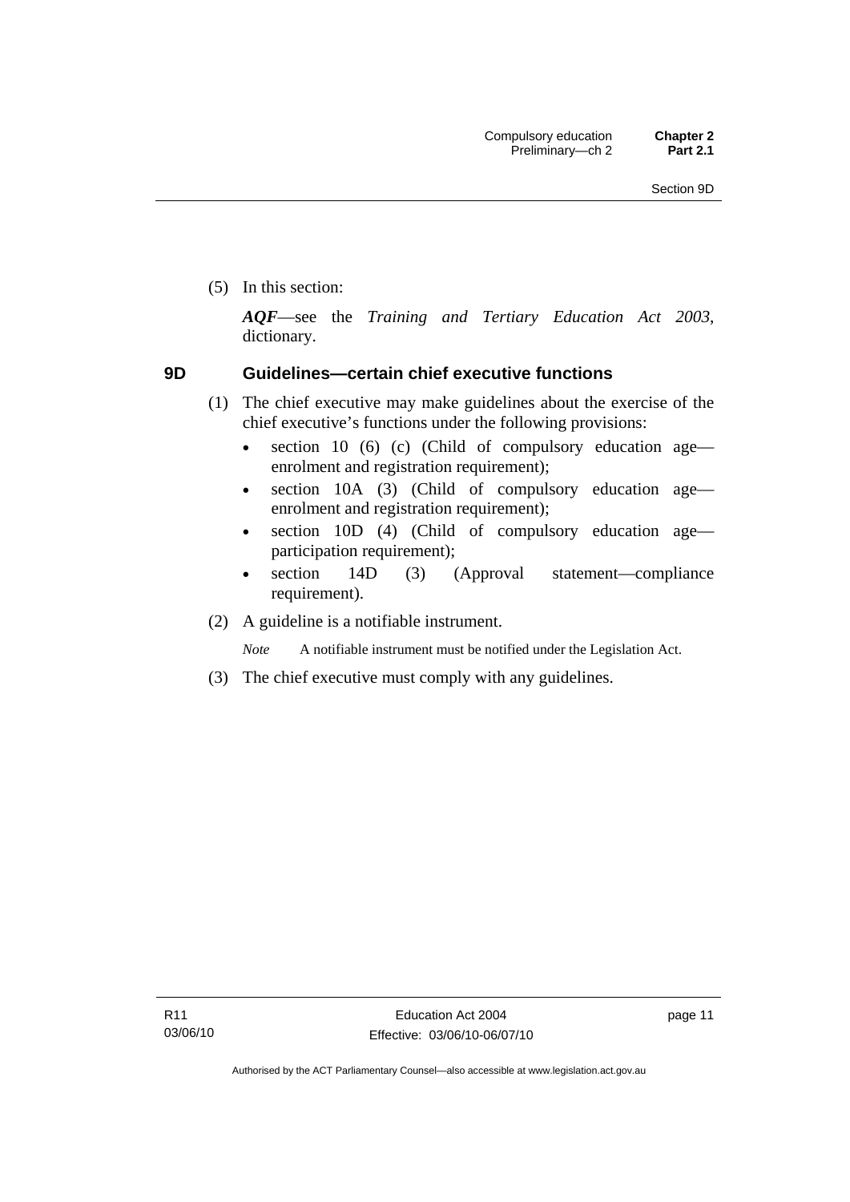(5) In this section:

***AQF***—see the *Training and Tertiary Education Act 2003*, dictionary.

### 9D Guidelines—certain chief executive functions

(1) The chief executive may make guidelines about the exercise of the chief executive's functions under the following provisions:

- section 10 (6) (c) (Child of compulsory education age—enrolment and registration requirement);
- section 10A (3) (Child of compulsory education age—enrolment and registration requirement);
- section 10D (4) (Child of compulsory education age—participation requirement);
- section 14D (3) (Approval statement—compliance requirement).

(2) A guideline is a notifiable instrument.

*Note* A notifiable instrument must be notified under the Legislation Act.

(3) The chief executive must comply with any guidelines.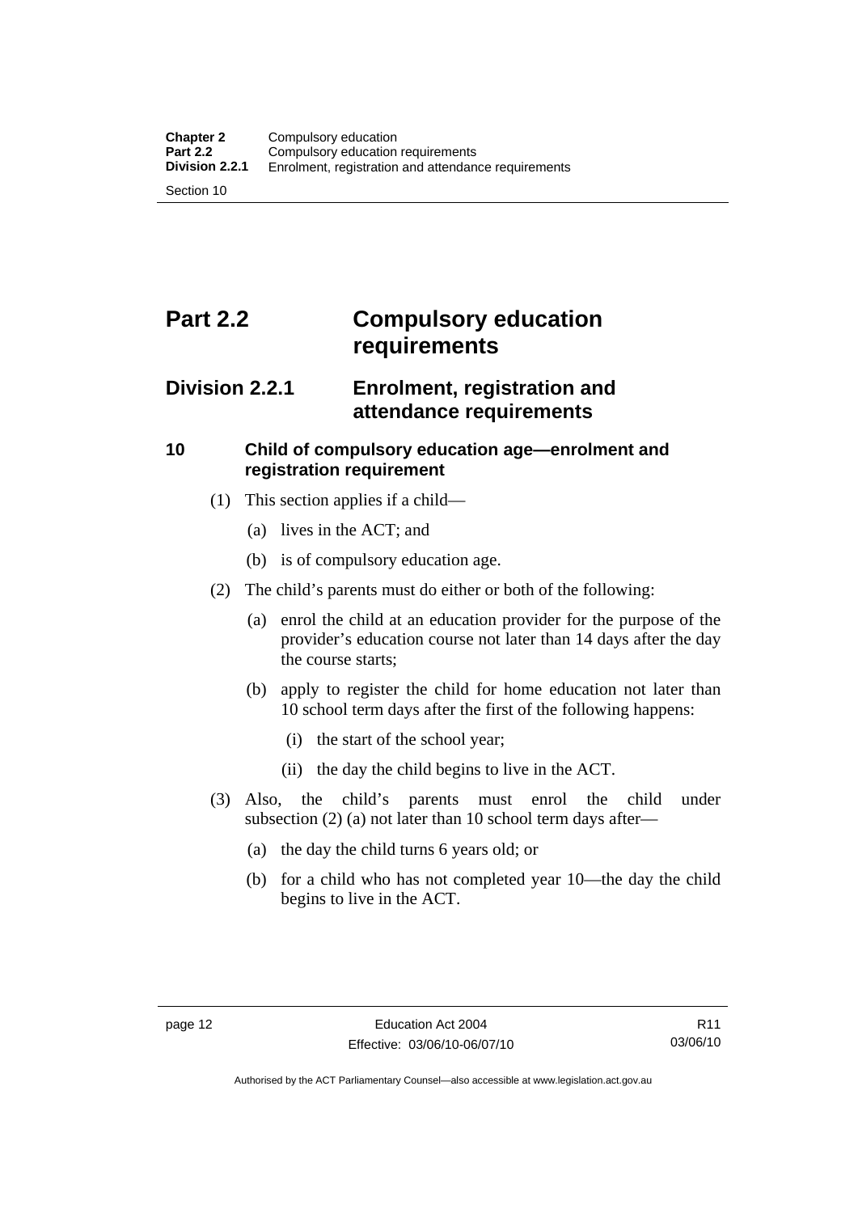# Part 2.2 Compulsory education requirements

## Division 2.2.1 Enrolment, registration and attendance requirements

### 10 Child of compulsory education age—enrolment and registration requirement

(1) This section applies if a child—

(a) lives in the ACT; and

(b) is of compulsory education age.

(2) The child's parents must do either or both of the following:

(a) enrol the child at an education provider for the purpose of the provider's education course not later than 14 days after the day the course starts;

(b) apply to register the child for home education not later than 10 school term days after the first of the following happens:

(i) the start of the school year;

(ii) the day the child begins to live in the ACT.

(3) Also, the child's parents must enrol the child under subsection (2) (a) not later than 10 school term days after—

(a) the day the child turns 6 years old; or

(b) for a child who has not completed year 10—the day the child begins to live in the ACT.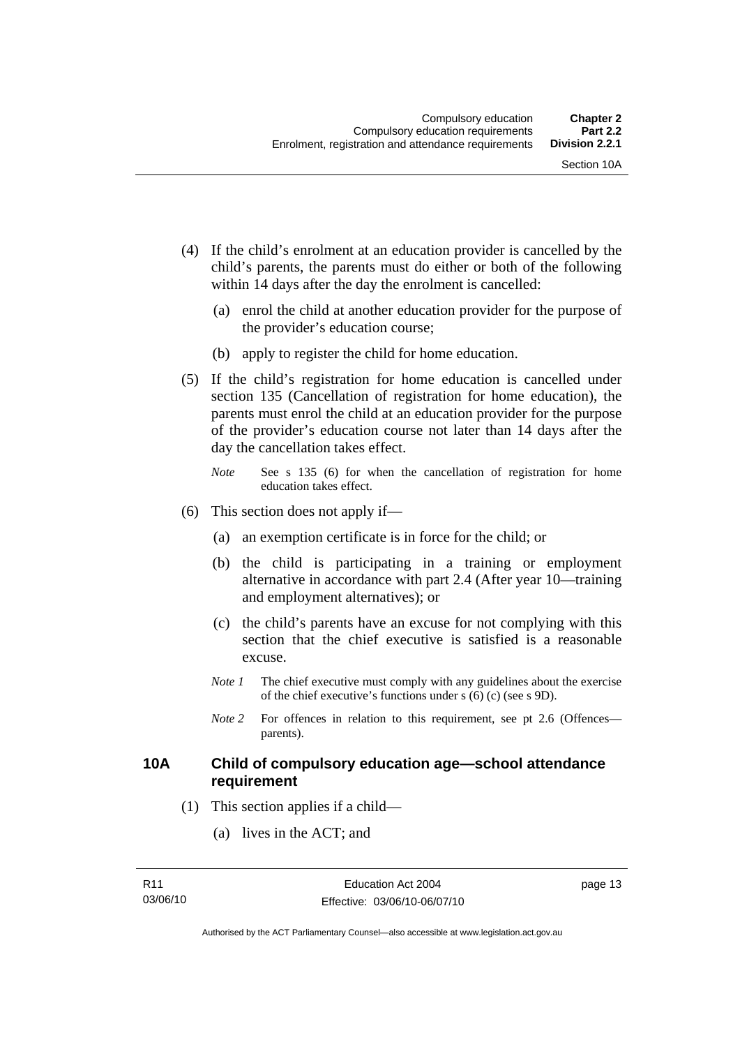(4) If the child's enrolment at an education provider is cancelled by the child's parents, the parents must do either or both of the following within 14 days after the day the enrolment is cancelled:

(a) enrol the child at another education provider for the purpose of the provider's education course;

(b) apply to register the child for home education.

(5) If the child's registration for home education is cancelled under section 135 (Cancellation of registration for home education), the parents must enrol the child at an education provider for the purpose of the provider's education course not later than 14 days after the day the cancellation takes effect.

*Note* See s 135 (6) for when the cancellation of registration for home education takes effect.

(6) This section does not apply if—

(a) an exemption certificate is in force for the child; or

(b) the child is participating in a training or employment alternative in accordance with part 2.4 (After year 10—training and employment alternatives); or

(c) the child's parents have an excuse for not complying with this section that the chief executive is satisfied is a reasonable excuse.

*Note 1* The chief executive must comply with any guidelines about the exercise of the chief executive's functions under s (6) (c) (see s 9D).

*Note 2* For offences in relation to this requirement, see pt 2.6 (Offences—parents).

### 10A Child of compulsory education age—school attendance requirement

(1) This section applies if a child—

(a) lives in the ACT; and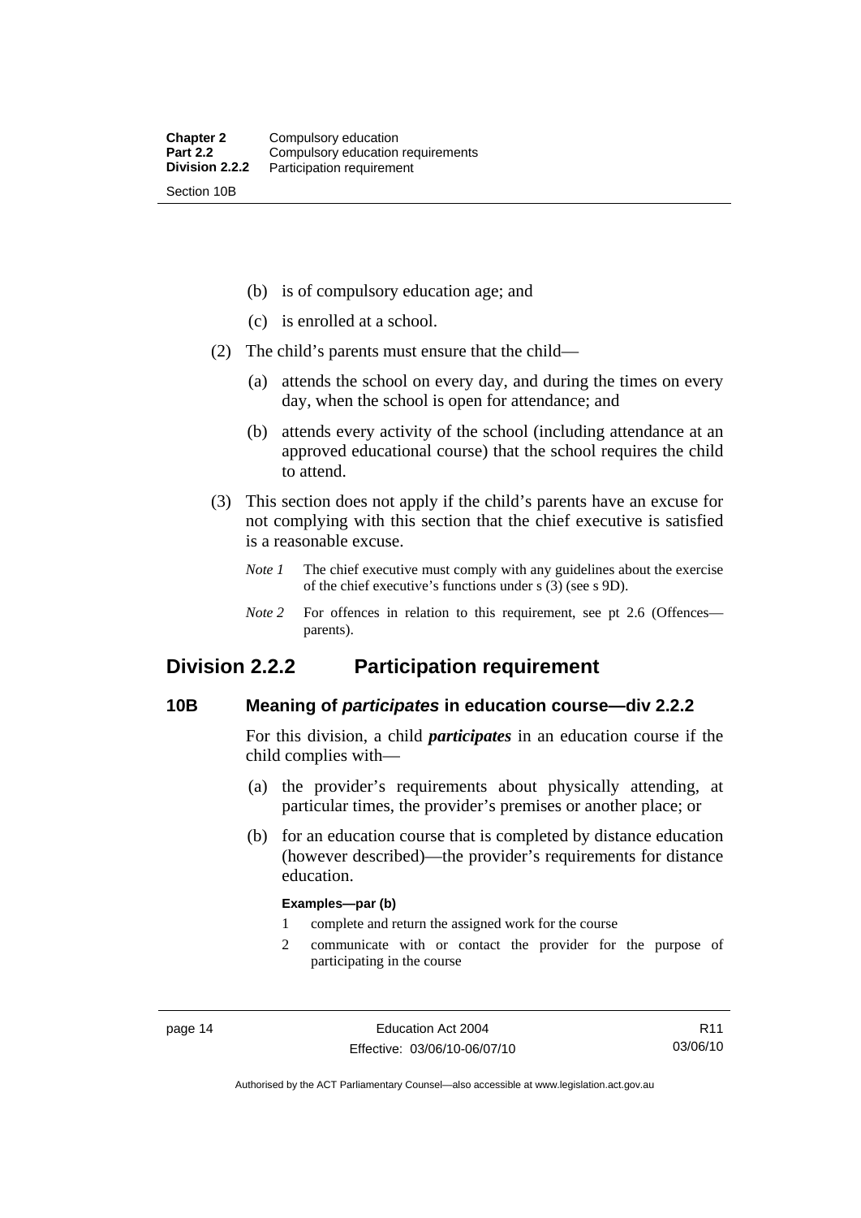(b) is of compulsory education age; and

(c) is enrolled at a school.

(2) The child's parents must ensure that the child—

(a) attends the school on every day, and during the times on every day, when the school is open for attendance; and

(b) attends every activity of the school (including attendance at an approved educational course) that the school requires the child to attend.

(3) This section does not apply if the child's parents have an excuse for not complying with this section that the chief executive is satisfied is a reasonable excuse.

*Note 1* The chief executive must comply with any guidelines about the exercise of the chief executive's functions under s (3) (see s 9D).

*Note 2* For offences in relation to this requirement, see pt 2.6 (Offences—parents).

## Division 2.2.2 Participation requirement

### 10B Meaning of *participates* in education course—div 2.2.2

For this division, a child ***participates*** in an education course if the child complies with—

(a) the provider's requirements about physically attending, at particular times, the provider's premises or another place; or

(b) for an education course that is completed by distance education (however described)—the provider's requirements for distance education.

**Examples—par (b)**

1 complete and return the assigned work for the course

2 communicate with or contact the provider for the purpose of participating in the course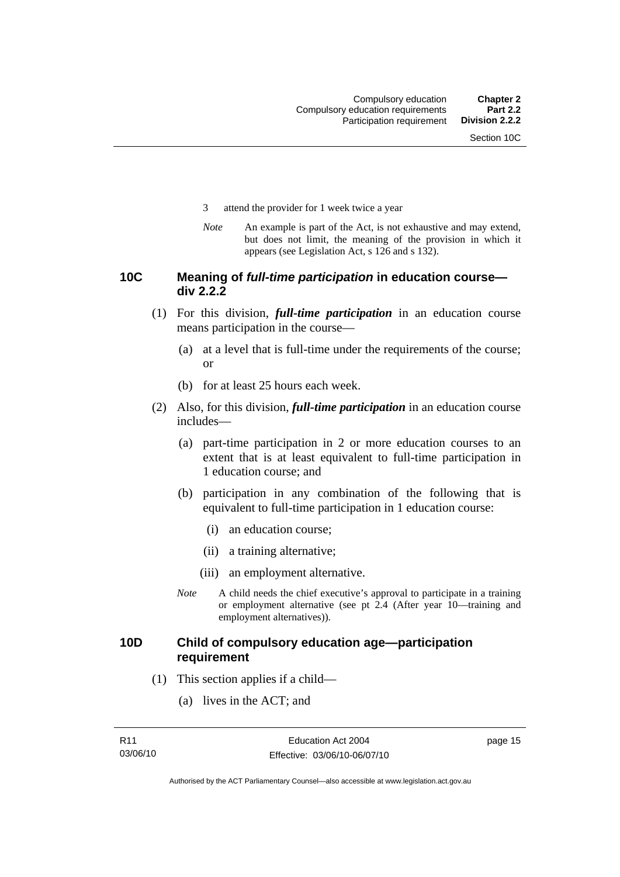3 attend the provider for 1 week twice a year

*Note* An example is part of the Act, is not exhaustive and may extend, but does not limit, the meaning of the provision in which it appears (see Legislation Act, s 126 and s 132).

### 10C Meaning of *full-time participation* in education course—div 2.2.2

(1) For this division, ***full-time participation*** in an education course means participation in the course—

(a) at a level that is full-time under the requirements of the course; or

(b) for at least 25 hours each week.

(2) Also, for this division, ***full-time participation*** in an education course includes—

(a) part-time participation in 2 or more education courses to an extent that is at least equivalent to full-time participation in 1 education course; and

(b) participation in any combination of the following that is equivalent to full-time participation in 1 education course:

(i) an education course;

(ii) a training alternative;

(iii) an employment alternative.

*Note* A child needs the chief executive's approval to participate in a training or employment alternative (see pt 2.4 (After year 10—training and employment alternatives)).

### 10D Child of compulsory education age—participation requirement

(1) This section applies if a child—

(a) lives in the ACT; and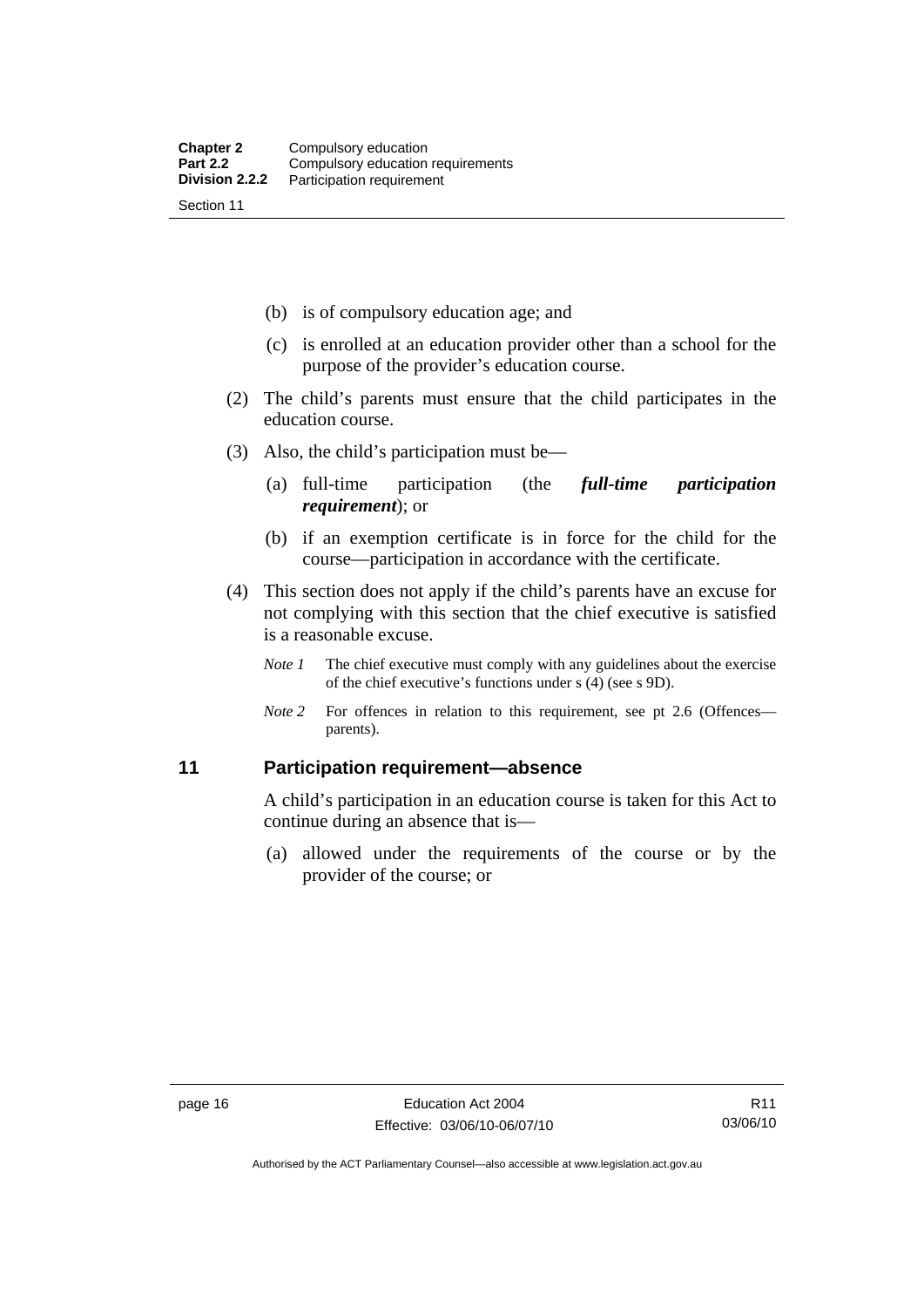(b) is of compulsory education age; and

(c) is enrolled at an education provider other than a school for the purpose of the provider's education course.

(2) The child's parents must ensure that the child participates in the education course.

(3) Also, the child's participation must be—

(a) full-time participation (the ***full-time participation requirement***); or

(b) if an exemption certificate is in force for the child for the course—participation in accordance with the certificate.

(4) This section does not apply if the child's parents have an excuse for not complying with this section that the chief executive is satisfied is a reasonable excuse.

*Note 1* The chief executive must comply with any guidelines about the exercise of the chief executive's functions under s (4) (see s 9D).

*Note 2* For offences in relation to this requirement, see pt 2.6 (Offences—parents).

## 11 Participation requirement—absence

A child's participation in an education course is taken for this Act to continue during an absence that is—

(a) allowed under the requirements of the course or by the provider of the course; or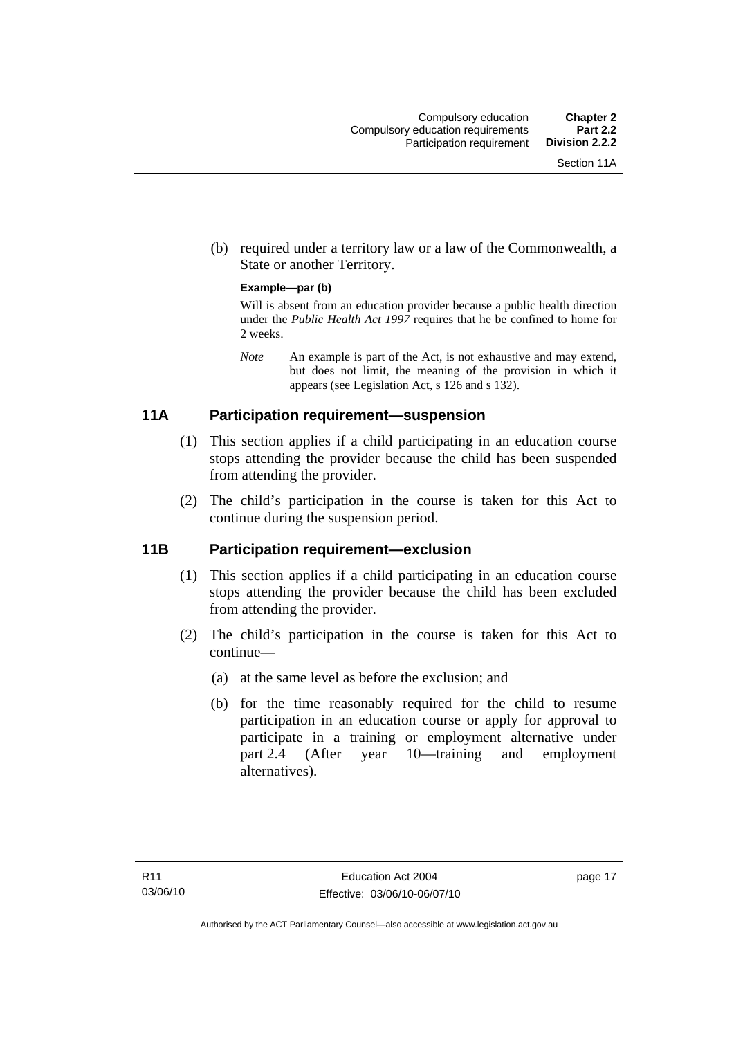(b) required under a territory law or a law of the Commonwealth, a State or another Territory.

**Example—par (b)**

Will is absent from an education provider because a public health direction under the *Public Health Act 1997* requires that he be confined to home for 2 weeks.

*Note* An example is part of the Act, is not exhaustive and may extend, but does not limit, the meaning of the provision in which it appears (see Legislation Act, s 126 and s 132).

## 11A Participation requirement—suspension

(1) This section applies if a child participating in an education course stops attending the provider because the child has been suspended from attending the provider.

(2) The child's participation in the course is taken for this Act to continue during the suspension period.

## 11B Participation requirement—exclusion

(1) This section applies if a child participating in an education course stops attending the provider because the child has been excluded from attending the provider.

(2) The child's participation in the course is taken for this Act to continue—

(a) at the same level as before the exclusion; and

(b) for the time reasonably required for the child to resume participation in an education course or apply for approval to participate in a training or employment alternative under part 2.4 (After year 10—training and employment alternatives).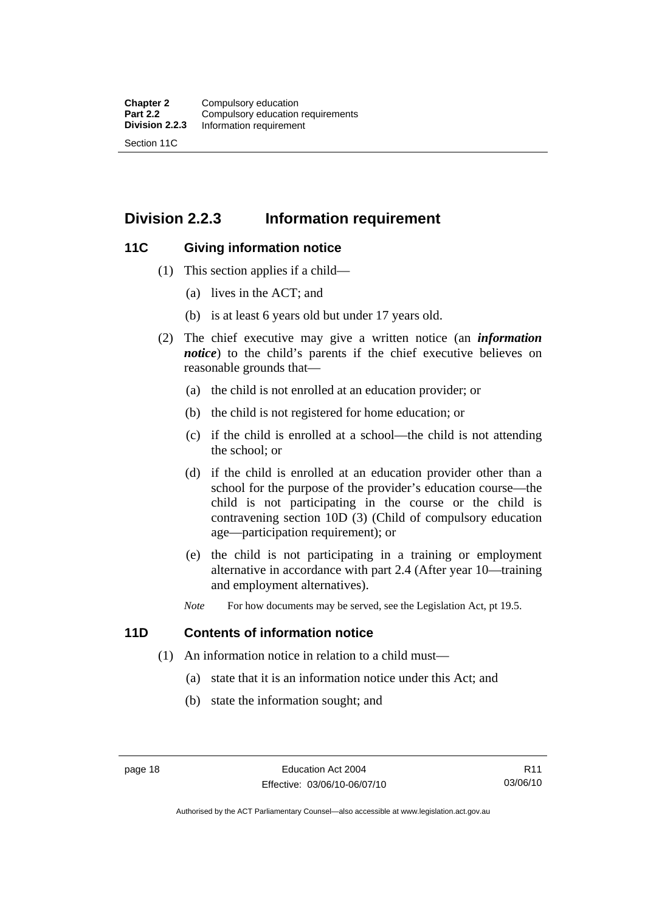## Division 2.2.3 Information requirement

### 11C Giving information notice

(1) This section applies if a child—

(a) lives in the ACT; and

(b) is at least 6 years old but under 17 years old.

(2) The chief executive may give a written notice (an ***information notice***) to the child's parents if the chief executive believes on reasonable grounds that—

(a) the child is not enrolled at an education provider; or

(b) the child is not registered for home education; or

(c) if the child is enrolled at a school—the child is not attending the school; or

(d) if the child is enrolled at an education provider other than a school for the purpose of the provider's education course—the child is not participating in the course or the child is contravening section 10D (3) (Child of compulsory education age—participation requirement); or

(e) the child is not participating in a training or employment alternative in accordance with part 2.4 (After year 10—training and employment alternatives).

*Note* For how documents may be served, see the Legislation Act, pt 19.5.

### 11D Contents of information notice

(1) An information notice in relation to a child must—

(a) state that it is an information notice under this Act; and

(b) state the information sought; and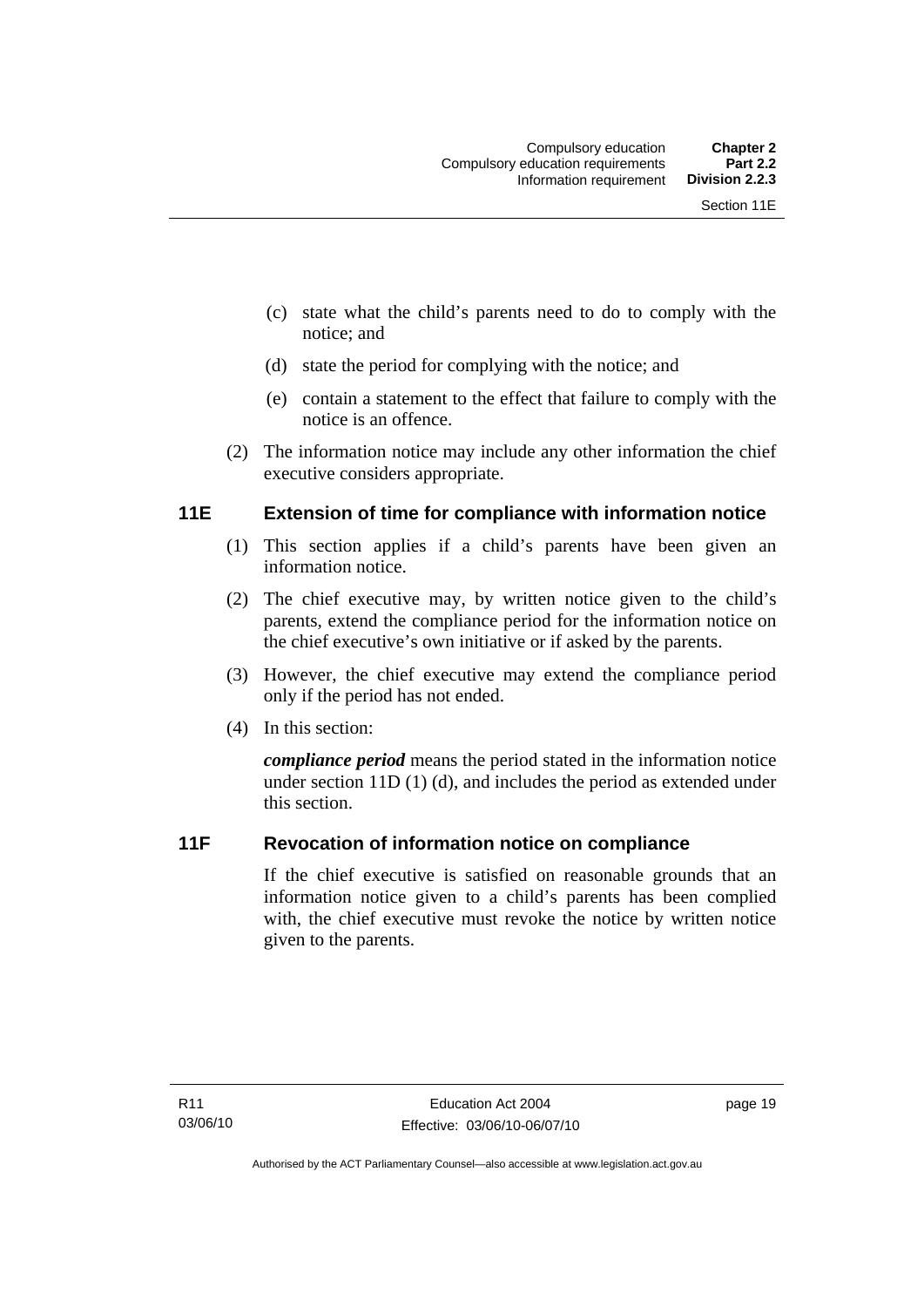(c) state what the child's parents need to do to comply with the notice; and

(d) state the period for complying with the notice; and

(e) contain a statement to the effect that failure to comply with the notice is an offence.

(2) The information notice may include any other information the chief executive considers appropriate.

## 11E Extension of time for compliance with information notice

(1) This section applies if a child's parents have been given an information notice.

(2) The chief executive may, by written notice given to the child's parents, extend the compliance period for the information notice on the chief executive's own initiative or if asked by the parents.

(3) However, the chief executive may extend the compliance period only if the period has not ended.

(4) In this section:

***compliance period*** means the period stated in the information notice under section 11D (1) (d), and includes the period as extended under this section.

## 11F Revocation of information notice on compliance

If the chief executive is satisfied on reasonable grounds that an information notice given to a child's parents has been complied with, the chief executive must revoke the notice by written notice given to the parents.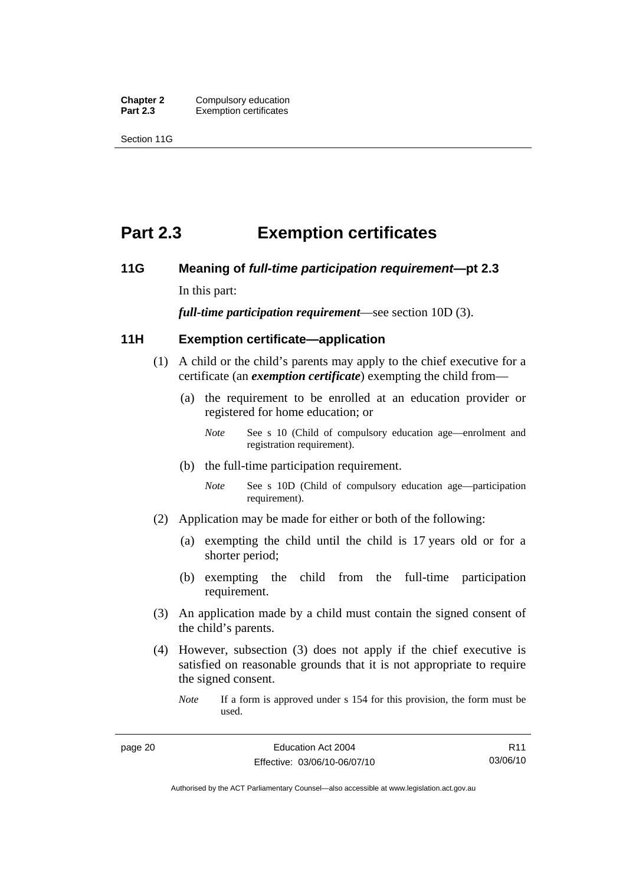# Part 2.3 Exemption certificates

## 11G Meaning of *full-time participation requirement*—pt 2.3

In this part:

***full-time participation requirement***—see section 10D (3).

## 11H Exemption certificate—application

(1) A child or the child's parents may apply to the chief executive for a certificate (an ***exemption certificate***) exempting the child from—

(a) the requirement to be enrolled at an education provider or registered for home education; or

*Note* See s 10 (Child of compulsory education age—enrolment and registration requirement).

(b) the full-time participation requirement.

*Note* See s 10D (Child of compulsory education age—participation requirement).

(2) Application may be made for either or both of the following:

(a) exempting the child until the child is 17 years old or for a shorter period;

(b) exempting the child from the full-time participation requirement.

(3) An application made by a child must contain the signed consent of the child's parents.

(4) However, subsection (3) does not apply if the chief executive is satisfied on reasonable grounds that it is not appropriate to require the signed consent.

*Note* If a form is approved under s 154 for this provision, the form must be used.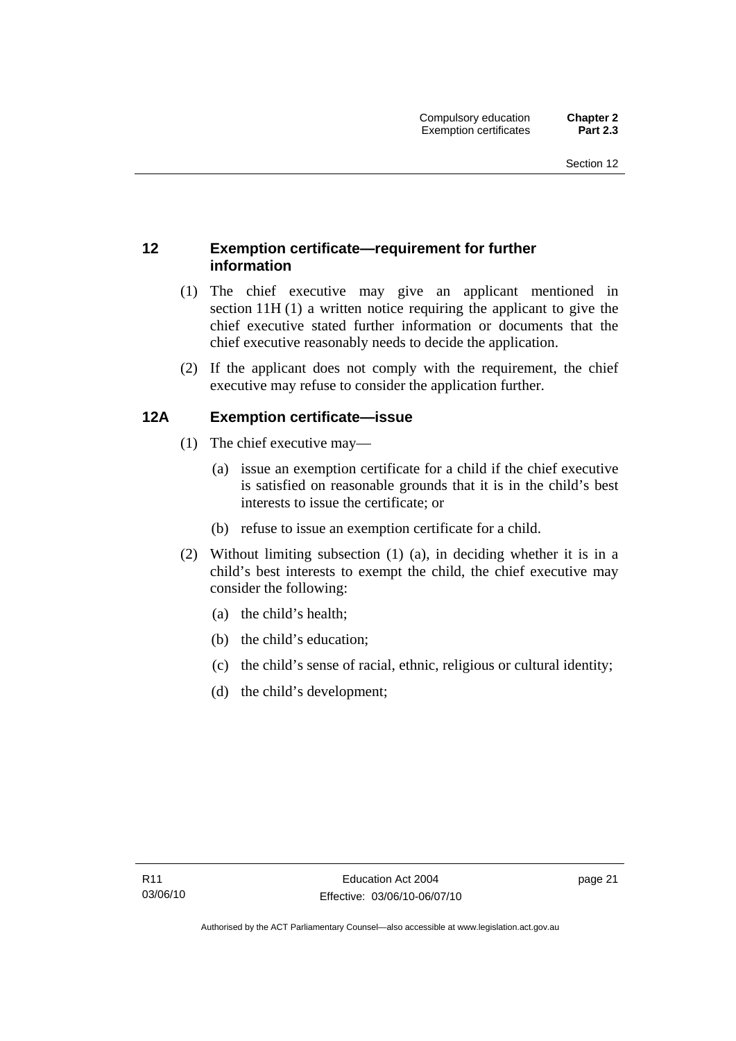## 12 Exemption certificate—requirement for further information

(1) The chief executive may give an applicant mentioned in section 11H (1) a written notice requiring the applicant to give the chief executive stated further information or documents that the chief executive reasonably needs to decide the application.

(2) If the applicant does not comply with the requirement, the chief executive may refuse to consider the application further.

## 12A Exemption certificate—issue

(1) The chief executive may—

(a) issue an exemption certificate for a child if the chief executive is satisfied on reasonable grounds that it is in the child's best interests to issue the certificate; or

(b) refuse to issue an exemption certificate for a child.

(2) Without limiting subsection (1) (a), in deciding whether it is in a child's best interests to exempt the child, the chief executive may consider the following:

(a) the child's health;

(b) the child's education;

(c) the child's sense of racial, ethnic, religious or cultural identity;

(d) the child's development;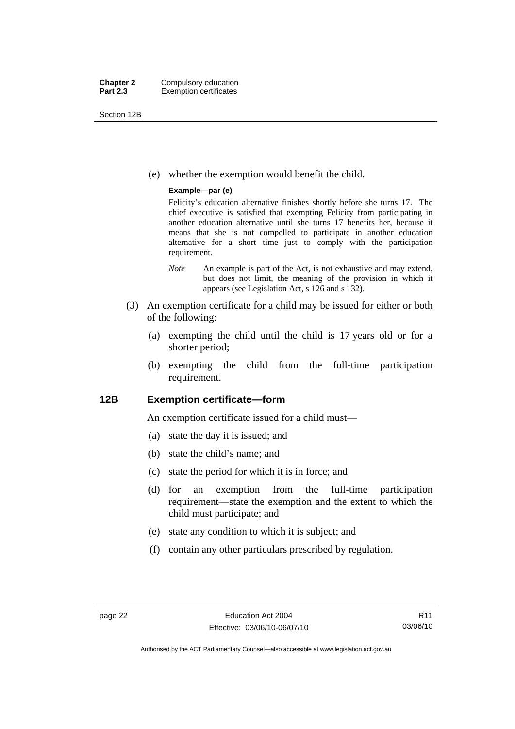(e) whether the exemption would benefit the child.

**Example—par (e)**

Felicity's education alternative finishes shortly before she turns 17. The chief executive is satisfied that exempting Felicity from participating in another education alternative until she turns 17 benefits her, because it means that she is not compelled to participate in another education alternative for a short time just to comply with the participation requirement.

*Note* An example is part of the Act, is not exhaustive and may extend, but does not limit, the meaning of the provision in which it appears (see Legislation Act, s 126 and s 132).

(3) An exemption certificate for a child may be issued for either or both of the following:

(a) exempting the child until the child is 17 years old or for a shorter period;

(b) exempting the child from the full-time participation requirement.

## 12B Exemption certificate—form

An exemption certificate issued for a child must—

(a) state the day it is issued; and

(b) state the child's name; and

(c) state the period for which it is in force; and

(d) for an exemption from the full-time participation requirement—state the exemption and the extent to which the child must participate; and

(e) state any condition to which it is subject; and

(f) contain any other particulars prescribed by regulation.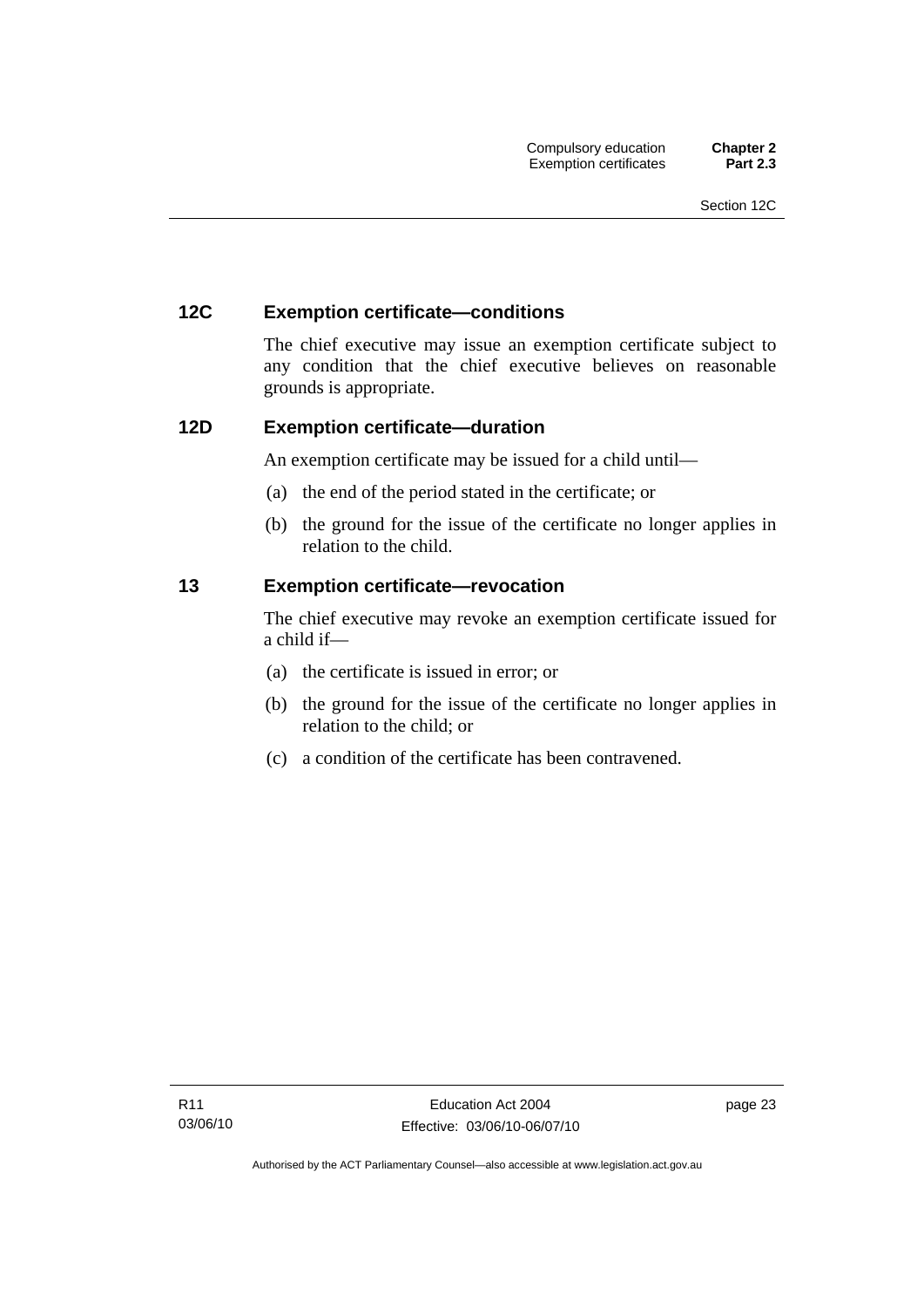### 12C Exemption certificate—conditions

The chief executive may issue an exemption certificate subject to any condition that the chief executive believes on reasonable grounds is appropriate.

### 12D Exemption certificate—duration

An exemption certificate may be issued for a child until—

(a) the end of the period stated in the certificate; or

(b) the ground for the issue of the certificate no longer applies in relation to the child.

### 13 Exemption certificate—revocation

The chief executive may revoke an exemption certificate issued for a child if—

(a) the certificate is issued in error; or

(b) the ground for the issue of the certificate no longer applies in relation to the child; or

(c) a condition of the certificate has been contravened.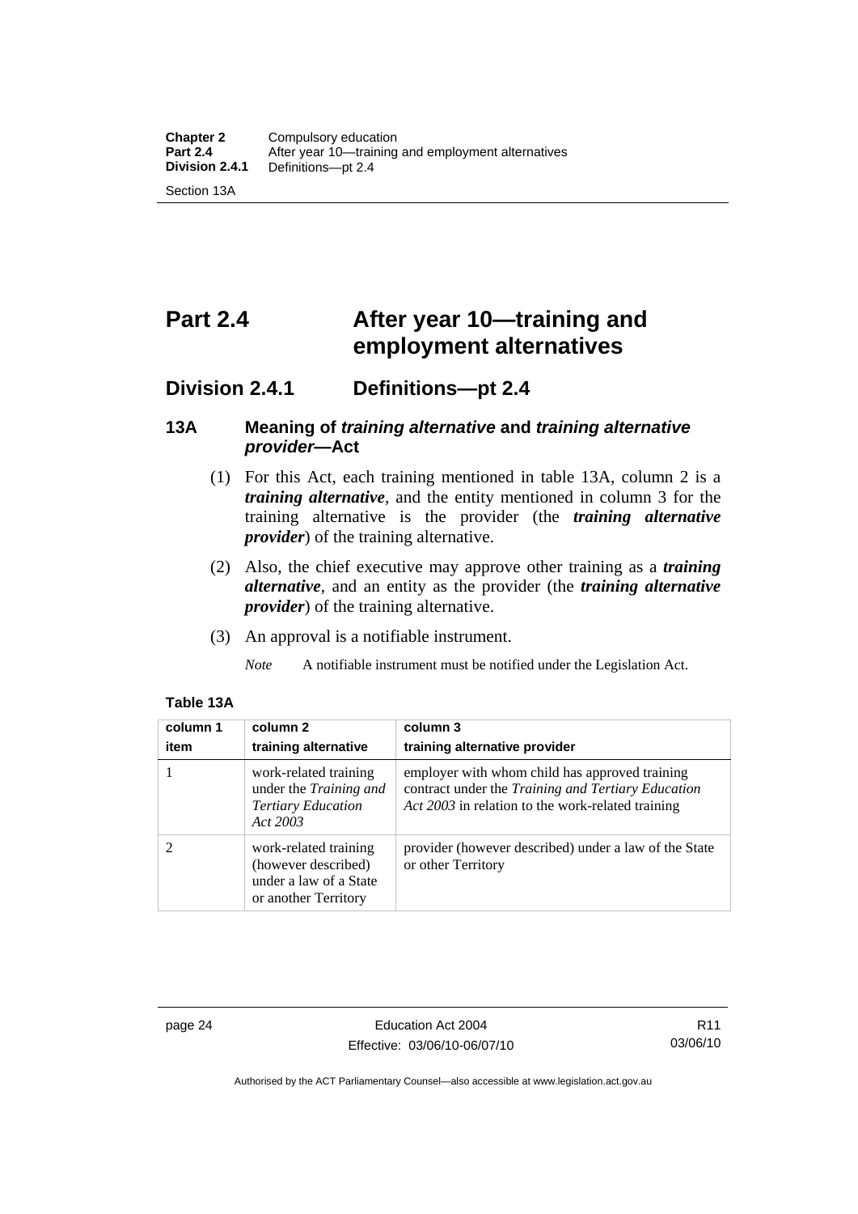# Part 2.4 After year 10—training and employment alternatives

## Division 2.4.1 Definitions—pt 2.4

### 13A Meaning of *training alternative* and *training alternative provider*—Act

(1) For this Act, each training mentioned in table 13A, column 2 is a ***training alternative***, and the entity mentioned in column 3 for the training alternative is the provider (the ***training alternative provider***) of the training alternative.

(2) Also, the chief executive may approve other training as a ***training alternative***, and an entity as the provider (the ***training alternative provider***) of the training alternative.

(3) An approval is a notifiable instrument.

*Note* A notifiable instrument must be notified under the Legislation Act.

**Table 13A**

| column 1 item | column 2 training alternative | column 3 training alternative provider |
|---|---|---|
| 1 | work-related training under the *Training and Tertiary Education Act 2003* | employer with whom child has approved training contract under the *Training and Tertiary Education Act 2003* in relation to the work-related training |
| 2 | work-related training (however described) under a law of a State or another Territory | provider (however described) under a law of the State or other Territory |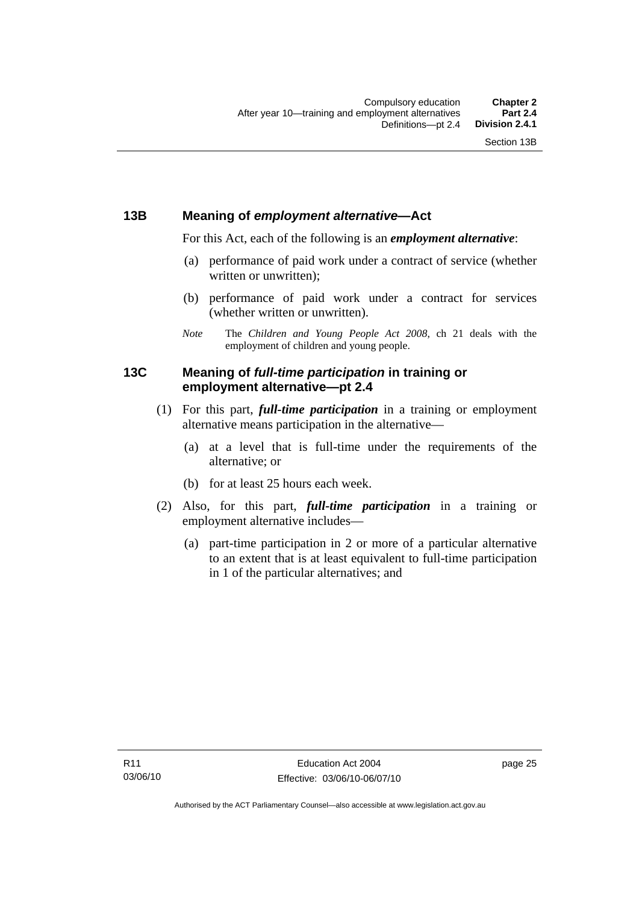### 13B Meaning of *employment alternative*—Act

For this Act, each of the following is an ***employment alternative***:

(a) performance of paid work under a contract of service (whether written or unwritten);

(b) performance of paid work under a contract for services (whether written or unwritten).

*Note* The *Children and Young People Act 2008*, ch 21 deals with the employment of children and young people.

### 13C Meaning of *full-time participation* in training or employment alternative—pt 2.4

(1) For this part, ***full-time participation*** in a training or employment alternative means participation in the alternative—

(a) at a level that is full-time under the requirements of the alternative; or

(b) for at least 25 hours each week.

(2) Also, for this part, ***full-time participation*** in a training or employment alternative includes—

(a) part-time participation in 2 or more of a particular alternative to an extent that is at least equivalent to full-time participation in 1 of the particular alternatives; and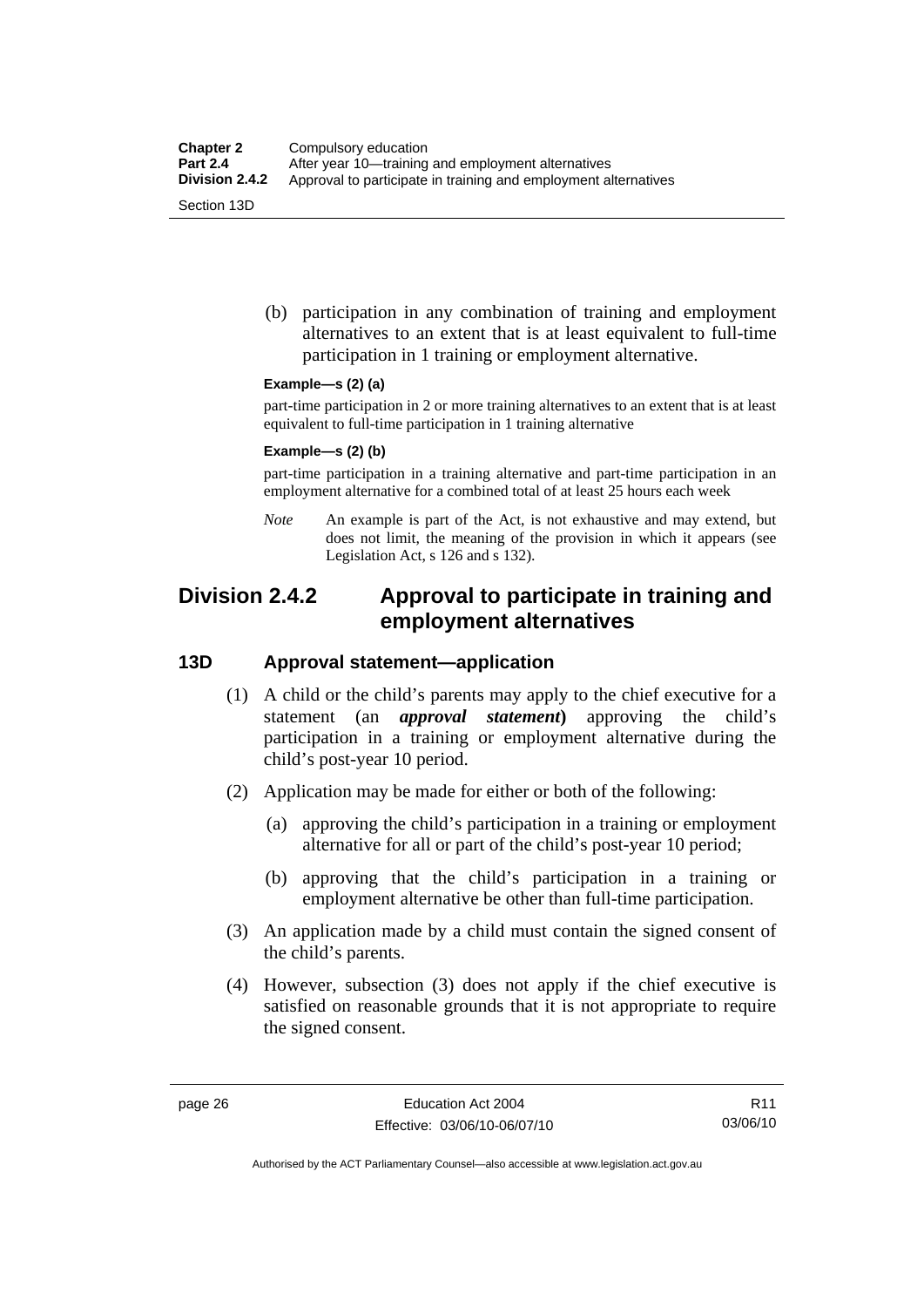(b) participation in any combination of training and employment alternatives to an extent that is at least equivalent to full-time participation in 1 training or employment alternative.

**Example—s (2) (a)**

part-time participation in 2 or more training alternatives to an extent that is at least equivalent to full-time participation in 1 training alternative

**Example—s (2) (b)**

part-time participation in a training alternative and part-time participation in an employment alternative for a combined total of at least 25 hours each week

*Note* An example is part of the Act, is not exhaustive and may extend, but does not limit, the meaning of the provision in which it appears (see Legislation Act, s 126 and s 132).

## Division 2.4.2 Approval to participate in training and employment alternatives

### 13D Approval statement—application

(1) A child or the child's parents may apply to the chief executive for a statement (an ***approval statement***) approving the child's participation in a training or employment alternative during the child's post-year 10 period.

(2) Application may be made for either or both of the following:

(a) approving the child's participation in a training or employment alternative for all or part of the child's post-year 10 period;

(b) approving that the child's participation in a training or employment alternative be other than full-time participation.

(3) An application made by a child must contain the signed consent of the child's parents.

(4) However, subsection (3) does not apply if the chief executive is satisfied on reasonable grounds that it is not appropriate to require the signed consent.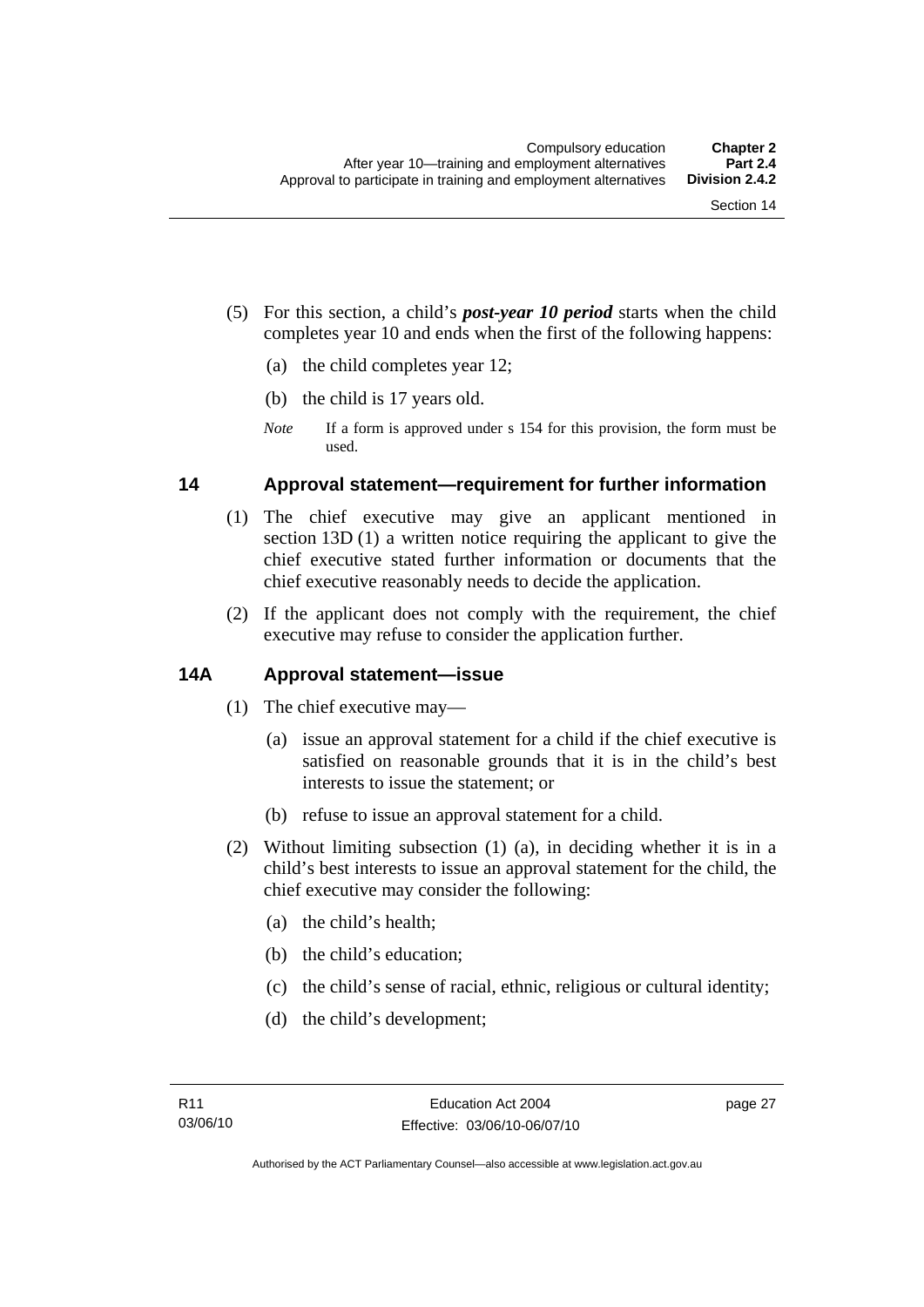(5) For this section, a child's ***post-year 10 period*** starts when the child completes year 10 and ends when the first of the following happens:

(a) the child completes year 12;

(b) the child is 17 years old.

*Note* If a form is approved under s 154 for this provision, the form must be used.

## 14 Approval statement—requirement for further information

(1) The chief executive may give an applicant mentioned in section 13D (1) a written notice requiring the applicant to give the chief executive stated further information or documents that the chief executive reasonably needs to decide the application.

(2) If the applicant does not comply with the requirement, the chief executive may refuse to consider the application further.

## 14A Approval statement—issue

(1) The chief executive may—

(a) issue an approval statement for a child if the chief executive is satisfied on reasonable grounds that it is in the child's best interests to issue the statement; or

(b) refuse to issue an approval statement for a child.

(2) Without limiting subsection (1) (a), in deciding whether it is in a child's best interests to issue an approval statement for the child, the chief executive may consider the following:

(a) the child's health;

(b) the child's education;

(c) the child's sense of racial, ethnic, religious or cultural identity;

(d) the child's development;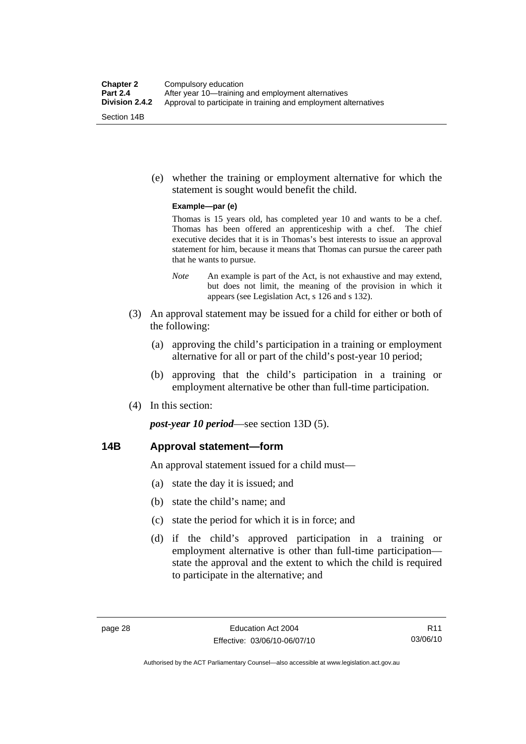(e) whether the training or employment alternative for which the statement is sought would benefit the child.

**Example—par (e)**

Thomas is 15 years old, has completed year 10 and wants to be a chef. Thomas has been offered an apprenticeship with a chef. The chief executive decides that it is in Thomas's best interests to issue an approval statement for him, because it means that Thomas can pursue the career path that he wants to pursue.

*Note* An example is part of the Act, is not exhaustive and may extend, but does not limit, the meaning of the provision in which it appears (see Legislation Act, s 126 and s 132).

(3) An approval statement may be issued for a child for either or both of the following:

(a) approving the child's participation in a training or employment alternative for all or part of the child's post-year 10 period;

(b) approving that the child's participation in a training or employment alternative be other than full-time participation.

(4) In this section:

***post-year 10 period***—see section 13D (5).

### 14B Approval statement—form

An approval statement issued for a child must—

(a) state the day it is issued; and

(b) state the child's name; and

(c) state the period for which it is in force; and

(d) if the child's approved participation in a training or employment alternative is other than full-time participation—state the approval and the extent to which the child is required to participate in the alternative; and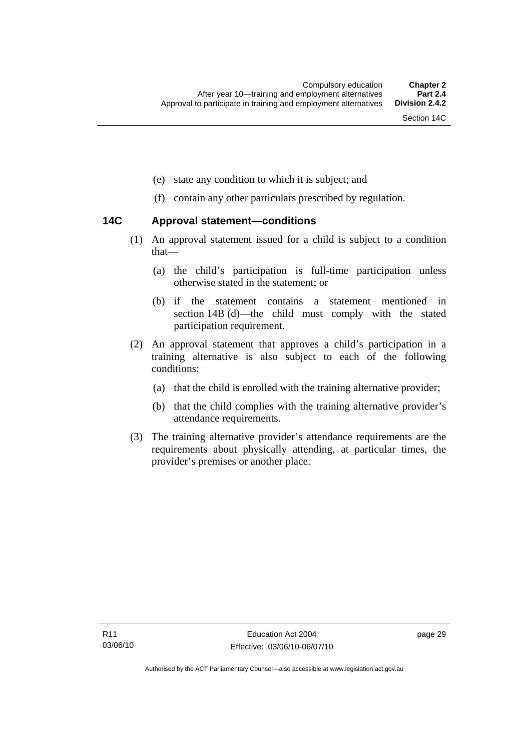(e) state any condition to which it is subject; and

(f) contain any other particulars prescribed by regulation.

### 14C Approval statement—conditions

(1) An approval statement issued for a child is subject to a condition that—

(a) the child's participation is full-time participation unless otherwise stated in the statement; or

(b) if the statement contains a statement mentioned in section 14B (d)—the child must comply with the stated participation requirement.

(2) An approval statement that approves a child's participation in a training alternative is also subject to each of the following conditions:

(a) that the child is enrolled with the training alternative provider;

(b) that the child complies with the training alternative provider's attendance requirements.

(3) The training alternative provider's attendance requirements are the requirements about physically attending, at particular times, the provider's premises or another place.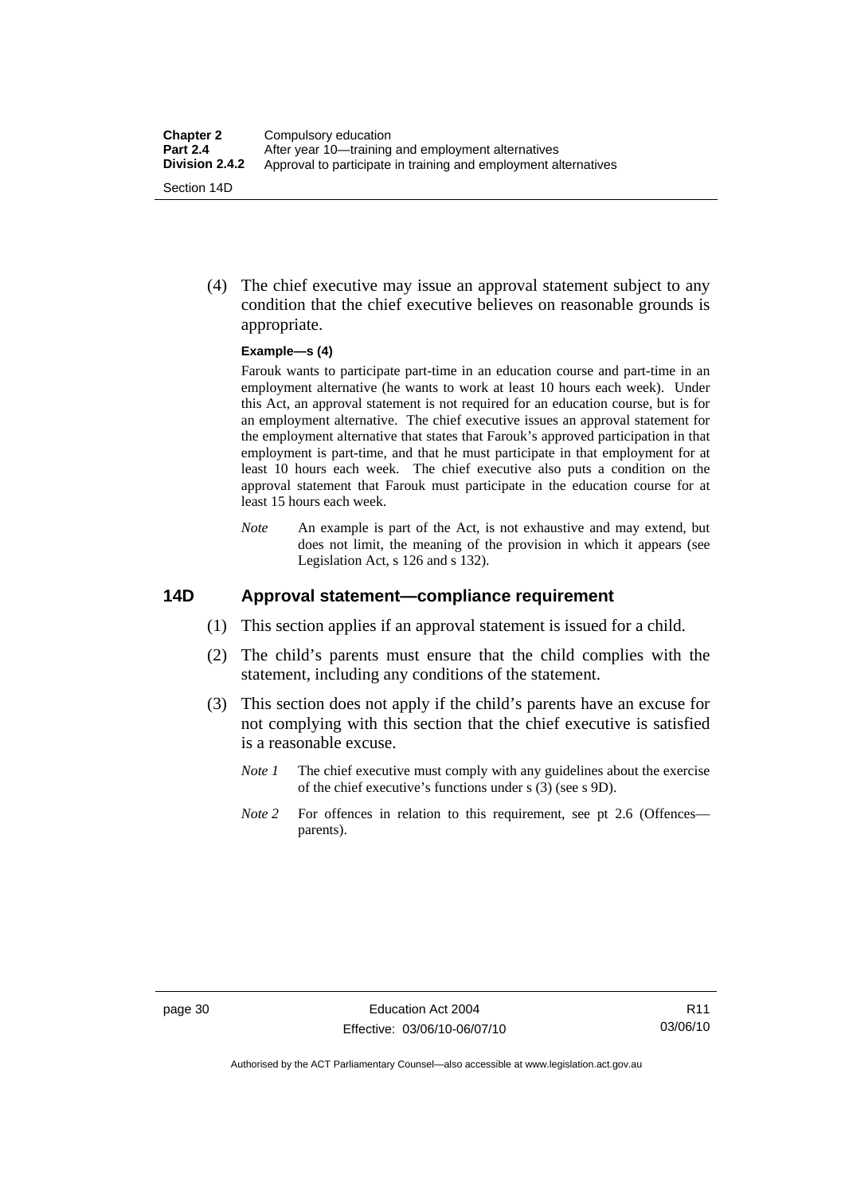(4) The chief executive may issue an approval statement subject to any condition that the chief executive believes on reasonable grounds is appropriate.

**Example—s (4)**

Farouk wants to participate part-time in an education course and part-time in an employment alternative (he wants to work at least 10 hours each week). Under this Act, an approval statement is not required for an education course, but is for an employment alternative. The chief executive issues an approval statement for the employment alternative that states that Farouk's approved participation in that employment is part-time, and that he must participate in that employment for at least 10 hours each week. The chief executive also puts a condition on the approval statement that Farouk must participate in the education course for at least 15 hours each week.

*Note* An example is part of the Act, is not exhaustive and may extend, but does not limit, the meaning of the provision in which it appears (see Legislation Act, s 126 and s 132).

## 14D Approval statement—compliance requirement

(1) This section applies if an approval statement is issued for a child.

(2) The child's parents must ensure that the child complies with the statement, including any conditions of the statement.

(3) This section does not apply if the child's parents have an excuse for not complying with this section that the chief executive is satisfied is a reasonable excuse.

*Note 1* The chief executive must comply with any guidelines about the exercise of the chief executive's functions under s (3) (see s 9D).

*Note 2* For offences in relation to this requirement, see pt 2.6 (Offences—parents).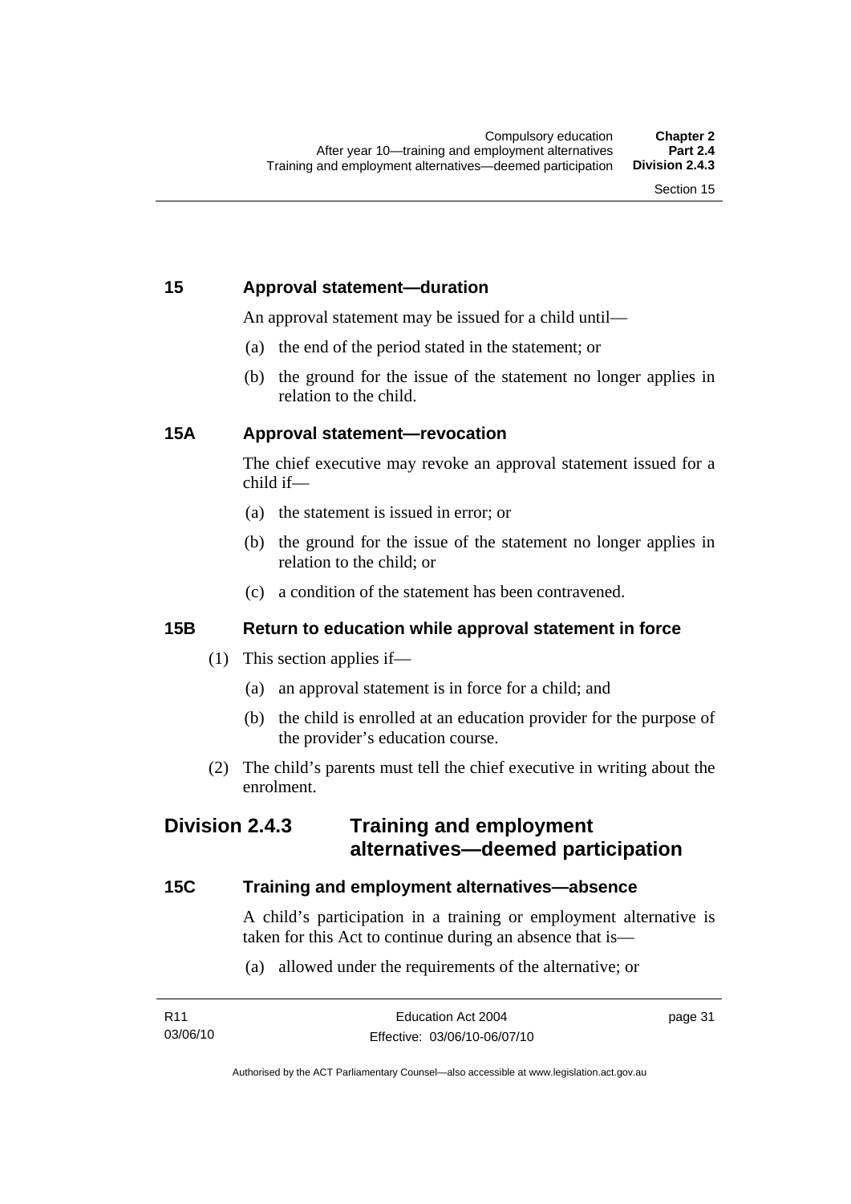### 15 Approval statement—duration

An approval statement may be issued for a child until—

(a) the end of the period stated in the statement; or

(b) the ground for the issue of the statement no longer applies in relation to the child.

### 15A Approval statement—revocation

The chief executive may revoke an approval statement issued for a child if—

(a) the statement is issued in error; or

(b) the ground for the issue of the statement no longer applies in relation to the child; or

(c) a condition of the statement has been contravened.

### 15B Return to education while approval statement in force

(1) This section applies if—

(a) an approval statement is in force for a child; and

(b) the child is enrolled at an education provider for the purpose of the provider's education course.

(2) The child's parents must tell the chief executive in writing about the enrolment.

## Division 2.4.3 Training and employment alternatives—deemed participation

### 15C Training and employment alternatives—absence

A child's participation in a training or employment alternative is taken for this Act to continue during an absence that is—

(a) allowed under the requirements of the alternative; or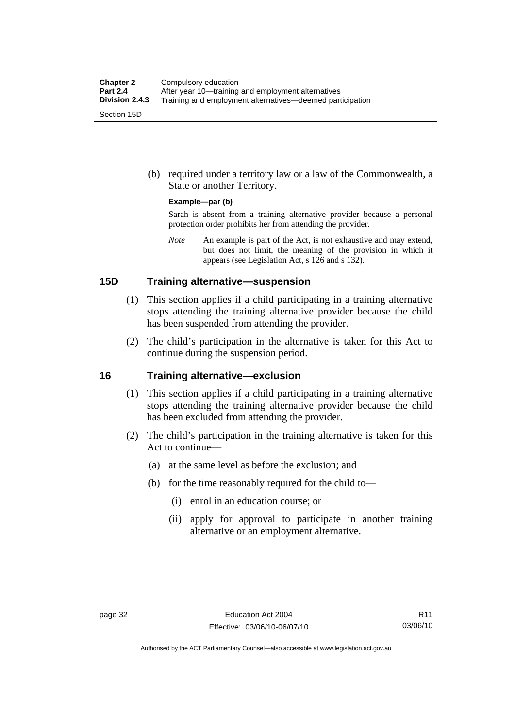(b) required under a territory law or a law of the Commonwealth, a State or another Territory.

**Example—par (b)**

Sarah is absent from a training alternative provider because a personal protection order prohibits her from attending the provider.

*Note* An example is part of the Act, is not exhaustive and may extend, but does not limit, the meaning of the provision in which it appears (see Legislation Act, s 126 and s 132).

## 15D Training alternative—suspension

(1) This section applies if a child participating in a training alternative stops attending the training alternative provider because the child has been suspended from attending the provider.

(2) The child's participation in the alternative is taken for this Act to continue during the suspension period.

## 16 Training alternative—exclusion

(1) This section applies if a child participating in a training alternative stops attending the training alternative provider because the child has been excluded from attending the provider.

(2) The child's participation in the training alternative is taken for this Act to continue—

(a) at the same level as before the exclusion; and

(b) for the time reasonably required for the child to—

(i) enrol in an education course; or

(ii) apply for approval to participate in another training alternative or an employment alternative.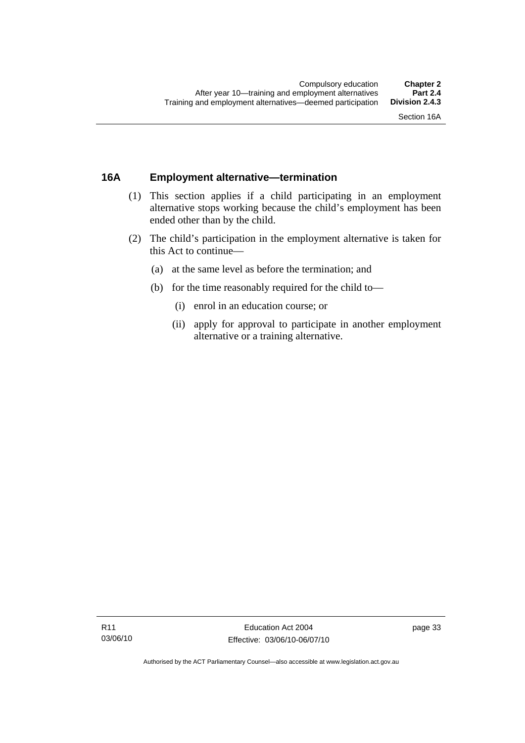## 16A Employment alternative—termination

(1) This section applies if a child participating in an employment alternative stops working because the child's employment has been ended other than by the child.

(2) The child's participation in the employment alternative is taken for this Act to continue—

- (a) at the same level as before the termination; and
- (b) for the time reasonably required for the child to—
  - (i) enrol in an education course; or
  - (ii) apply for approval to participate in another employment alternative or a training alternative.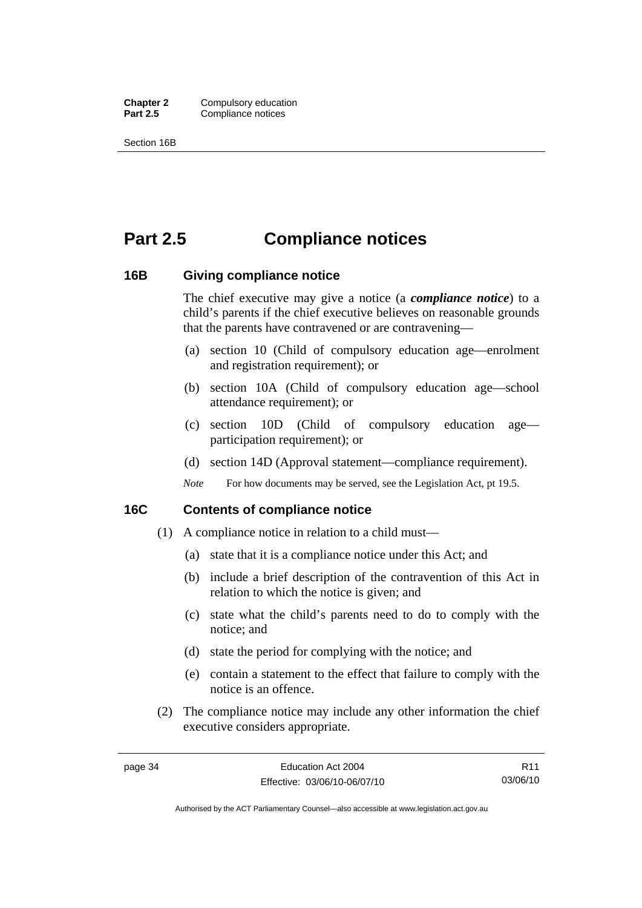# Part 2.5 Compliance notices

## 16B Giving compliance notice

The chief executive may give a notice (a ***compliance notice***) to a child's parents if the chief executive believes on reasonable grounds that the parents have contravened or are contravening—

(a) section 10 (Child of compulsory education age—enrolment and registration requirement); or

(b) section 10A (Child of compulsory education age—school attendance requirement); or

(c) section 10D (Child of compulsory education age—participation requirement); or

(d) section 14D (Approval statement—compliance requirement).

*Note* For how documents may be served, see the Legislation Act, pt 19.5.

## 16C Contents of compliance notice

(1) A compliance notice in relation to a child must—

(a) state that it is a compliance notice under this Act; and

(b) include a brief description of the contravention of this Act in relation to which the notice is given; and

(c) state what the child's parents need to do to comply with the notice; and

(d) state the period for complying with the notice; and

(e) contain a statement to the effect that failure to comply with the notice is an offence.

(2) The compliance notice may include any other information the chief executive considers appropriate.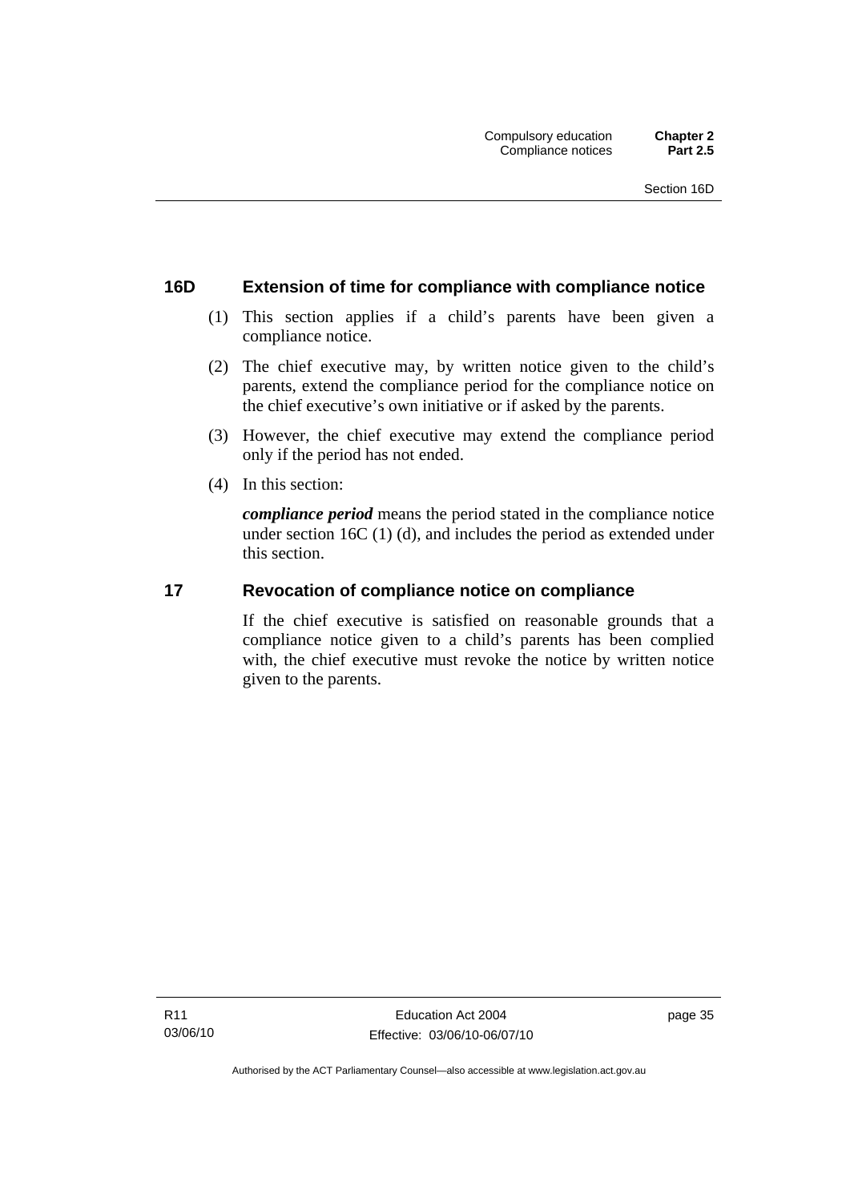## 16D Extension of time for compliance with compliance notice

(1) This section applies if a child's parents have been given a compliance notice.

(2) The chief executive may, by written notice given to the child's parents, extend the compliance period for the compliance notice on the chief executive's own initiative or if asked by the parents.

(3) However, the chief executive may extend the compliance period only if the period has not ended.

(4) In this section:

***compliance period*** means the period stated in the compliance notice under section 16C (1) (d), and includes the period as extended under this section.

## 17 Revocation of compliance notice on compliance

If the chief executive is satisfied on reasonable grounds that a compliance notice given to a child's parents has been complied with, the chief executive must revoke the notice by written notice given to the parents.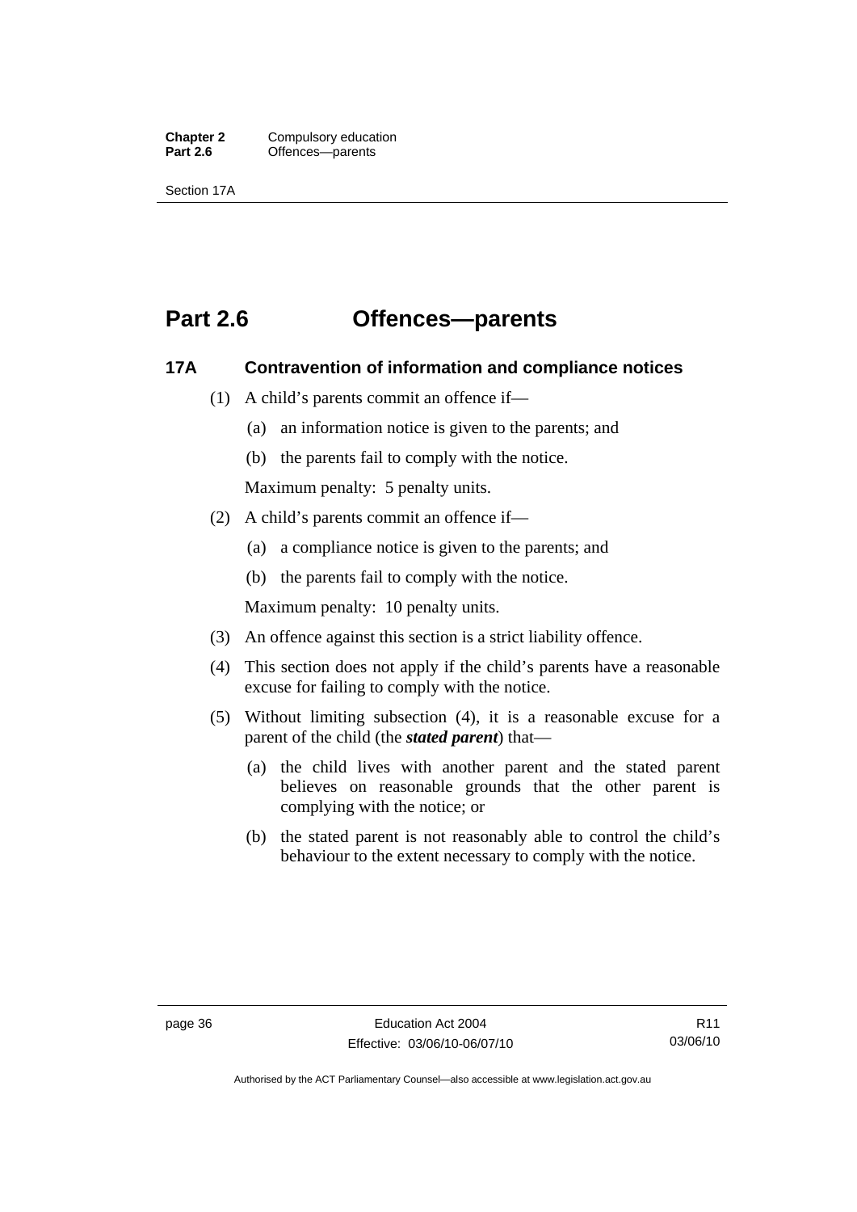# Part 2.6 Offences—parents

## 17A Contravention of information and compliance notices

(1) A child's parents commit an offence if—

(a) an information notice is given to the parents; and

(b) the parents fail to comply with the notice.

Maximum penalty: 5 penalty units.

(2) A child's parents commit an offence if—

(a) a compliance notice is given to the parents; and

(b) the parents fail to comply with the notice.

Maximum penalty: 10 penalty units.

(3) An offence against this section is a strict liability offence.

(4) This section does not apply if the child's parents have a reasonable excuse for failing to comply with the notice.

(5) Without limiting subsection (4), it is a reasonable excuse for a parent of the child (the ***stated parent***) that—

(a) the child lives with another parent and the stated parent believes on reasonable grounds that the other parent is complying with the notice; or

(b) the stated parent is not reasonably able to control the child's behaviour to the extent necessary to comply with the notice.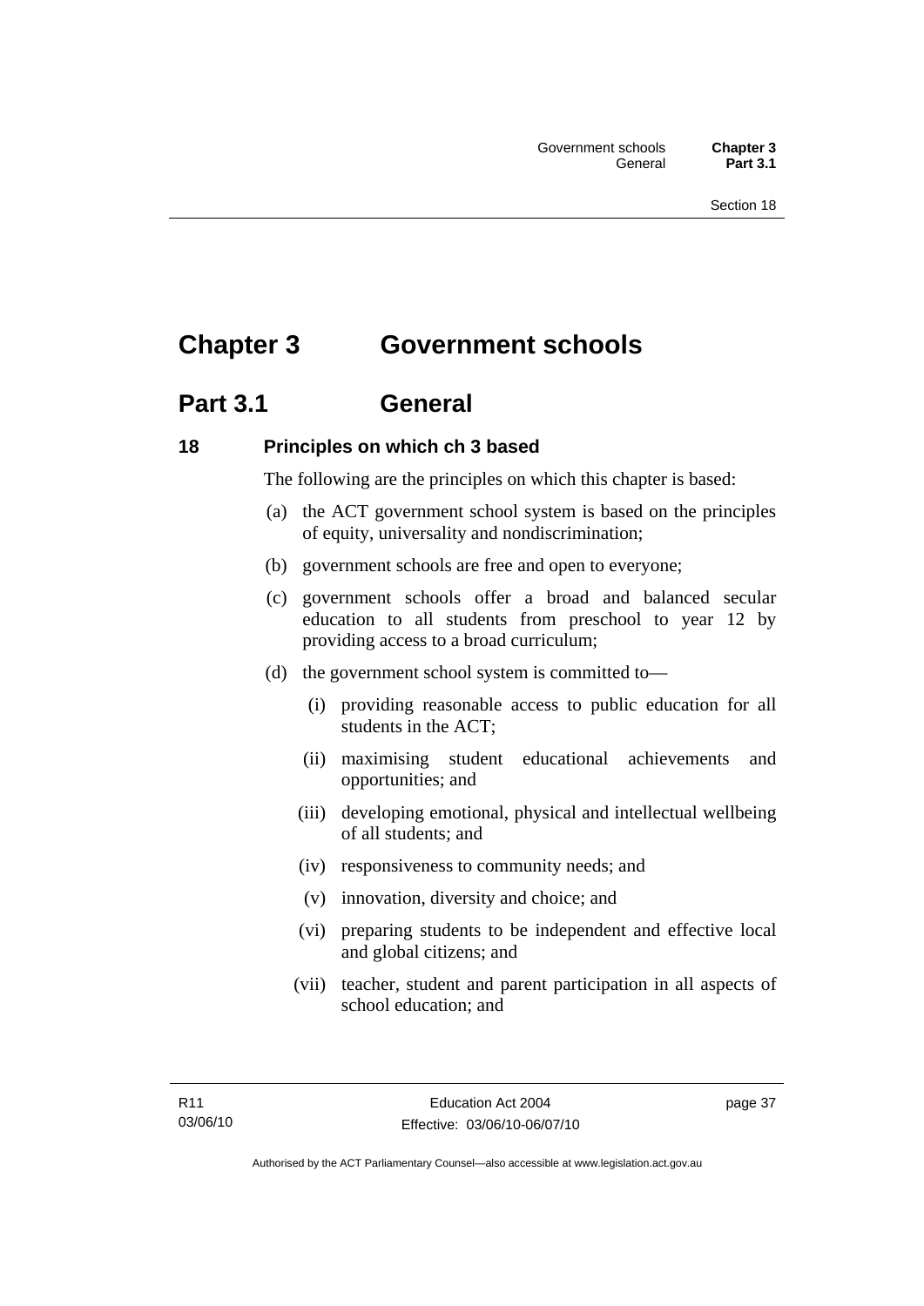# Chapter 3 Government schools

## Part 3.1 General

### 18 Principles on which ch 3 based

The following are the principles on which this chapter is based:

(a) the ACT government school system is based on the principles of equity, universality and nondiscrimination;

(b) government schools are free and open to everyone;

(c) government schools offer a broad and balanced secular education to all students from preschool to year 12 by providing access to a broad curriculum;

(d) the government school system is committed to—

  (i) providing reasonable access to public education for all students in the ACT;

  (ii) maximising student educational achievements and opportunities; and

  (iii) developing emotional, physical and intellectual wellbeing of all students; and

  (iv) responsiveness to community needs; and

  (v) innovation, diversity and choice; and

  (vi) preparing students to be independent and effective local and global citizens; and

  (vii) teacher, student and parent participation in all aspects of school education; and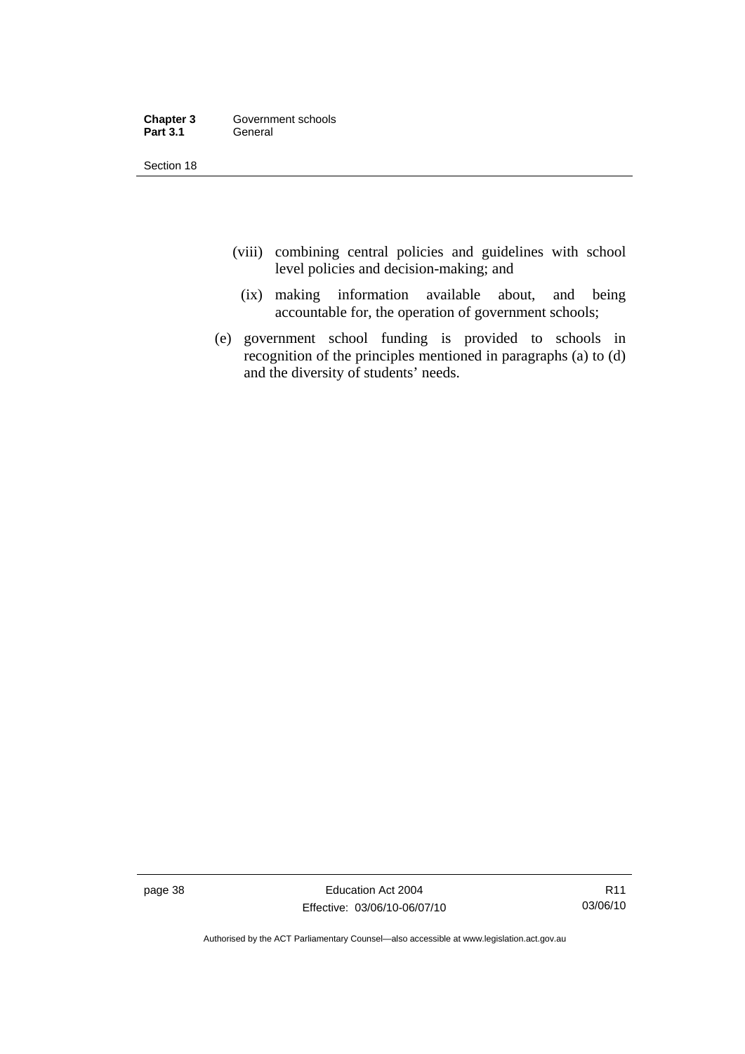(viii) combining central policies and guidelines with school level policies and decision-making; and

(ix) making information available about, and being accountable for, the operation of government schools;

(e) government school funding is provided to schools in recognition of the principles mentioned in paragraphs (a) to (d) and the diversity of students' needs.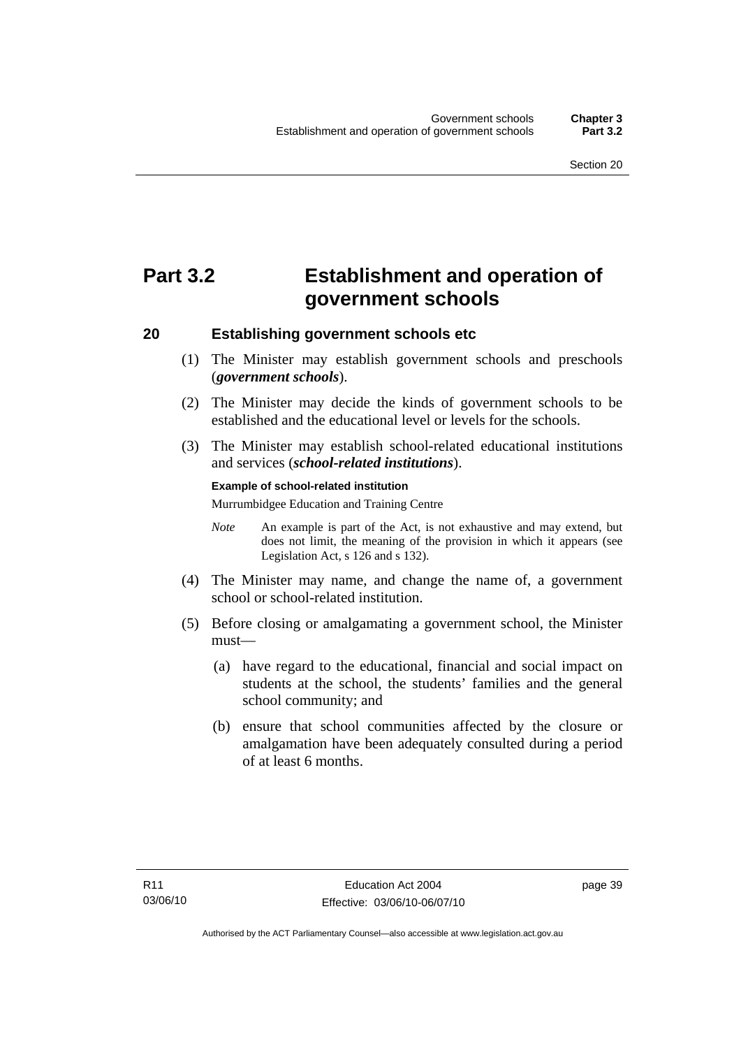# Part 3.2 Establishment and operation of government schools

## 20 Establishing government schools etc

(1) The Minister may establish government schools and preschools (***government schools***).

(2) The Minister may decide the kinds of government schools to be established and the educational level or levels for the schools.

(3) The Minister may establish school-related educational institutions and services (***school-related institutions***).

**Example of school-related institution**

Murrumbidgee Education and Training Centre

*Note* An example is part of the Act, is not exhaustive and may extend, but does not limit, the meaning of the provision in which it appears (see Legislation Act, s 126 and s 132).

(4) The Minister may name, and change the name of, a government school or school-related institution.

(5) Before closing or amalgamating a government school, the Minister must—

(a) have regard to the educational, financial and social impact on students at the school, the students' families and the general school community; and

(b) ensure that school communities affected by the closure or amalgamation have been adequately consulted during a period of at least 6 months.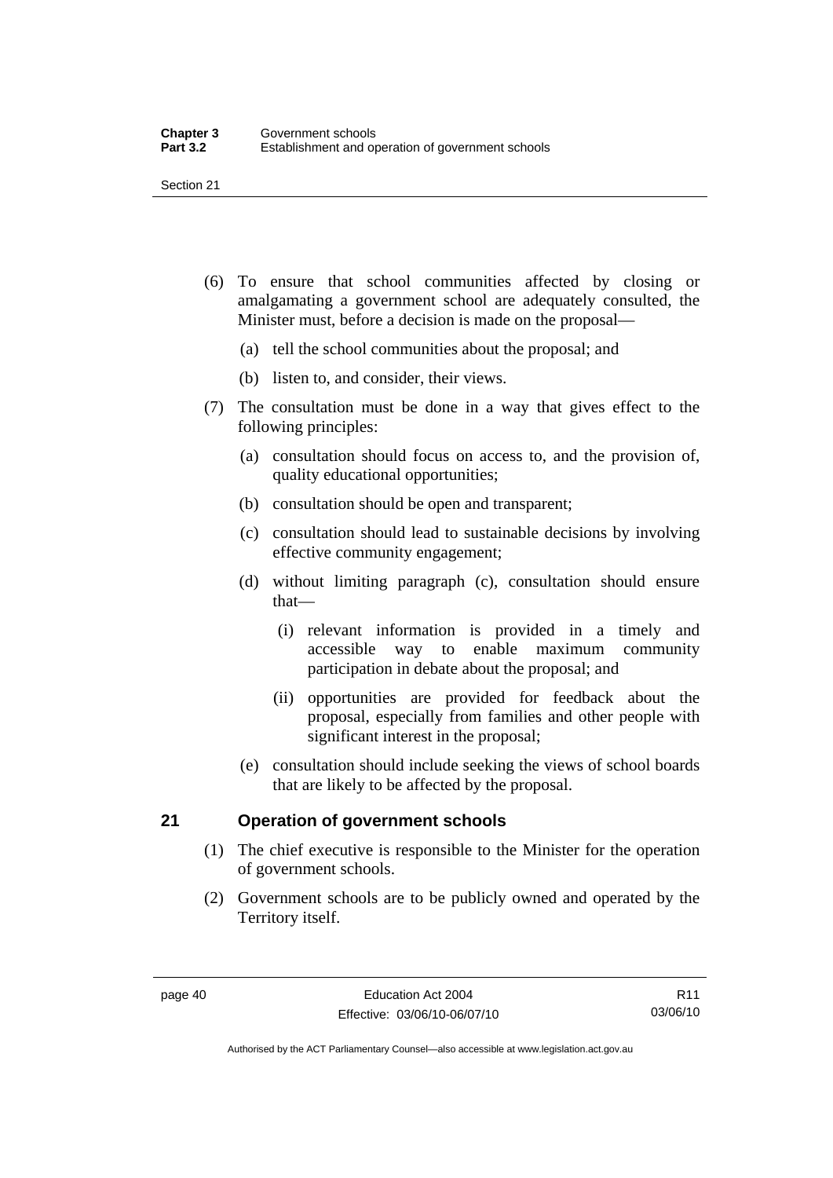(6) To ensure that school communities affected by closing or amalgamating a government school are adequately consulted, the Minister must, before a decision is made on the proposal—

(a) tell the school communities about the proposal; and

(b) listen to, and consider, their views.

(7) The consultation must be done in a way that gives effect to the following principles:

(a) consultation should focus on access to, and the provision of, quality educational opportunities;

(b) consultation should be open and transparent;

(c) consultation should lead to sustainable decisions by involving effective community engagement;

(d) without limiting paragraph (c), consultation should ensure that—

(i) relevant information is provided in a timely and accessible way to enable maximum community participation in debate about the proposal; and

(ii) opportunities are provided for feedback about the proposal, especially from families and other people with significant interest in the proposal;

(e) consultation should include seeking the views of school boards that are likely to be affected by the proposal.

## 21 Operation of government schools

(1) The chief executive is responsible to the Minister for the operation of government schools.

(2) Government schools are to be publicly owned and operated by the Territory itself.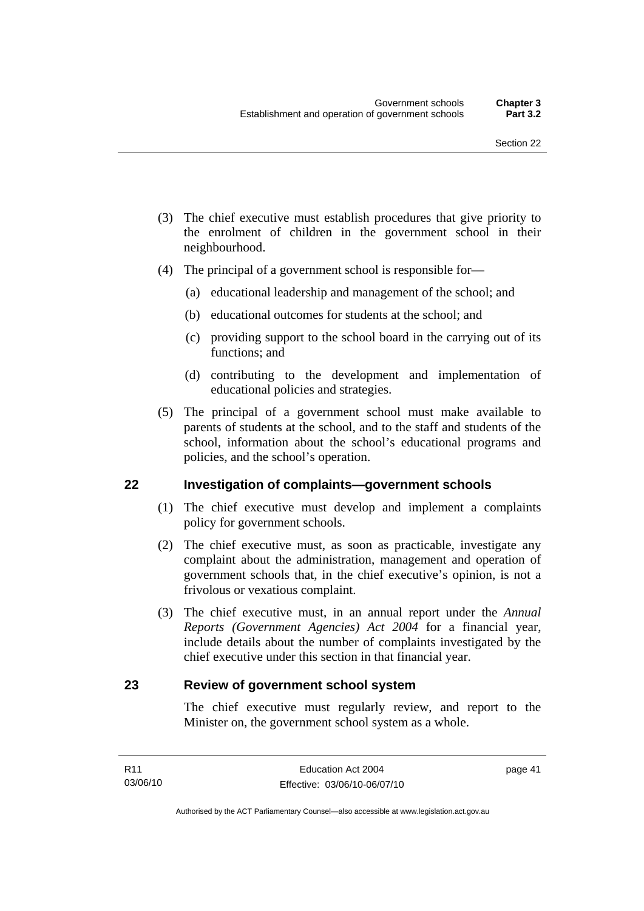(3) The chief executive must establish procedures that give priority to the enrolment of children in the government school in their neighbourhood.

(4) The principal of a government school is responsible for—

  (a) educational leadership and management of the school; and

  (b) educational outcomes for students at the school; and

  (c) providing support to the school board in the carrying out of its functions; and

  (d) contributing to the development and implementation of educational policies and strategies.

(5) The principal of a government school must make available to parents of students at the school, and to the staff and students of the school, information about the school's educational programs and policies, and the school's operation.

## 22 Investigation of complaints—government schools

(1) The chief executive must develop and implement a complaints policy for government schools.

(2) The chief executive must, as soon as practicable, investigate any complaint about the administration, management and operation of government schools that, in the chief executive's opinion, is not a frivolous or vexatious complaint.

(3) The chief executive must, in an annual report under the *Annual Reports (Government Agencies) Act 2004* for a financial year, include details about the number of complaints investigated by the chief executive under this section in that financial year.

## 23 Review of government school system

The chief executive must regularly review, and report to the Minister on, the government school system as a whole.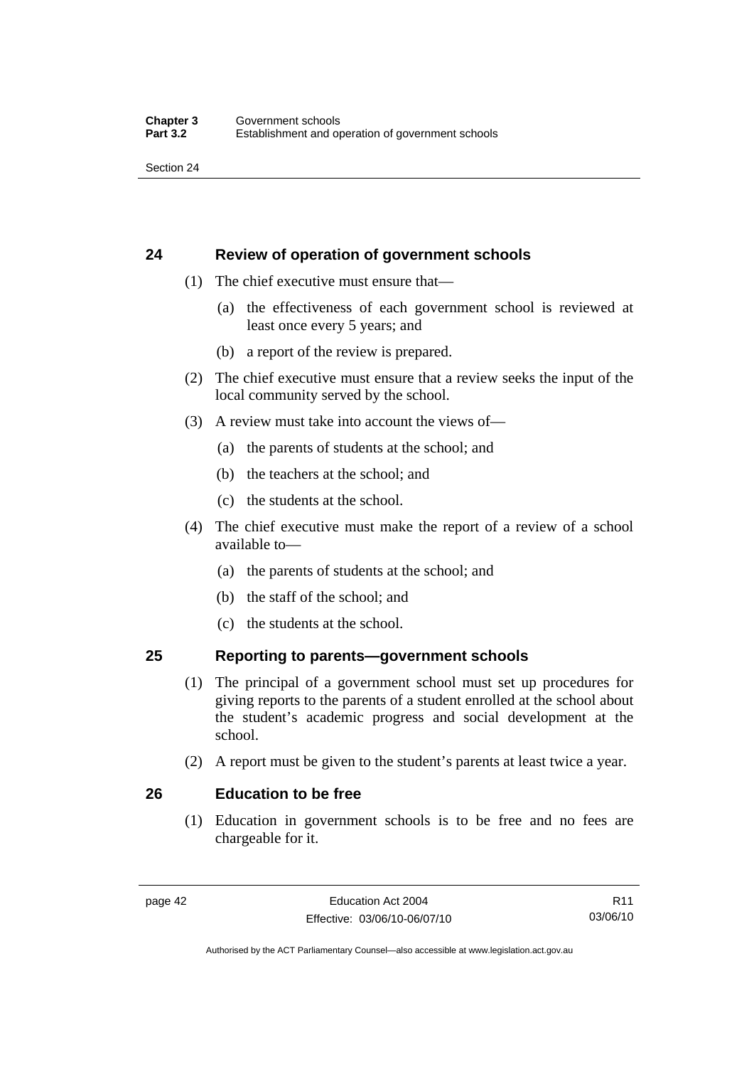## 24 Review of operation of government schools

(1) The chief executive must ensure that—

(a) the effectiveness of each government school is reviewed at least once every 5 years; and

(b) a report of the review is prepared.

(2) The chief executive must ensure that a review seeks the input of the local community served by the school.

(3) A review must take into account the views of—

(a) the parents of students at the school; and

(b) the teachers at the school; and

(c) the students at the school.

(4) The chief executive must make the report of a review of a school available to—

(a) the parents of students at the school; and

(b) the staff of the school; and

(c) the students at the school.

## 25 Reporting to parents—government schools

(1) The principal of a government school must set up procedures for giving reports to the parents of a student enrolled at the school about the student's academic progress and social development at the school.

(2) A report must be given to the student's parents at least twice a year.

## 26 Education to be free

(1) Education in government schools is to be free and no fees are chargeable for it.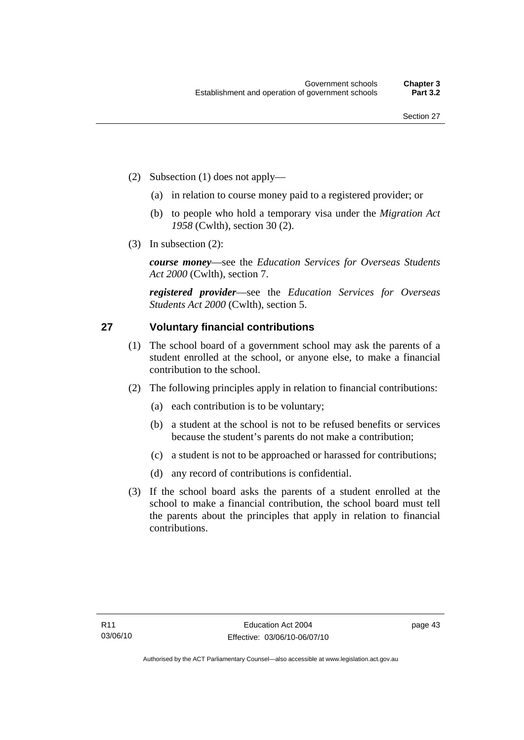(2) Subsection (1) does not apply—

  (a) in relation to course money paid to a registered provider; or

  (b) to people who hold a temporary visa under the *Migration Act 1958* (Cwlth), section 30 (2).

(3) In subsection (2):

***course money***—see the *Education Services for Overseas Students Act 2000* (Cwlth), section 7.

***registered provider***—see the *Education Services for Overseas Students Act 2000* (Cwlth), section 5.

## 27 Voluntary financial contributions

(1) The school board of a government school may ask the parents of a student enrolled at the school, or anyone else, to make a financial contribution to the school.

(2) The following principles apply in relation to financial contributions:

  (a) each contribution is to be voluntary;

  (b) a student at the school is not to be refused benefits or services because the student's parents do not make a contribution;

  (c) a student is not to be approached or harassed for contributions;

  (d) any record of contributions is confidential.

(3) If the school board asks the parents of a student enrolled at the school to make a financial contribution, the school board must tell the parents about the principles that apply in relation to financial contributions.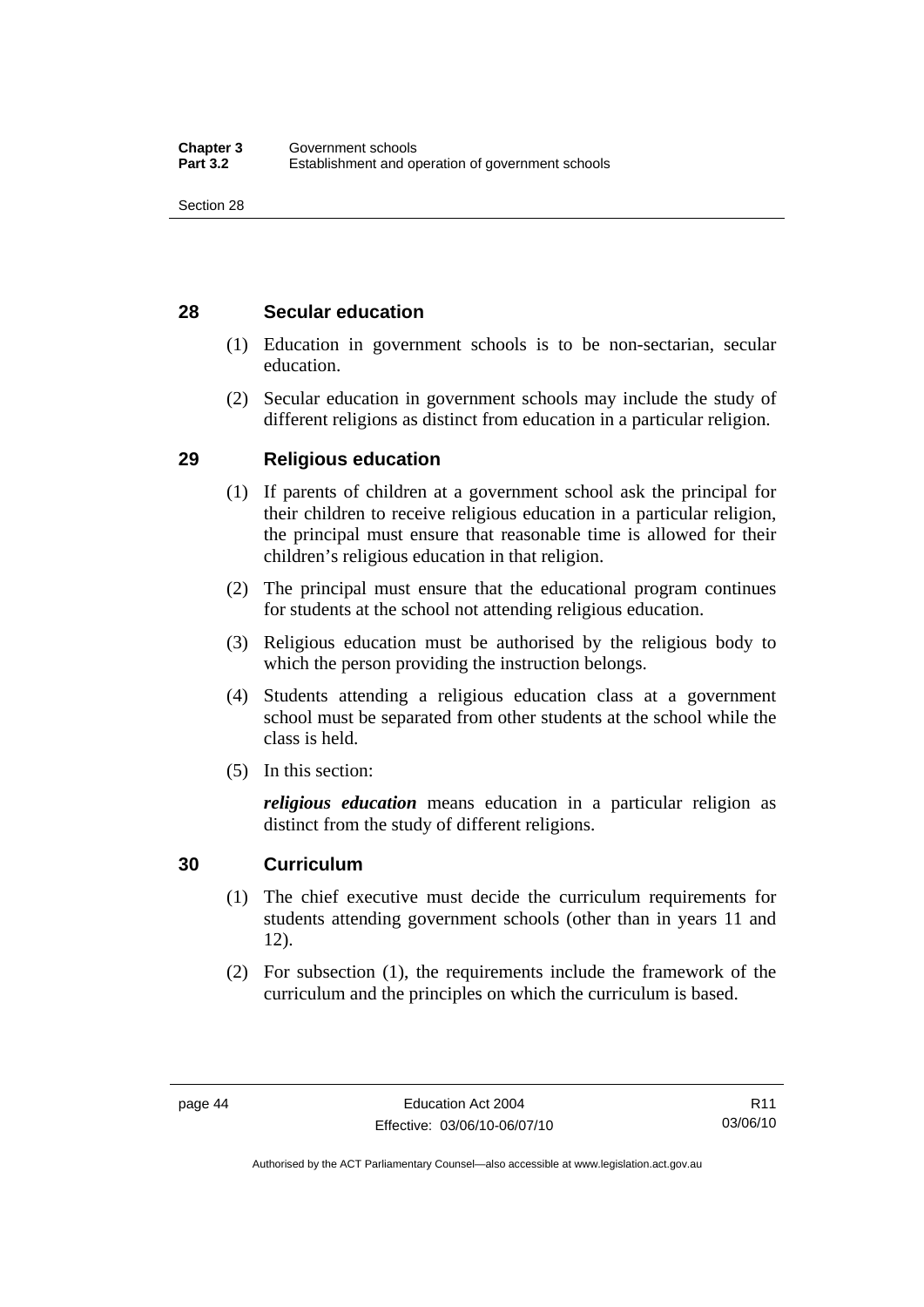## 28 Secular education

(1) Education in government schools is to be non-sectarian, secular education.

(2) Secular education in government schools may include the study of different religions as distinct from education in a particular religion.

## 29 Religious education

(1) If parents of children at a government school ask the principal for their children to receive religious education in a particular religion, the principal must ensure that reasonable time is allowed for their children's religious education in that religion.

(2) The principal must ensure that the educational program continues for students at the school not attending religious education.

(3) Religious education must be authorised by the religious body to which the person providing the instruction belongs.

(4) Students attending a religious education class at a government school must be separated from other students at the school while the class is held.

(5) In this section:

***religious education*** means education in a particular religion as distinct from the study of different religions.

## 30 Curriculum

(1) The chief executive must decide the curriculum requirements for students attending government schools (other than in years 11 and 12).

(2) For subsection (1), the requirements include the framework of the curriculum and the principles on which the curriculum is based.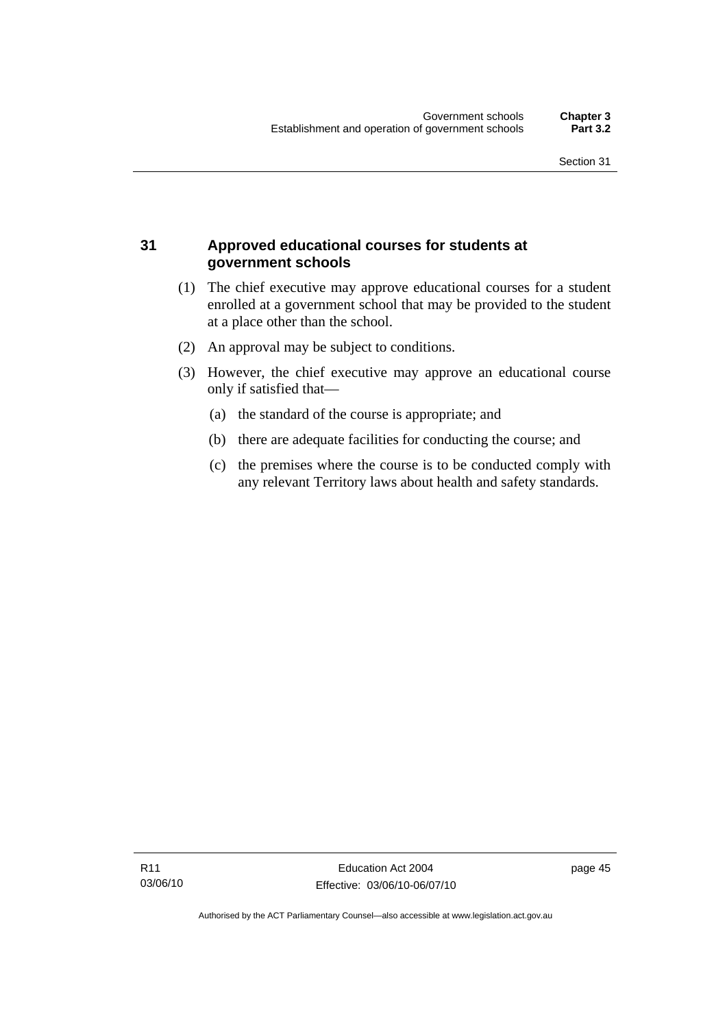## 31 Approved educational courses for students at government schools

(1) The chief executive may approve educational courses for a student enrolled at a government school that may be provided to the student at a place other than the school.

(2) An approval may be subject to conditions.

(3) However, the chief executive may approve an educational course only if satisfied that—

(a) the standard of the course is appropriate; and

(b) there are adequate facilities for conducting the course; and

(c) the premises where the course is to be conducted comply with any relevant Territory laws about health and safety standards.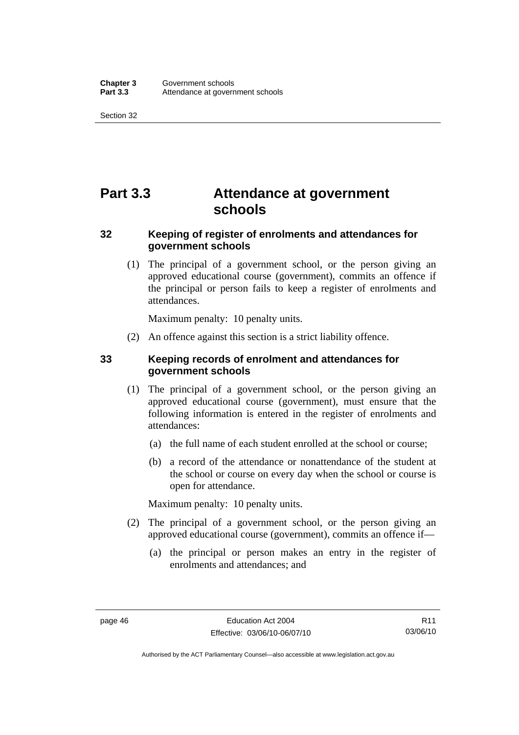# Part 3.3 Attendance at government schools

## 32 Keeping of register of enrolments and attendances for government schools

(1) The principal of a government school, or the person giving an approved educational course (government), commits an offence if the principal or person fails to keep a register of enrolments and attendances.

Maximum penalty: 10 penalty units.

(2) An offence against this section is a strict liability offence.

## 33 Keeping records of enrolment and attendances for government schools

(1) The principal of a government school, or the person giving an approved educational course (government), must ensure that the following information is entered in the register of enrolments and attendances:

(a) the full name of each student enrolled at the school or course;

(b) a record of the attendance or nonattendance of the student at the school or course on every day when the school or course is open for attendance.

Maximum penalty: 10 penalty units.

(2) The principal of a government school, or the person giving an approved educational course (government), commits an offence if—

(a) the principal or person makes an entry in the register of enrolments and attendances; and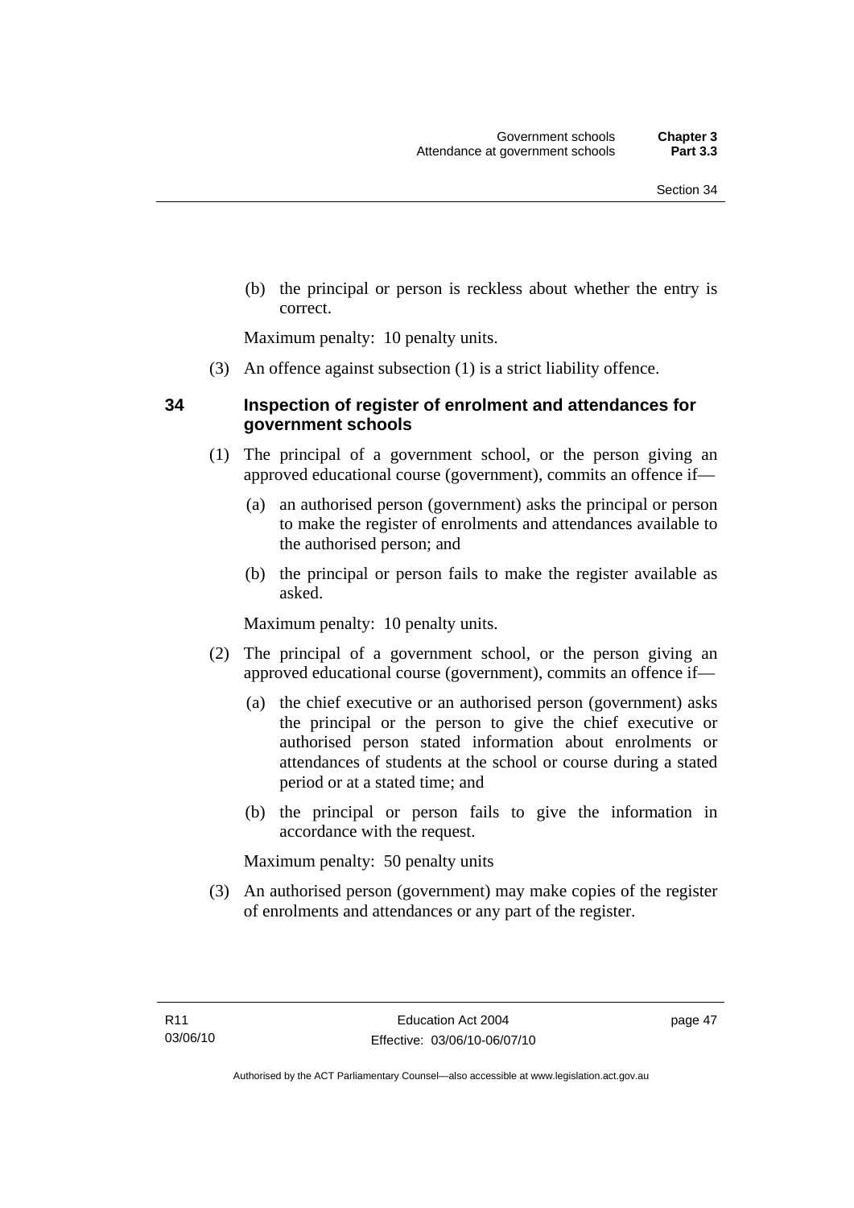(b) the principal or person is reckless about whether the entry is correct.

Maximum penalty: 10 penalty units.

(3) An offence against subsection (1) is a strict liability offence.

### 34 Inspection of register of enrolment and attendances for government schools

(1) The principal of a government school, or the person giving an approved educational course (government), commits an offence if—

(a) an authorised person (government) asks the principal or person to make the register of enrolments and attendances available to the authorised person; and

(b) the principal or person fails to make the register available as asked.

Maximum penalty: 10 penalty units.

(2) The principal of a government school, or the person giving an approved educational course (government), commits an offence if—

(a) the chief executive or an authorised person (government) asks the principal or the person to give the chief executive or authorised person stated information about enrolments or attendances of students at the school or course during a stated period or at a stated time; and

(b) the principal or person fails to give the information in accordance with the request.

Maximum penalty: 50 penalty units

(3) An authorised person (government) may make copies of the register of enrolments and attendances or any part of the register.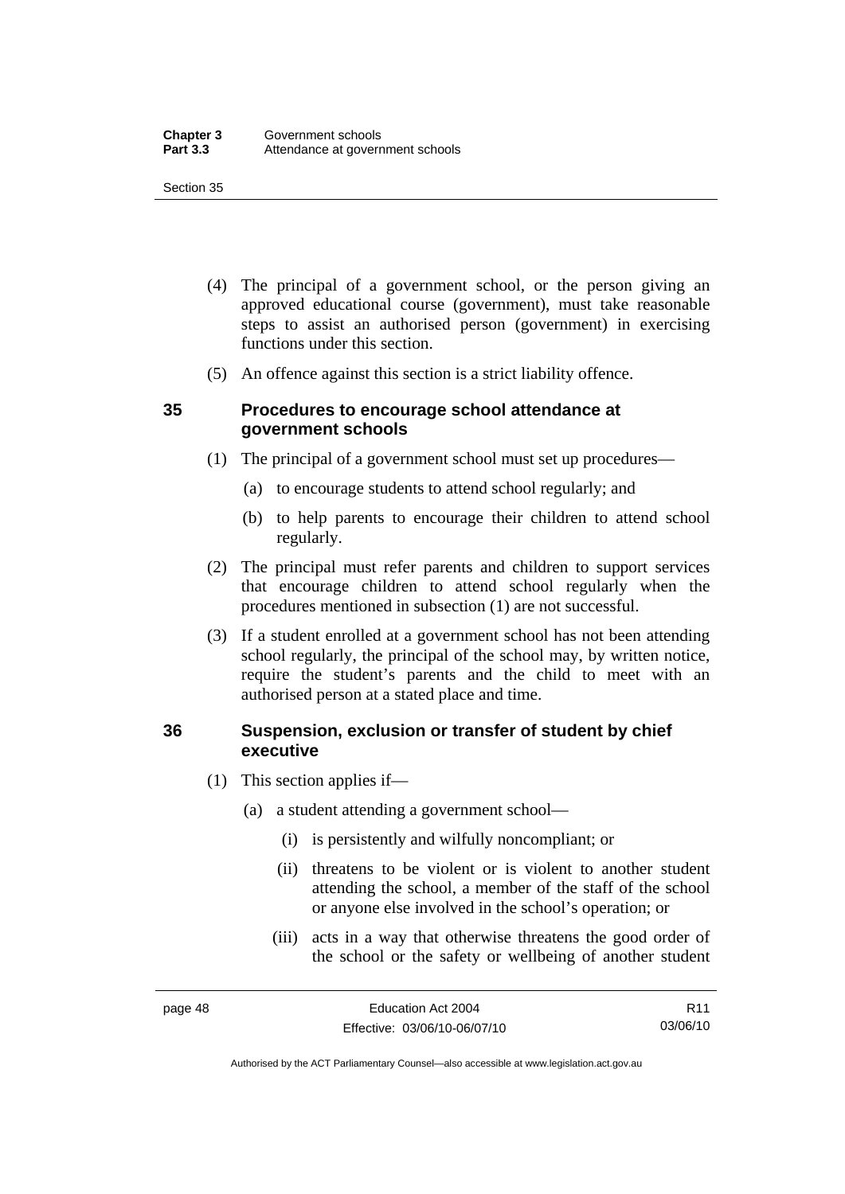(4) The principal of a government school, or the person giving an approved educational course (government), must take reasonable steps to assist an authorised person (government) in exercising functions under this section.

(5) An offence against this section is a strict liability offence.

### 35 Procedures to encourage school attendance at government schools

(1) The principal of a government school must set up procedures—

(a) to encourage students to attend school regularly; and

(b) to help parents to encourage their children to attend school regularly.

(2) The principal must refer parents and children to support services that encourage children to attend school regularly when the procedures mentioned in subsection (1) are not successful.

(3) If a student enrolled at a government school has not been attending school regularly, the principal of the school may, by written notice, require the student's parents and the child to meet with an authorised person at a stated place and time.

### 36 Suspension, exclusion or transfer of student by chief executive

(1) This section applies if—

(a) a student attending a government school—

(i) is persistently and wilfully noncompliant; or

(ii) threatens to be violent or is violent to another student attending the school, a member of the staff of the school or anyone else involved in the school's operation; or

(iii) acts in a way that otherwise threatens the good order of the school or the safety or wellbeing of another student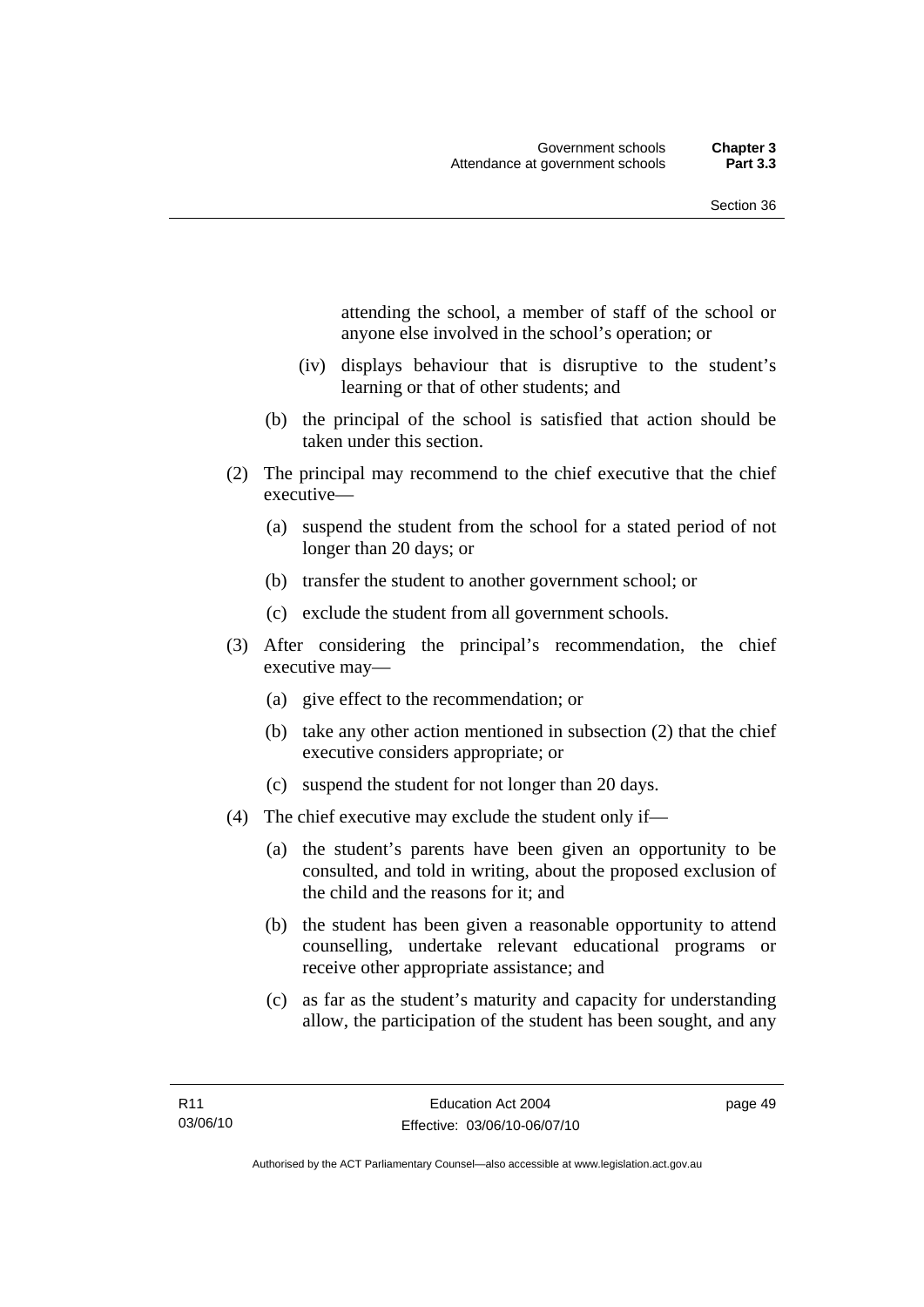attending the school, a member of staff of the school or anyone else involved in the school's operation; or

(iv) displays behaviour that is disruptive to the student's learning or that of other students; and

(b) the principal of the school is satisfied that action should be taken under this section.

(2) The principal may recommend to the chief executive that the chief executive—

(a) suspend the student from the school for a stated period of not longer than 20 days; or

(b) transfer the student to another government school; or

(c) exclude the student from all government schools.

(3) After considering the principal's recommendation, the chief executive may—

(a) give effect to the recommendation; or

(b) take any other action mentioned in subsection (2) that the chief executive considers appropriate; or

(c) suspend the student for not longer than 20 days.

(4) The chief executive may exclude the student only if—

(a) the student's parents have been given an opportunity to be consulted, and told in writing, about the proposed exclusion of the child and the reasons for it; and

(b) the student has been given a reasonable opportunity to attend counselling, undertake relevant educational programs or receive other appropriate assistance; and

(c) as far as the student's maturity and capacity for understanding allow, the participation of the student has been sought, and any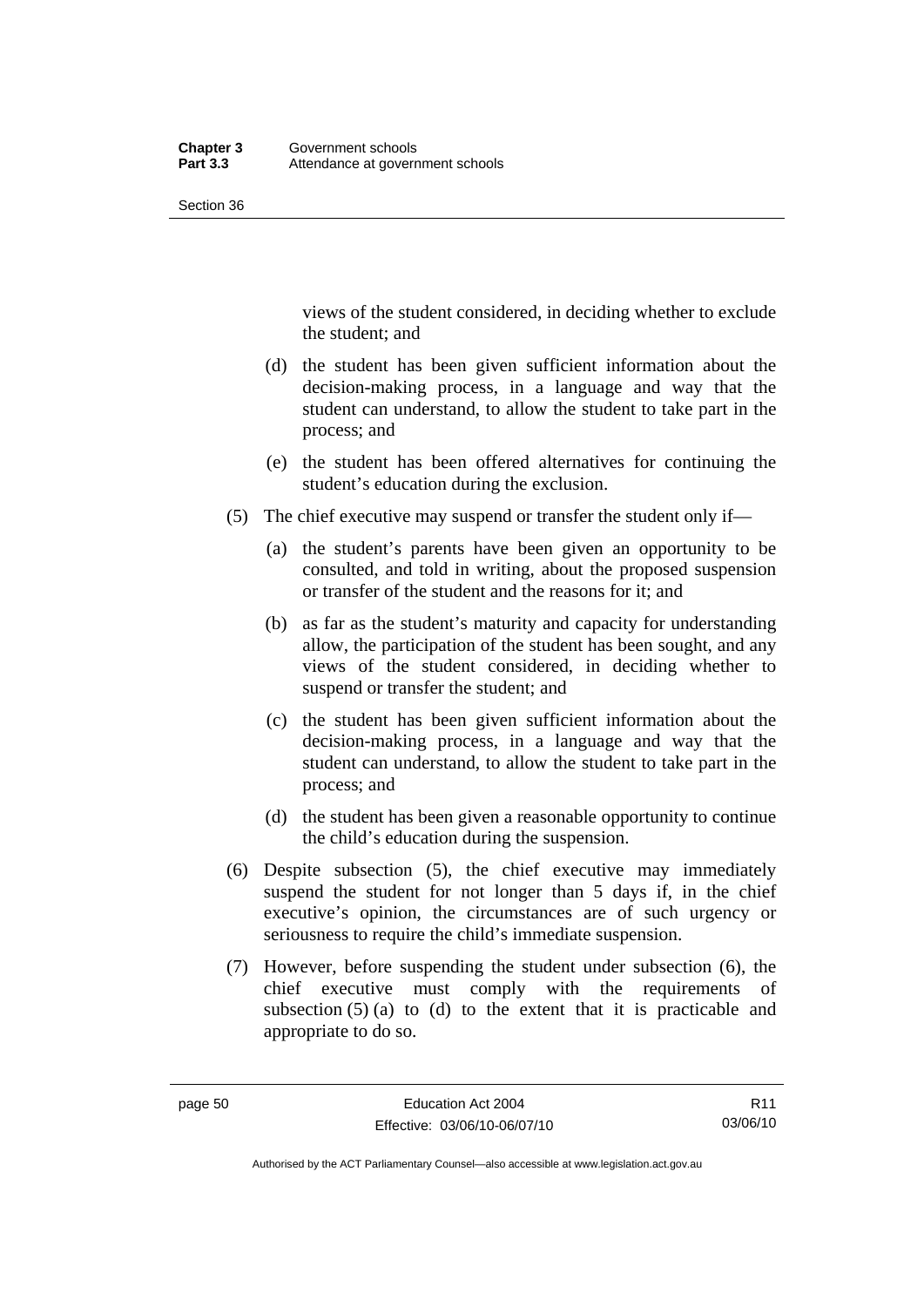views of the student considered, in deciding whether to exclude the student; and

(d) the student has been given sufficient information about the decision-making process, in a language and way that the student can understand, to allow the student to take part in the process; and

(e) the student has been offered alternatives for continuing the student's education during the exclusion.

(5) The chief executive may suspend or transfer the student only if—

(a) the student's parents have been given an opportunity to be consulted, and told in writing, about the proposed suspension or transfer of the student and the reasons for it; and

(b) as far as the student's maturity and capacity for understanding allow, the participation of the student has been sought, and any views of the student considered, in deciding whether to suspend or transfer the student; and

(c) the student has been given sufficient information about the decision-making process, in a language and way that the student can understand, to allow the student to take part in the process; and

(d) the student has been given a reasonable opportunity to continue the child's education during the suspension.

(6) Despite subsection (5), the chief executive may immediately suspend the student for not longer than 5 days if, in the chief executive's opinion, the circumstances are of such urgency or seriousness to require the child's immediate suspension.

(7) However, before suspending the student under subsection (6), the chief executive must comply with the requirements of subsection (5) (a) to (d) to the extent that it is practicable and appropriate to do so.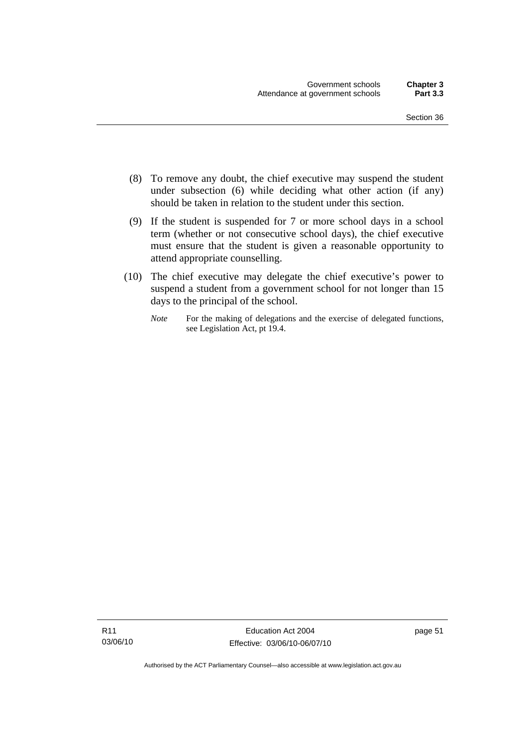(8) To remove any doubt, the chief executive may suspend the student under subsection (6) while deciding what other action (if any) should be taken in relation to the student under this section.

(9) If the student is suspended for 7 or more school days in a school term (whether or not consecutive school days), the chief executive must ensure that the student is given a reasonable opportunity to attend appropriate counselling.

(10) The chief executive may delegate the chief executive's power to suspend a student from a government school for not longer than 15 days to the principal of the school.

*Note* For the making of delegations and the exercise of delegated functions, see Legislation Act, pt 19.4.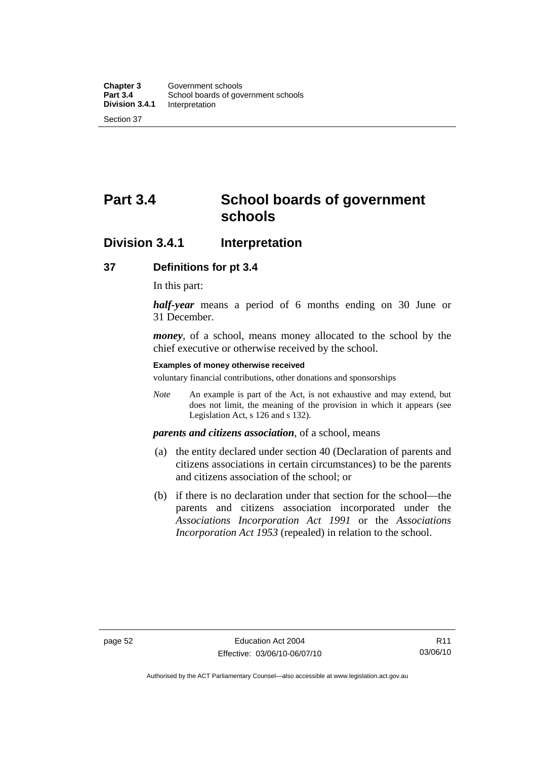# Part 3.4 School boards of government schools

## Division 3.4.1 Interpretation

### 37 Definitions for pt 3.4

In this part:

***half-year*** means a period of 6 months ending on 30 June or 31 December.

***money***, of a school, means money allocated to the school by the chief executive or otherwise received by the school.

**Examples of money otherwise received**

voluntary financial contributions, other donations and sponsorships

*Note* An example is part of the Act, is not exhaustive and may extend, but does not limit, the meaning of the provision in which it appears (see Legislation Act, s 126 and s 132).

***parents and citizens association***, of a school, means

(a) the entity declared under section 40 (Declaration of parents and citizens associations in certain circumstances) to be the parents and citizens association of the school; or

(b) if there is no declaration under that section for the school—the parents and citizens association incorporated under the *Associations Incorporation Act 1991* or the *Associations Incorporation Act 1953* (repealed) in relation to the school.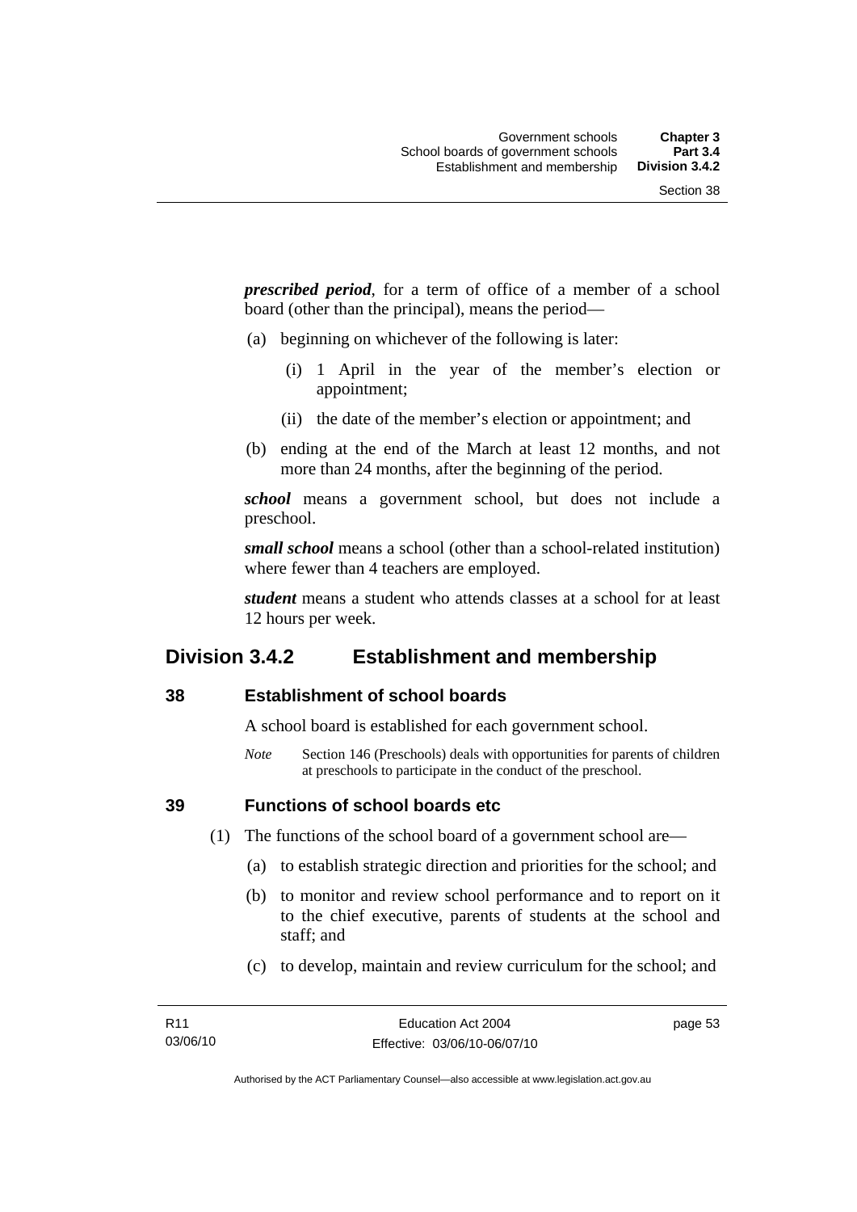***prescribed period***, for a term of office of a member of a school board (other than the principal), means the period—

(a) beginning on whichever of the following is later:

(i) 1 April in the year of the member's election or appointment;

(ii) the date of the member's election or appointment; and

(b) ending at the end of the March at least 12 months, and not more than 24 months, after the beginning of the period.

***school*** means a government school, but does not include a preschool.

***small school*** means a school (other than a school-related institution) where fewer than 4 teachers are employed.

***student*** means a student who attends classes at a school for at least 12 hours per week.

## Division 3.4.2 Establishment and membership

### 38 Establishment of school boards

A school board is established for each government school.

*Note* Section 146 (Preschools) deals with opportunities for parents of children at preschools to participate in the conduct of the preschool.

### 39 Functions of school boards etc

(1) The functions of the school board of a government school are—

(a) to establish strategic direction and priorities for the school; and

(b) to monitor and review school performance and to report on it to the chief executive, parents of students at the school and staff; and

(c) to develop, maintain and review curriculum for the school; and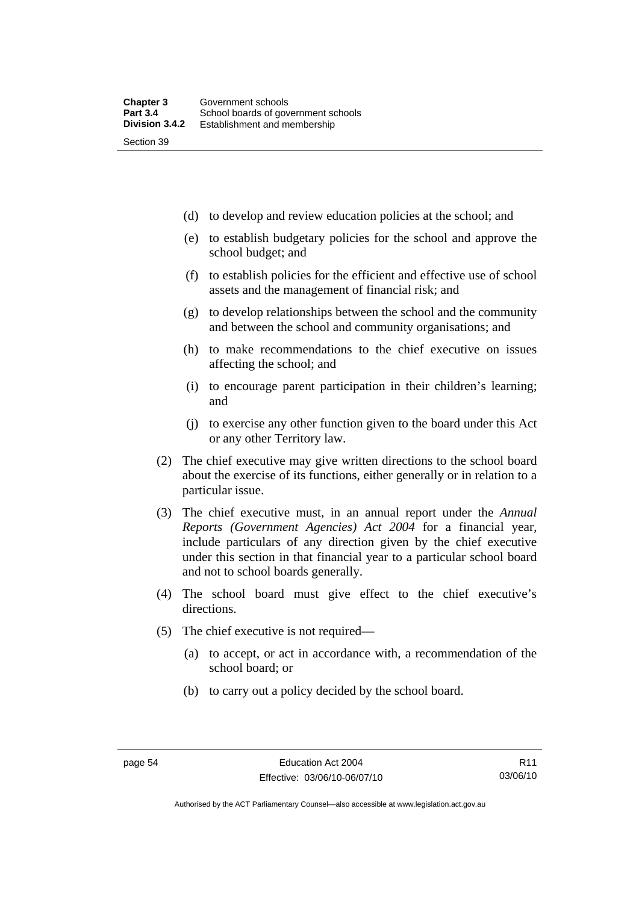(d) to develop and review education policies at the school; and

(e) to establish budgetary policies for the school and approve the school budget; and

(f) to establish policies for the efficient and effective use of school assets and the management of financial risk; and

(g) to develop relationships between the school and the community and between the school and community organisations; and

(h) to make recommendations to the chief executive on issues affecting the school; and

(i) to encourage parent participation in their children's learning; and

(j) to exercise any other function given to the board under this Act or any other Territory law.

(2) The chief executive may give written directions to the school board about the exercise of its functions, either generally or in relation to a particular issue.

(3) The chief executive must, in an annual report under the *Annual Reports (Government Agencies) Act 2004* for a financial year, include particulars of any direction given by the chief executive under this section in that financial year to a particular school board and not to school boards generally.

(4) The school board must give effect to the chief executive's directions.

(5) The chief executive is not required—

(a) to accept, or act in accordance with, a recommendation of the school board; or

(b) to carry out a policy decided by the school board.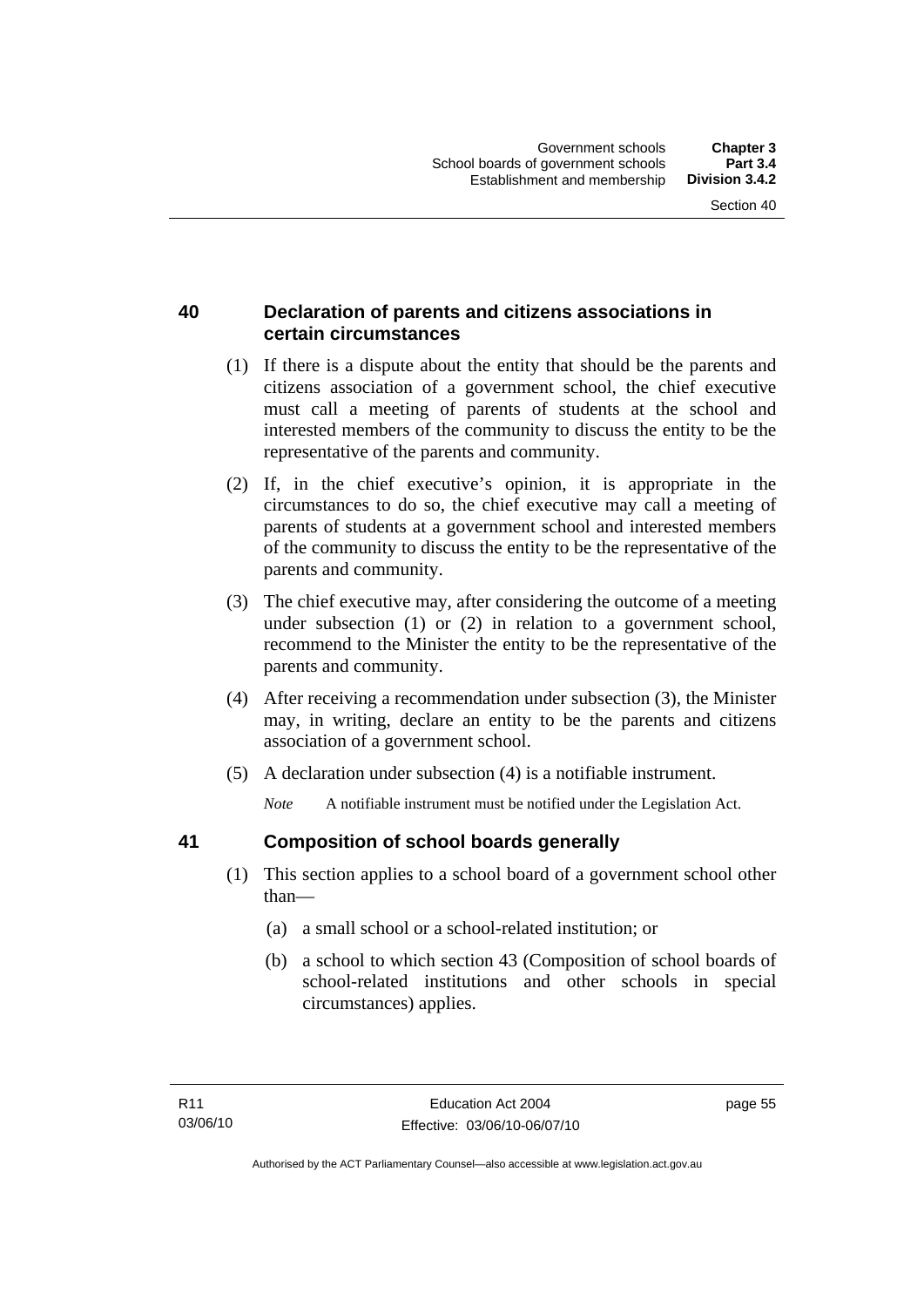## 40 Declaration of parents and citizens associations in certain circumstances

(1) If there is a dispute about the entity that should be the parents and citizens association of a government school, the chief executive must call a meeting of parents of students at the school and interested members of the community to discuss the entity to be the representative of the parents and community.

(2) If, in the chief executive's opinion, it is appropriate in the circumstances to do so, the chief executive may call a meeting of parents of students at a government school and interested members of the community to discuss the entity to be the representative of the parents and community.

(3) The chief executive may, after considering the outcome of a meeting under subsection (1) or (2) in relation to a government school, recommend to the Minister the entity to be the representative of the parents and community.

(4) After receiving a recommendation under subsection (3), the Minister may, in writing, declare an entity to be the parents and citizens association of a government school.

(5) A declaration under subsection (4) is a notifiable instrument.

*Note* A notifiable instrument must be notified under the Legislation Act.

## 41 Composition of school boards generally

(1) This section applies to a school board of a government school other than—

(a) a small school or a school-related institution; or

(b) a school to which section 43 (Composition of school boards of school-related institutions and other schools in special circumstances) applies.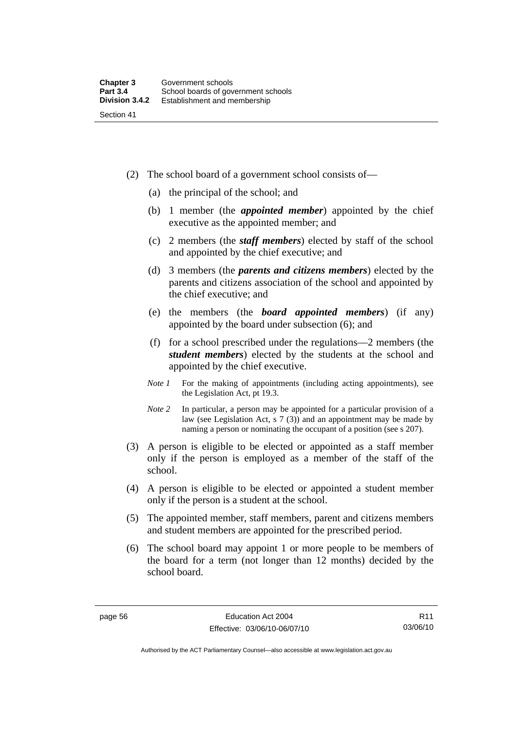(2) The school board of a government school consists of—

(a) the principal of the school; and

(b) 1 member (the ***appointed member***) appointed by the chief executive as the appointed member; and

(c) 2 members (the ***staff members***) elected by staff of the school and appointed by the chief executive; and

(d) 3 members (the ***parents and citizens members***) elected by the parents and citizens association of the school and appointed by the chief executive; and

(e) the members (the ***board appointed members***) (if any) appointed by the board under subsection (6); and

(f) for a school prescribed under the regulations—2 members (the ***student members***) elected by the students at the school and appointed by the chief executive.

*Note 1* For the making of appointments (including acting appointments), see the Legislation Act, pt 19.3.

*Note 2* In particular, a person may be appointed for a particular provision of a law (see Legislation Act, s 7 (3)) and an appointment may be made by naming a person or nominating the occupant of a position (see s 207).

(3) A person is eligible to be elected or appointed as a staff member only if the person is employed as a member of the staff of the school.

(4) A person is eligible to be elected or appointed a student member only if the person is a student at the school.

(5) The appointed member, staff members, parent and citizens members and student members are appointed for the prescribed period.

(6) The school board may appoint 1 or more people to be members of the board for a term (not longer than 12 months) decided by the school board.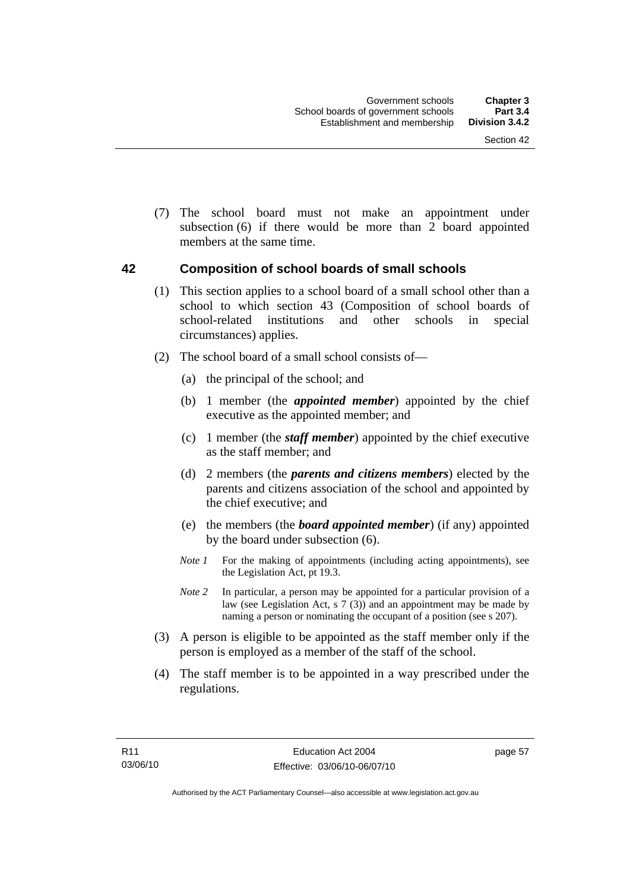(7) The school board must not make an appointment under subsection (6) if there would be more than 2 board appointed members at the same time.

## 42 Composition of school boards of small schools

(1) This section applies to a school board of a small school other than a school to which section 43 (Composition of school boards of school-related institutions and other schools in special circumstances) applies.

(2) The school board of a small school consists of—

(a) the principal of the school; and

(b) 1 member (the ***appointed member***) appointed by the chief executive as the appointed member; and

(c) 1 member (the ***staff member***) appointed by the chief executive as the staff member; and

(d) 2 members (the ***parents and citizens members***) elected by the parents and citizens association of the school and appointed by the chief executive; and

(e) the members (the ***board appointed member***) (if any) appointed by the board under subsection (6).

*Note 1* For the making of appointments (including acting appointments), see the Legislation Act, pt 19.3.

*Note 2* In particular, a person may be appointed for a particular provision of a law (see Legislation Act, s 7 (3)) and an appointment may be made by naming a person or nominating the occupant of a position (see s 207).

(3) A person is eligible to be appointed as the staff member only if the person is employed as a member of the staff of the school.

(4) The staff member is to be appointed in a way prescribed under the regulations.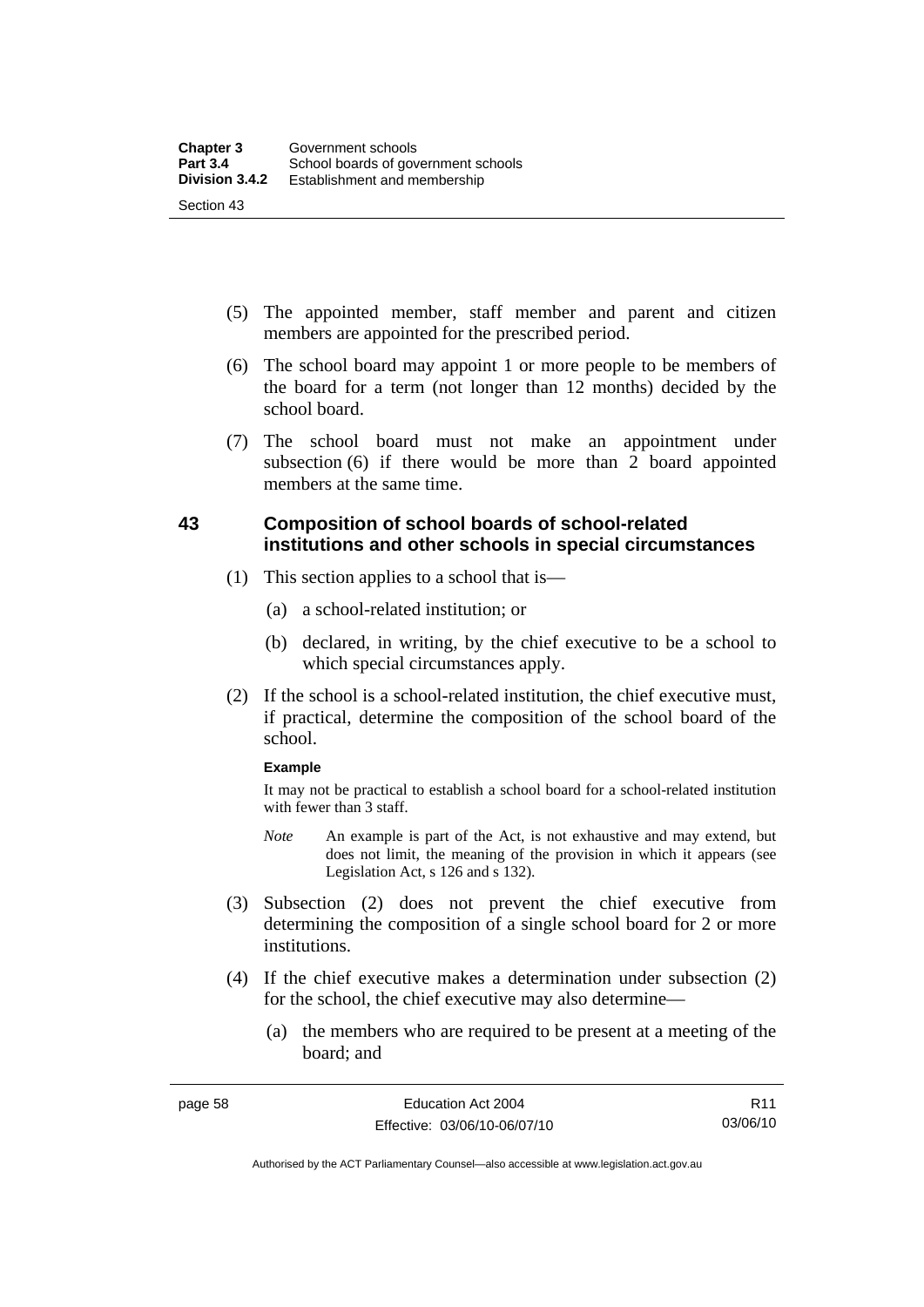(5) The appointed member, staff member and parent and citizen members are appointed for the prescribed period.

(6) The school board may appoint 1 or more people to be members of the board for a term (not longer than 12 months) decided by the school board.

(7) The school board must not make an appointment under subsection (6) if there would be more than 2 board appointed members at the same time.

## 43 Composition of school boards of school-related institutions and other schools in special circumstances

(1) This section applies to a school that is—

(a) a school-related institution; or

(b) declared, in writing, by the chief executive to be a school to which special circumstances apply.

(2) If the school is a school-related institution, the chief executive must, if practical, determine the composition of the school board of the school.

**Example**

It may not be practical to establish a school board for a school-related institution with fewer than 3 staff.

*Note* An example is part of the Act, is not exhaustive and may extend, but does not limit, the meaning of the provision in which it appears (see Legislation Act, s 126 and s 132).

(3) Subsection (2) does not prevent the chief executive from determining the composition of a single school board for 2 or more institutions.

(4) If the chief executive makes a determination under subsection (2) for the school, the chief executive may also determine—

(a) the members who are required to be present at a meeting of the board; and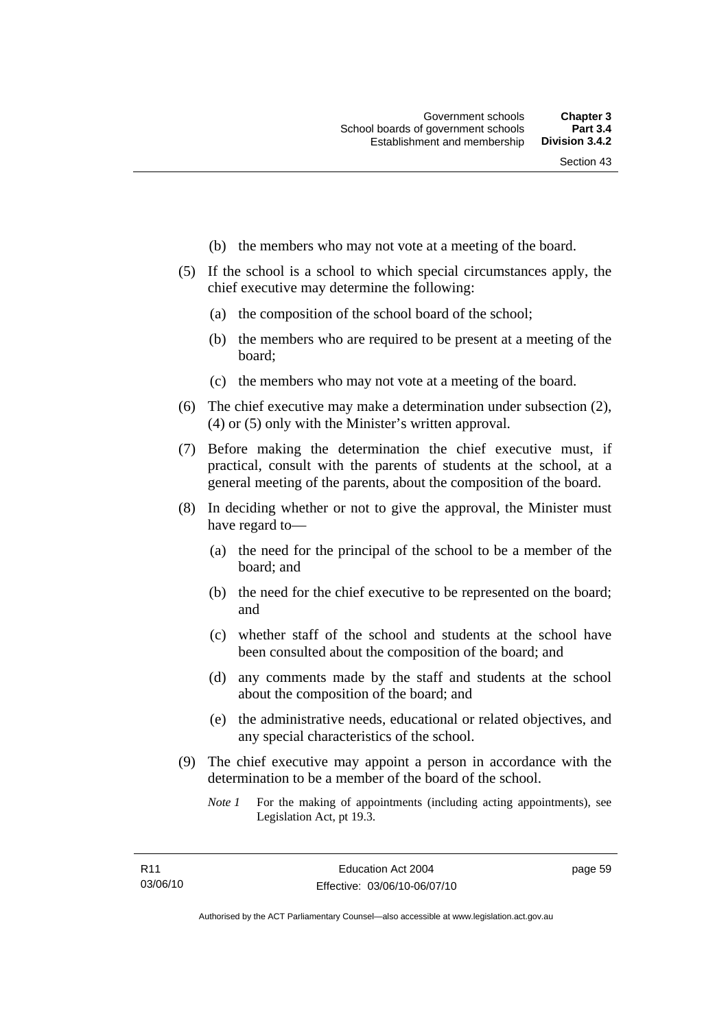(b) the members who may not vote at a meeting of the board.

(5) If the school is a school to which special circumstances apply, the chief executive may determine the following:

(a) the composition of the school board of the school;

(b) the members who are required to be present at a meeting of the board;

(c) the members who may not vote at a meeting of the board.

(6) The chief executive may make a determination under subsection (2), (4) or (5) only with the Minister's written approval.

(7) Before making the determination the chief executive must, if practical, consult with the parents of students at the school, at a general meeting of the parents, about the composition of the board.

(8) In deciding whether or not to give the approval, the Minister must have regard to—

(a) the need for the principal of the school to be a member of the board; and

(b) the need for the chief executive to be represented on the board; and

(c) whether staff of the school and students at the school have been consulted about the composition of the board; and

(d) any comments made by the staff and students at the school about the composition of the board; and

(e) the administrative needs, educational or related objectives, and any special characteristics of the school.

(9) The chief executive may appoint a person in accordance with the determination to be a member of the board of the school.

*Note 1* For the making of appointments (including acting appointments), see Legislation Act, pt 19.3.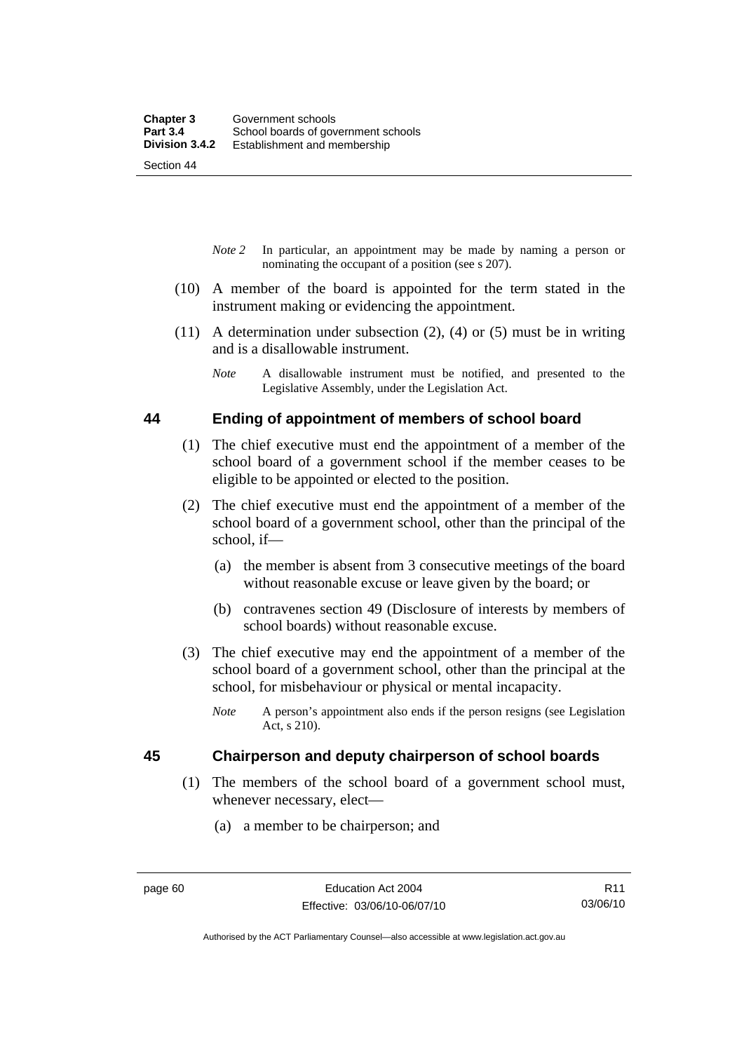*Note 2* In particular, an appointment may be made by naming a person or nominating the occupant of a position (see s 207).

(10) A member of the board is appointed for the term stated in the instrument making or evidencing the appointment.

(11) A determination under subsection (2), (4) or (5) must be in writing and is a disallowable instrument.

*Note* A disallowable instrument must be notified, and presented to the Legislative Assembly, under the Legislation Act.

## 44 Ending of appointment of members of school board

(1) The chief executive must end the appointment of a member of the school board of a government school if the member ceases to be eligible to be appointed or elected to the position.

(2) The chief executive must end the appointment of a member of the school board of a government school, other than the principal of the school, if—

(a) the member is absent from 3 consecutive meetings of the board without reasonable excuse or leave given by the board; or

(b) contravenes section 49 (Disclosure of interests by members of school boards) without reasonable excuse.

(3) The chief executive may end the appointment of a member of the school board of a government school, other than the principal at the school, for misbehaviour or physical or mental incapacity.

*Note* A person's appointment also ends if the person resigns (see Legislation Act, s 210).

## 45 Chairperson and deputy chairperson of school boards

(1) The members of the school board of a government school must, whenever necessary, elect—

(a) a member to be chairperson; and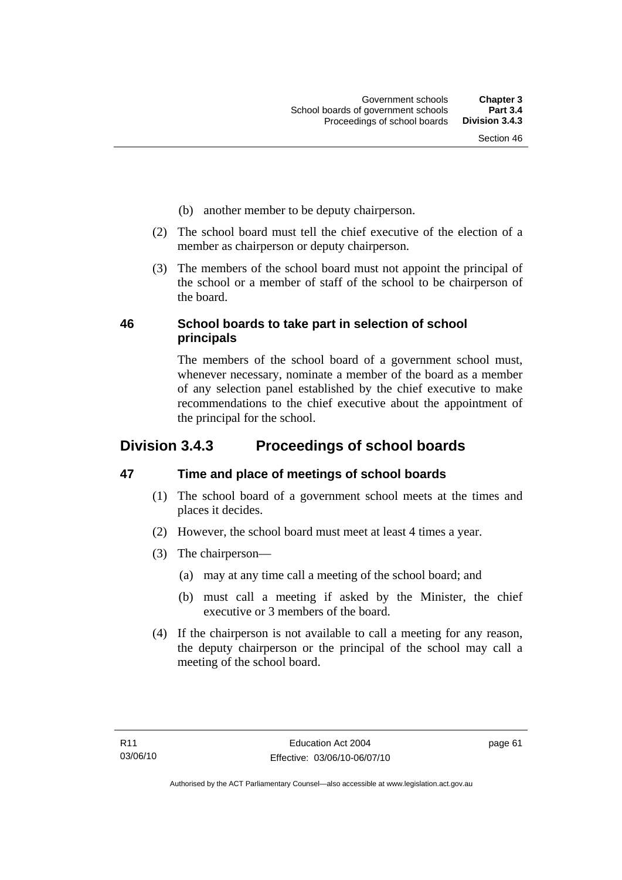(b) another member to be deputy chairperson.

(2) The school board must tell the chief executive of the election of a member as chairperson or deputy chairperson.

(3) The members of the school board must not appoint the principal of the school or a member of staff of the school to be chairperson of the board.

### 46 School boards to take part in selection of school principals

The members of the school board of a government school must, whenever necessary, nominate a member of the board as a member of any selection panel established by the chief executive to make recommendations to the chief executive about the appointment of the principal for the school.

## Division 3.4.3 Proceedings of school boards

### 47 Time and place of meetings of school boards

(1) The school board of a government school meets at the times and places it decides.

(2) However, the school board must meet at least 4 times a year.

(3) The chairperson—

(a) may at any time call a meeting of the school board; and

(b) must call a meeting if asked by the Minister, the chief executive or 3 members of the board.

(4) If the chairperson is not available to call a meeting for any reason, the deputy chairperson or the principal of the school may call a meeting of the school board.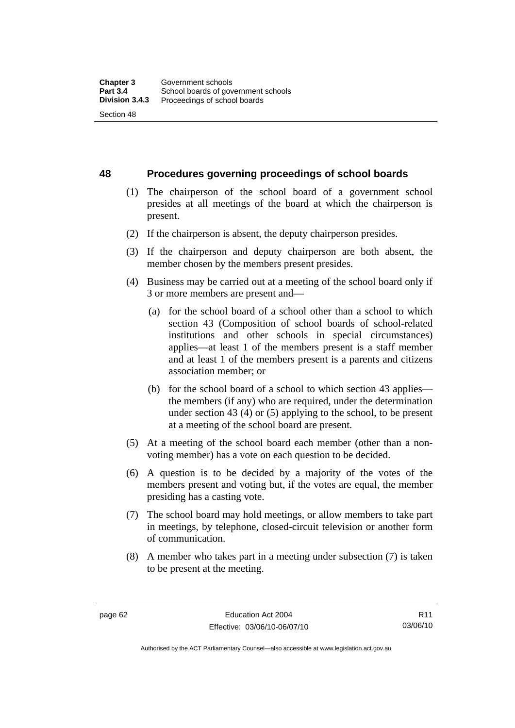## 48 Procedures governing proceedings of school boards

(1) The chairperson of the school board of a government school presides at all meetings of the board at which the chairperson is present.

(2) If the chairperson is absent, the deputy chairperson presides.

(3) If the chairperson and deputy chairperson are both absent, the member chosen by the members present presides.

(4) Business may be carried out at a meeting of the school board only if 3 or more members are present and—

(a) for the school board of a school other than a school to which section 43 (Composition of school boards of school-related institutions and other schools in special circumstances) applies—at least 1 of the members present is a staff member and at least 1 of the members present is a parents and citizens association member; or

(b) for the school board of a school to which section 43 applies—the members (if any) who are required, under the determination under section 43 (4) or (5) applying to the school, to be present at a meeting of the school board are present.

(5) At a meeting of the school board each member (other than a non-voting member) has a vote on each question to be decided.

(6) A question is to be decided by a majority of the votes of the members present and voting but, if the votes are equal, the member presiding has a casting vote.

(7) The school board may hold meetings, or allow members to take part in meetings, by telephone, closed-circuit television or another form of communication.

(8) A member who takes part in a meeting under subsection (7) is taken to be present at the meeting.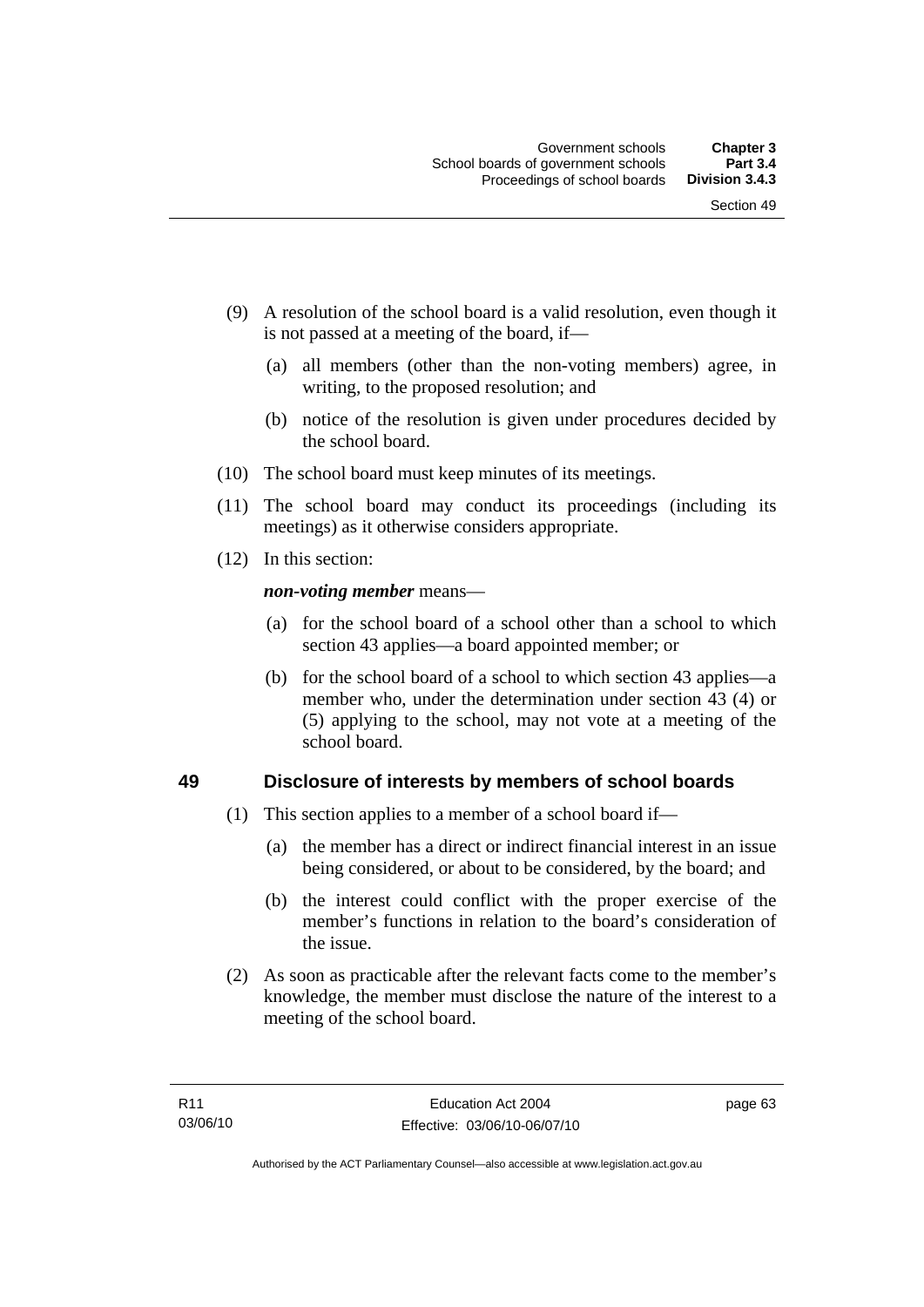(9) A resolution of the school board is a valid resolution, even though it is not passed at a meeting of the board, if—

(a) all members (other than the non-voting members) agree, in writing, to the proposed resolution; and

(b) notice of the resolution is given under procedures decided by the school board.

(10) The school board must keep minutes of its meetings.

(11) The school board may conduct its proceedings (including its meetings) as it otherwise considers appropriate.

(12) In this section:

***non-voting member*** means—

(a) for the school board of a school other than a school to which section 43 applies—a board appointed member; or

(b) for the school board of a school to which section 43 applies—a member who, under the determination under section 43 (4) or (5) applying to the school, may not vote at a meeting of the school board.

## 49 Disclosure of interests by members of school boards

(1) This section applies to a member of a school board if—

(a) the member has a direct or indirect financial interest in an issue being considered, or about to be considered, by the board; and

(b) the interest could conflict with the proper exercise of the member's functions in relation to the board's consideration of the issue.

(2) As soon as practicable after the relevant facts come to the member's knowledge, the member must disclose the nature of the interest to a meeting of the school board.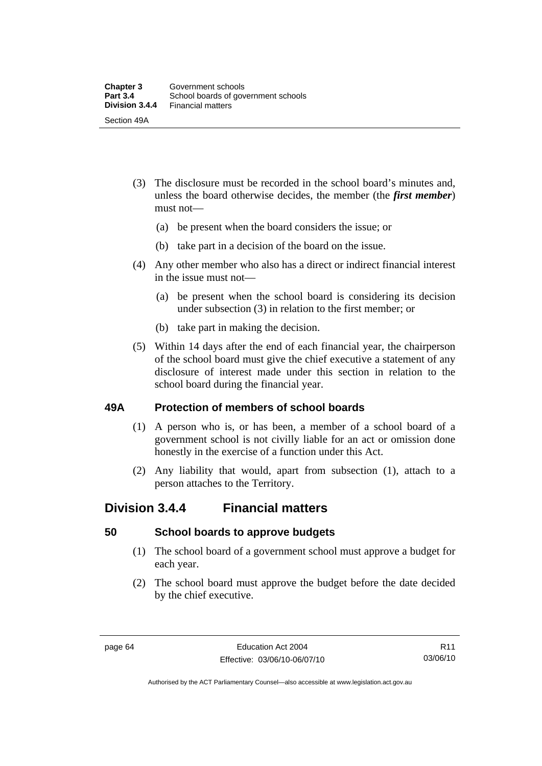(3) The disclosure must be recorded in the school board's minutes and, unless the board otherwise decides, the member (the ***first member***) must not—

(a) be present when the board considers the issue; or

(b) take part in a decision of the board on the issue.

(4) Any other member who also has a direct or indirect financial interest in the issue must not—

(a) be present when the school board is considering its decision under subsection (3) in relation to the first member; or

(b) take part in making the decision.

(5) Within 14 days after the end of each financial year, the chairperson of the school board must give the chief executive a statement of any disclosure of interest made under this section in relation to the school board during the financial year.

### 49A Protection of members of school boards

(1) A person who is, or has been, a member of a school board of a government school is not civilly liable for an act or omission done honestly in the exercise of a function under this Act.

(2) Any liability that would, apart from subsection (1), attach to a person attaches to the Territory.

## Division 3.4.4 Financial matters

### 50 School boards to approve budgets

(1) The school board of a government school must approve a budget for each year.

(2) The school board must approve the budget before the date decided by the chief executive.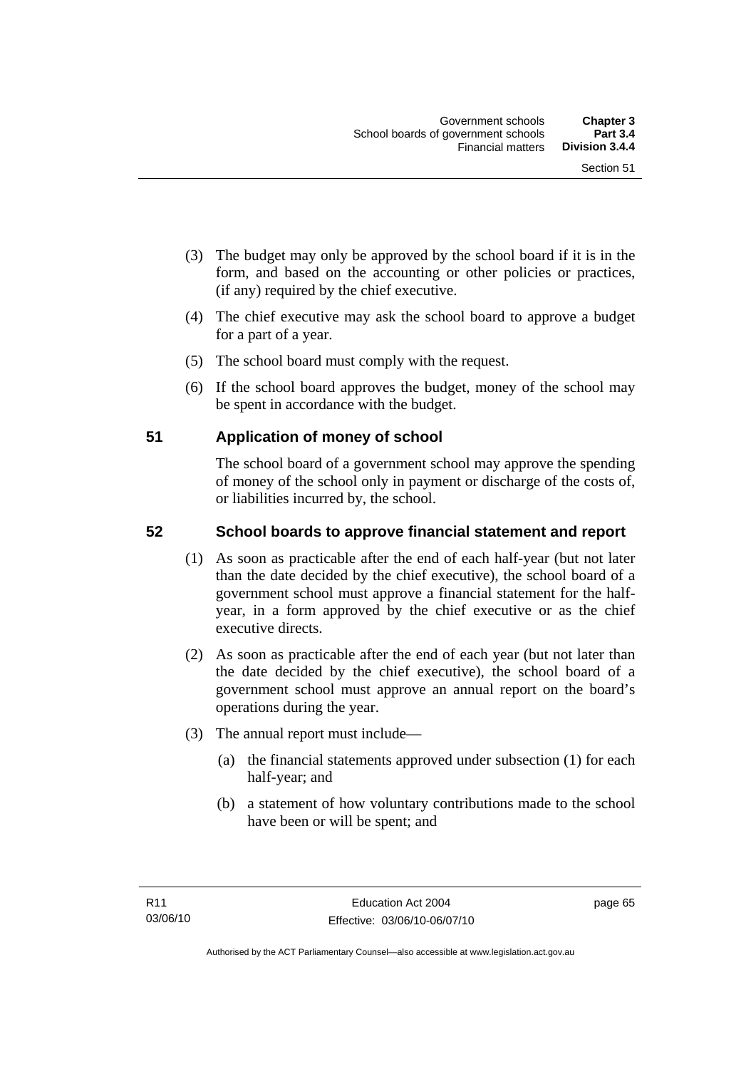(3) The budget may only be approved by the school board if it is in the form, and based on the accounting or other policies or practices, (if any) required by the chief executive.

(4) The chief executive may ask the school board to approve a budget for a part of a year.

(5) The school board must comply with the request.

(6) If the school board approves the budget, money of the school may be spent in accordance with the budget.

## 51 Application of money of school

The school board of a government school may approve the spending of money of the school only in payment or discharge of the costs of, or liabilities incurred by, the school.

## 52 School boards to approve financial statement and report

(1) As soon as practicable after the end of each half-year (but not later than the date decided by the chief executive), the school board of a government school must approve a financial statement for the half-year, in a form approved by the chief executive or as the chief executive directs.

(2) As soon as practicable after the end of each year (but not later than the date decided by the chief executive), the school board of a government school must approve an annual report on the board's operations during the year.

(3) The annual report must include—

(a) the financial statements approved under subsection (1) for each half-year; and

(b) a statement of how voluntary contributions made to the school have been or will be spent; and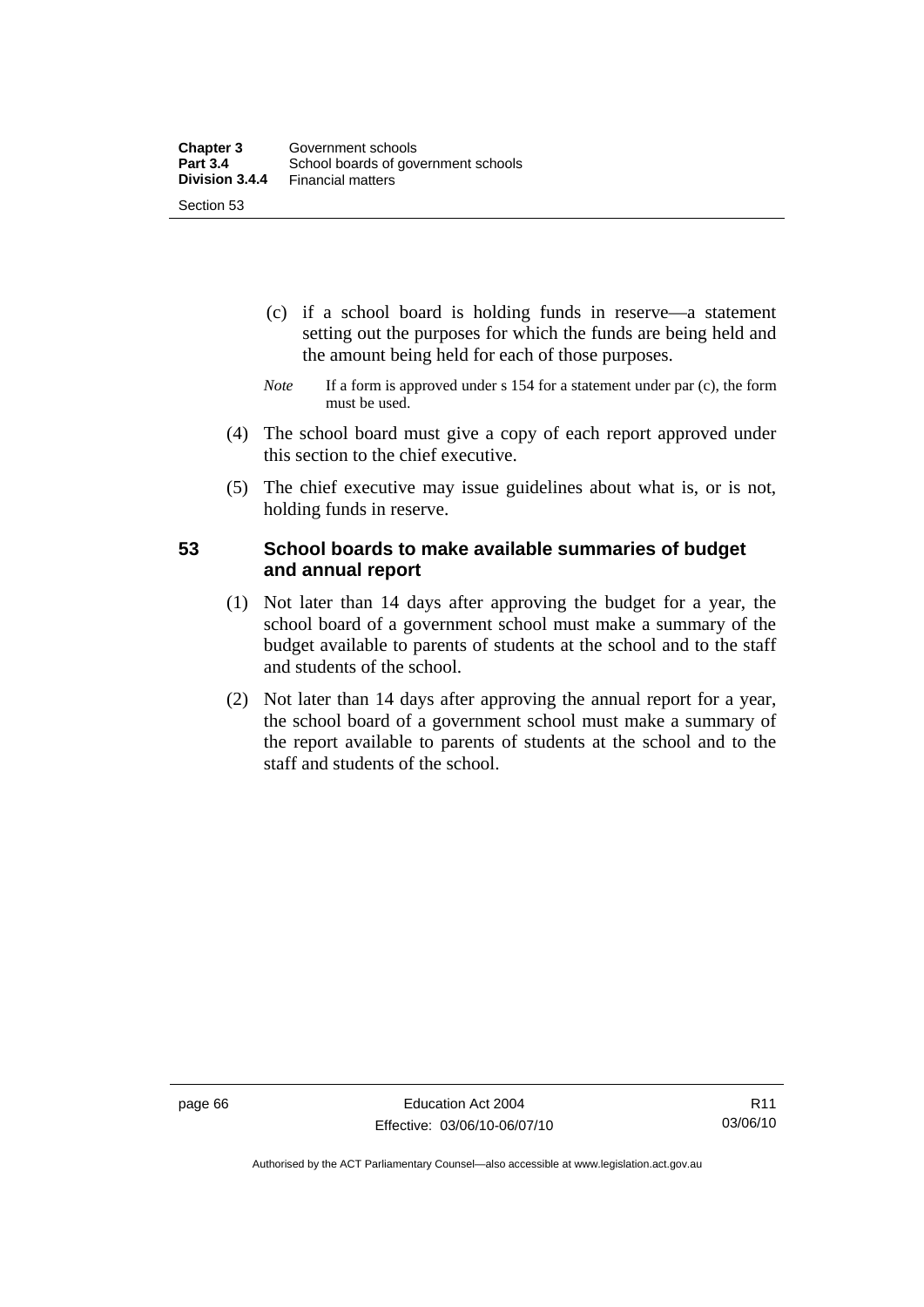(c) if a school board is holding funds in reserve—a statement setting out the purposes for which the funds are being held and the amount being held for each of those purposes.

*Note* If a form is approved under s 154 for a statement under par (c), the form must be used.

(4) The school board must give a copy of each report approved under this section to the chief executive.

(5) The chief executive may issue guidelines about what is, or is not, holding funds in reserve.

### 53 School boards to make available summaries of budget and annual report

(1) Not later than 14 days after approving the budget for a year, the school board of a government school must make a summary of the budget available to parents of students at the school and to the staff and students of the school.

(2) Not later than 14 days after approving the annual report for a year, the school board of a government school must make a summary of the report available to parents of students at the school and to the staff and students of the school.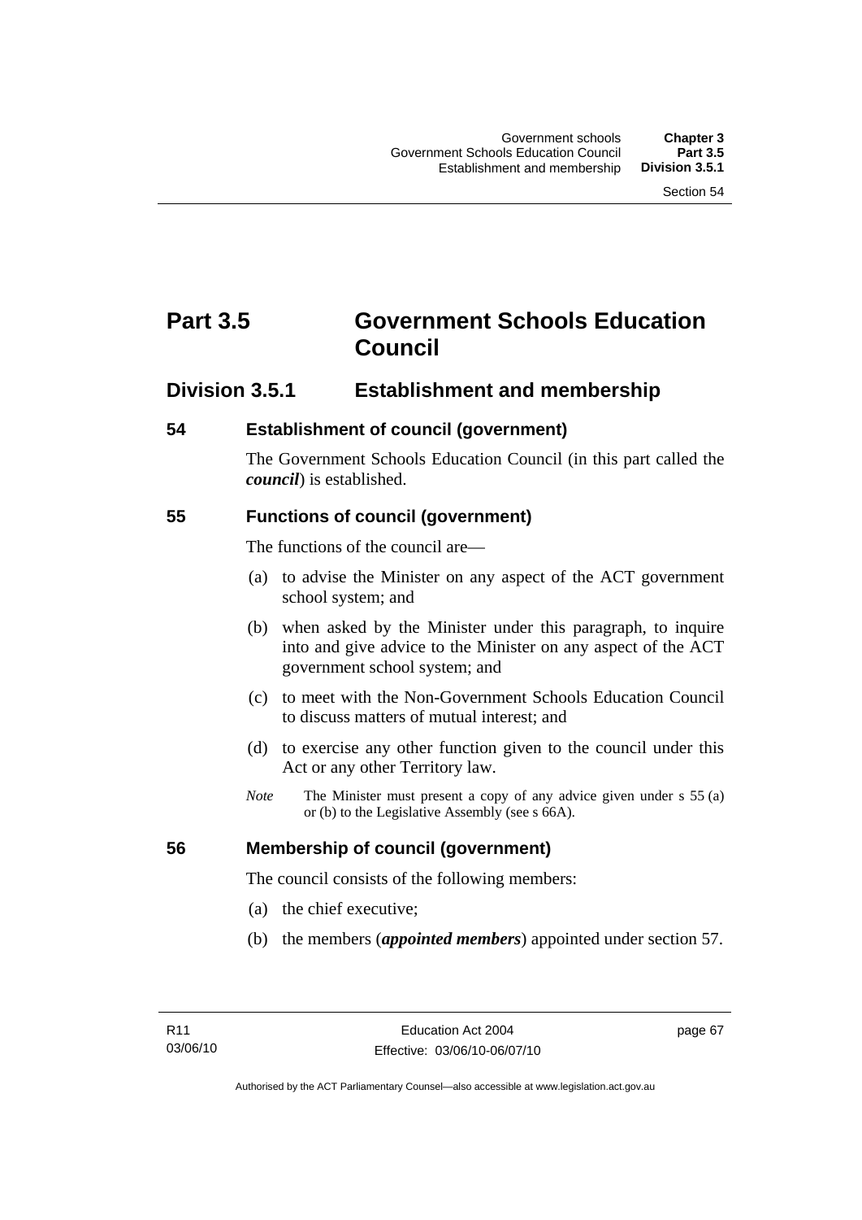# Part 3.5 Government Schools Education Council

## Division 3.5.1 Establishment and membership

### 54 Establishment of council (government)

The Government Schools Education Council (in this part called the ***council***) is established.

### 55 Functions of council (government)

The functions of the council are—

(a) to advise the Minister on any aspect of the ACT government school system; and

(b) when asked by the Minister under this paragraph, to inquire into and give advice to the Minister on any aspect of the ACT government school system; and

(c) to meet with the Non-Government Schools Education Council to discuss matters of mutual interest; and

(d) to exercise any other function given to the council under this Act or any other Territory law.

*Note* The Minister must present a copy of any advice given under s 55 (a) or (b) to the Legislative Assembly (see s 66A).

### 56 Membership of council (government)

The council consists of the following members:

(a) the chief executive;

(b) the members (***appointed members***) appointed under section 57.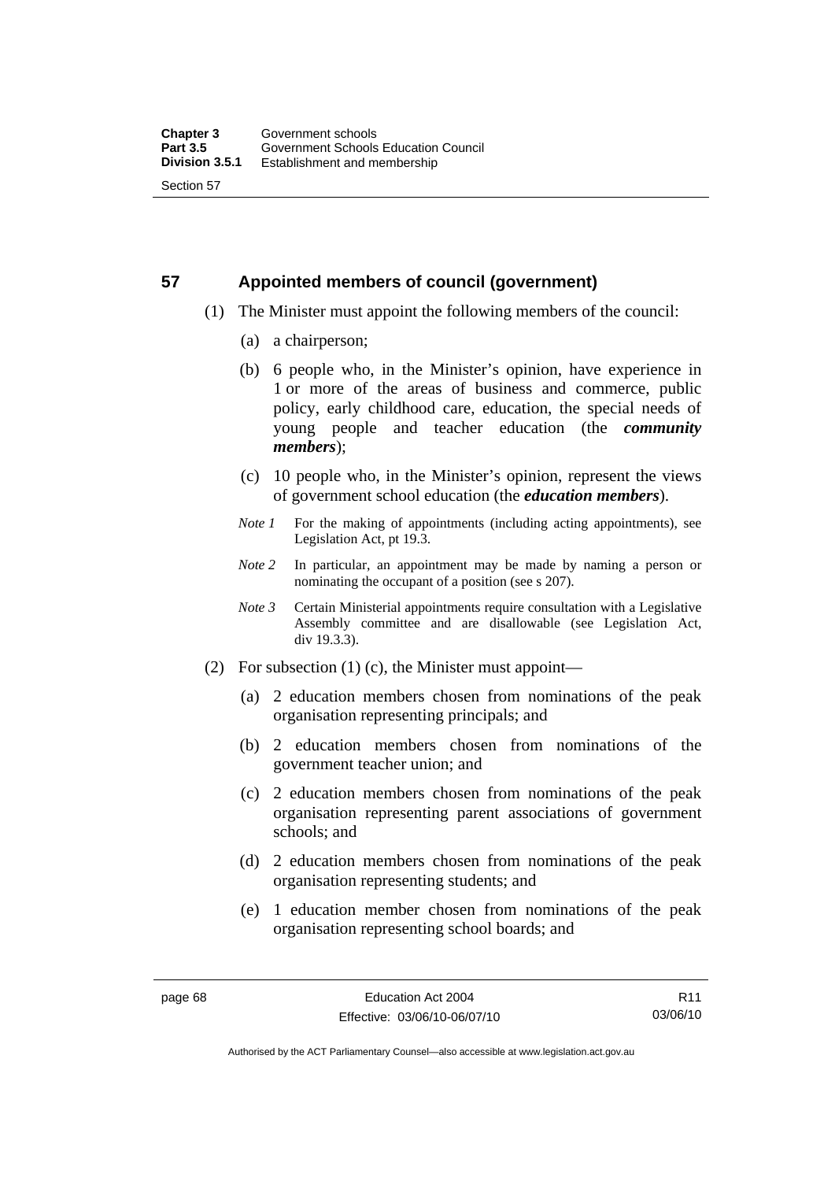## 57 Appointed members of council (government)

(1) The Minister must appoint the following members of the council:

(a) a chairperson;

(b) 6 people who, in the Minister's opinion, have experience in 1 or more of the areas of business and commerce, public policy, early childhood care, education, the special needs of young people and teacher education (the ***community members***);

(c) 10 people who, in the Minister's opinion, represent the views of government school education (the ***education members***).

*Note 1* For the making of appointments (including acting appointments), see Legislation Act, pt 19.3.

*Note 2* In particular, an appointment may be made by naming a person or nominating the occupant of a position (see s 207).

*Note 3* Certain Ministerial appointments require consultation with a Legislative Assembly committee and are disallowable (see Legislation Act, div 19.3.3).

(2) For subsection (1) (c), the Minister must appoint—

(a) 2 education members chosen from nominations of the peak organisation representing principals; and

(b) 2 education members chosen from nominations of the government teacher union; and

(c) 2 education members chosen from nominations of the peak organisation representing parent associations of government schools; and

(d) 2 education members chosen from nominations of the peak organisation representing students; and

(e) 1 education member chosen from nominations of the peak organisation representing school boards; and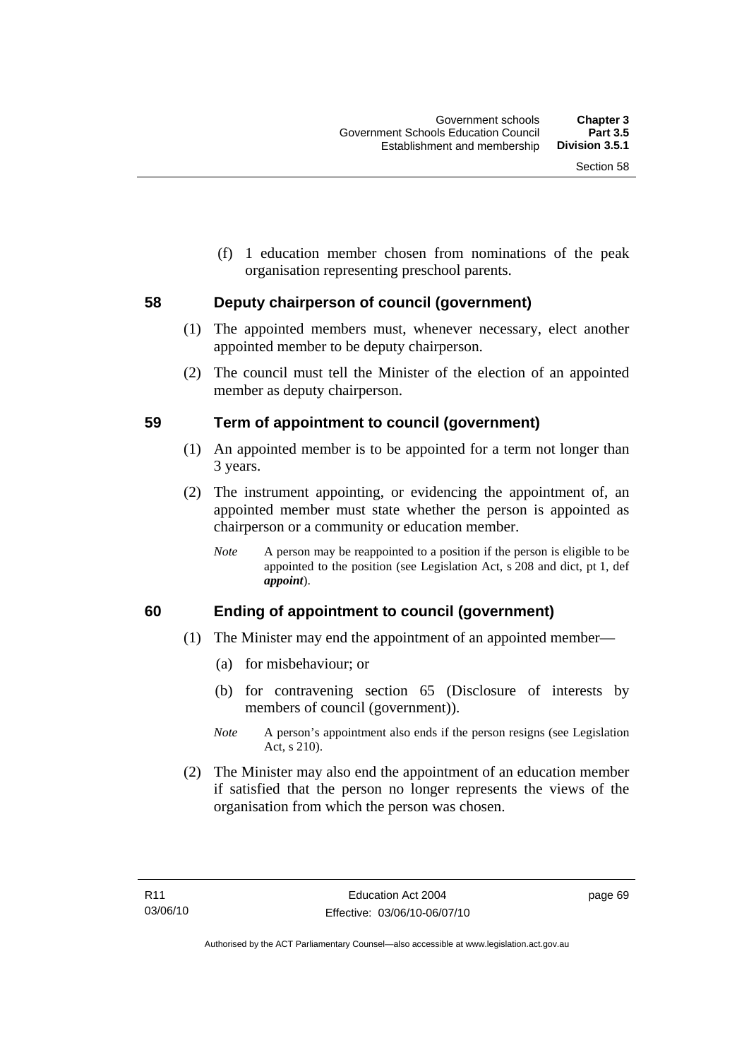(f) 1 education member chosen from nominations of the peak organisation representing preschool parents.

## 58 Deputy chairperson of council (government)

(1) The appointed members must, whenever necessary, elect another appointed member to be deputy chairperson.

(2) The council must tell the Minister of the election of an appointed member as deputy chairperson.

## 59 Term of appointment to council (government)

(1) An appointed member is to be appointed for a term not longer than 3 years.

(2) The instrument appointing, or evidencing the appointment of, an appointed member must state whether the person is appointed as chairperson or a community or education member.

*Note* A person may be reappointed to a position if the person is eligible to be appointed to the position (see Legislation Act, s 208 and dict, pt 1, def ***appoint***).

## 60 Ending of appointment to council (government)

(1) The Minister may end the appointment of an appointed member—

(a) for misbehaviour; or

(b) for contravening section 65 (Disclosure of interests by members of council (government)).

*Note* A person's appointment also ends if the person resigns (see Legislation Act, s 210).

(2) The Minister may also end the appointment of an education member if satisfied that the person no longer represents the views of the organisation from which the person was chosen.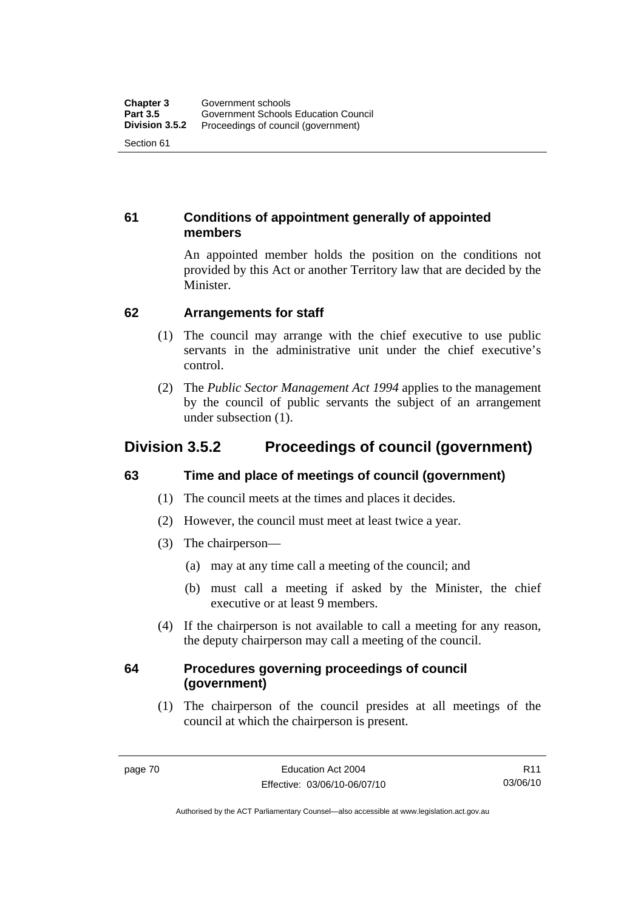### 61 Conditions of appointment generally of appointed members

An appointed member holds the position on the conditions not provided by this Act or another Territory law that are decided by the Minister.

### 62 Arrangements for staff

(1) The council may arrange with the chief executive to use public servants in the administrative unit under the chief executive's control.

(2) The *Public Sector Management Act 1994* applies to the management by the council of public servants the subject of an arrangement under subsection (1).

## Division 3.5.2 Proceedings of council (government)

### 63 Time and place of meetings of council (government)

(1) The council meets at the times and places it decides.

(2) However, the council must meet at least twice a year.

(3) The chairperson—

(a) may at any time call a meeting of the council; and

(b) must call a meeting if asked by the Minister, the chief executive or at least 9 members.

(4) If the chairperson is not available to call a meeting for any reason, the deputy chairperson may call a meeting of the council.

### 64 Procedures governing proceedings of council (government)

(1) The chairperson of the council presides at all meetings of the council at which the chairperson is present.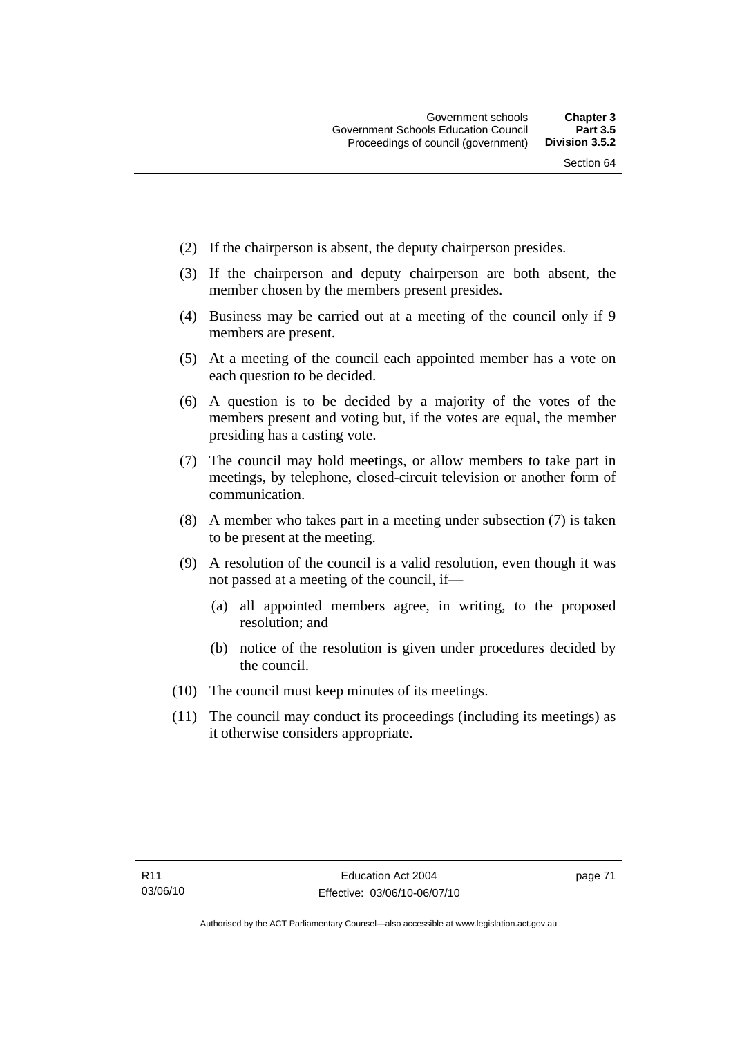(2) If the chairperson is absent, the deputy chairperson presides.

(3) If the chairperson and deputy chairperson are both absent, the member chosen by the members present presides.

(4) Business may be carried out at a meeting of the council only if 9 members are present.

(5) At a meeting of the council each appointed member has a vote on each question to be decided.

(6) A question is to be decided by a majority of the votes of the members present and voting but, if the votes are equal, the member presiding has a casting vote.

(7) The council may hold meetings, or allow members to take part in meetings, by telephone, closed-circuit television or another form of communication.

(8) A member who takes part in a meeting under subsection (7) is taken to be present at the meeting.

(9) A resolution of the council is a valid resolution, even though it was not passed at a meeting of the council, if—

(a) all appointed members agree, in writing, to the proposed resolution; and

(b) notice of the resolution is given under procedures decided by the council.

(10) The council must keep minutes of its meetings.

(11) The council may conduct its proceedings (including its meetings) as it otherwise considers appropriate.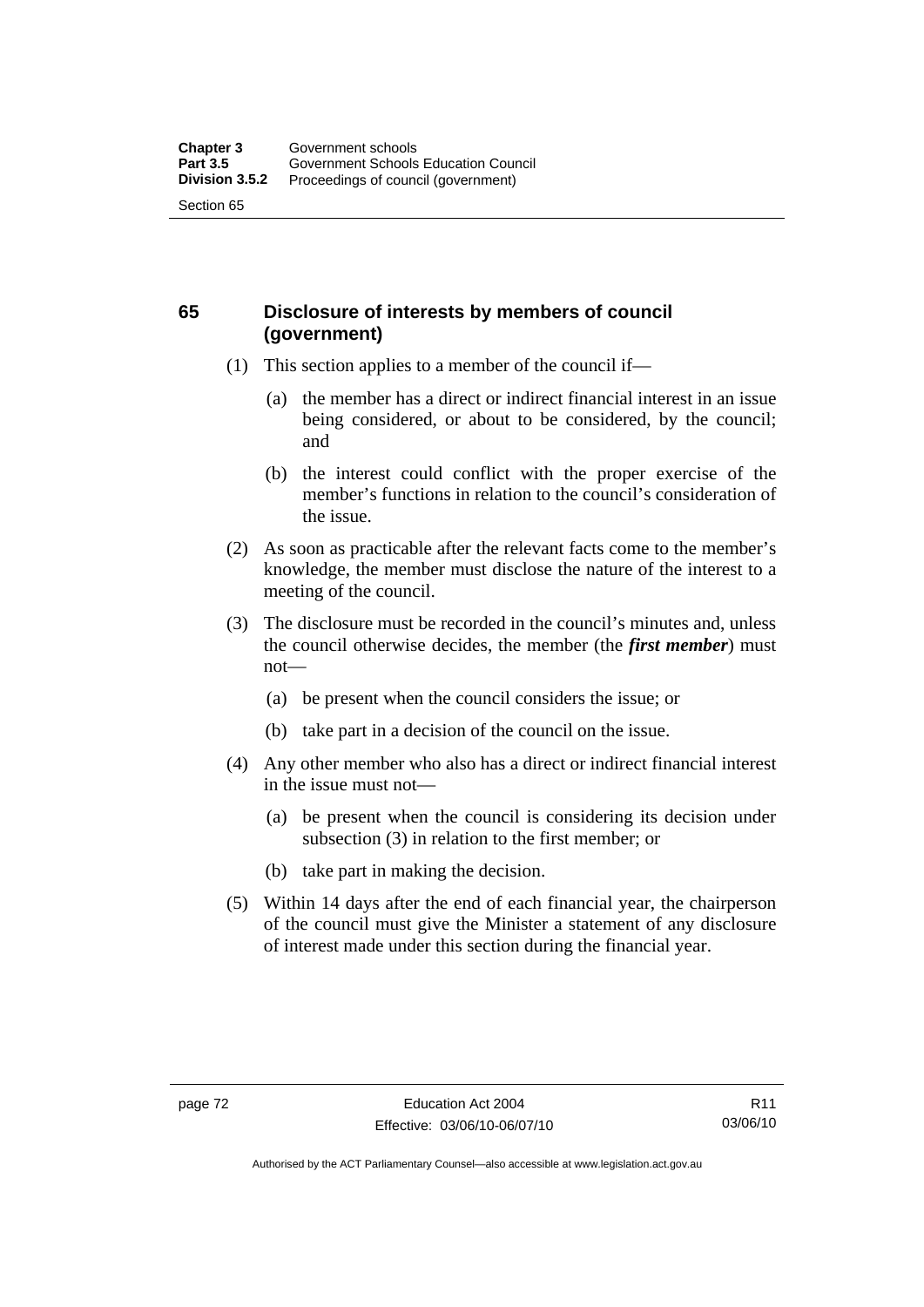## 65 Disclosure of interests by members of council (government)

(1) This section applies to a member of the council if—

(a) the member has a direct or indirect financial interest in an issue being considered, or about to be considered, by the council; and

(b) the interest could conflict with the proper exercise of the member's functions in relation to the council's consideration of the issue.

(2) As soon as practicable after the relevant facts come to the member's knowledge, the member must disclose the nature of the interest to a meeting of the council.

(3) The disclosure must be recorded in the council's minutes and, unless the council otherwise decides, the member (the ***first member***) must not—

(a) be present when the council considers the issue; or

(b) take part in a decision of the council on the issue.

(4) Any other member who also has a direct or indirect financial interest in the issue must not—

(a) be present when the council is considering its decision under subsection (3) in relation to the first member; or

(b) take part in making the decision.

(5) Within 14 days after the end of each financial year, the chairperson of the council must give the Minister a statement of any disclosure of interest made under this section during the financial year.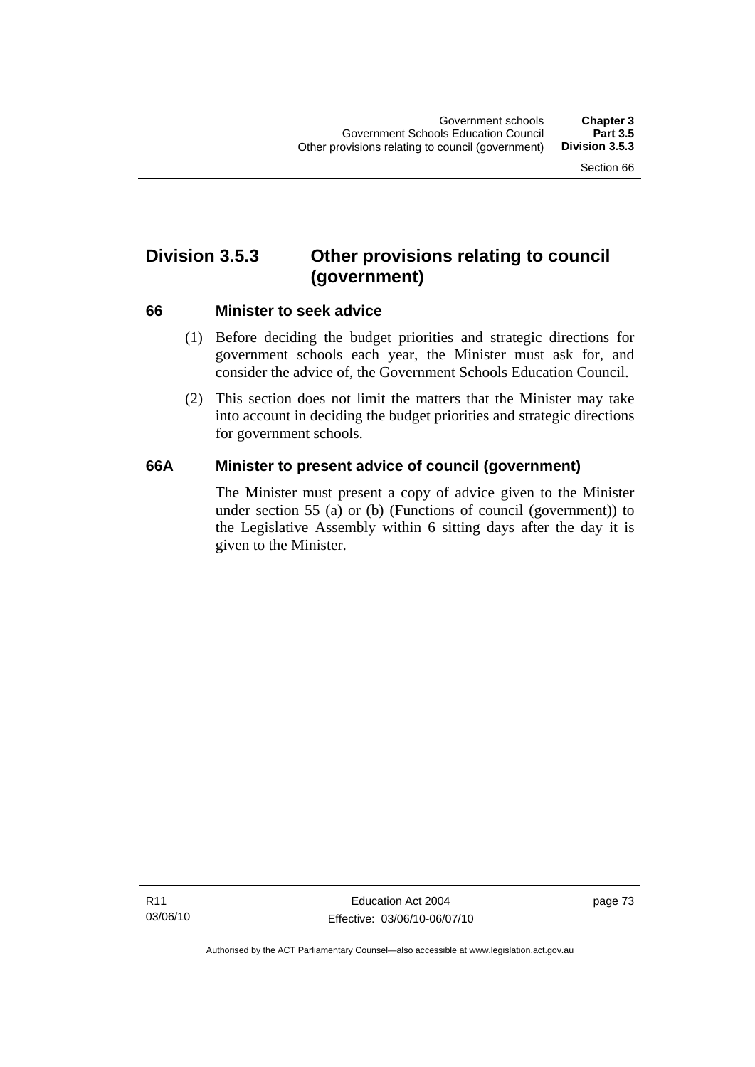## Division 3.5.3 Other provisions relating to council (government)

### 66 Minister to seek advice

(1) Before deciding the budget priorities and strategic directions for government schools each year, the Minister must ask for, and consider the advice of, the Government Schools Education Council.

(2) This section does not limit the matters that the Minister may take into account in deciding the budget priorities and strategic directions for government schools.

### 66A Minister to present advice of council (government)

The Minister must present a copy of advice given to the Minister under section 55 (a) or (b) (Functions of council (government)) to the Legislative Assembly within 6 sitting days after the day it is given to the Minister.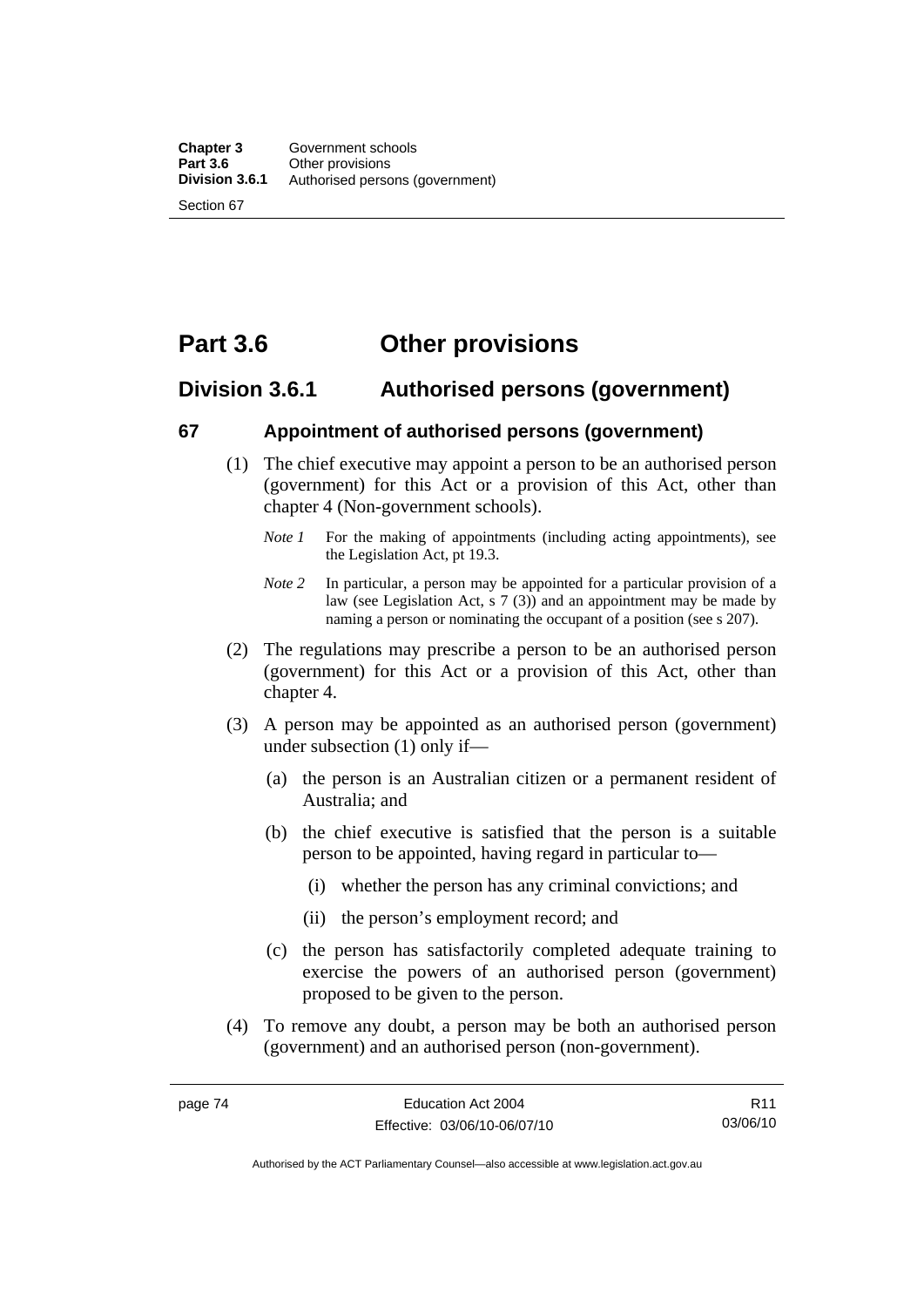# Part 3.6 Other provisions

## Division 3.6.1 Authorised persons (government)

### 67 Appointment of authorised persons (government)

(1) The chief executive may appoint a person to be an authorised person (government) for this Act or a provision of this Act, other than chapter 4 (Non-government schools).

*Note 1* For the making of appointments (including acting appointments), see the Legislation Act, pt 19.3.

*Note 2* In particular, a person may be appointed for a particular provision of a law (see Legislation Act, s 7 (3)) and an appointment may be made by naming a person or nominating the occupant of a position (see s 207).

(2) The regulations may prescribe a person to be an authorised person (government) for this Act or a provision of this Act, other than chapter 4.

(3) A person may be appointed as an authorised person (government) under subsection (1) only if—

(a) the person is an Australian citizen or a permanent resident of Australia; and

(b) the chief executive is satisfied that the person is a suitable person to be appointed, having regard in particular to—

(i) whether the person has any criminal convictions; and

(ii) the person's employment record; and

(c) the person has satisfactorily completed adequate training to exercise the powers of an authorised person (government) proposed to be given to the person.

(4) To remove any doubt, a person may be both an authorised person (government) and an authorised person (non-government).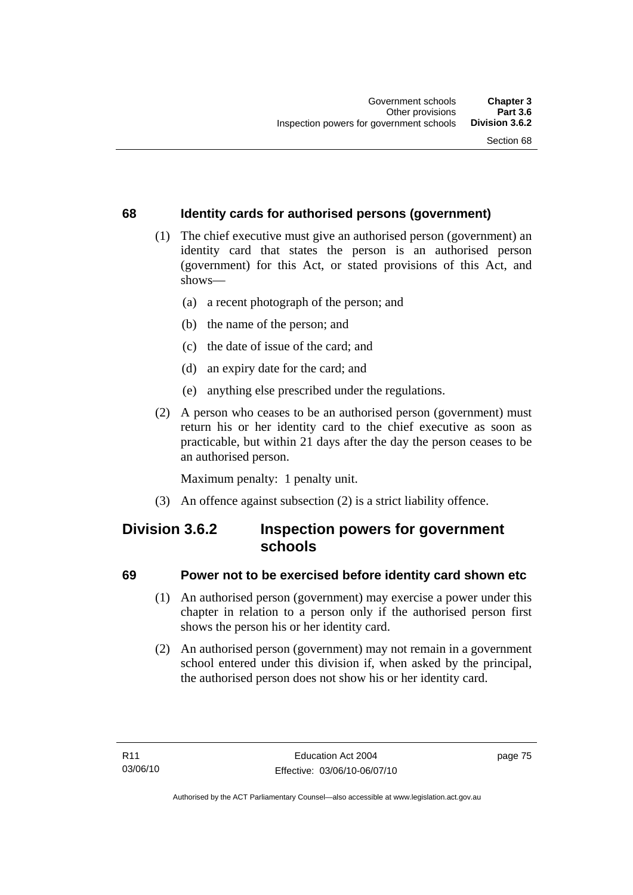### 68 Identity cards for authorised persons (government)

(1) The chief executive must give an authorised person (government) an identity card that states the person is an authorised person (government) for this Act, or stated provisions of this Act, and shows—

(a) a recent photograph of the person; and

(b) the name of the person; and

(c) the date of issue of the card; and

(d) an expiry date for the card; and

(e) anything else prescribed under the regulations.

(2) A person who ceases to be an authorised person (government) must return his or her identity card to the chief executive as soon as practicable, but within 21 days after the day the person ceases to be an authorised person.

Maximum penalty: 1 penalty unit.

(3) An offence against subsection (2) is a strict liability offence.

## Division 3.6.2 Inspection powers for government schools

### 69 Power not to be exercised before identity card shown etc

(1) An authorised person (government) may exercise a power under this chapter in relation to a person only if the authorised person first shows the person his or her identity card.

(2) An authorised person (government) may not remain in a government school entered under this division if, when asked by the principal, the authorised person does not show his or her identity card.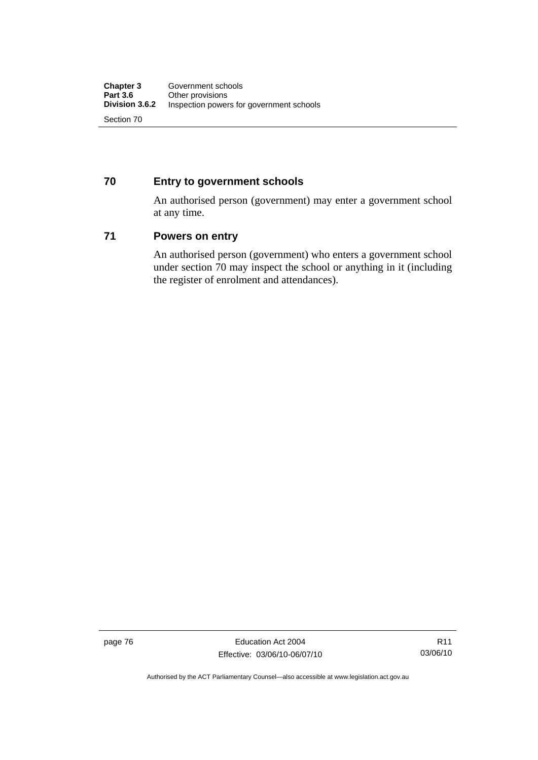## 70 Entry to government schools

An authorised person (government) may enter a government school at any time.

## 71 Powers on entry

An authorised person (government) who enters a government school under section 70 may inspect the school or anything in it (including the register of enrolment and attendances).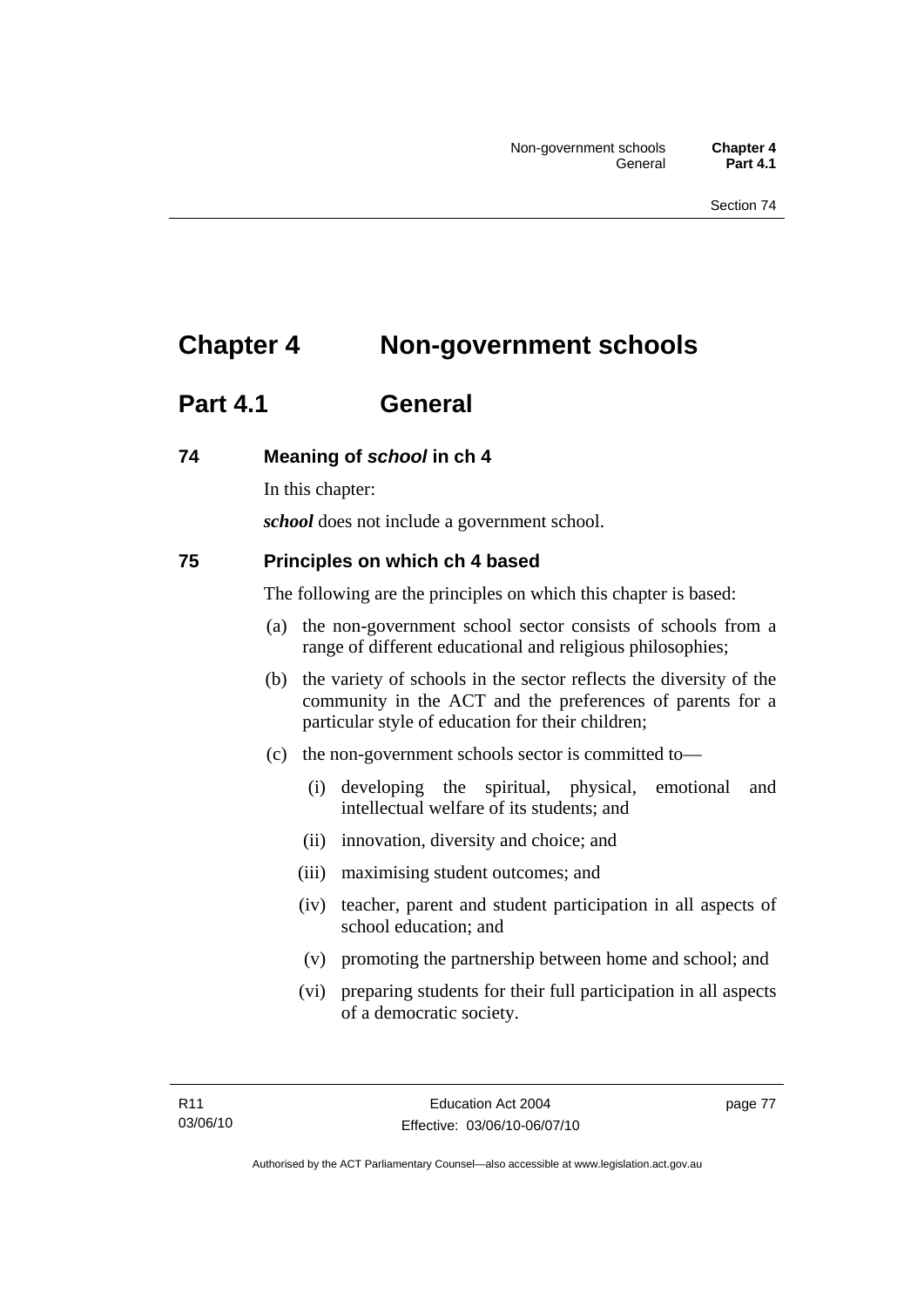# Chapter 4 Non-government schools

## Part 4.1 General

### 74 Meaning of *school* in ch 4

In this chapter:

***school*** does not include a government school.

### 75 Principles on which ch 4 based

The following are the principles on which this chapter is based:

(a) the non-government school sector consists of schools from a range of different educational and religious philosophies;

(b) the variety of schools in the sector reflects the diversity of the community in the ACT and the preferences of parents for a particular style of education for their children;

(c) the non-government schools sector is committed to—

(i) developing the spiritual, physical, emotional and intellectual welfare of its students; and

(ii) innovation, diversity and choice; and

(iii) maximising student outcomes; and

(iv) teacher, parent and student participation in all aspects of school education; and

(v) promoting the partnership between home and school; and

(vi) preparing students for their full participation in all aspects of a democratic society.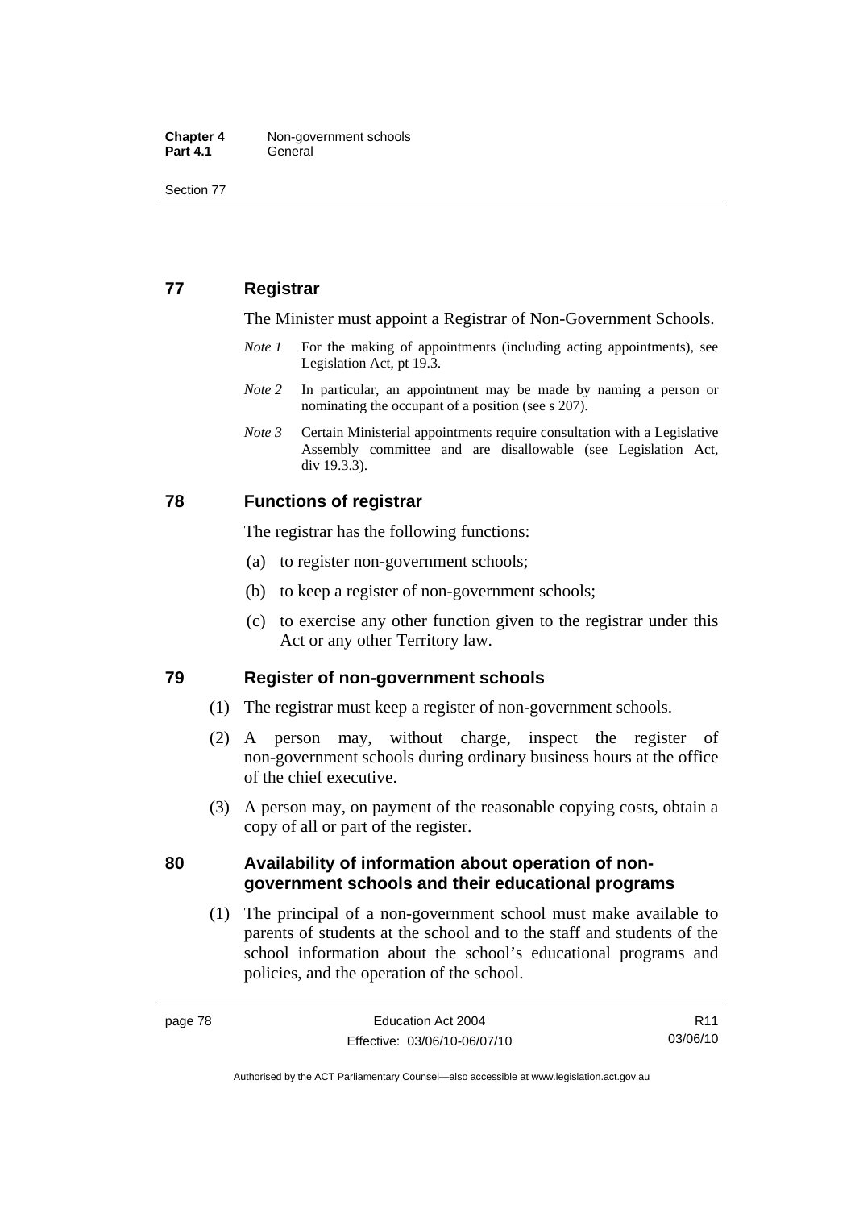## 77 Registrar

The Minister must appoint a Registrar of Non-Government Schools.

*Note 1* For the making of appointments (including acting appointments), see Legislation Act, pt 19.3.

*Note 2* In particular, an appointment may be made by naming a person or nominating the occupant of a position (see s 207).

*Note 3* Certain Ministerial appointments require consultation with a Legislative Assembly committee and are disallowable (see Legislation Act, div 19.3.3).

## 78 Functions of registrar

The registrar has the following functions:

(a) to register non-government schools;

(b) to keep a register of non-government schools;

(c) to exercise any other function given to the registrar under this Act or any other Territory law.

## 79 Register of non-government schools

(1) The registrar must keep a register of non-government schools.

(2) A person may, without charge, inspect the register of non-government schools during ordinary business hours at the office of the chief executive.

(3) A person may, on payment of the reasonable copying costs, obtain a copy of all or part of the register.

## 80 Availability of information about operation of non-government schools and their educational programs

(1) The principal of a non-government school must make available to parents of students at the school and to the staff and students of the school information about the school's educational programs and policies, and the operation of the school.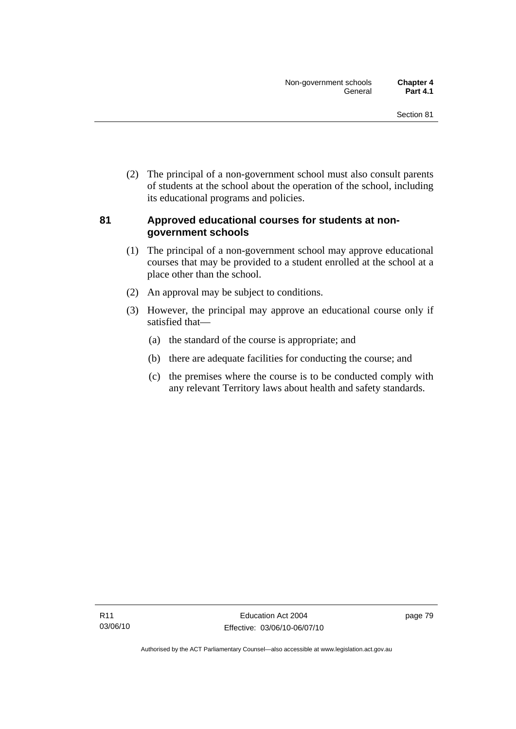(2) The principal of a non-government school must also consult parents of students at the school about the operation of the school, including its educational programs and policies.

### 81 Approved educational courses for students at non-government schools

(1) The principal of a non-government school may approve educational courses that may be provided to a student enrolled at the school at a place other than the school.

(2) An approval may be subject to conditions.

(3) However, the principal may approve an educational course only if satisfied that—

(a) the standard of the course is appropriate; and

(b) there are adequate facilities for conducting the course; and

(c) the premises where the course is to be conducted comply with any relevant Territory laws about health and safety standards.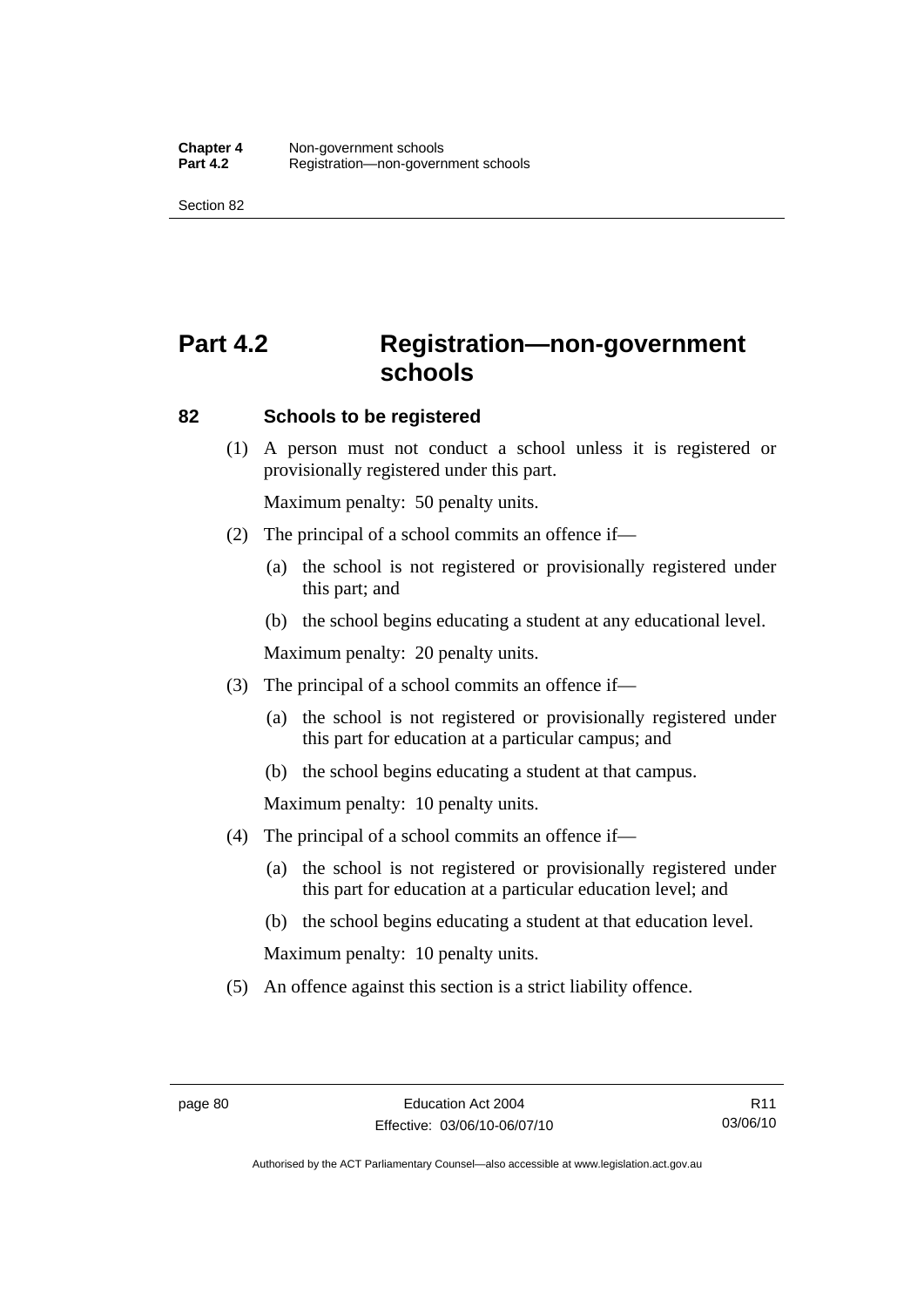# Part 4.2 Registration—non-government schools

## 82 Schools to be registered

(1) A person must not conduct a school unless it is registered or provisionally registered under this part.

Maximum penalty: 50 penalty units.

(2) The principal of a school commits an offence if—

(a) the school is not registered or provisionally registered under this part; and

(b) the school begins educating a student at any educational level.

Maximum penalty: 20 penalty units.

(3) The principal of a school commits an offence if—

(a) the school is not registered or provisionally registered under this part for education at a particular campus; and

(b) the school begins educating a student at that campus.

Maximum penalty: 10 penalty units.

(4) The principal of a school commits an offence if—

(a) the school is not registered or provisionally registered under this part for education at a particular education level; and

(b) the school begins educating a student at that education level.

Maximum penalty: 10 penalty units.

(5) An offence against this section is a strict liability offence.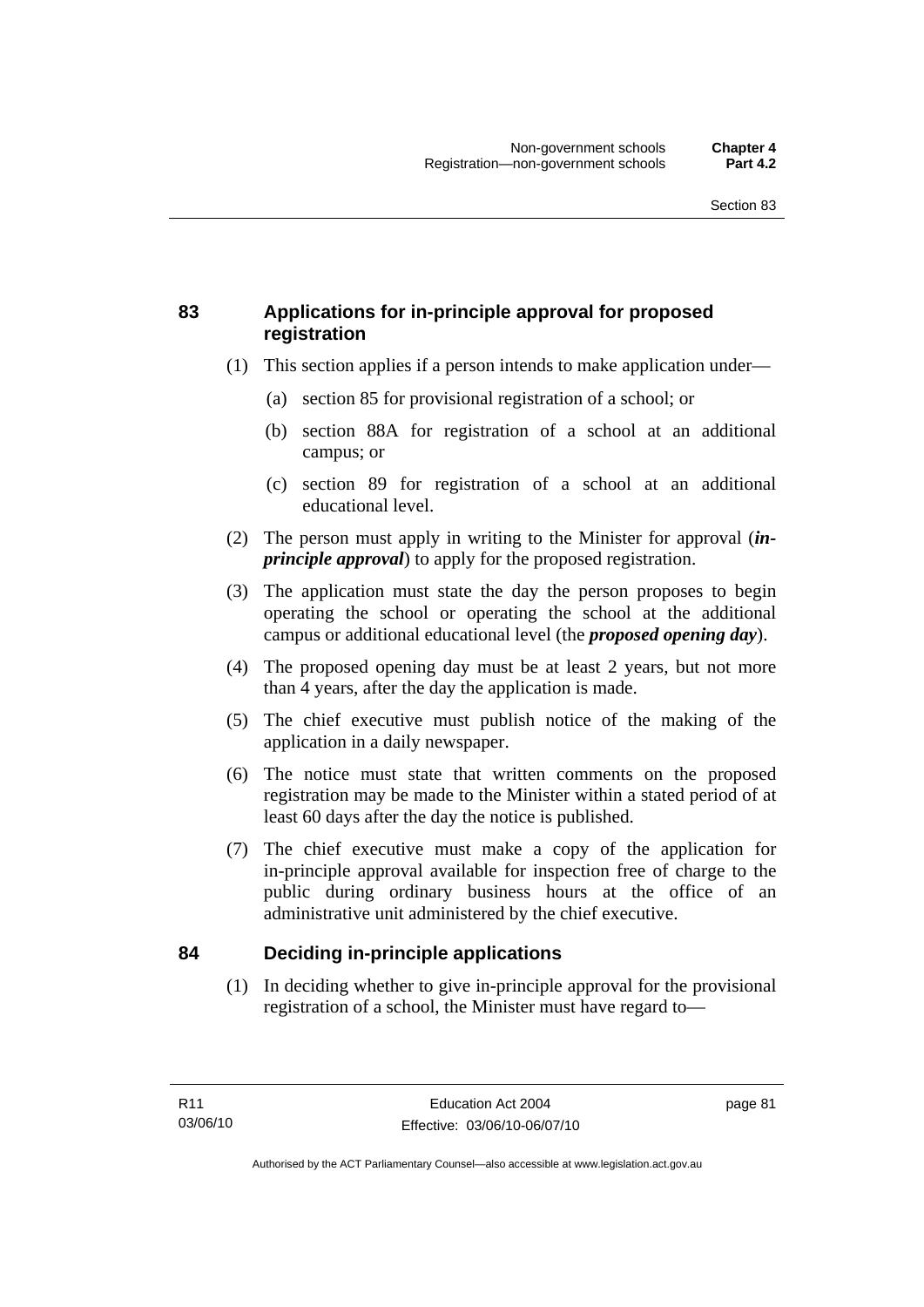## 83 Applications for in-principle approval for proposed registration

(1) This section applies if a person intends to make application under—

(a) section 85 for provisional registration of a school; or

(b) section 88A for registration of a school at an additional campus; or

(c) section 89 for registration of a school at an additional educational level.

(2) The person must apply in writing to the Minister for approval (***in-principle approval***) to apply for the proposed registration.

(3) The application must state the day the person proposes to begin operating the school or operating the school at the additional campus or additional educational level (the ***proposed opening day***).

(4) The proposed opening day must be at least 2 years, but not more than 4 years, after the day the application is made.

(5) The chief executive must publish notice of the making of the application in a daily newspaper.

(6) The notice must state that written comments on the proposed registration may be made to the Minister within a stated period of at least 60 days after the day the notice is published.

(7) The chief executive must make a copy of the application for in-principle approval available for inspection free of charge to the public during ordinary business hours at the office of an administrative unit administered by the chief executive.

## 84 Deciding in-principle applications

(1) In deciding whether to give in-principle approval for the provisional registration of a school, the Minister must have regard to—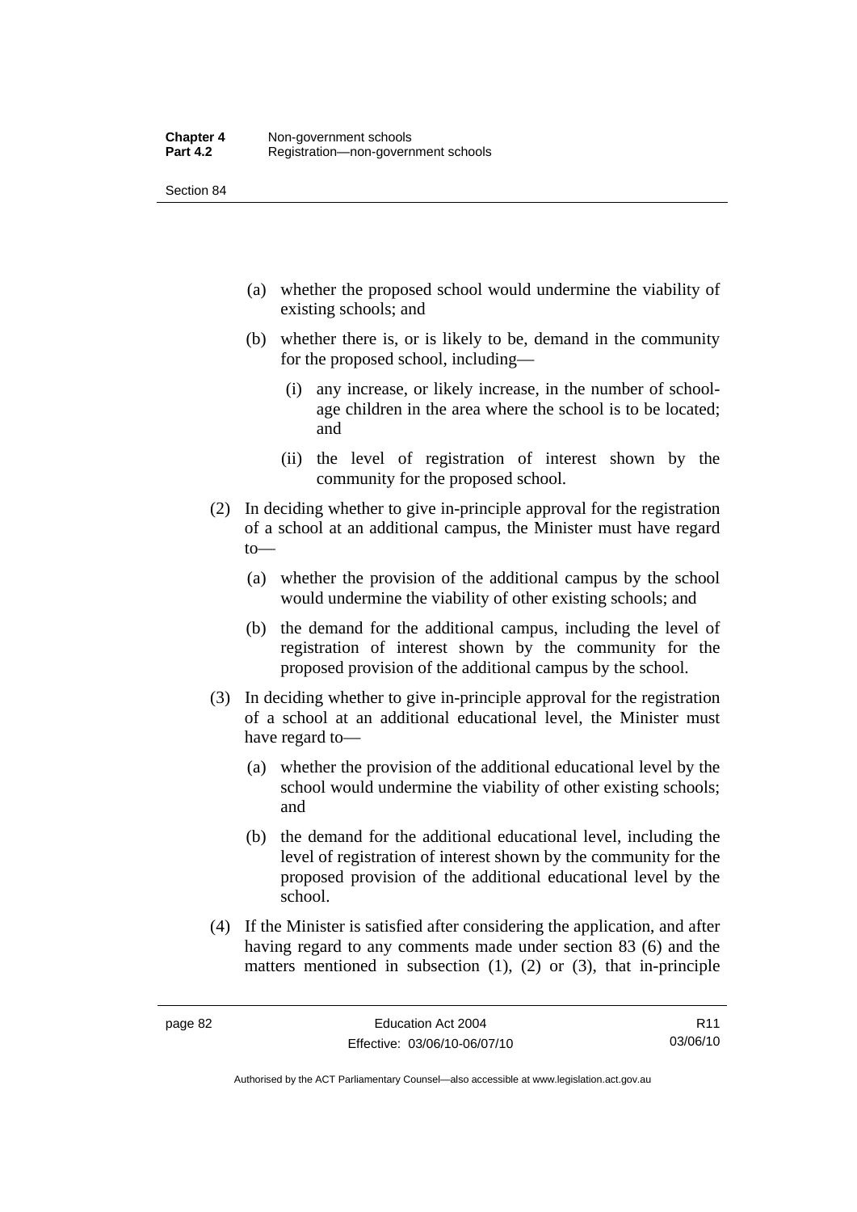(a) whether the proposed school would undermine the viability of existing schools; and

(b) whether there is, or is likely to be, demand in the community for the proposed school, including—

(i) any increase, or likely increase, in the number of school-age children in the area where the school is to be located; and

(ii) the level of registration of interest shown by the community for the proposed school.

(2) In deciding whether to give in-principle approval for the registration of a school at an additional campus, the Minister must have regard to—

(a) whether the provision of the additional campus by the school would undermine the viability of other existing schools; and

(b) the demand for the additional campus, including the level of registration of interest shown by the community for the proposed provision of the additional campus by the school.

(3) In deciding whether to give in-principle approval for the registration of a school at an additional educational level, the Minister must have regard to—

(a) whether the provision of the additional educational level by the school would undermine the viability of other existing schools; and

(b) the demand for the additional educational level, including the level of registration of interest shown by the community for the proposed provision of the additional educational level by the school.

(4) If the Minister is satisfied after considering the application, and after having regard to any comments made under section 83 (6) and the matters mentioned in subsection (1), (2) or (3), that in-principle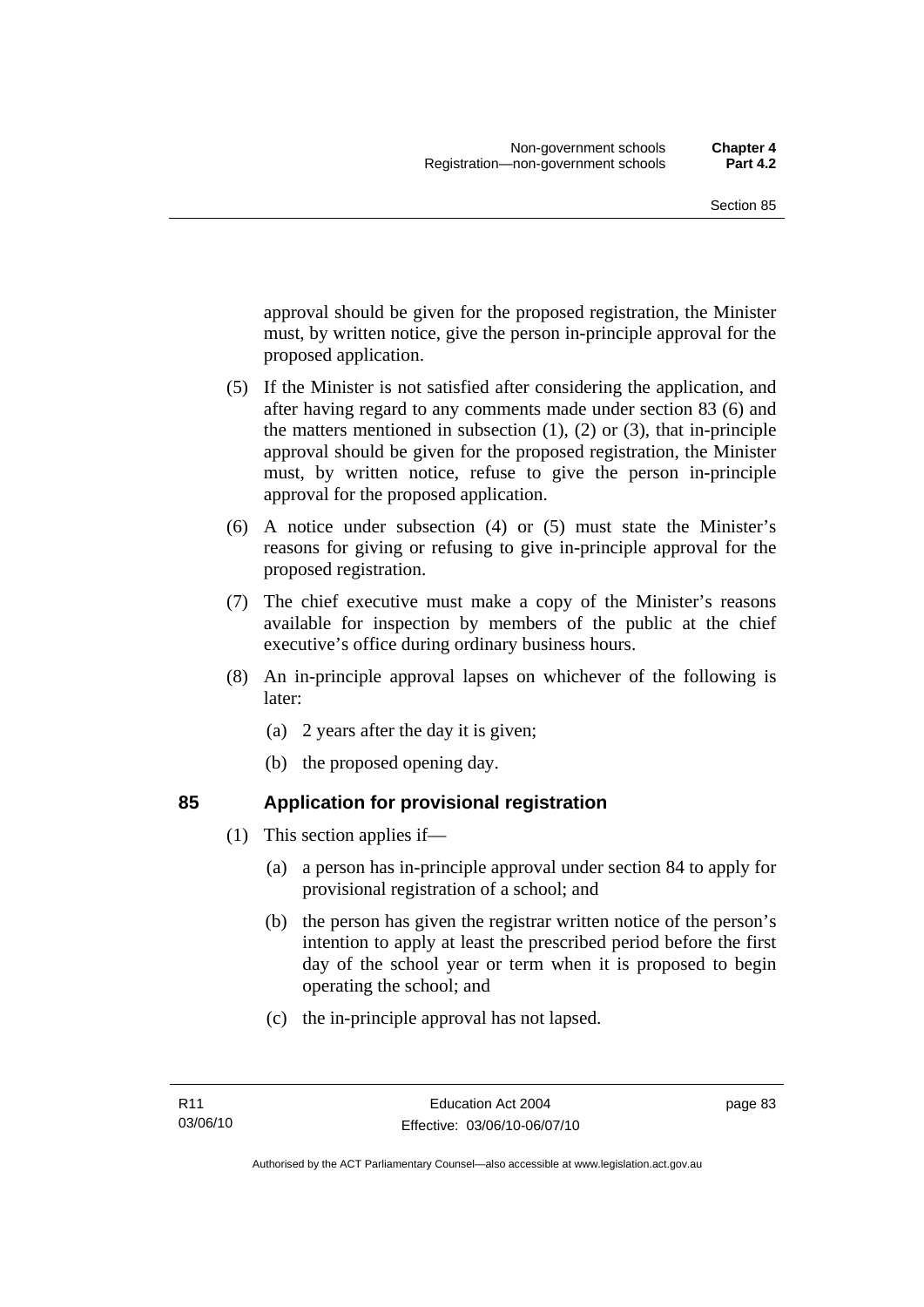approval should be given for the proposed registration, the Minister must, by written notice, give the person in-principle approval for the proposed application.

(5) If the Minister is not satisfied after considering the application, and after having regard to any comments made under section 83 (6) and the matters mentioned in subsection (1), (2) or (3), that in-principle approval should be given for the proposed registration, the Minister must, by written notice, refuse to give the person in-principle approval for the proposed application.

(6) A notice under subsection (4) or (5) must state the Minister's reasons for giving or refusing to give in-principle approval for the proposed registration.

(7) The chief executive must make a copy of the Minister's reasons available for inspection by members of the public at the chief executive's office during ordinary business hours.

(8) An in-principle approval lapses on whichever of the following is later:

(a) 2 years after the day it is given;

(b) the proposed opening day.

## 85 Application for provisional registration

(1) This section applies if—

(a) a person has in-principle approval under section 84 to apply for provisional registration of a school; and

(b) the person has given the registrar written notice of the person's intention to apply at least the prescribed period before the first day of the school year or term when it is proposed to begin operating the school; and

(c) the in-principle approval has not lapsed.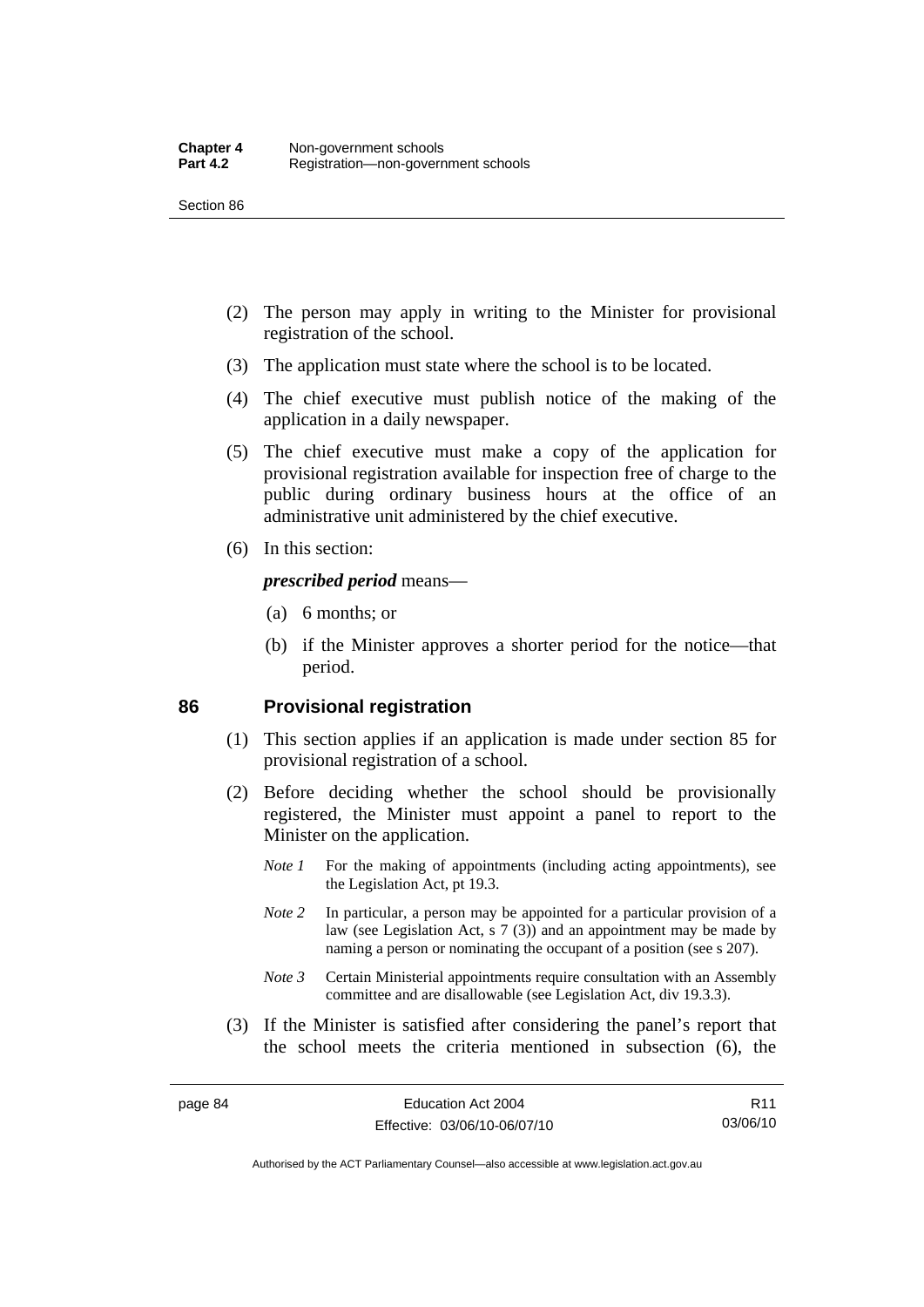(2) The person may apply in writing to the Minister for provisional registration of the school.

(3) The application must state where the school is to be located.

(4) The chief executive must publish notice of the making of the application in a daily newspaper.

(5) The chief executive must make a copy of the application for provisional registration available for inspection free of charge to the public during ordinary business hours at the office of an administrative unit administered by the chief executive.

(6) In this section:

***prescribed period*** means—

(a) 6 months; or

(b) if the Minister approves a shorter period for the notice—that period.

## 86 Provisional registration

(1) This section applies if an application is made under section 85 for provisional registration of a school.

(2) Before deciding whether the school should be provisionally registered, the Minister must appoint a panel to report to the Minister on the application.

*Note 1* For the making of appointments (including acting appointments), see the Legislation Act, pt 19.3.

*Note 2* In particular, a person may be appointed for a particular provision of a law (see Legislation Act, s 7 (3)) and an appointment may be made by naming a person or nominating the occupant of a position (see s 207).

*Note 3* Certain Ministerial appointments require consultation with an Assembly committee and are disallowable (see Legislation Act, div 19.3.3).

(3) If the Minister is satisfied after considering the panel's report that the school meets the criteria mentioned in subsection (6), the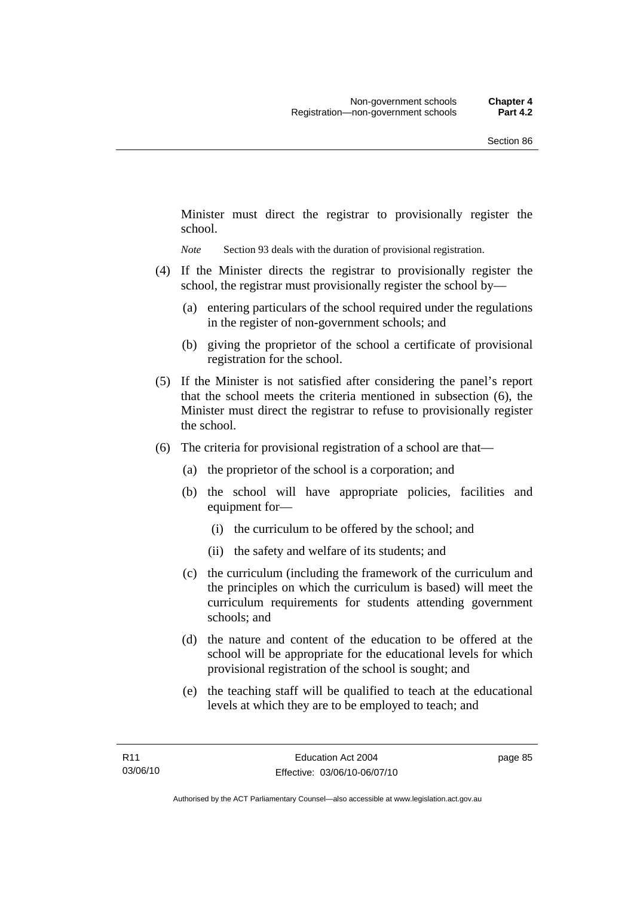Minister must direct the registrar to provisionally register the school.

*Note* Section 93 deals with the duration of provisional registration.

(4) If the Minister directs the registrar to provisionally register the school, the registrar must provisionally register the school by—

(a) entering particulars of the school required under the regulations in the register of non-government schools; and

(b) giving the proprietor of the school a certificate of provisional registration for the school.

(5) If the Minister is not satisfied after considering the panel's report that the school meets the criteria mentioned in subsection (6), the Minister must direct the registrar to refuse to provisionally register the school.

(6) The criteria for provisional registration of a school are that—

(a) the proprietor of the school is a corporation; and

(b) the school will have appropriate policies, facilities and equipment for—

(i) the curriculum to be offered by the school; and

(ii) the safety and welfare of its students; and

(c) the curriculum (including the framework of the curriculum and the principles on which the curriculum is based) will meet the curriculum requirements for students attending government schools; and

(d) the nature and content of the education to be offered at the school will be appropriate for the educational levels for which provisional registration of the school is sought; and

(e) the teaching staff will be qualified to teach at the educational levels at which they are to be employed to teach; and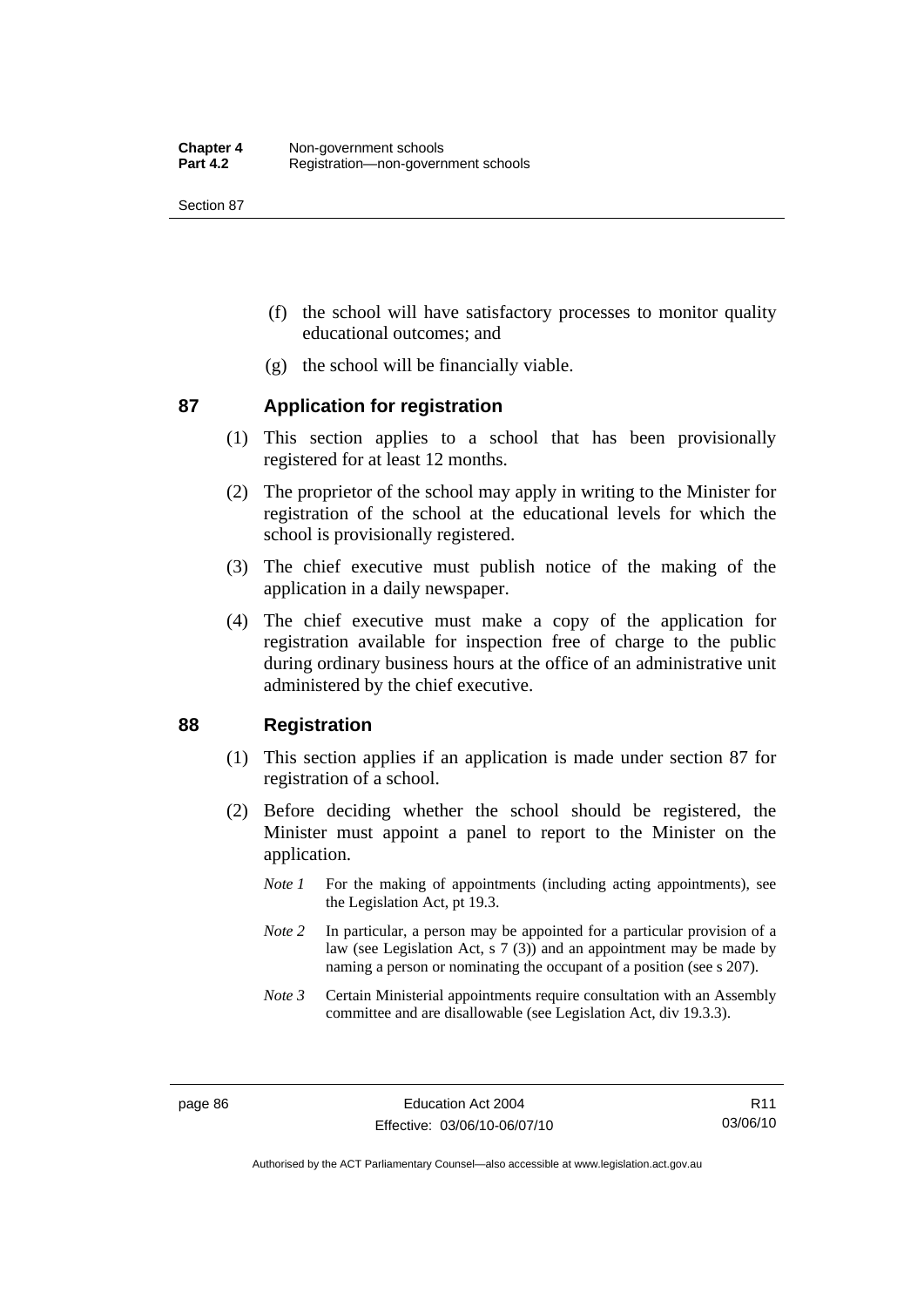(f) the school will have satisfactory processes to monitor quality educational outcomes; and

(g) the school will be financially viable.

## 87 Application for registration

(1) This section applies to a school that has been provisionally registered for at least 12 months.

(2) The proprietor of the school may apply in writing to the Minister for registration of the school at the educational levels for which the school is provisionally registered.

(3) The chief executive must publish notice of the making of the application in a daily newspaper.

(4) The chief executive must make a copy of the application for registration available for inspection free of charge to the public during ordinary business hours at the office of an administrative unit administered by the chief executive.

## 88 Registration

(1) This section applies if an application is made under section 87 for registration of a school.

(2) Before deciding whether the school should be registered, the Minister must appoint a panel to report to the Minister on the application.

*Note 1* For the making of appointments (including acting appointments), see the Legislation Act, pt 19.3.

*Note 2* In particular, a person may be appointed for a particular provision of a law (see Legislation Act, s 7 (3)) and an appointment may be made by naming a person or nominating the occupant of a position (see s 207).

*Note 3* Certain Ministerial appointments require consultation with an Assembly committee and are disallowable (see Legislation Act, div 19.3.3).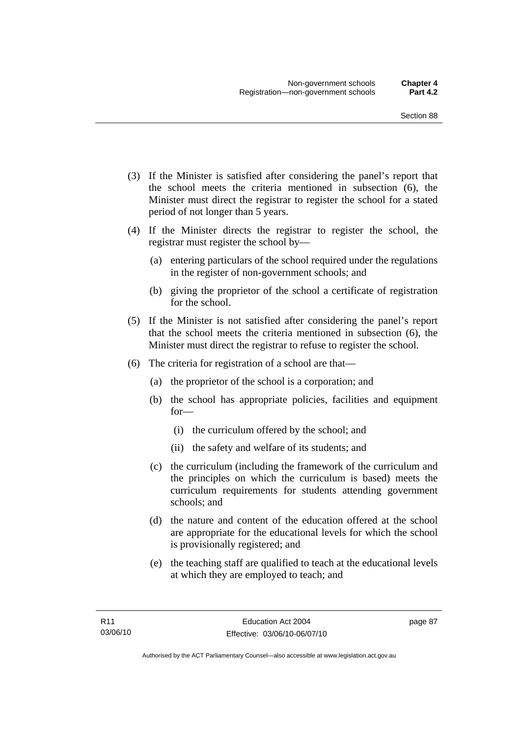(3) If the Minister is satisfied after considering the panel's report that the school meets the criteria mentioned in subsection (6), the Minister must direct the registrar to register the school for a stated period of not longer than 5 years.

(4) If the Minister directs the registrar to register the school, the registrar must register the school by—

(a) entering particulars of the school required under the regulations in the register of non-government schools; and

(b) giving the proprietor of the school a certificate of registration for the school.

(5) If the Minister is not satisfied after considering the panel's report that the school meets the criteria mentioned in subsection (6), the Minister must direct the registrar to refuse to register the school.

(6) The criteria for registration of a school are that—

(a) the proprietor of the school is a corporation; and

(b) the school has appropriate policies, facilities and equipment for—

(i) the curriculum offered by the school; and

(ii) the safety and welfare of its students; and

(c) the curriculum (including the framework of the curriculum and the principles on which the curriculum is based) meets the curriculum requirements for students attending government schools; and

(d) the nature and content of the education offered at the school are appropriate for the educational levels for which the school is provisionally registered; and

(e) the teaching staff are qualified to teach at the educational levels at which they are employed to teach; and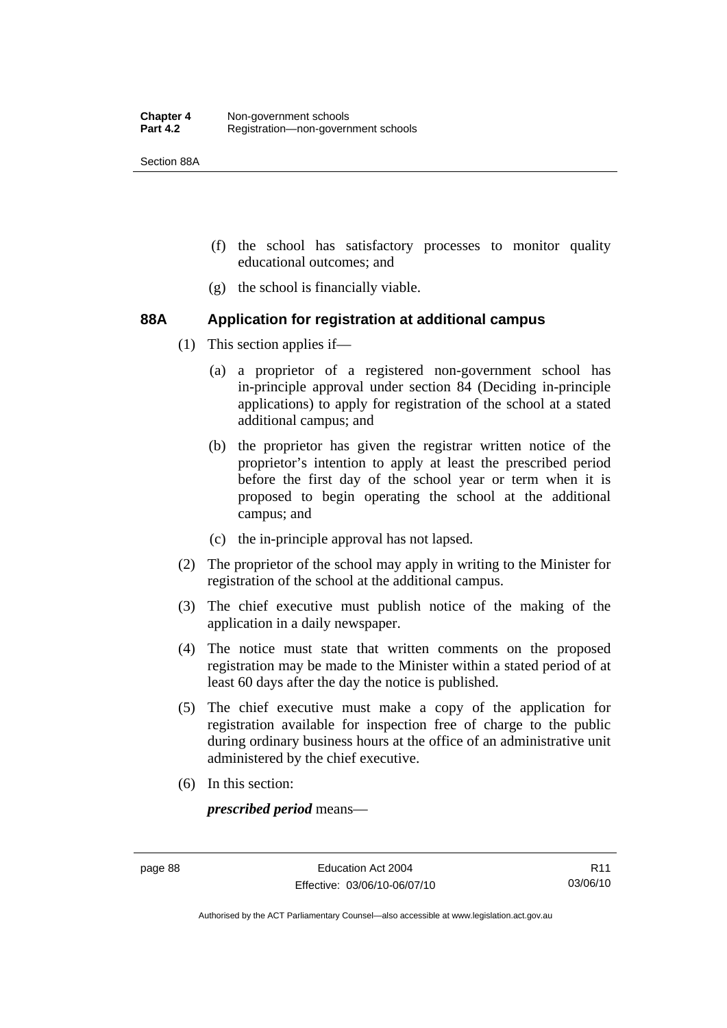(f) the school has satisfactory processes to monitor quality educational outcomes; and

(g) the school is financially viable.

### 88A Application for registration at additional campus

(1) This section applies if—

(a) a proprietor of a registered non-government school has in-principle approval under section 84 (Deciding in-principle applications) to apply for registration of the school at a stated additional campus; and

(b) the proprietor has given the registrar written notice of the proprietor's intention to apply at least the prescribed period before the first day of the school year or term when it is proposed to begin operating the school at the additional campus; and

(c) the in-principle approval has not lapsed.

(2) The proprietor of the school may apply in writing to the Minister for registration of the school at the additional campus.

(3) The chief executive must publish notice of the making of the application in a daily newspaper.

(4) The notice must state that written comments on the proposed registration may be made to the Minister within a stated period of at least 60 days after the day the notice is published.

(5) The chief executive must make a copy of the application for registration available for inspection free of charge to the public during ordinary business hours at the office of an administrative unit administered by the chief executive.

(6) In this section:

***prescribed period*** means—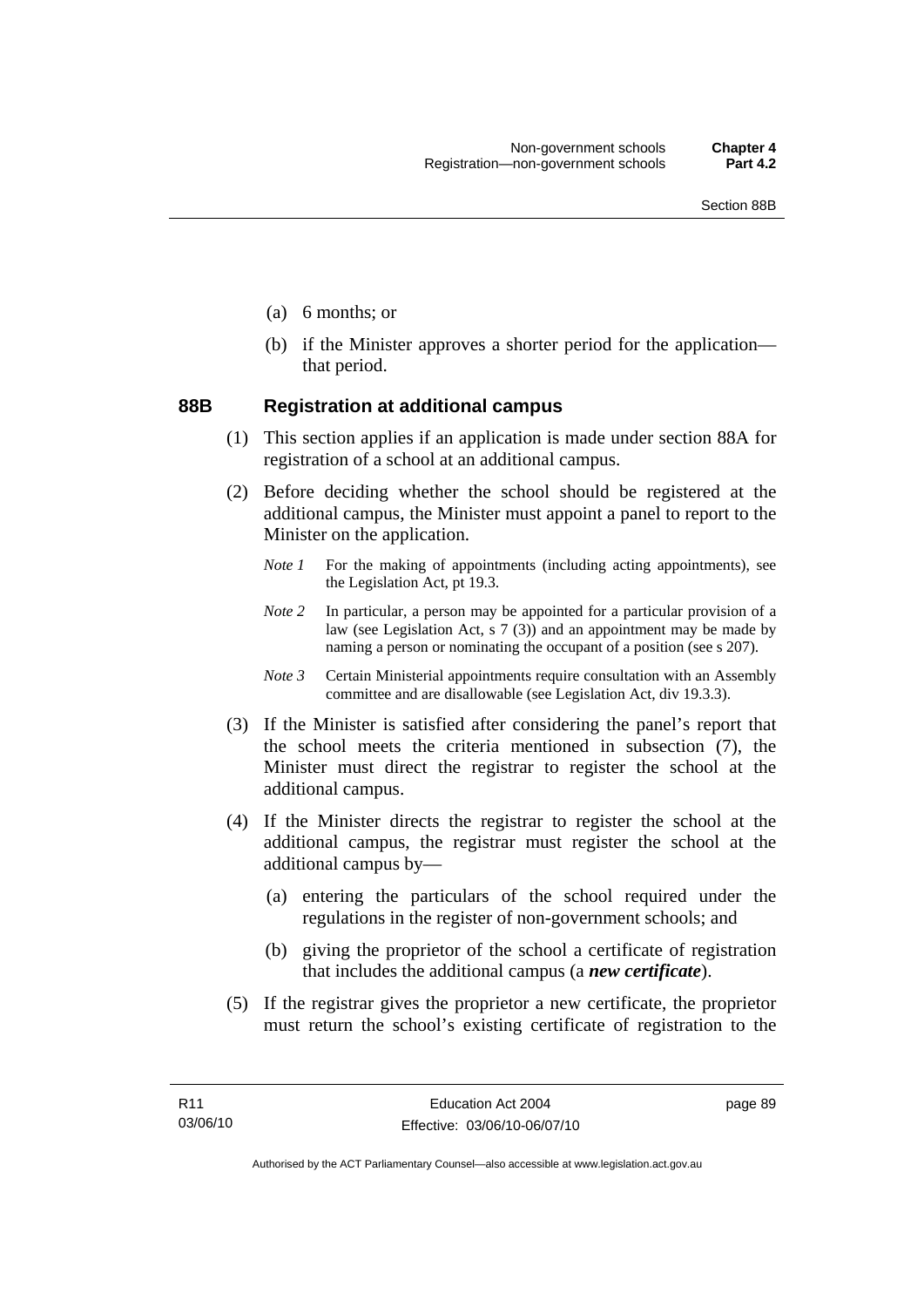(a) 6 months; or

(b) if the Minister approves a shorter period for the application—that period.

### 88B Registration at additional campus

(1) This section applies if an application is made under section 88A for registration of a school at an additional campus.

(2) Before deciding whether the school should be registered at the additional campus, the Minister must appoint a panel to report to the Minister on the application.

*Note 1* For the making of appointments (including acting appointments), see the Legislation Act, pt 19.3.

*Note 2* In particular, a person may be appointed for a particular provision of a law (see Legislation Act, s 7 (3)) and an appointment may be made by naming a person or nominating the occupant of a position (see s 207).

*Note 3* Certain Ministerial appointments require consultation with an Assembly committee and are disallowable (see Legislation Act, div 19.3.3).

(3) If the Minister is satisfied after considering the panel's report that the school meets the criteria mentioned in subsection (7), the Minister must direct the registrar to register the school at the additional campus.

(4) If the Minister directs the registrar to register the school at the additional campus, the registrar must register the school at the additional campus by—

(a) entering the particulars of the school required under the regulations in the register of non-government schools; and

(b) giving the proprietor of the school a certificate of registration that includes the additional campus (a ***new certificate***).

(5) If the registrar gives the proprietor a new certificate, the proprietor must return the school's existing certificate of registration to the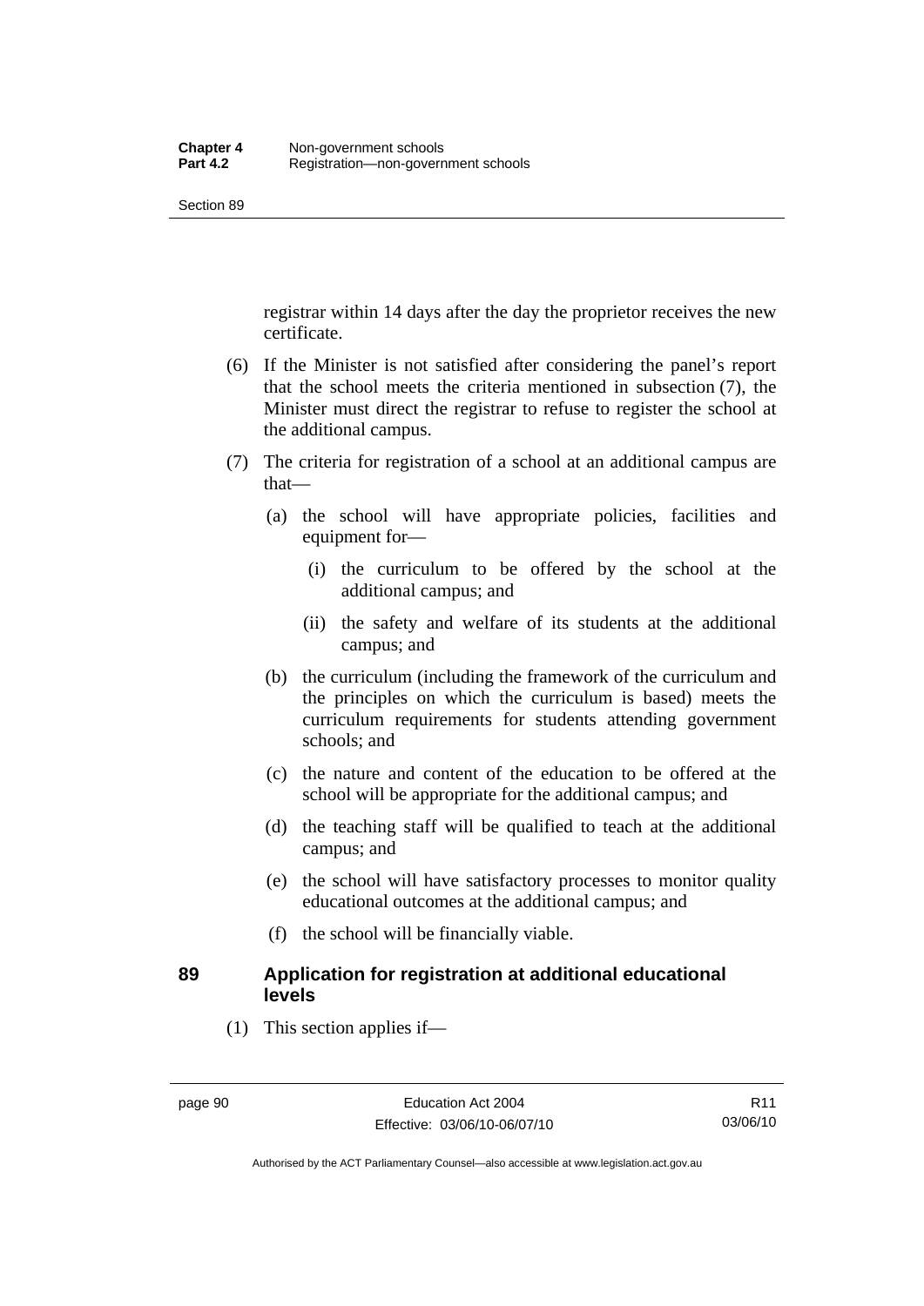registrar within 14 days after the day the proprietor receives the new certificate.

(6) If the Minister is not satisfied after considering the panel's report that the school meets the criteria mentioned in subsection (7), the Minister must direct the registrar to refuse to register the school at the additional campus.

(7) The criteria for registration of a school at an additional campus are that—

(a) the school will have appropriate policies, facilities and equipment for—

(i) the curriculum to be offered by the school at the additional campus; and

(ii) the safety and welfare of its students at the additional campus; and

(b) the curriculum (including the framework of the curriculum and the principles on which the curriculum is based) meets the curriculum requirements for students attending government schools; and

(c) the nature and content of the education to be offered at the school will be appropriate for the additional campus; and

(d) the teaching staff will be qualified to teach at the additional campus; and

(e) the school will have satisfactory processes to monitor quality educational outcomes at the additional campus; and

(f) the school will be financially viable.

### 89 Application for registration at additional educational levels

(1) This section applies if—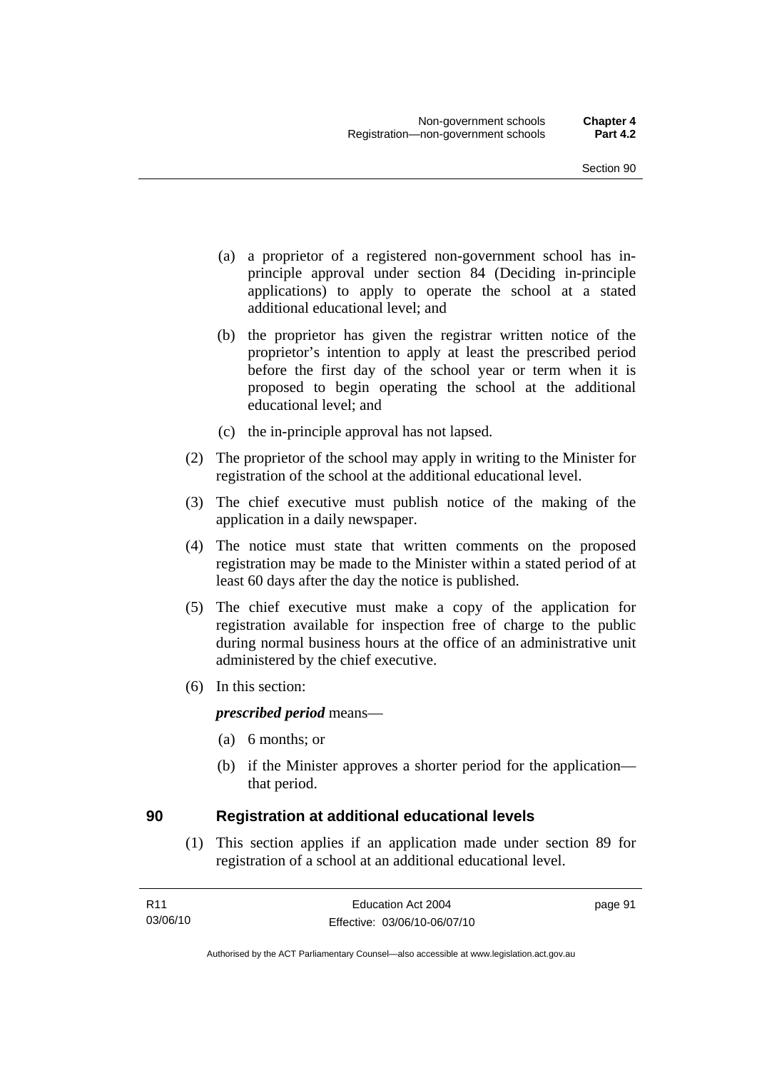(a) a proprietor of a registered non-government school has in-principle approval under section 84 (Deciding in-principle applications) to apply to operate the school at a stated additional educational level; and

(b) the proprietor has given the registrar written notice of the proprietor's intention to apply at least the prescribed period before the first day of the school year or term when it is proposed to begin operating the school at the additional educational level; and

(c) the in-principle approval has not lapsed.

(2) The proprietor of the school may apply in writing to the Minister for registration of the school at the additional educational level.

(3) The chief executive must publish notice of the making of the application in a daily newspaper.

(4) The notice must state that written comments on the proposed registration may be made to the Minister within a stated period of at least 60 days after the day the notice is published.

(5) The chief executive must make a copy of the application for registration available for inspection free of charge to the public during normal business hours at the office of an administrative unit administered by the chief executive.

(6) In this section:

***prescribed period*** means—

(a) 6 months; or

(b) if the Minister approves a shorter period for the application—that period.

## 90 Registration at additional educational levels

(1) This section applies if an application made under section 89 for registration of a school at an additional educational level.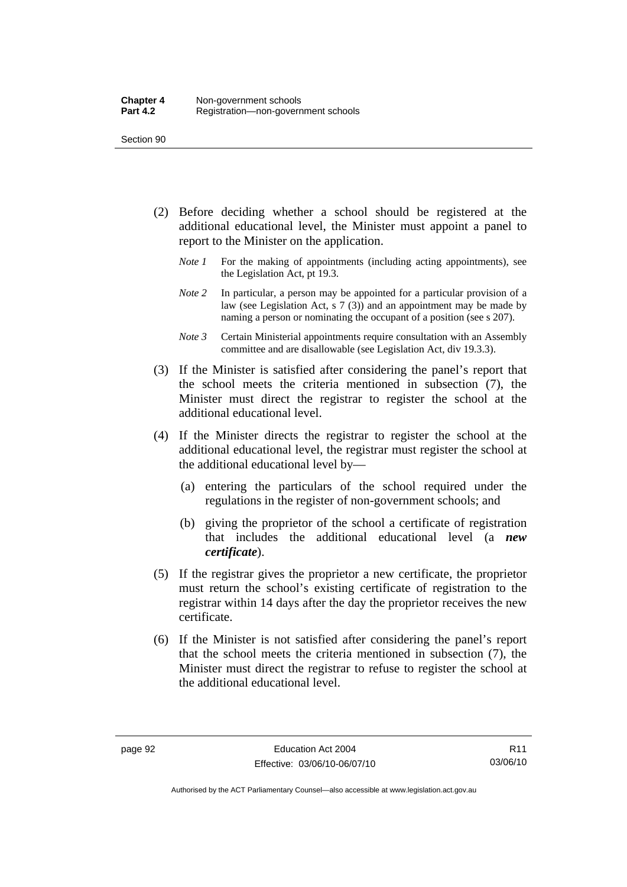(2) Before deciding whether a school should be registered at the additional educational level, the Minister must appoint a panel to report to the Minister on the application.

*Note 1* For the making of appointments (including acting appointments), see the Legislation Act, pt 19.3.

*Note 2* In particular, a person may be appointed for a particular provision of a law (see Legislation Act, s 7 (3)) and an appointment may be made by naming a person or nominating the occupant of a position (see s 207).

*Note 3* Certain Ministerial appointments require consultation with an Assembly committee and are disallowable (see Legislation Act, div 19.3.3).

(3) If the Minister is satisfied after considering the panel's report that the school meets the criteria mentioned in subsection (7), the Minister must direct the registrar to register the school at the additional educational level.

(4) If the Minister directs the registrar to register the school at the additional educational level, the registrar must register the school at the additional educational level by—

(a) entering the particulars of the school required under the regulations in the register of non-government schools; and

(b) giving the proprietor of the school a certificate of registration that includes the additional educational level (a ***new certificate***).

(5) If the registrar gives the proprietor a new certificate, the proprietor must return the school's existing certificate of registration to the registrar within 14 days after the day the proprietor receives the new certificate.

(6) If the Minister is not satisfied after considering the panel's report that the school meets the criteria mentioned in subsection (7), the Minister must direct the registrar to refuse to register the school at the additional educational level.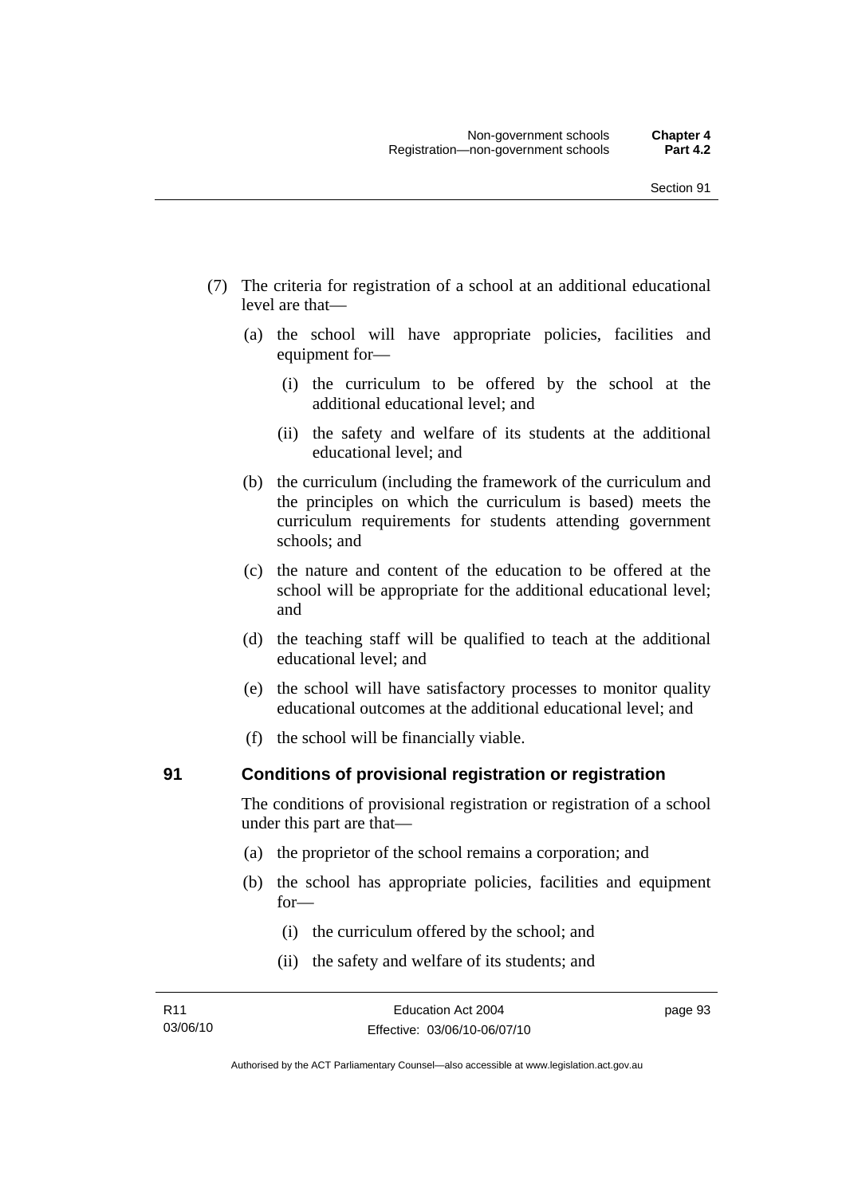(7) The criteria for registration of a school at an additional educational level are that—

(a) the school will have appropriate policies, facilities and equipment for—

(i) the curriculum to be offered by the school at the additional educational level; and

(ii) the safety and welfare of its students at the additional educational level; and

(b) the curriculum (including the framework of the curriculum and the principles on which the curriculum is based) meets the curriculum requirements for students attending government schools; and

(c) the nature and content of the education to be offered at the school will be appropriate for the additional educational level; and

(d) the teaching staff will be qualified to teach at the additional educational level; and

(e) the school will have satisfactory processes to monitor quality educational outcomes at the additional educational level; and

(f) the school will be financially viable.

## 91 Conditions of provisional registration or registration

The conditions of provisional registration or registration of a school under this part are that—

(a) the proprietor of the school remains a corporation; and

(b) the school has appropriate policies, facilities and equipment for—

(i) the curriculum offered by the school; and

(ii) the safety and welfare of its students; and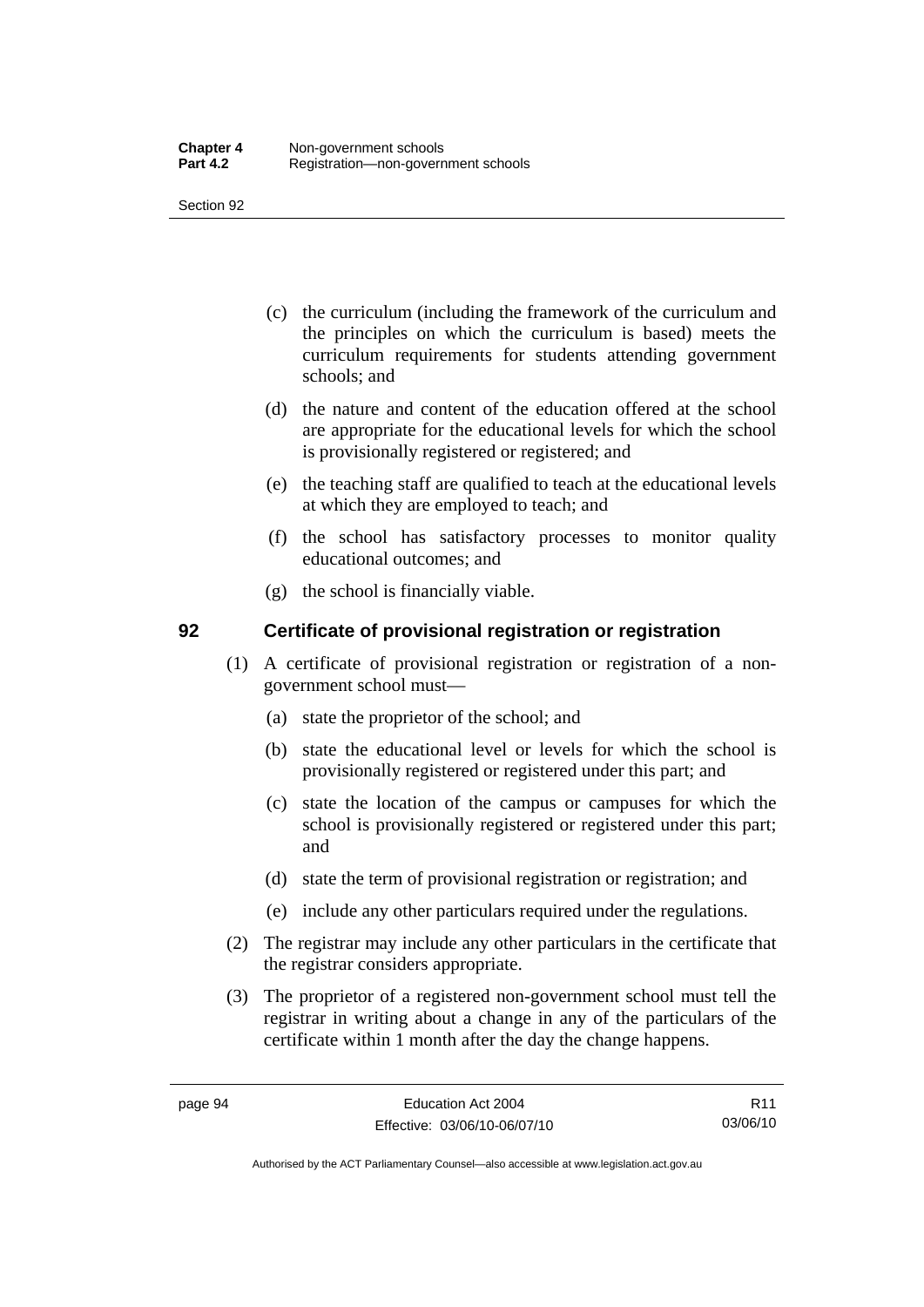(c) the curriculum (including the framework of the curriculum and the principles on which the curriculum is based) meets the curriculum requirements for students attending government schools; and

(d) the nature and content of the education offered at the school are appropriate for the educational levels for which the school is provisionally registered or registered; and

(e) the teaching staff are qualified to teach at the educational levels at which they are employed to teach; and

(f) the school has satisfactory processes to monitor quality educational outcomes; and

(g) the school is financially viable.

## 92 Certificate of provisional registration or registration

(1) A certificate of provisional registration or registration of a non-government school must—

(a) state the proprietor of the school; and

(b) state the educational level or levels for which the school is provisionally registered or registered under this part; and

(c) state the location of the campus or campuses for which the school is provisionally registered or registered under this part; and

(d) state the term of provisional registration or registration; and

(e) include any other particulars required under the regulations.

(2) The registrar may include any other particulars in the certificate that the registrar considers appropriate.

(3) The proprietor of a registered non-government school must tell the registrar in writing about a change in any of the particulars of the certificate within 1 month after the day the change happens.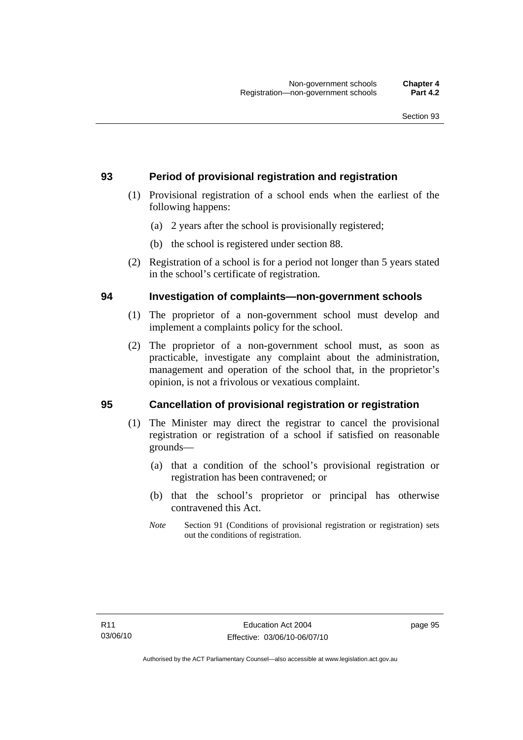## 93 Period of provisional registration and registration

(1) Provisional registration of a school ends when the earliest of the following happens:

(a) 2 years after the school is provisionally registered;

(b) the school is registered under section 88.

(2) Registration of a school is for a period not longer than 5 years stated in the school's certificate of registration.

## 94 Investigation of complaints—non-government schools

(1) The proprietor of a non-government school must develop and implement a complaints policy for the school.

(2) The proprietor of a non-government school must, as soon as practicable, investigate any complaint about the administration, management and operation of the school that, in the proprietor's opinion, is not a frivolous or vexatious complaint.

## 95 Cancellation of provisional registration or registration

(1) The Minister may direct the registrar to cancel the provisional registration or registration of a school if satisfied on reasonable grounds—

(a) that a condition of the school's provisional registration or registration has been contravened; or

(b) that the school's proprietor or principal has otherwise contravened this Act.

*Note* Section 91 (Conditions of provisional registration or registration) sets out the conditions of registration.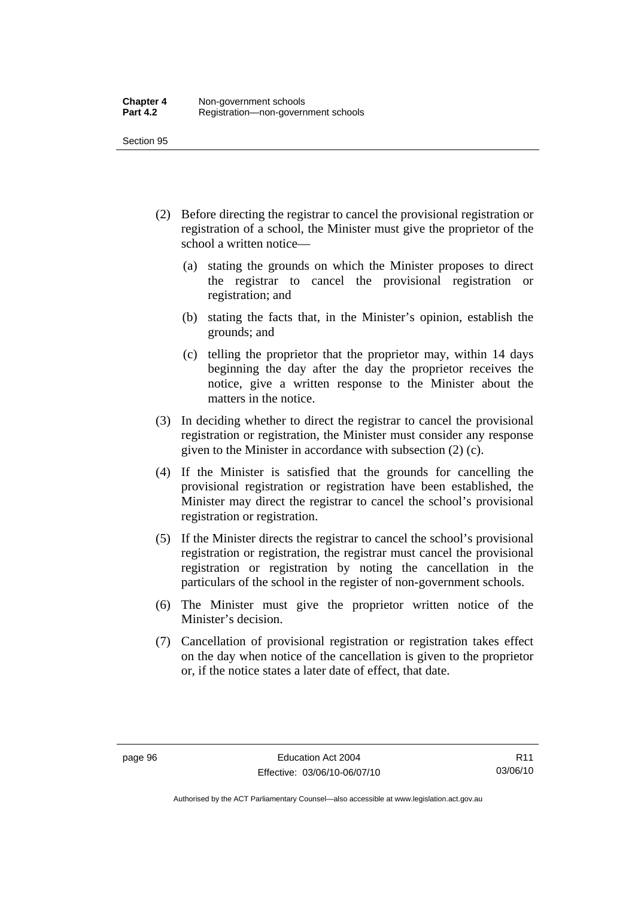(2) Before directing the registrar to cancel the provisional registration or registration of a school, the Minister must give the proprietor of the school a written notice—

(a) stating the grounds on which the Minister proposes to direct the registrar to cancel the provisional registration or registration; and

(b) stating the facts that, in the Minister's opinion, establish the grounds; and

(c) telling the proprietor that the proprietor may, within 14 days beginning the day after the day the proprietor receives the notice, give a written response to the Minister about the matters in the notice.

(3) In deciding whether to direct the registrar to cancel the provisional registration or registration, the Minister must consider any response given to the Minister in accordance with subsection (2) (c).

(4) If the Minister is satisfied that the grounds for cancelling the provisional registration or registration have been established, the Minister may direct the registrar to cancel the school's provisional registration or registration.

(5) If the Minister directs the registrar to cancel the school's provisional registration or registration, the registrar must cancel the provisional registration or registration by noting the cancellation in the particulars of the school in the register of non-government schools.

(6) The Minister must give the proprietor written notice of the Minister's decision.

(7) Cancellation of provisional registration or registration takes effect on the day when notice of the cancellation is given to the proprietor or, if the notice states a later date of effect, that date.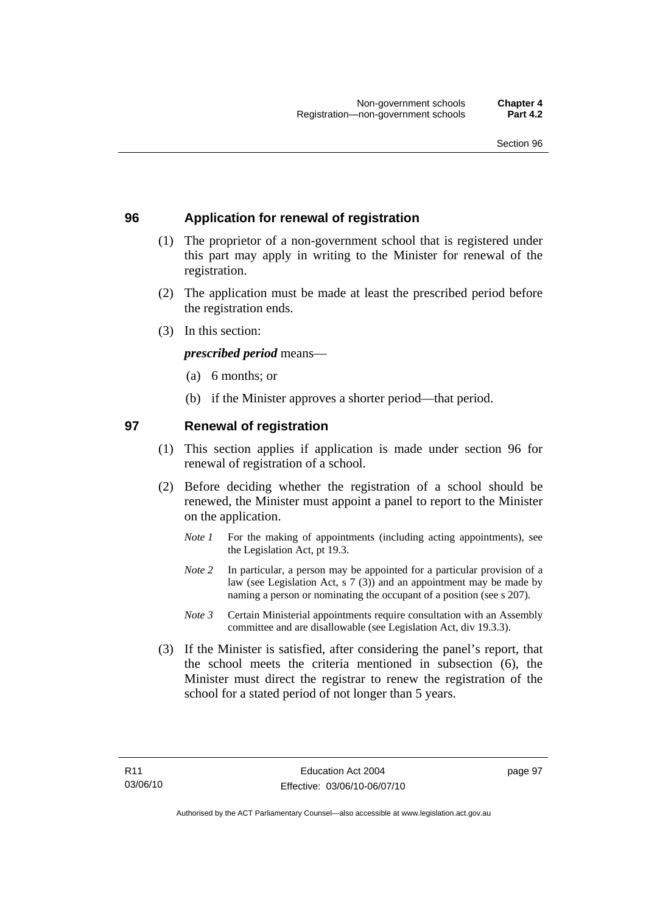## 96 Application for renewal of registration

(1) The proprietor of a non-government school that is registered under this part may apply in writing to the Minister for renewal of the registration.

(2) The application must be made at least the prescribed period before the registration ends.

(3) In this section:

***prescribed period*** means—

(a) 6 months; or

(b) if the Minister approves a shorter period—that period.

## 97 Renewal of registration

(1) This section applies if application is made under section 96 for renewal of registration of a school.

(2) Before deciding whether the registration of a school should be renewed, the Minister must appoint a panel to report to the Minister on the application.

*Note 1* For the making of appointments (including acting appointments), see the Legislation Act, pt 19.3.

*Note 2* In particular, a person may be appointed for a particular provision of a law (see Legislation Act, s 7 (3)) and an appointment may be made by naming a person or nominating the occupant of a position (see s 207).

*Note 3* Certain Ministerial appointments require consultation with an Assembly committee and are disallowable (see Legislation Act, div 19.3.3).

(3) If the Minister is satisfied, after considering the panel's report, that the school meets the criteria mentioned in subsection (6), the Minister must direct the registrar to renew the registration of the school for a stated period of not longer than 5 years.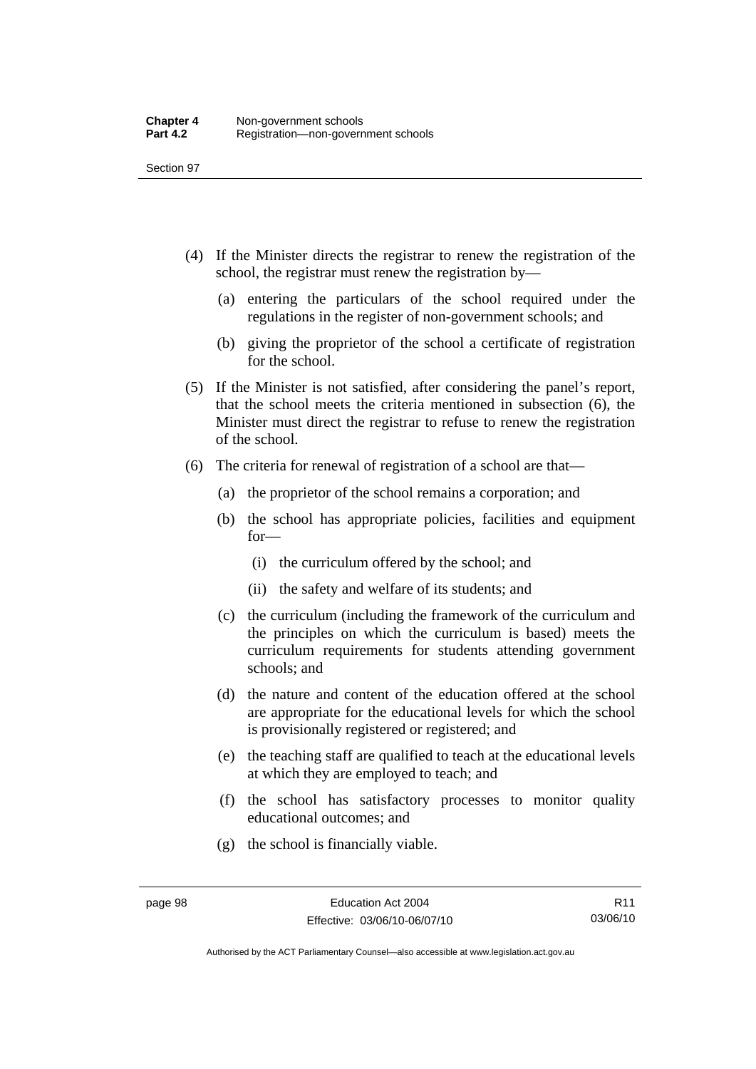(4) If the Minister directs the registrar to renew the registration of the school, the registrar must renew the registration by—

(a) entering the particulars of the school required under the regulations in the register of non-government schools; and

(b) giving the proprietor of the school a certificate of registration for the school.

(5) If the Minister is not satisfied, after considering the panel's report, that the school meets the criteria mentioned in subsection (6), the Minister must direct the registrar to refuse to renew the registration of the school.

(6) The criteria for renewal of registration of a school are that—

(a) the proprietor of the school remains a corporation; and

(b) the school has appropriate policies, facilities and equipment for—

(i) the curriculum offered by the school; and

(ii) the safety and welfare of its students; and

(c) the curriculum (including the framework of the curriculum and the principles on which the curriculum is based) meets the curriculum requirements for students attending government schools; and

(d) the nature and content of the education offered at the school are appropriate for the educational levels for which the school is provisionally registered or registered; and

(e) the teaching staff are qualified to teach at the educational levels at which they are employed to teach; and

(f) the school has satisfactory processes to monitor quality educational outcomes; and

(g) the school is financially viable.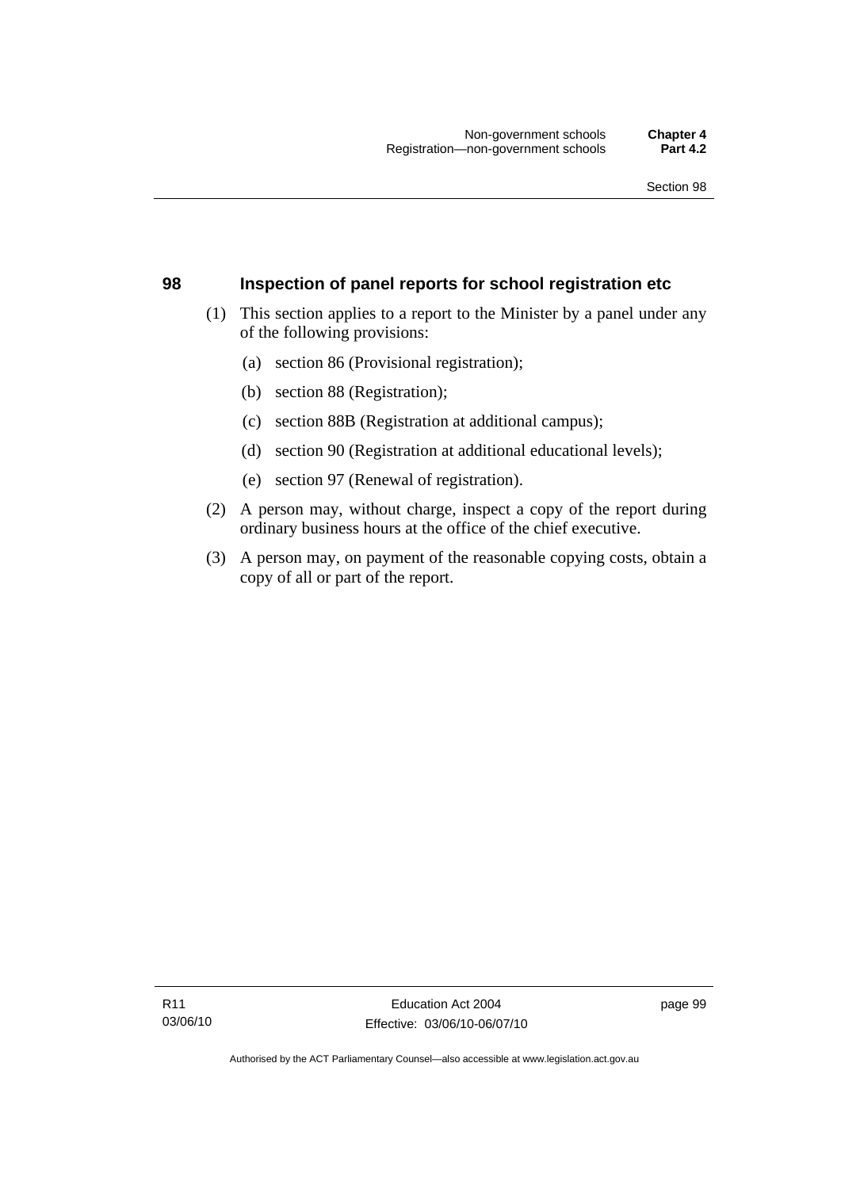## 98 Inspection of panel reports for school registration etc

(1) This section applies to a report to the Minister by a panel under any of the following provisions:

(a) section 86 (Provisional registration);

(b) section 88 (Registration);

(c) section 88B (Registration at additional campus);

(d) section 90 (Registration at additional educational levels);

(e) section 97 (Renewal of registration).

(2) A person may, without charge, inspect a copy of the report during ordinary business hours at the office of the chief executive.

(3) A person may, on payment of the reasonable copying costs, obtain a copy of all or part of the report.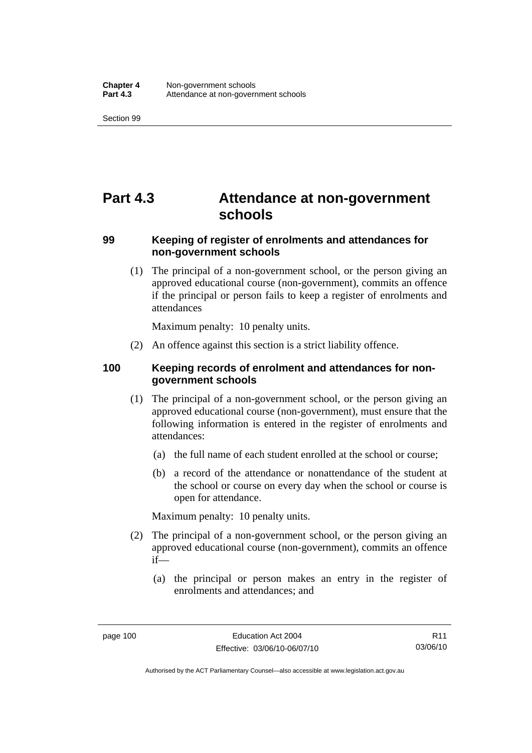# Part 4.3 Attendance at non-government schools

### 99 Keeping of register of enrolments and attendances for non-government schools

(1) The principal of a non-government school, or the person giving an approved educational course (non-government), commits an offence if the principal or person fails to keep a register of enrolments and attendances

Maximum penalty: 10 penalty units.

(2) An offence against this section is a strict liability offence.

### 100 Keeping records of enrolment and attendances for non-government schools

(1) The principal of a non-government school, or the person giving an approved educational course (non-government), must ensure that the following information is entered in the register of enrolments and attendances:

(a) the full name of each student enrolled at the school or course;

(b) a record of the attendance or nonattendance of the student at the school or course on every day when the school or course is open for attendance.

Maximum penalty: 10 penalty units.

(2) The principal of a non-government school, or the person giving an approved educational course (non-government), commits an offence if—

(a) the principal or person makes an entry in the register of enrolments and attendances; and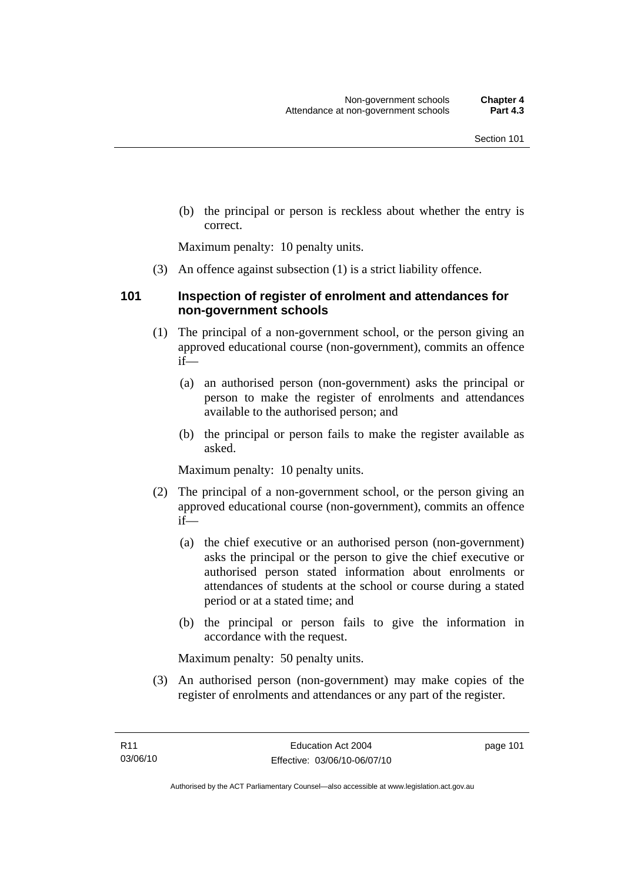(b) the principal or person is reckless about whether the entry is correct.

Maximum penalty: 10 penalty units.

(3) An offence against subsection (1) is a strict liability offence.

### 101 Inspection of register of enrolment and attendances for non-government schools

(1) The principal of a non-government school, or the person giving an approved educational course (non-government), commits an offence if—

(a) an authorised person (non-government) asks the principal or person to make the register of enrolments and attendances available to the authorised person; and

(b) the principal or person fails to make the register available as asked.

Maximum penalty: 10 penalty units.

(2) The principal of a non-government school, or the person giving an approved educational course (non-government), commits an offence if—

(a) the chief executive or an authorised person (non-government) asks the principal or the person to give the chief executive or authorised person stated information about enrolments or attendances of students at the school or course during a stated period or at a stated time; and

(b) the principal or person fails to give the information in accordance with the request.

Maximum penalty: 50 penalty units.

(3) An authorised person (non-government) may make copies of the register of enrolments and attendances or any part of the register.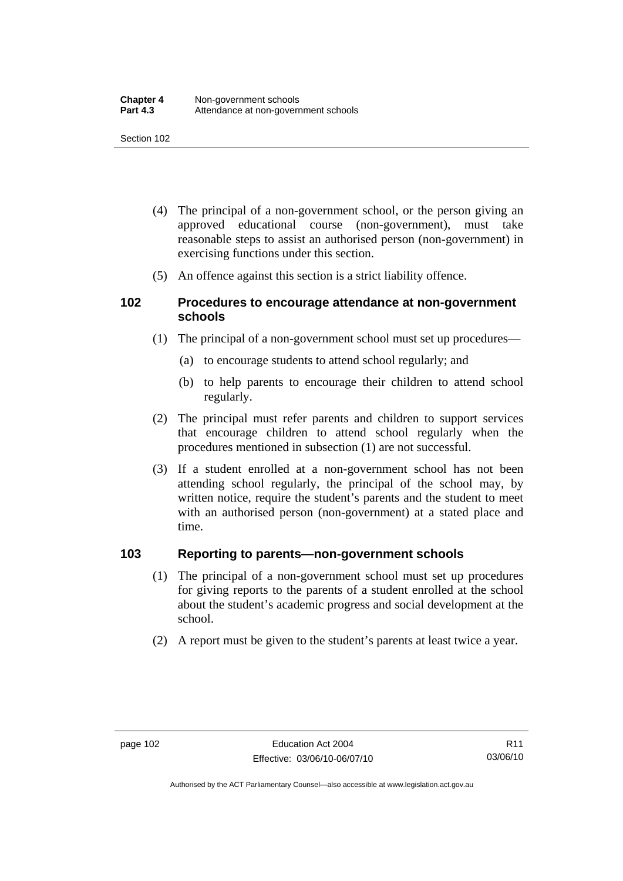(4) The principal of a non-government school, or the person giving an approved educational course (non-government), must take reasonable steps to assist an authorised person (non-government) in exercising functions under this section.

(5) An offence against this section is a strict liability offence.

### 102 Procedures to encourage attendance at non-government schools

(1) The principal of a non-government school must set up procedures—

(a) to encourage students to attend school regularly; and

(b) to help parents to encourage their children to attend school regularly.

(2) The principal must refer parents and children to support services that encourage children to attend school regularly when the procedures mentioned in subsection (1) are not successful.

(3) If a student enrolled at a non-government school has not been attending school regularly, the principal of the school may, by written notice, require the student's parents and the student to meet with an authorised person (non-government) at a stated place and time.

### 103 Reporting to parents—non-government schools

(1) The principal of a non-government school must set up procedures for giving reports to the parents of a student enrolled at the school about the student's academic progress and social development at the school.

(2) A report must be given to the student's parents at least twice a year.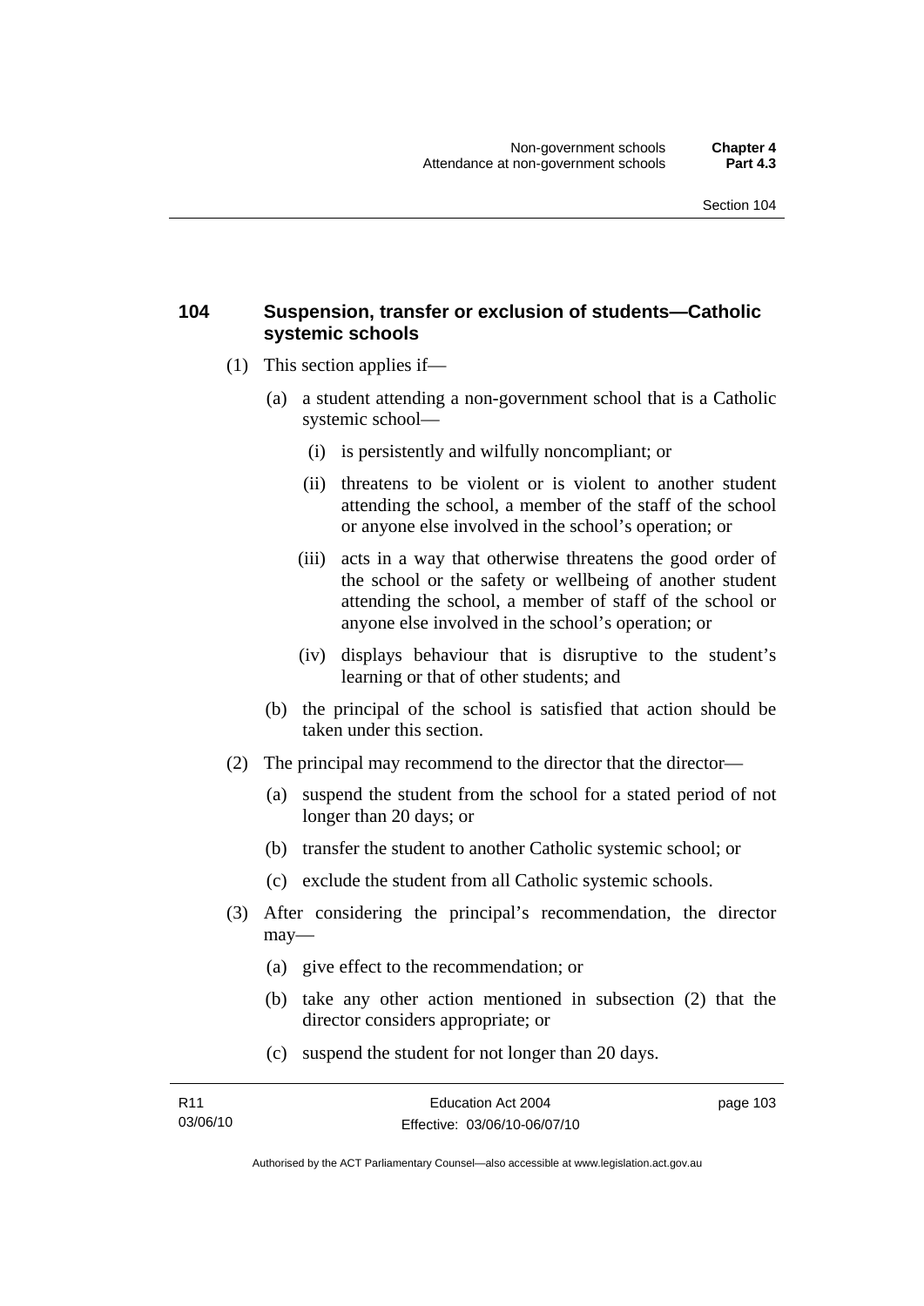### 104 Suspension, transfer or exclusion of students—Catholic systemic schools

(1) This section applies if—

(a) a student attending a non-government school that is a Catholic systemic school—

(i) is persistently and wilfully noncompliant; or

(ii) threatens to be violent or is violent to another student attending the school, a member of the staff of the school or anyone else involved in the school's operation; or

(iii) acts in a way that otherwise threatens the good order of the school or the safety or wellbeing of another student attending the school, a member of staff of the school or anyone else involved in the school's operation; or

(iv) displays behaviour that is disruptive to the student's learning or that of other students; and

(b) the principal of the school is satisfied that action should be taken under this section.

(2) The principal may recommend to the director that the director—

(a) suspend the student from the school for a stated period of not longer than 20 days; or

(b) transfer the student to another Catholic systemic school; or

(c) exclude the student from all Catholic systemic schools.

(3) After considering the principal's recommendation, the director may—

(a) give effect to the recommendation; or

(b) take any other action mentioned in subsection (2) that the director considers appropriate; or

(c) suspend the student for not longer than 20 days.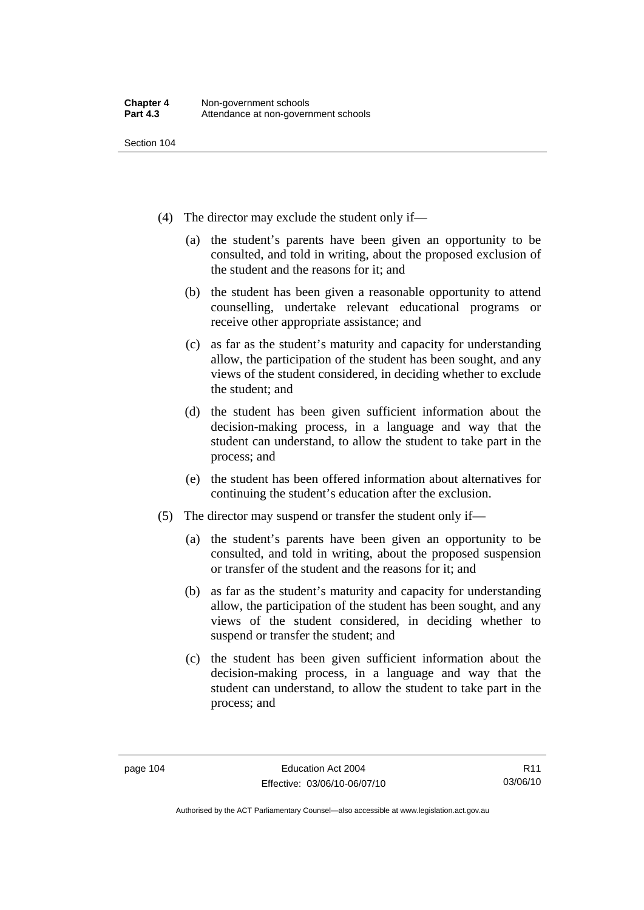(4) The director may exclude the student only if—

(a) the student's parents have been given an opportunity to be consulted, and told in writing, about the proposed exclusion of the student and the reasons for it; and

(b) the student has been given a reasonable opportunity to attend counselling, undertake relevant educational programs or receive other appropriate assistance; and

(c) as far as the student's maturity and capacity for understanding allow, the participation of the student has been sought, and any views of the student considered, in deciding whether to exclude the student; and

(d) the student has been given sufficient information about the decision-making process, in a language and way that the student can understand, to allow the student to take part in the process; and

(e) the student has been offered information about alternatives for continuing the student's education after the exclusion.

(5) The director may suspend or transfer the student only if—

(a) the student's parents have been given an opportunity to be consulted, and told in writing, about the proposed suspension or transfer of the student and the reasons for it; and

(b) as far as the student's maturity and capacity for understanding allow, the participation of the student has been sought, and any views of the student considered, in deciding whether to suspend or transfer the student; and

(c) the student has been given sufficient information about the decision-making process, in a language and way that the student can understand, to allow the student to take part in the process; and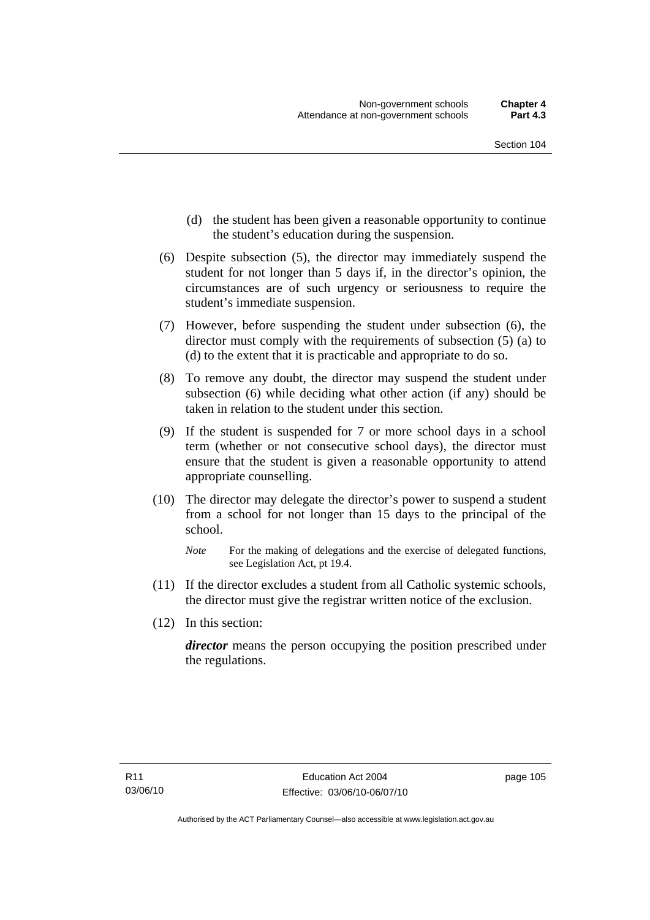(d) the student has been given a reasonable opportunity to continue the student's education during the suspension.

(6) Despite subsection (5), the director may immediately suspend the student for not longer than 5 days if, in the director's opinion, the circumstances are of such urgency or seriousness to require the student's immediate suspension.

(7) However, before suspending the student under subsection (6), the director must comply with the requirements of subsection (5) (a) to (d) to the extent that it is practicable and appropriate to do so.

(8) To remove any doubt, the director may suspend the student under subsection (6) while deciding what other action (if any) should be taken in relation to the student under this section.

(9) If the student is suspended for 7 or more school days in a school term (whether or not consecutive school days), the director must ensure that the student is given a reasonable opportunity to attend appropriate counselling.

(10) The director may delegate the director's power to suspend a student from a school for not longer than 15 days to the principal of the school.

*Note* For the making of delegations and the exercise of delegated functions, see Legislation Act, pt 19.4.

(11) If the director excludes a student from all Catholic systemic schools, the director must give the registrar written notice of the exclusion.

(12) In this section:

***director*** means the person occupying the position prescribed under the regulations.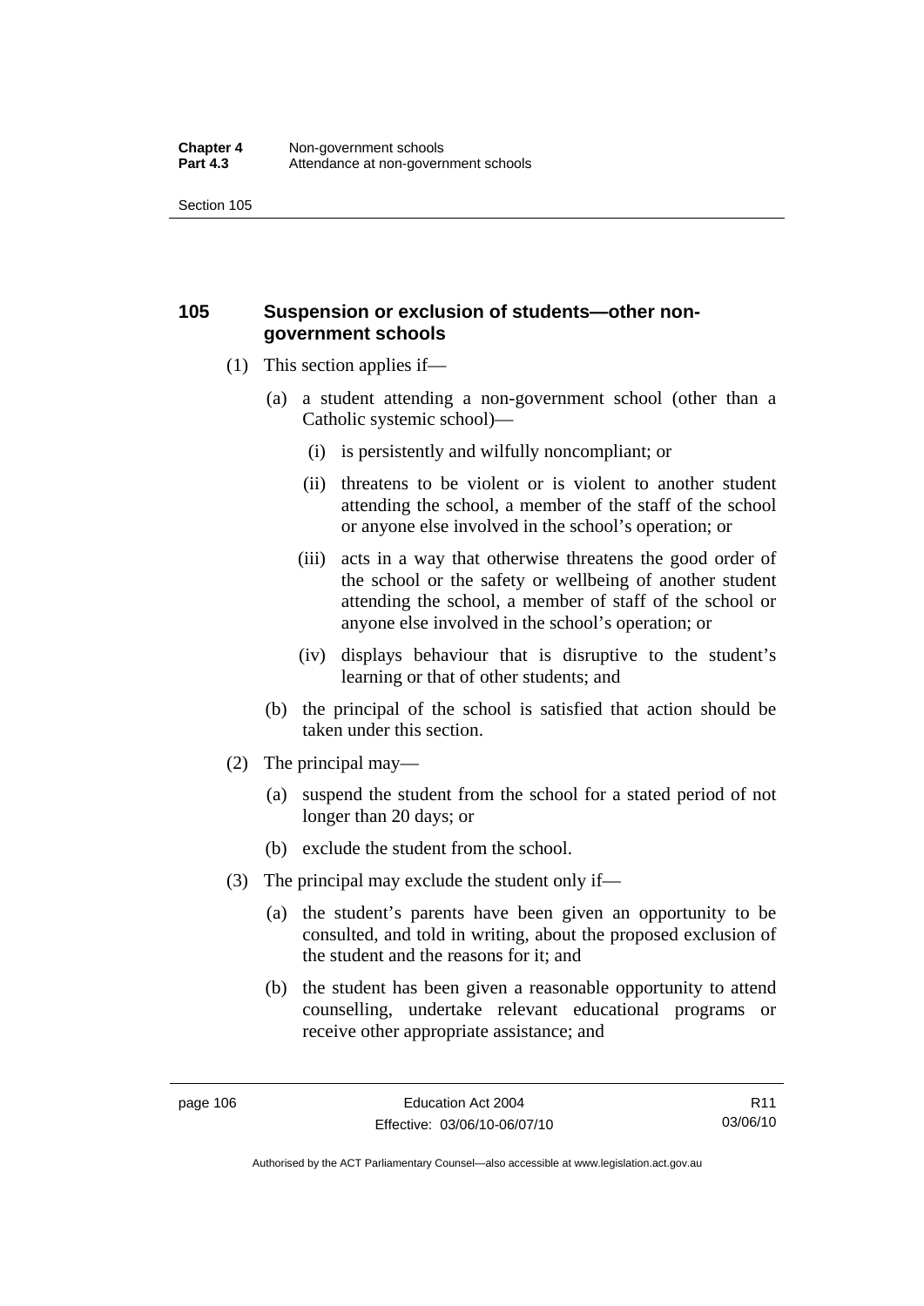## 105 Suspension or exclusion of students—other non-government schools

(1) This section applies if—

(a) a student attending a non-government school (other than a Catholic systemic school)—

(i) is persistently and wilfully noncompliant; or

(ii) threatens to be violent or is violent to another student attending the school, a member of the staff of the school or anyone else involved in the school's operation; or

(iii) acts in a way that otherwise threatens the good order of the school or the safety or wellbeing of another student attending the school, a member of staff of the school or anyone else involved in the school's operation; or

(iv) displays behaviour that is disruptive to the student's learning or that of other students; and

(b) the principal of the school is satisfied that action should be taken under this section.

(2) The principal may—

(a) suspend the student from the school for a stated period of not longer than 20 days; or

(b) exclude the student from the school.

(3) The principal may exclude the student only if—

(a) the student's parents have been given an opportunity to be consulted, and told in writing, about the proposed exclusion of the student and the reasons for it; and

(b) the student has been given a reasonable opportunity to attend counselling, undertake relevant educational programs or receive other appropriate assistance; and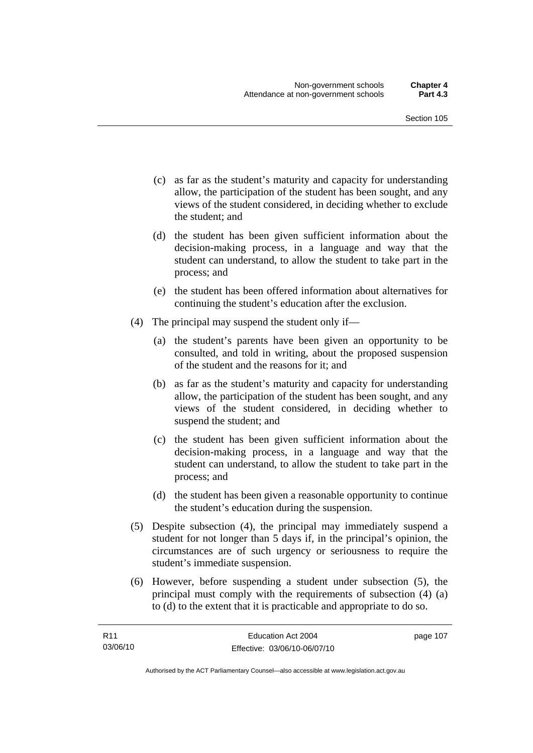(c) as far as the student's maturity and capacity for understanding allow, the participation of the student has been sought, and any views of the student considered, in deciding whether to exclude the student; and

(d) the student has been given sufficient information about the decision-making process, in a language and way that the student can understand, to allow the student to take part in the process; and

(e) the student has been offered information about alternatives for continuing the student's education after the exclusion.

(4) The principal may suspend the student only if—

(a) the student's parents have been given an opportunity to be consulted, and told in writing, about the proposed suspension of the student and the reasons for it; and

(b) as far as the student's maturity and capacity for understanding allow, the participation of the student has been sought, and any views of the student considered, in deciding whether to suspend the student; and

(c) the student has been given sufficient information about the decision-making process, in a language and way that the student can understand, to allow the student to take part in the process; and

(d) the student has been given a reasonable opportunity to continue the student's education during the suspension.

(5) Despite subsection (4), the principal may immediately suspend a student for not longer than 5 days if, in the principal's opinion, the circumstances are of such urgency or seriousness to require the student's immediate suspension.

(6) However, before suspending a student under subsection (5), the principal must comply with the requirements of subsection (4) (a) to (d) to the extent that it is practicable and appropriate to do so.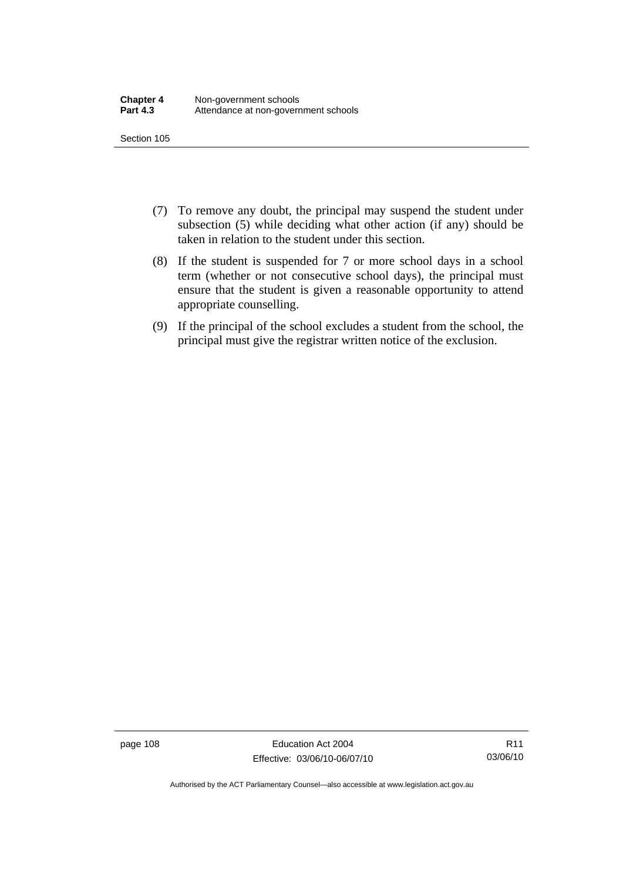(7) To remove any doubt, the principal may suspend the student under subsection (5) while deciding what other action (if any) should be taken in relation to the student under this section.

(8) If the student is suspended for 7 or more school days in a school term (whether or not consecutive school days), the principal must ensure that the student is given a reasonable opportunity to attend appropriate counselling.

(9) If the principal of the school excludes a student from the school, the principal must give the registrar written notice of the exclusion.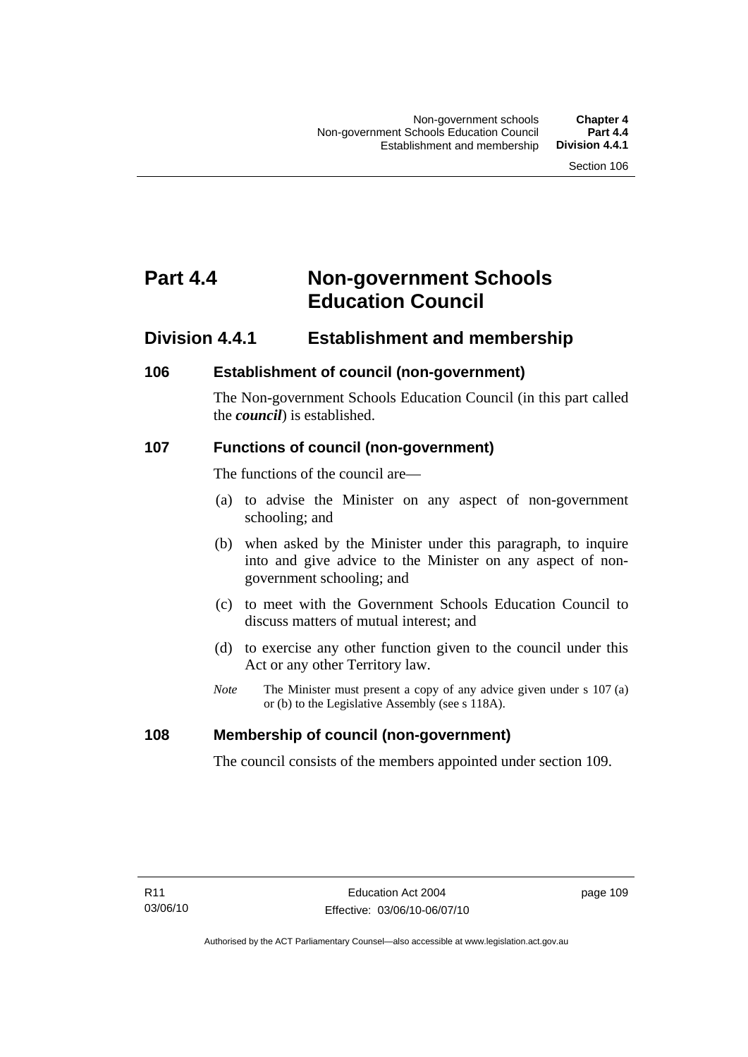# Part 4.4 Non-government Schools Education Council

## Division 4.4.1 Establishment and membership

### 106 Establishment of council (non-government)

The Non-government Schools Education Council (in this part called the ***council***) is established.

### 107 Functions of council (non-government)

The functions of the council are—

(a) to advise the Minister on any aspect of non-government schooling; and

(b) when asked by the Minister under this paragraph, to inquire into and give advice to the Minister on any aspect of non-government schooling; and

(c) to meet with the Government Schools Education Council to discuss matters of mutual interest; and

(d) to exercise any other function given to the council under this Act or any other Territory law.

*Note* The Minister must present a copy of any advice given under s 107 (a) or (b) to the Legislative Assembly (see s 118A).

### 108 Membership of council (non-government)

The council consists of the members appointed under section 109.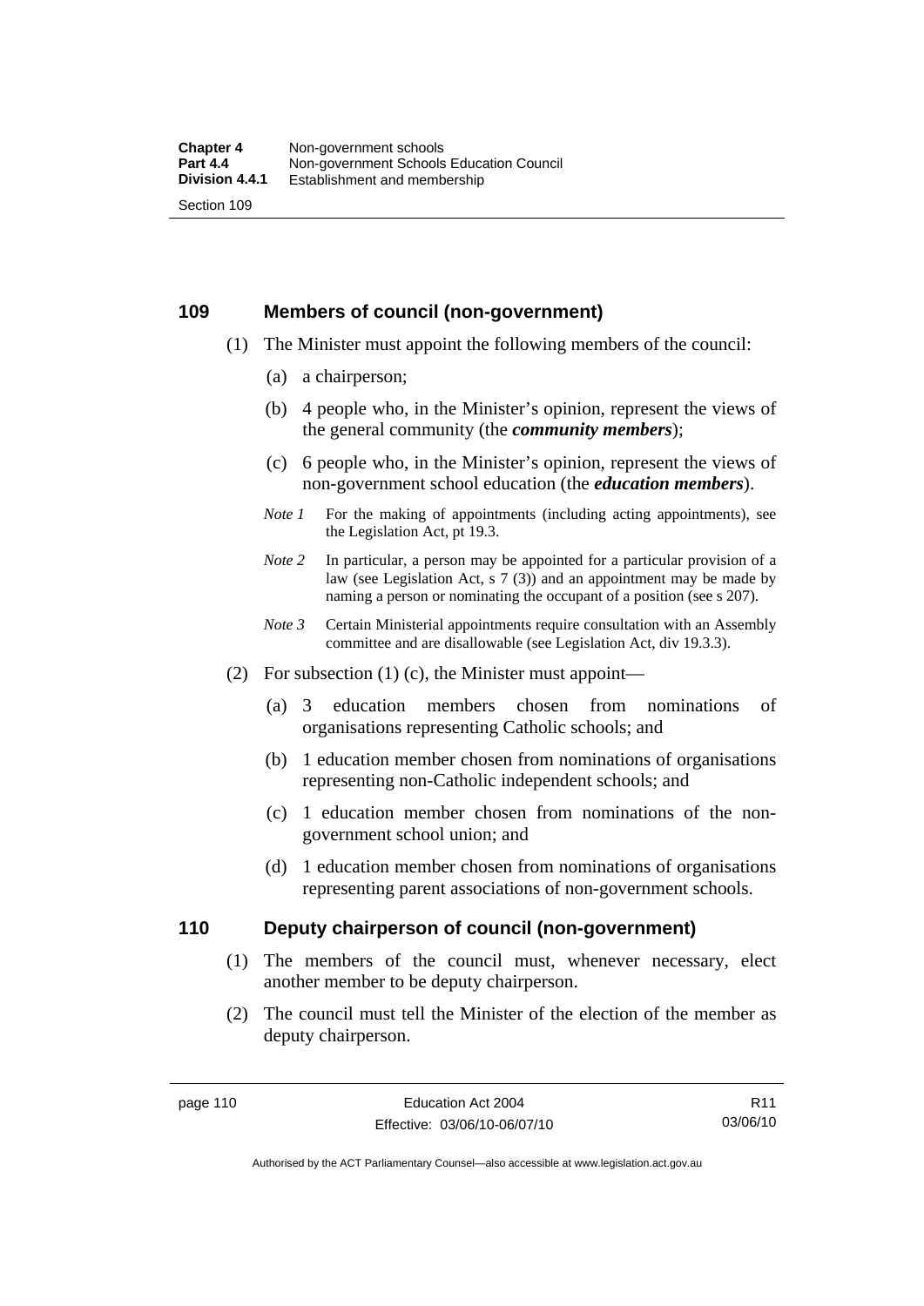## 109 Members of council (non-government)

(1) The Minister must appoint the following members of the council:

(a) a chairperson;

(b) 4 people who, in the Minister's opinion, represent the views of the general community (the ***community members***);

(c) 6 people who, in the Minister's opinion, represent the views of non-government school education (the ***education members***).

*Note 1* For the making of appointments (including acting appointments), see the Legislation Act, pt 19.3.

*Note 2* In particular, a person may be appointed for a particular provision of a law (see Legislation Act, s 7 (3)) and an appointment may be made by naming a person or nominating the occupant of a position (see s 207).

*Note 3* Certain Ministerial appointments require consultation with an Assembly committee and are disallowable (see Legislation Act, div 19.3.3).

(2) For subsection (1) (c), the Minister must appoint—

(a) 3 education members chosen from nominations of organisations representing Catholic schools; and

(b) 1 education member chosen from nominations of organisations representing non-Catholic independent schools; and

(c) 1 education member chosen from nominations of the non-government school union; and

(d) 1 education member chosen from nominations of organisations representing parent associations of non-government schools.

## 110 Deputy chairperson of council (non-government)

(1) The members of the council must, whenever necessary, elect another member to be deputy chairperson.

(2) The council must tell the Minister of the election of the member as deputy chairperson.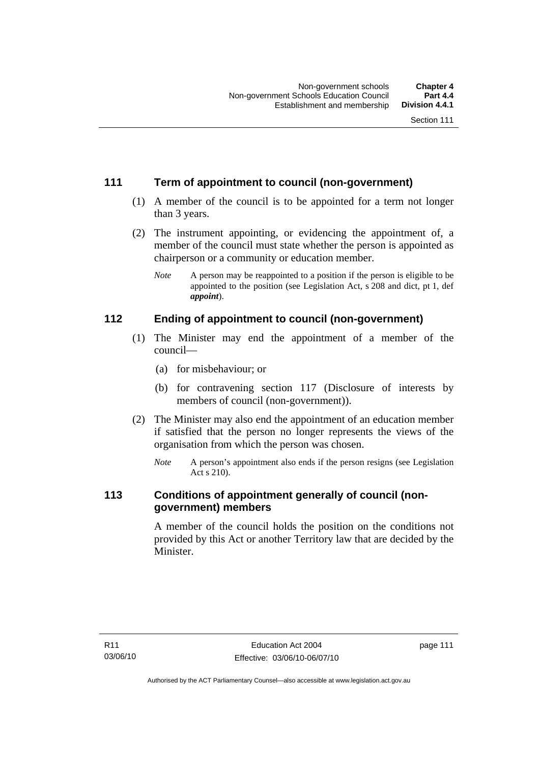## 111 Term of appointment to council (non-government)

(1) A member of the council is to be appointed for a term not longer than 3 years.

(2) The instrument appointing, or evidencing the appointment of, a member of the council must state whether the person is appointed as chairperson or a community or education member.

*Note* A person may be reappointed to a position if the person is eligible to be appointed to the position (see Legislation Act, s 208 and dict, pt 1, def ***appoint***).

## 112 Ending of appointment to council (non-government)

(1) The Minister may end the appointment of a member of the council—

(a) for misbehaviour; or

(b) for contravening section 117 (Disclosure of interests by members of council (non-government)).

(2) The Minister may also end the appointment of an education member if satisfied that the person no longer represents the views of the organisation from which the person was chosen.

*Note* A person's appointment also ends if the person resigns (see Legislation Act s 210).

## 113 Conditions of appointment generally of council (non-government) members

A member of the council holds the position on the conditions not provided by this Act or another Territory law that are decided by the Minister.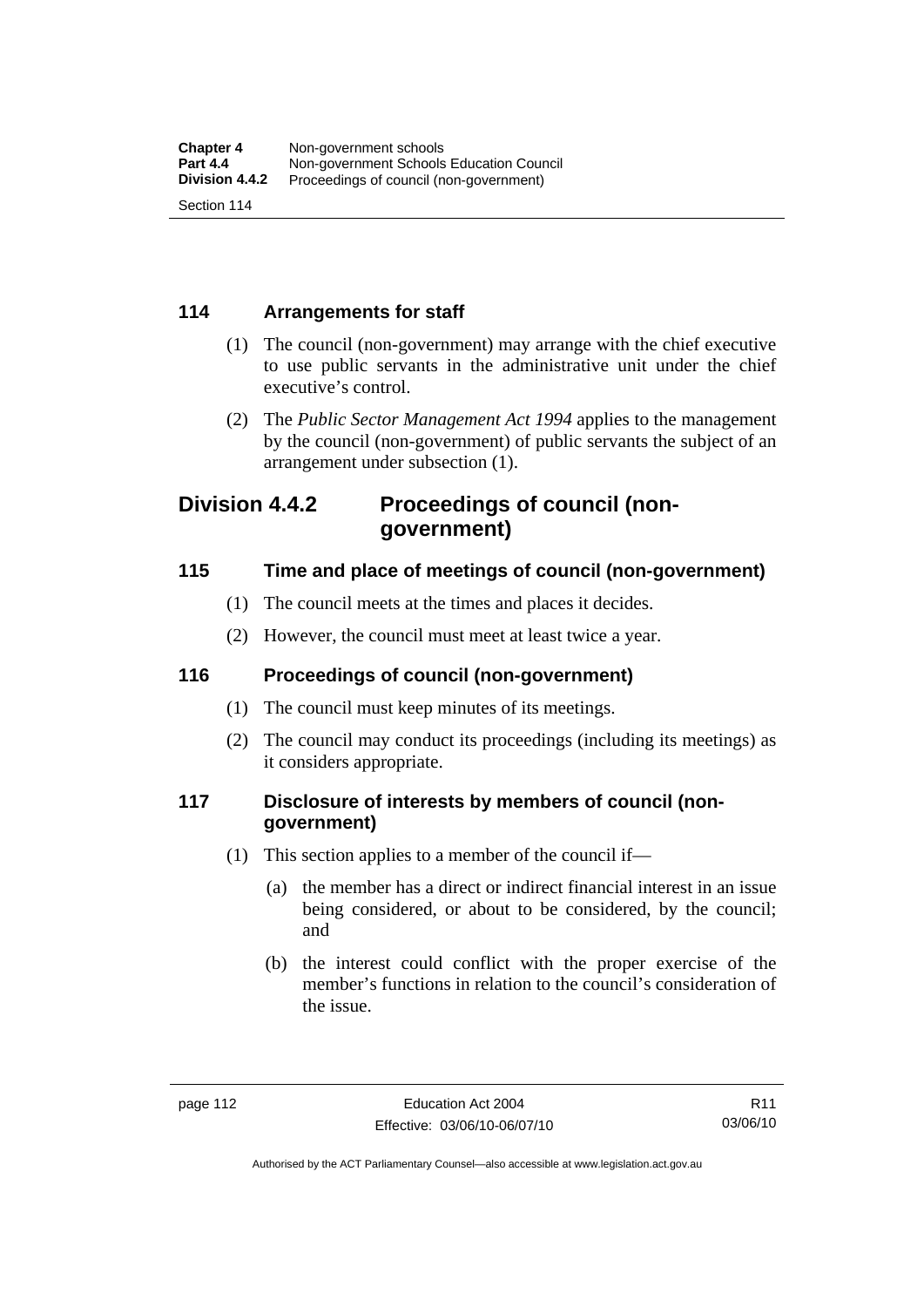### 114 Arrangements for staff

(1) The council (non-government) may arrange with the chief executive to use public servants in the administrative unit under the chief executive's control.

(2) The *Public Sector Management Act 1994* applies to the management by the council (non-government) of public servants the subject of an arrangement under subsection (1).

## Division 4.4.2 Proceedings of council (non-government)

### 115 Time and place of meetings of council (non-government)

(1) The council meets at the times and places it decides.

(2) However, the council must meet at least twice a year.

### 116 Proceedings of council (non-government)

(1) The council must keep minutes of its meetings.

(2) The council may conduct its proceedings (including its meetings) as it considers appropriate.

### 117 Disclosure of interests by members of council (non-government)

(1) This section applies to a member of the council if—

(a) the member has a direct or indirect financial interest in an issue being considered, or about to be considered, by the council; and

(b) the interest could conflict with the proper exercise of the member's functions in relation to the council's consideration of the issue.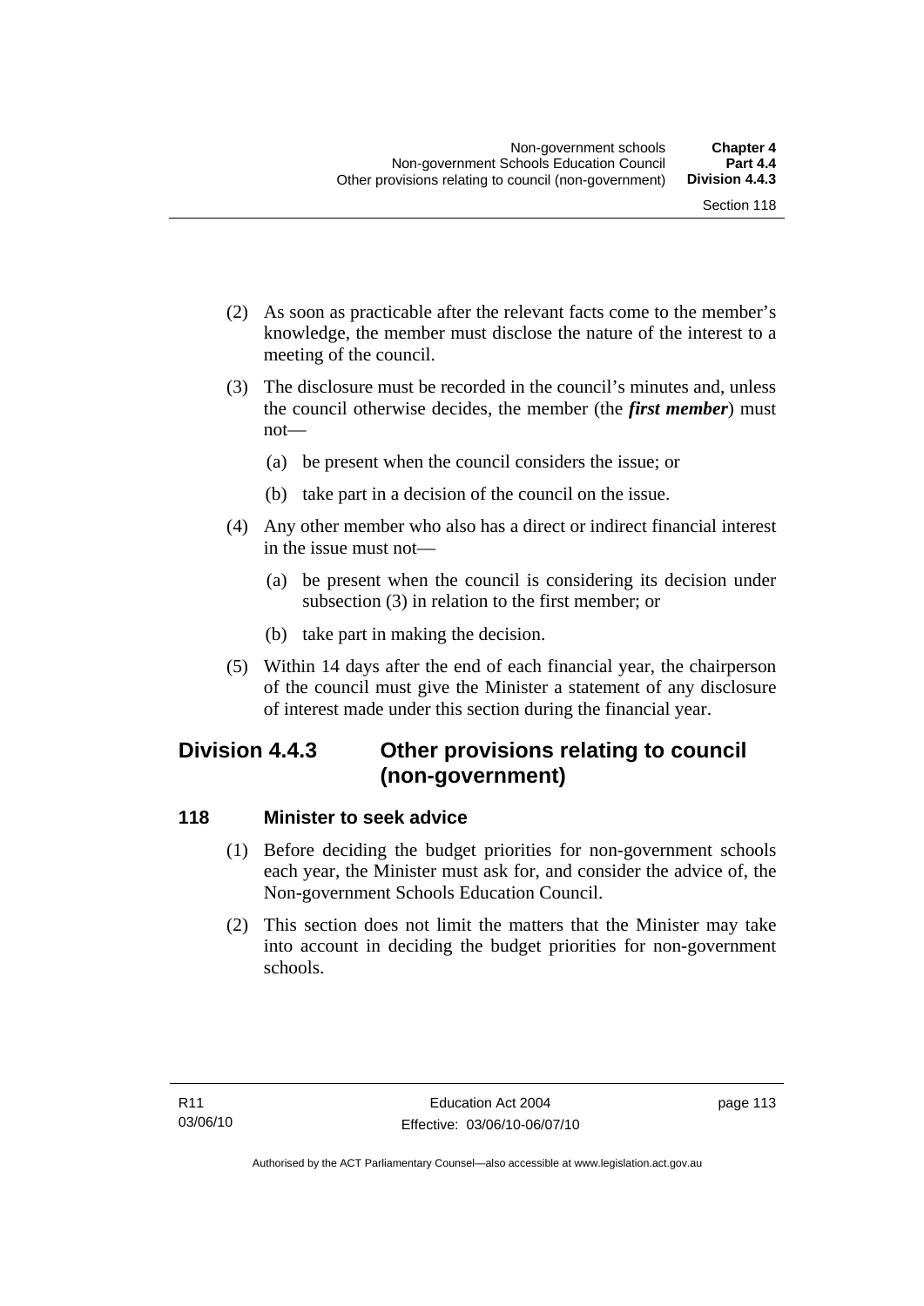(2) As soon as practicable after the relevant facts come to the member's knowledge, the member must disclose the nature of the interest to a meeting of the council.

(3) The disclosure must be recorded in the council's minutes and, unless the council otherwise decides, the member (the ***first member***) must not—

(a) be present when the council considers the issue; or

(b) take part in a decision of the council on the issue.

(4) Any other member who also has a direct or indirect financial interest in the issue must not—

(a) be present when the council is considering its decision under subsection (3) in relation to the first member; or

(b) take part in making the decision.

(5) Within 14 days after the end of each financial year, the chairperson of the council must give the Minister a statement of any disclosure of interest made under this section during the financial year.

## Division 4.4.3 Other provisions relating to council (non-government)

### 118 Minister to seek advice

(1) Before deciding the budget priorities for non-government schools each year, the Minister must ask for, and consider the advice of, the Non-government Schools Education Council.

(2) This section does not limit the matters that the Minister may take into account in deciding the budget priorities for non-government schools.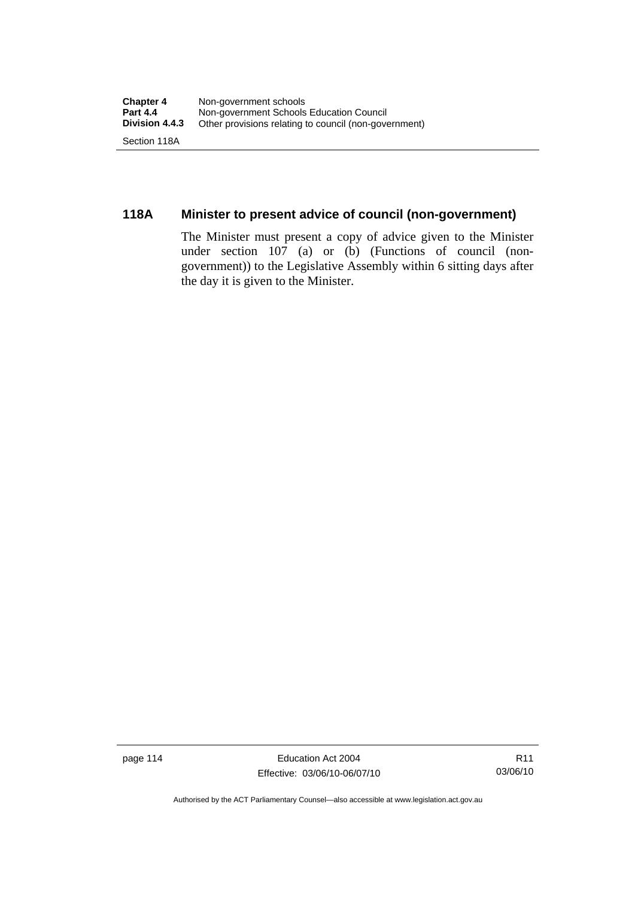### 118A Minister to present advice of council (non-government)

The Minister must present a copy of advice given to the Minister under section 107 (a) or (b) (Functions of council (non-government)) to the Legislative Assembly within 6 sitting days after the day it is given to the Minister.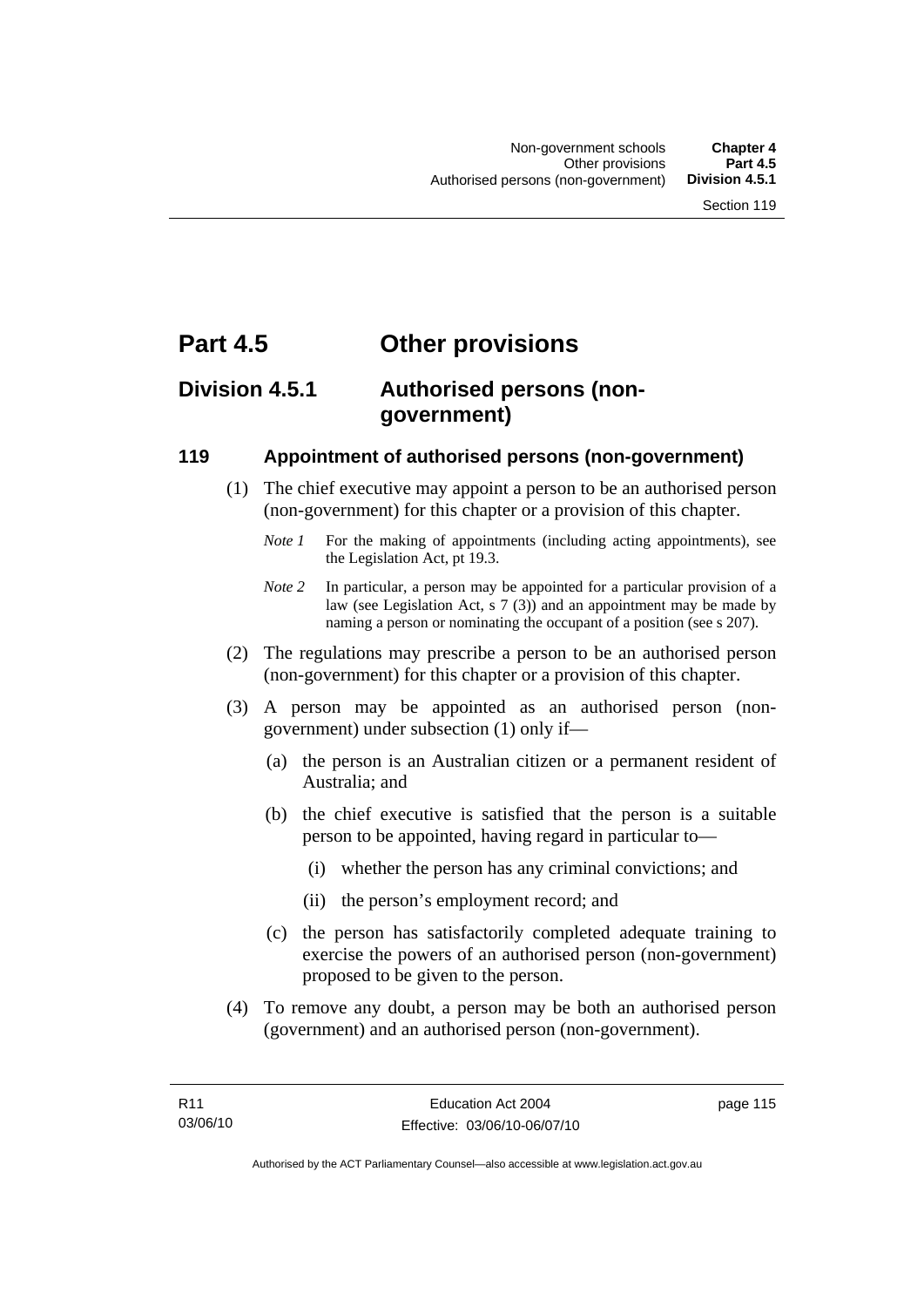# Part 4.5 Other provisions

## Division 4.5.1 Authorised persons (non-government)

### 119 Appointment of authorised persons (non-government)

(1) The chief executive may appoint a person to be an authorised person (non-government) for this chapter or a provision of this chapter.

*Note 1* For the making of appointments (including acting appointments), see the Legislation Act, pt 19.3.

*Note 2* In particular, a person may be appointed for a particular provision of a law (see Legislation Act, s 7 (3)) and an appointment may be made by naming a person or nominating the occupant of a position (see s 207).

(2) The regulations may prescribe a person to be an authorised person (non-government) for this chapter or a provision of this chapter.

(3) A person may be appointed as an authorised person (non-government) under subsection (1) only if—

(a) the person is an Australian citizen or a permanent resident of Australia; and

(b) the chief executive is satisfied that the person is a suitable person to be appointed, having regard in particular to—

(i) whether the person has any criminal convictions; and

(ii) the person's employment record; and

(c) the person has satisfactorily completed adequate training to exercise the powers of an authorised person (non-government) proposed to be given to the person.

(4) To remove any doubt, a person may be both an authorised person (government) and an authorised person (non-government).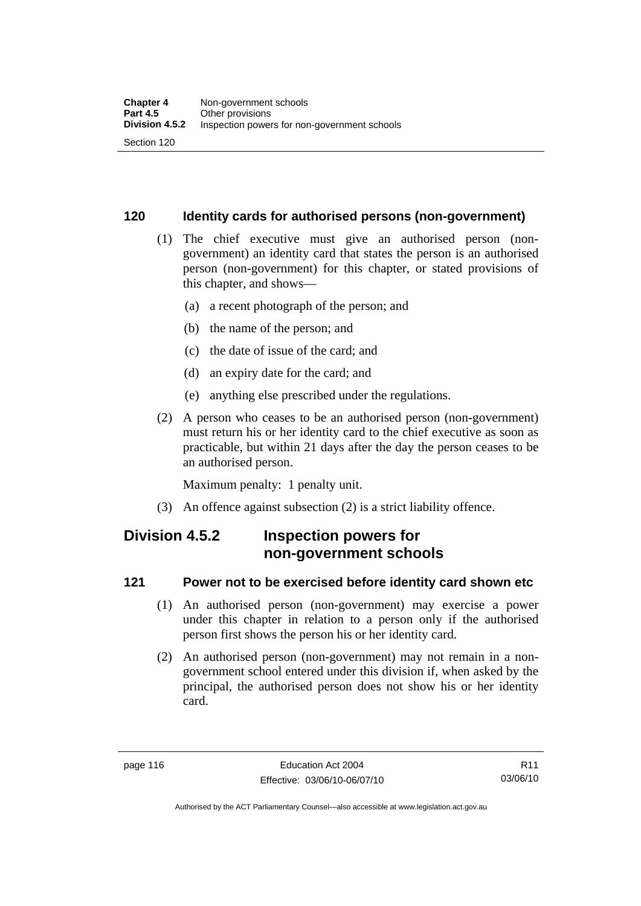## 120 Identity cards for authorised persons (non-government)

(1) The chief executive must give an authorised person (non-government) an identity card that states the person is an authorised person (non-government) for this chapter, or stated provisions of this chapter, and shows—

(a) a recent photograph of the person; and

(b) the name of the person; and

(c) the date of issue of the card; and

(d) an expiry date for the card; and

(e) anything else prescribed under the regulations.

(2) A person who ceases to be an authorised person (non-government) must return his or her identity card to the chief executive as soon as practicable, but within 21 days after the day the person ceases to be an authorised person.

Maximum penalty: 1 penalty unit.

(3) An offence against subsection (2) is a strict liability offence.

# Division 4.5.2 Inspection powers for non-government schools

## 121 Power not to be exercised before identity card shown etc

(1) An authorised person (non-government) may exercise a power under this chapter in relation to a person only if the authorised person first shows the person his or her identity card.

(2) An authorised person (non-government) may not remain in a non-government school entered under this division if, when asked by the principal, the authorised person does not show his or her identity card.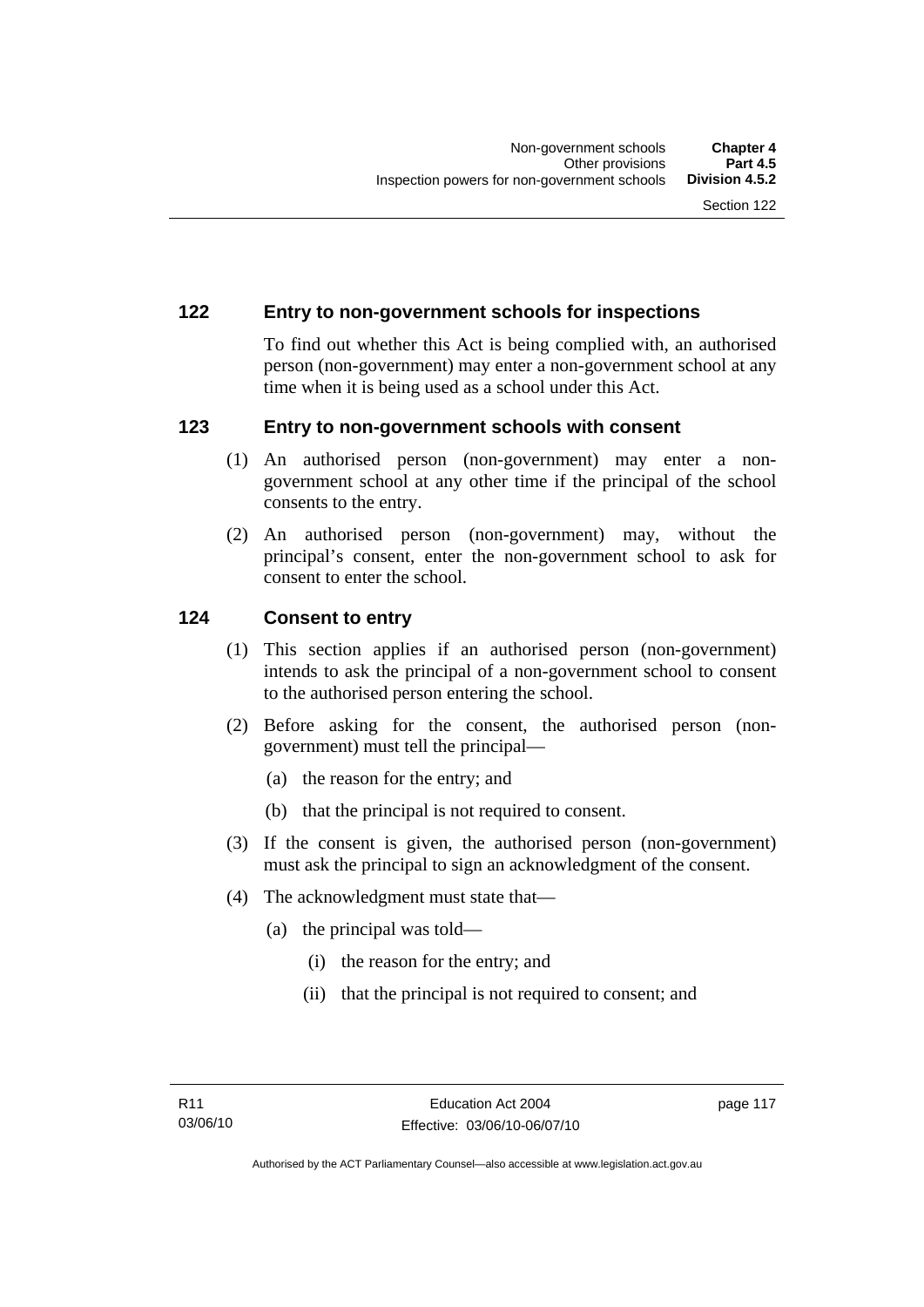## 122 Entry to non-government schools for inspections

To find out whether this Act is being complied with, an authorised person (non-government) may enter a non-government school at any time when it is being used as a school under this Act.

## 123 Entry to non-government schools with consent

(1) An authorised person (non-government) may enter a non-government school at any other time if the principal of the school consents to the entry.

(2) An authorised person (non-government) may, without the principal's consent, enter the non-government school to ask for consent to enter the school.

## 124 Consent to entry

(1) This section applies if an authorised person (non-government) intends to ask the principal of a non-government school to consent to the authorised person entering the school.

(2) Before asking for the consent, the authorised person (non-government) must tell the principal—

(a) the reason for the entry; and

(b) that the principal is not required to consent.

(3) If the consent is given, the authorised person (non-government) must ask the principal to sign an acknowledgment of the consent.

(4) The acknowledgment must state that—

(a) the principal was told—

(i) the reason for the entry; and

(ii) that the principal is not required to consent; and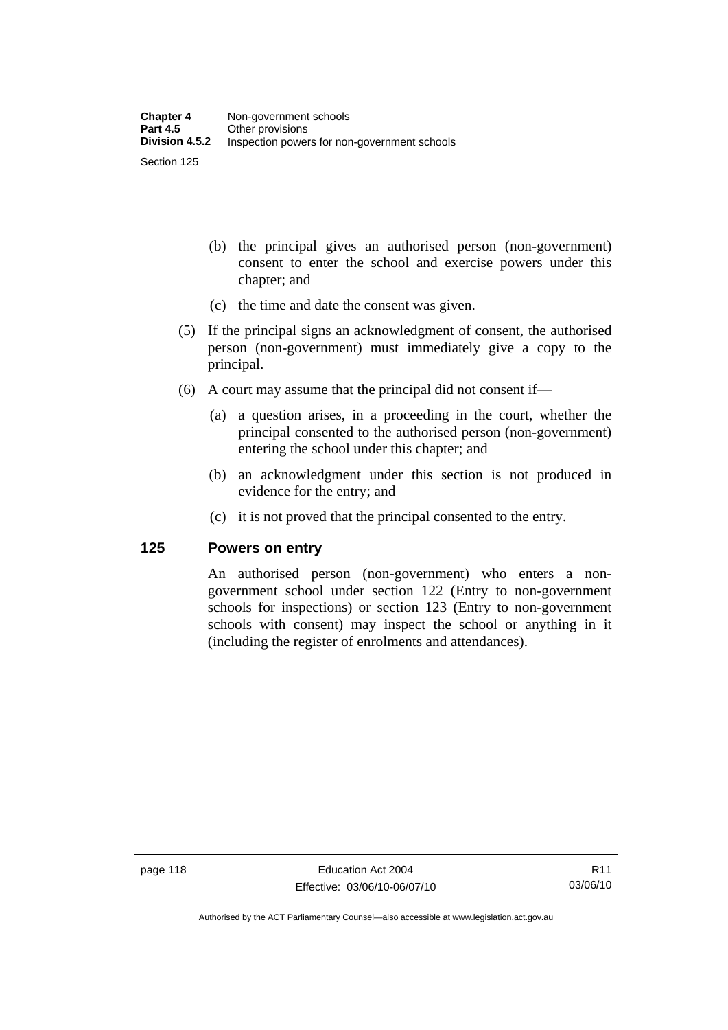(b) the principal gives an authorised person (non-government) consent to enter the school and exercise powers under this chapter; and

(c) the time and date the consent was given.

(5) If the principal signs an acknowledgment of consent, the authorised person (non-government) must immediately give a copy to the principal.

(6) A court may assume that the principal did not consent if—

(a) a question arises, in a proceeding in the court, whether the principal consented to the authorised person (non-government) entering the school under this chapter; and

(b) an acknowledgment under this section is not produced in evidence for the entry; and

(c) it is not proved that the principal consented to the entry.

## 125 Powers on entry

An authorised person (non-government) who enters a non-government school under section 122 (Entry to non-government schools for inspections) or section 123 (Entry to non-government schools with consent) may inspect the school or anything in it (including the register of enrolments and attendances).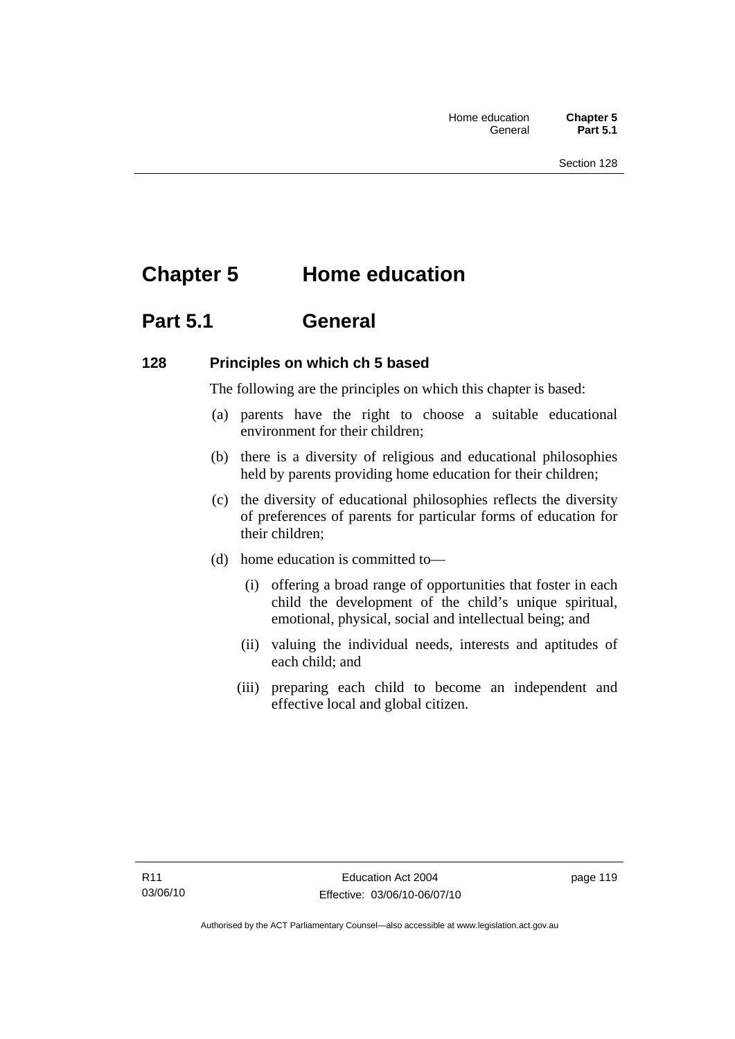# Chapter 5 Home education

## Part 5.1 General

### 128 Principles on which ch 5 based

The following are the principles on which this chapter is based:

(a) parents have the right to choose a suitable educational environment for their children;

(b) there is a diversity of religious and educational philosophies held by parents providing home education for their children;

(c) the diversity of educational philosophies reflects the diversity of preferences of parents for particular forms of education for their children;

(d) home education is committed to—

(i) offering a broad range of opportunities that foster in each child the development of the child's unique spiritual, emotional, physical, social and intellectual being; and

(ii) valuing the individual needs, interests and aptitudes of each child; and

(iii) preparing each child to become an independent and effective local and global citizen.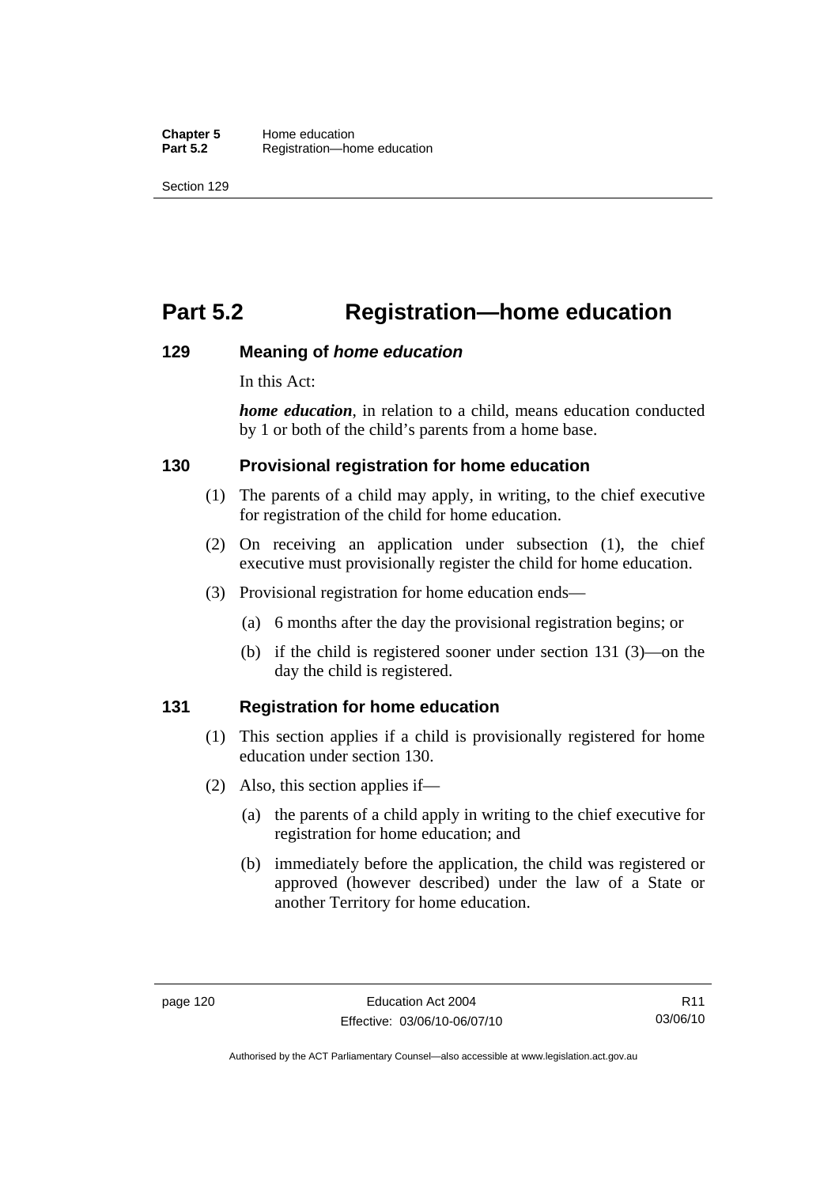# Part 5.2 Registration—home education

## 129 Meaning of *home education*

In this Act:

***home education***, in relation to a child, means education conducted by 1 or both of the child's parents from a home base.

## 130 Provisional registration for home education

(1) The parents of a child may apply, in writing, to the chief executive for registration of the child for home education.

(2) On receiving an application under subsection (1), the chief executive must provisionally register the child for home education.

(3) Provisional registration for home education ends—

(a) 6 months after the day the provisional registration begins; or

(b) if the child is registered sooner under section 131 (3)—on the day the child is registered.

## 131 Registration for home education

(1) This section applies if a child is provisionally registered for home education under section 130.

(2) Also, this section applies if—

(a) the parents of a child apply in writing to the chief executive for registration for home education; and

(b) immediately before the application, the child was registered or approved (however described) under the law of a State or another Territory for home education.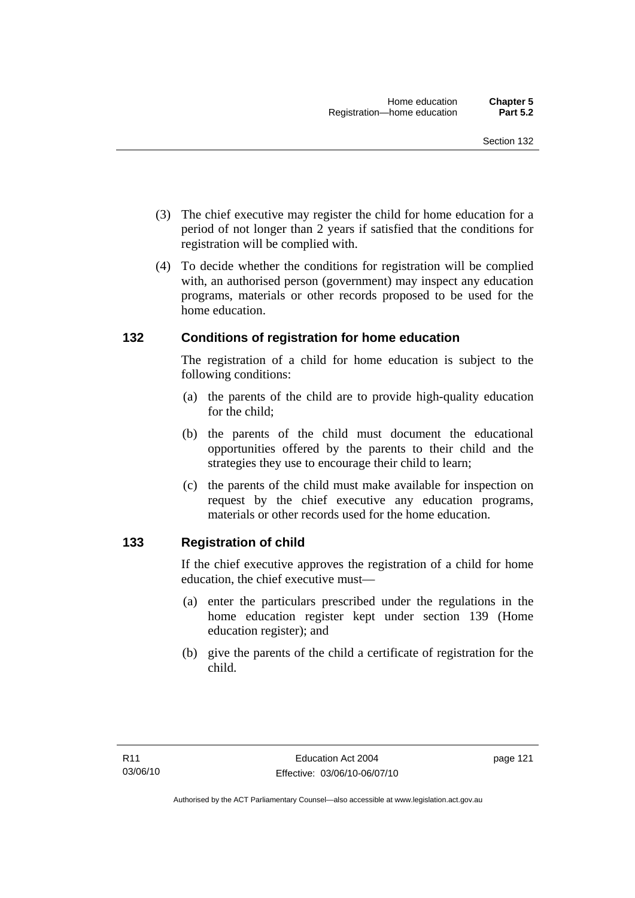(3) The chief executive may register the child for home education for a period of not longer than 2 years if satisfied that the conditions for registration will be complied with.

(4) To decide whether the conditions for registration will be complied with, an authorised person (government) may inspect any education programs, materials or other records proposed to be used for the home education.

## 132 Conditions of registration for home education

The registration of a child for home education is subject to the following conditions:

(a) the parents of the child are to provide high-quality education for the child;

(b) the parents of the child must document the educational opportunities offered by the parents to their child and the strategies they use to encourage their child to learn;

(c) the parents of the child must make available for inspection on request by the chief executive any education programs, materials or other records used for the home education.

## 133 Registration of child

If the chief executive approves the registration of a child for home education, the chief executive must—

(a) enter the particulars prescribed under the regulations in the home education register kept under section 139 (Home education register); and

(b) give the parents of the child a certificate of registration for the child.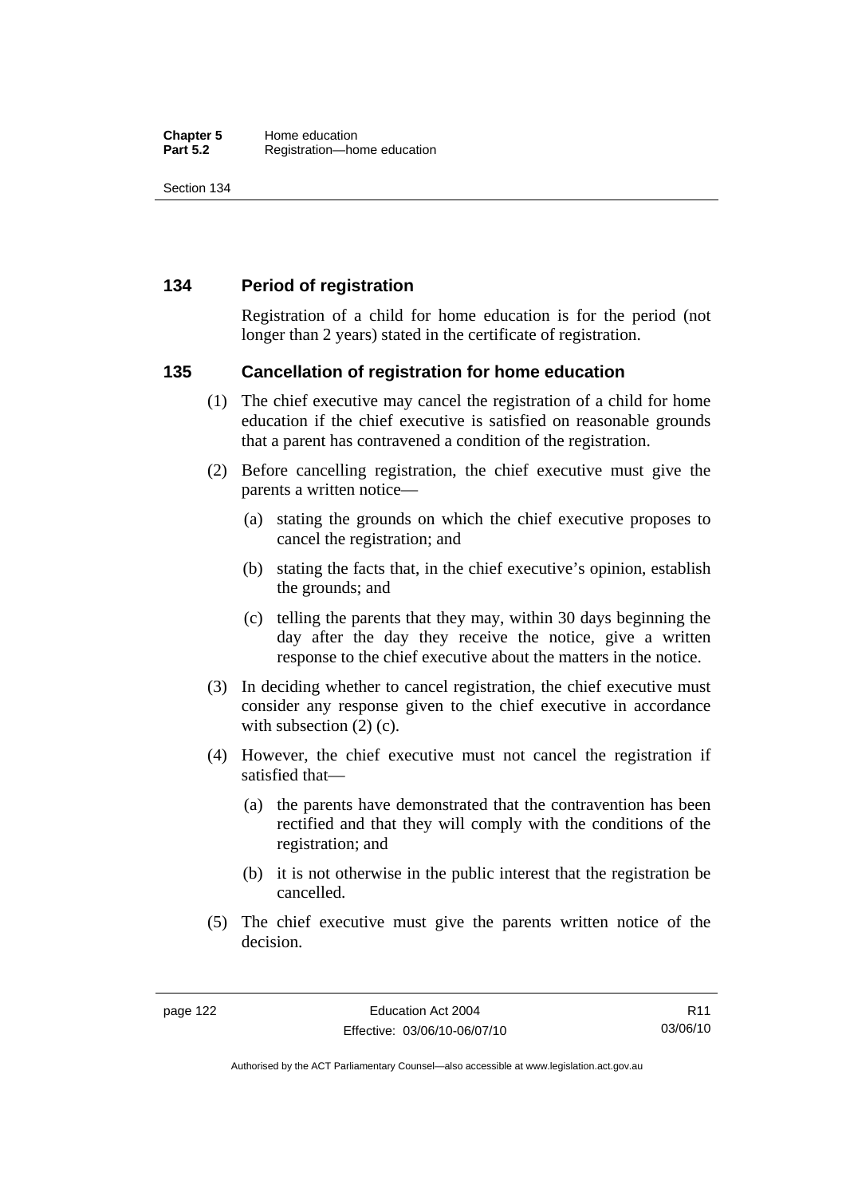## 134 Period of registration

Registration of a child for home education is for the period (not longer than 2 years) stated in the certificate of registration.

## 135 Cancellation of registration for home education

(1) The chief executive may cancel the registration of a child for home education if the chief executive is satisfied on reasonable grounds that a parent has contravened a condition of the registration.

(2) Before cancelling registration, the chief executive must give the parents a written notice—

(a) stating the grounds on which the chief executive proposes to cancel the registration; and

(b) stating the facts that, in the chief executive's opinion, establish the grounds; and

(c) telling the parents that they may, within 30 days beginning the day after the day they receive the notice, give a written response to the chief executive about the matters in the notice.

(3) In deciding whether to cancel registration, the chief executive must consider any response given to the chief executive in accordance with subsection (2) (c).

(4) However, the chief executive must not cancel the registration if satisfied that—

(a) the parents have demonstrated that the contravention has been rectified and that they will comply with the conditions of the registration; and

(b) it is not otherwise in the public interest that the registration be cancelled.

(5) The chief executive must give the parents written notice of the decision.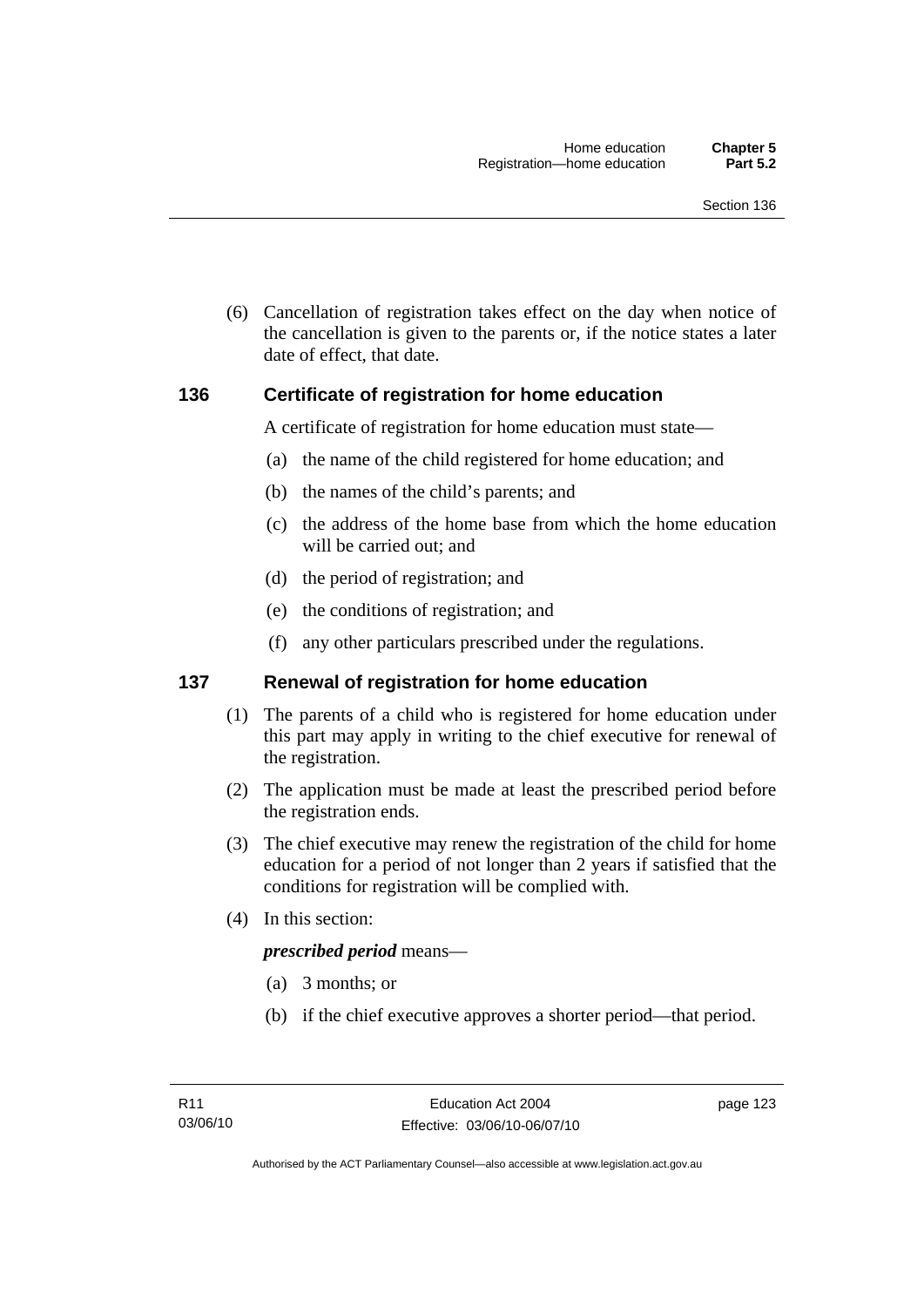(6) Cancellation of registration takes effect on the day when notice of the cancellation is given to the parents or, if the notice states a later date of effect, that date.

## 136 Certificate of registration for home education

A certificate of registration for home education must state—

(a) the name of the child registered for home education; and

(b) the names of the child's parents; and

(c) the address of the home base from which the home education will be carried out; and

(d) the period of registration; and

(e) the conditions of registration; and

(f) any other particulars prescribed under the regulations.

## 137 Renewal of registration for home education

(1) The parents of a child who is registered for home education under this part may apply in writing to the chief executive for renewal of the registration.

(2) The application must be made at least the prescribed period before the registration ends.

(3) The chief executive may renew the registration of the child for home education for a period of not longer than 2 years if satisfied that the conditions for registration will be complied with.

(4) In this section:

***prescribed period*** means—

(a) 3 months; or

(b) if the chief executive approves a shorter period—that period.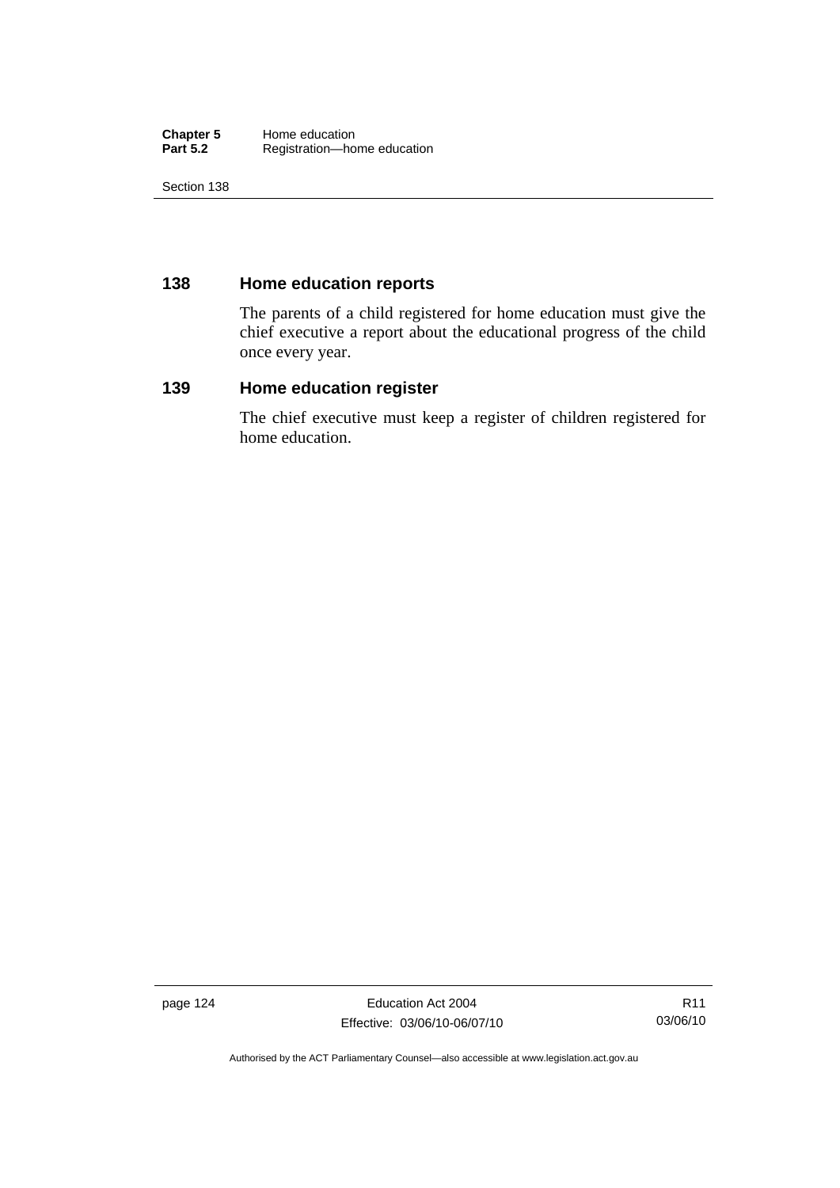## 138 Home education reports

The parents of a child registered for home education must give the chief executive a report about the educational progress of the child once every year.

## 139 Home education register

The chief executive must keep a register of children registered for home education.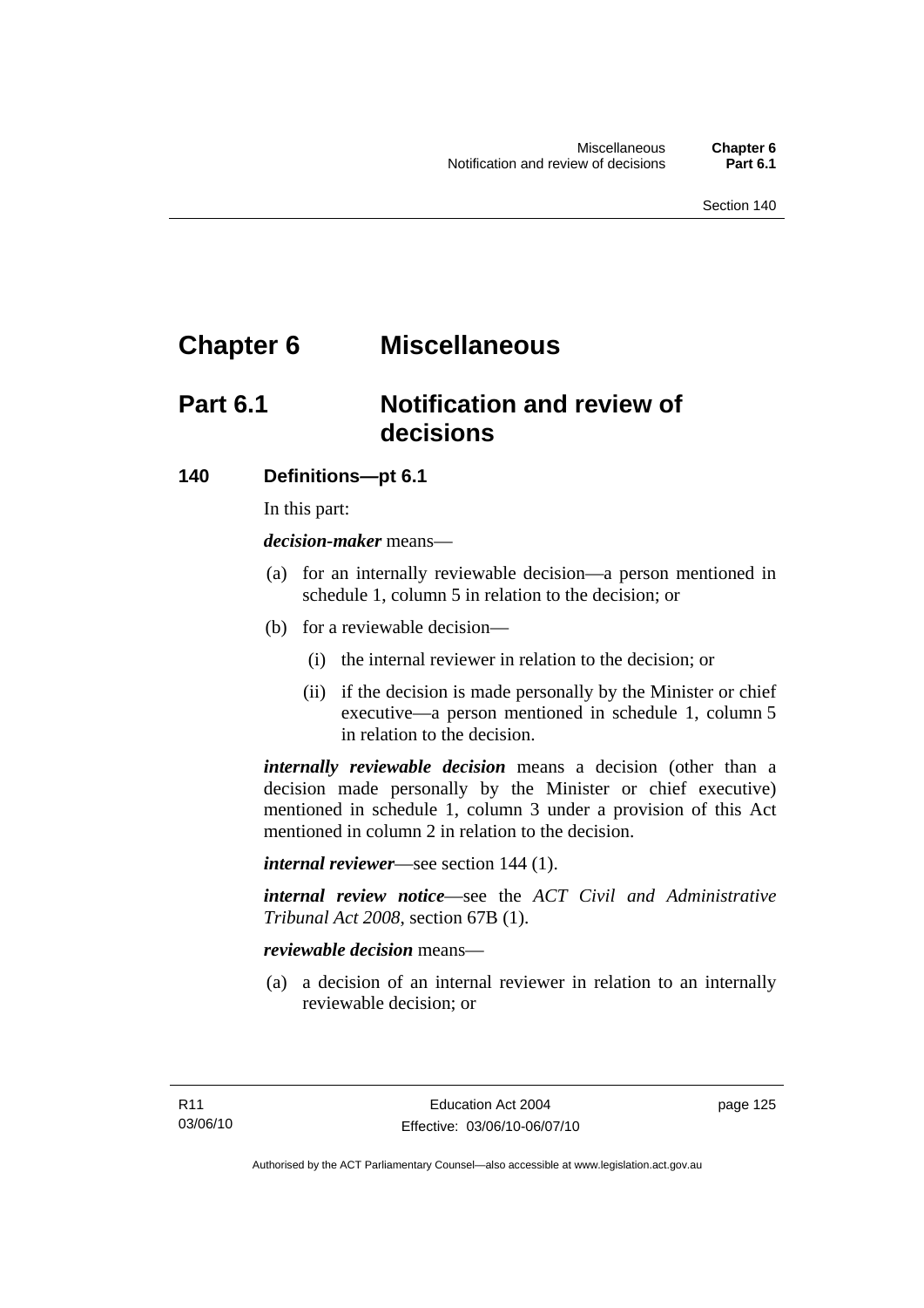# Chapter 6 Miscellaneous

## Part 6.1 Notification and review of decisions

### 140 Definitions—pt 6.1

In this part:

***decision-maker*** means—

(a) for an internally reviewable decision—a person mentioned in schedule 1, column 5 in relation to the decision; or

(b) for a reviewable decision—

(i) the internal reviewer in relation to the decision; or

(ii) if the decision is made personally by the Minister or chief executive—a person mentioned in schedule 1, column 5 in relation to the decision.

***internally reviewable decision*** means a decision (other than a decision made personally by the Minister or chief executive) mentioned in schedule 1, column 3 under a provision of this Act mentioned in column 2 in relation to the decision.

***internal reviewer***—see section 144 (1).

***internal review notice***—see the *ACT Civil and Administrative Tribunal Act 2008*, section 67B (1).

***reviewable decision*** means—

(a) a decision of an internal reviewer in relation to an internally reviewable decision; or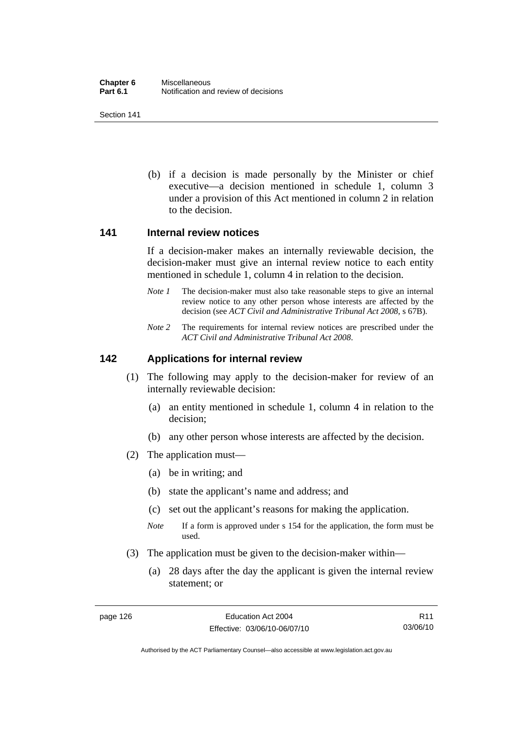(b) if a decision is made personally by the Minister or chief executive—a decision mentioned in schedule 1, column 3 under a provision of this Act mentioned in column 2 in relation to the decision.

## 141 Internal review notices

If a decision-maker makes an internally reviewable decision, the decision-maker must give an internal review notice to each entity mentioned in schedule 1, column 4 in relation to the decision.

*Note 1* The decision-maker must also take reasonable steps to give an internal review notice to any other person whose interests are affected by the decision (see *ACT Civil and Administrative Tribunal Act 2008*, s 67B).

*Note 2* The requirements for internal review notices are prescribed under the *ACT Civil and Administrative Tribunal Act 2008*.

## 142 Applications for internal review

(1) The following may apply to the decision-maker for review of an internally reviewable decision:

(a) an entity mentioned in schedule 1, column 4 in relation to the decision;

(b) any other person whose interests are affected by the decision.

(2) The application must—

(a) be in writing; and

(b) state the applicant's name and address; and

(c) set out the applicant's reasons for making the application.

*Note* If a form is approved under s 154 for the application, the form must be used.

(3) The application must be given to the decision-maker within—

(a) 28 days after the day the applicant is given the internal review statement; or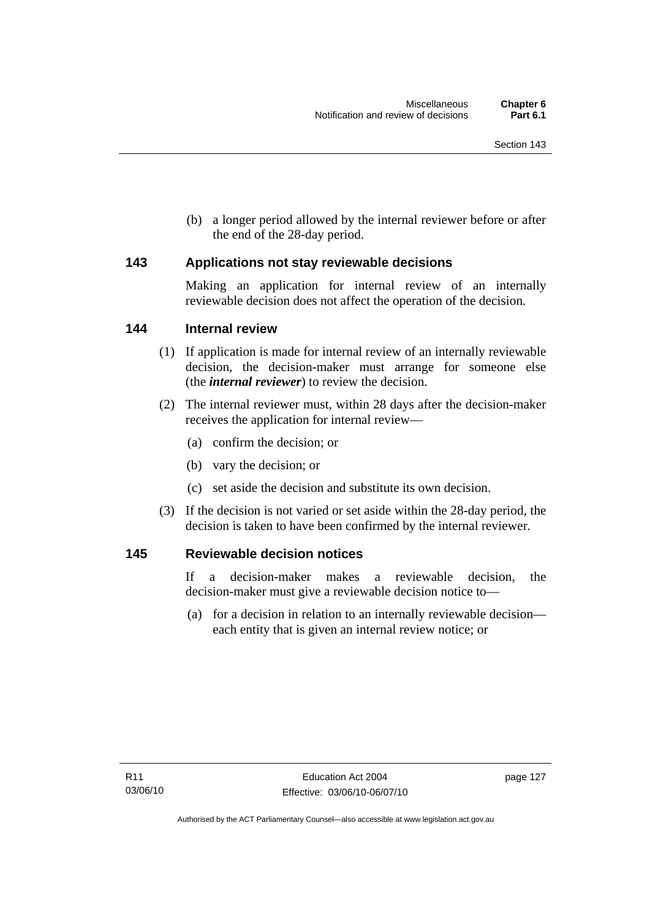(b) a longer period allowed by the internal reviewer before or after the end of the 28-day period.

## 143 Applications not stay reviewable decisions

Making an application for internal review of an internally reviewable decision does not affect the operation of the decision.

## 144 Internal review

(1) If application is made for internal review of an internally reviewable decision, the decision-maker must arrange for someone else (the ***internal reviewer***) to review the decision.

(2) The internal reviewer must, within 28 days after the decision-maker receives the application for internal review—

(a) confirm the decision; or

(b) vary the decision; or

(c) set aside the decision and substitute its own decision.

(3) If the decision is not varied or set aside within the 28-day period, the decision is taken to have been confirmed by the internal reviewer.

## 145 Reviewable decision notices

If a decision-maker makes a reviewable decision, the decision-maker must give a reviewable decision notice to—

(a) for a decision in relation to an internally reviewable decision—each entity that is given an internal review notice; or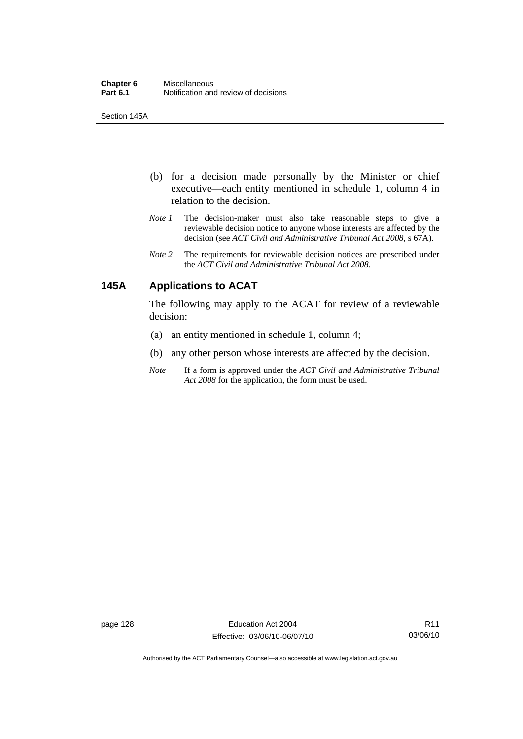(b) for a decision made personally by the Minister or chief executive—each entity mentioned in schedule 1, column 4 in relation to the decision.

*Note 1* The decision-maker must also take reasonable steps to give a reviewable decision notice to anyone whose interests are affected by the decision (see *ACT Civil and Administrative Tribunal Act 2008*, s 67A).

*Note 2* The requirements for reviewable decision notices are prescribed under the *ACT Civil and Administrative Tribunal Act 2008*.

### 145A Applications to ACAT

The following may apply to the ACAT for review of a reviewable decision:

(a) an entity mentioned in schedule 1, column 4;

(b) any other person whose interests are affected by the decision.

*Note* If a form is approved under the *ACT Civil and Administrative Tribunal Act 2008* for the application, the form must be used.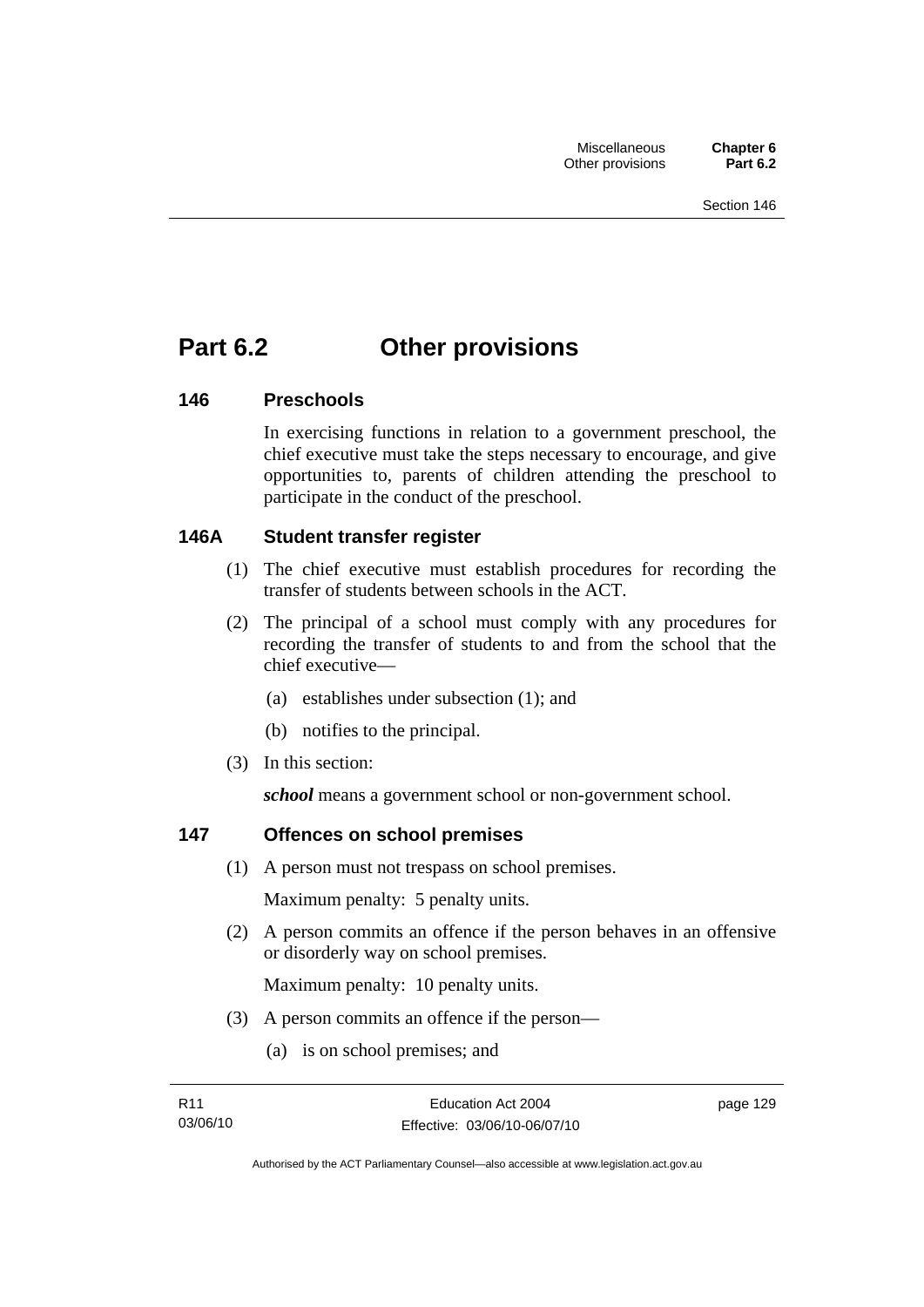# Part 6.2 Other provisions

### 146 Preschools

In exercising functions in relation to a government preschool, the chief executive must take the steps necessary to encourage, and give opportunities to, parents of children attending the preschool to participate in the conduct of the preschool.

### 146A Student transfer register

(1) The chief executive must establish procedures for recording the transfer of students between schools in the ACT.

(2) The principal of a school must comply with any procedures for recording the transfer of students to and from the school that the chief executive—

(a) establishes under subsection (1); and

(b) notifies to the principal.

(3) In this section:

***school*** means a government school or non-government school.

### 147 Offences on school premises

(1) A person must not trespass on school premises.

Maximum penalty: 5 penalty units.

(2) A person commits an offence if the person behaves in an offensive or disorderly way on school premises.

Maximum penalty: 10 penalty units.

(3) A person commits an offence if the person—

(a) is on school premises; and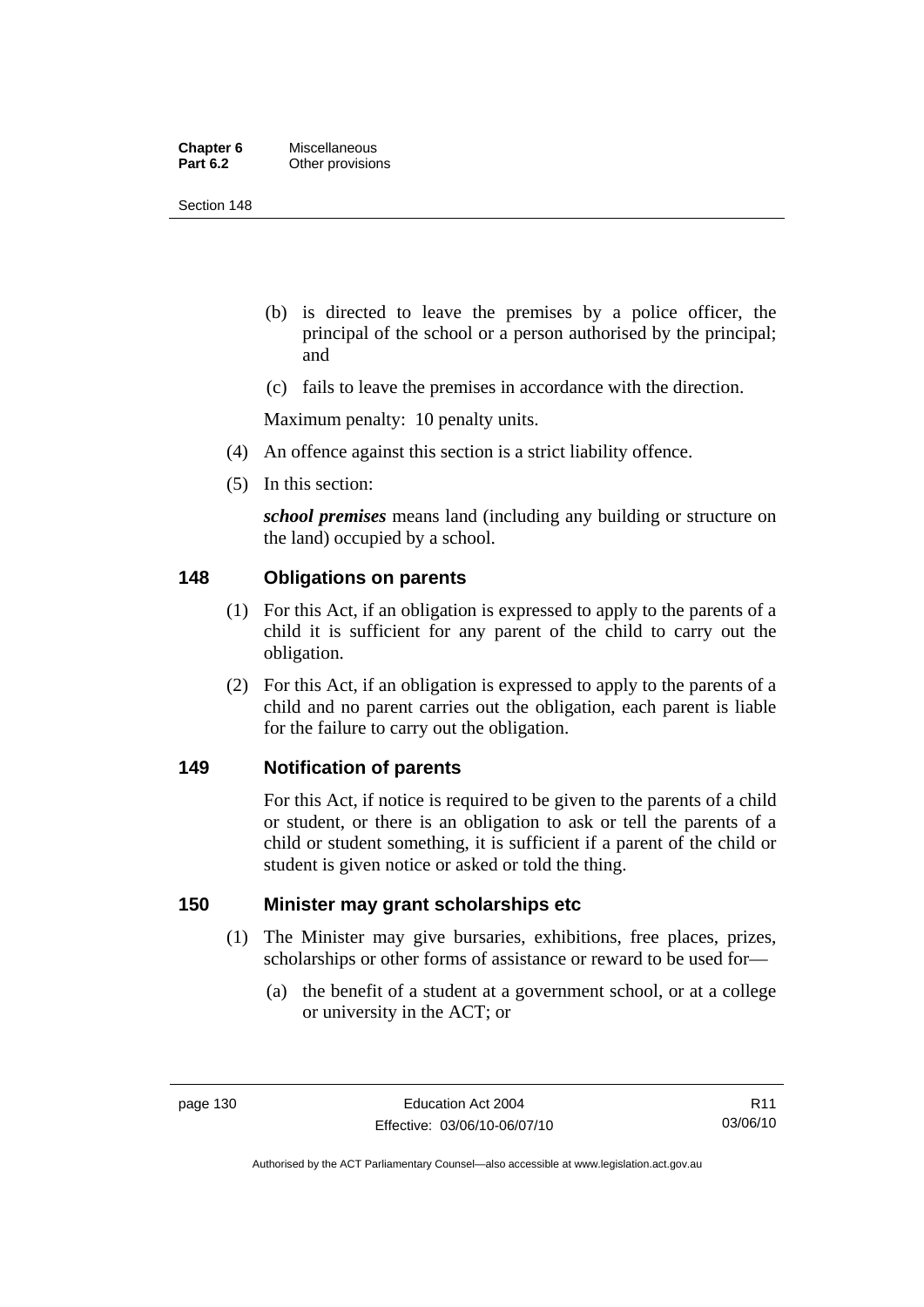(b) is directed to leave the premises by a police officer, the principal of the school or a person authorised by the principal; and

(c) fails to leave the premises in accordance with the direction.

Maximum penalty: 10 penalty units.

(4) An offence against this section is a strict liability offence.

(5) In this section:

***school premises*** means land (including any building or structure on the land) occupied by a school.

## 148 Obligations on parents

(1) For this Act, if an obligation is expressed to apply to the parents of a child it is sufficient for any parent of the child to carry out the obligation.

(2) For this Act, if an obligation is expressed to apply to the parents of a child and no parent carries out the obligation, each parent is liable for the failure to carry out the obligation.

## 149 Notification of parents

For this Act, if notice is required to be given to the parents of a child or student, or there is an obligation to ask or tell the parents of a child or student something, it is sufficient if a parent of the child or student is given notice or asked or told the thing.

## 150 Minister may grant scholarships etc

(1) The Minister may give bursaries, exhibitions, free places, prizes, scholarships or other forms of assistance or reward to be used for—

(a) the benefit of a student at a government school, or at a college or university in the ACT; or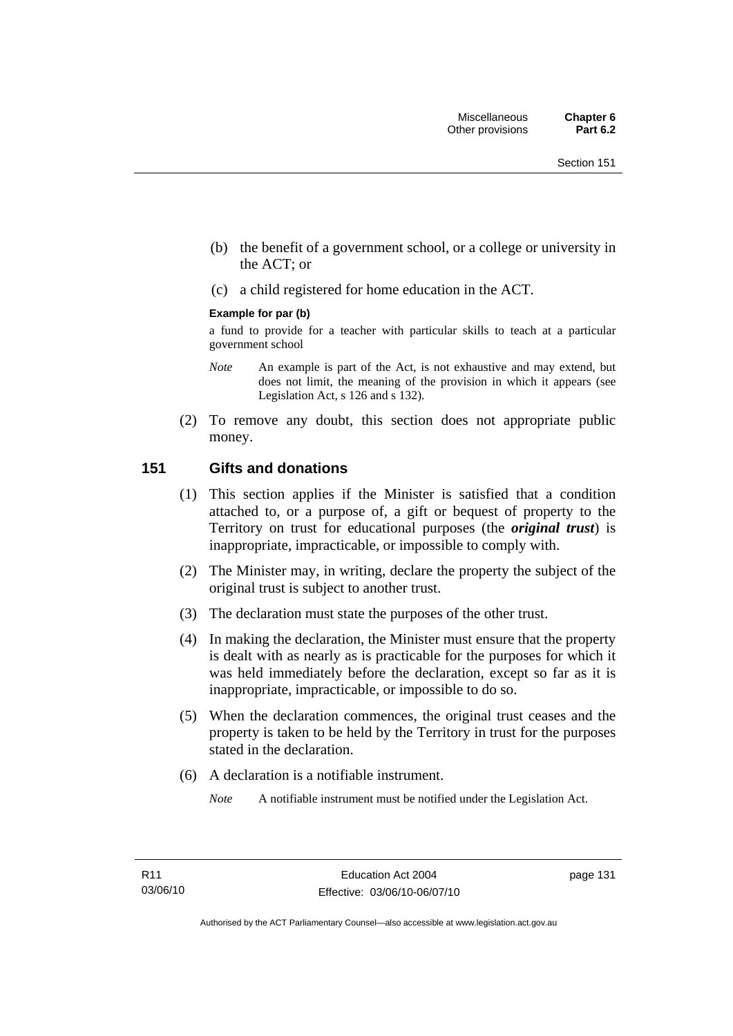(b) the benefit of a government school, or a college or university in the ACT; or

(c) a child registered for home education in the ACT.

**Example for par (b)**

a fund to provide for a teacher with particular skills to teach at a particular government school

*Note* An example is part of the Act, is not exhaustive and may extend, but does not limit, the meaning of the provision in which it appears (see Legislation Act, s 126 and s 132).

(2) To remove any doubt, this section does not appropriate public money.

## 151 Gifts and donations

(1) This section applies if the Minister is satisfied that a condition attached to, or a purpose of, a gift or bequest of property to the Territory on trust for educational purposes (the ***original trust***) is inappropriate, impracticable, or impossible to comply with.

(2) The Minister may, in writing, declare the property the subject of the original trust is subject to another trust.

(3) The declaration must state the purposes of the other trust.

(4) In making the declaration, the Minister must ensure that the property is dealt with as nearly as is practicable for the purposes for which it was held immediately before the declaration, except so far as it is inappropriate, impracticable, or impossible to do so.

(5) When the declaration commences, the original trust ceases and the property is taken to be held by the Territory in trust for the purposes stated in the declaration.

(6) A declaration is a notifiable instrument.

*Note* A notifiable instrument must be notified under the Legislation Act.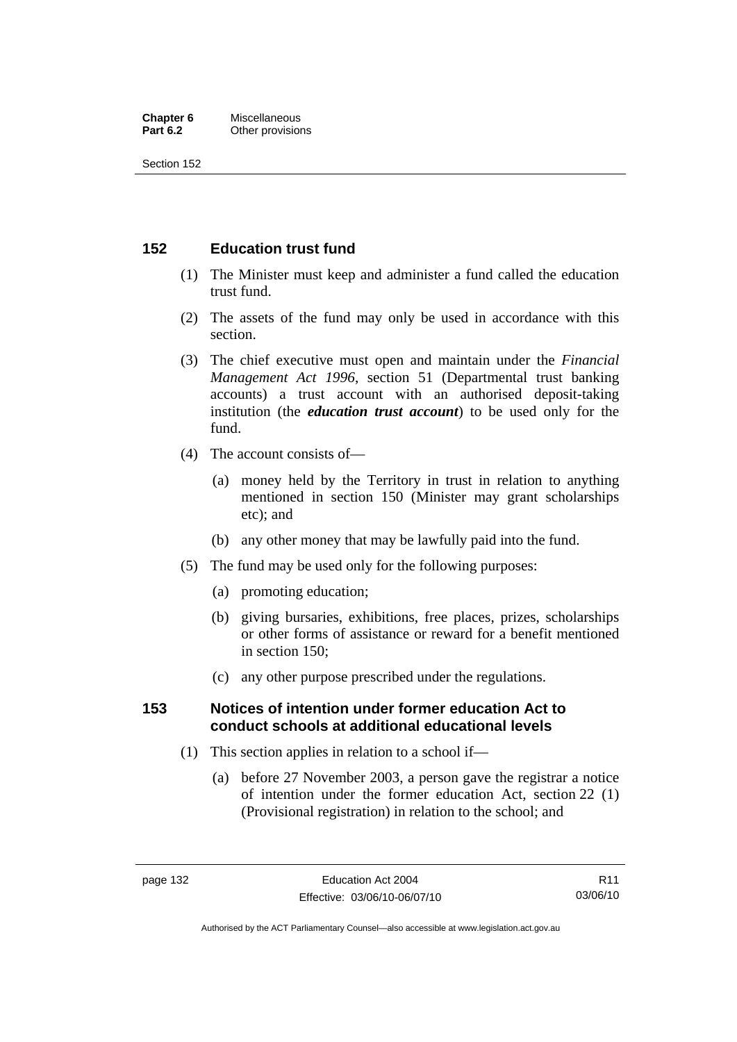## 152 Education trust fund

(1) The Minister must keep and administer a fund called the education trust fund.

(2) The assets of the fund may only be used in accordance with this section.

(3) The chief executive must open and maintain under the *Financial Management Act 1996*, section 51 (Departmental trust banking accounts) a trust account with an authorised deposit-taking institution (the ***education trust account***) to be used only for the fund.

(4) The account consists of—

- (a) money held by the Territory in trust in relation to anything mentioned in section 150 (Minister may grant scholarships etc); and
- (b) any other money that may be lawfully paid into the fund.

(5) The fund may be used only for the following purposes:

- (a) promoting education;
- (b) giving bursaries, exhibitions, free places, prizes, scholarships or other forms of assistance or reward for a benefit mentioned in section 150;
- (c) any other purpose prescribed under the regulations.

## 153 Notices of intention under former education Act to conduct schools at additional educational levels

(1) This section applies in relation to a school if—

- (a) before 27 November 2003, a person gave the registrar a notice of intention under the former education Act, section 22 (1) (Provisional registration) in relation to the school; and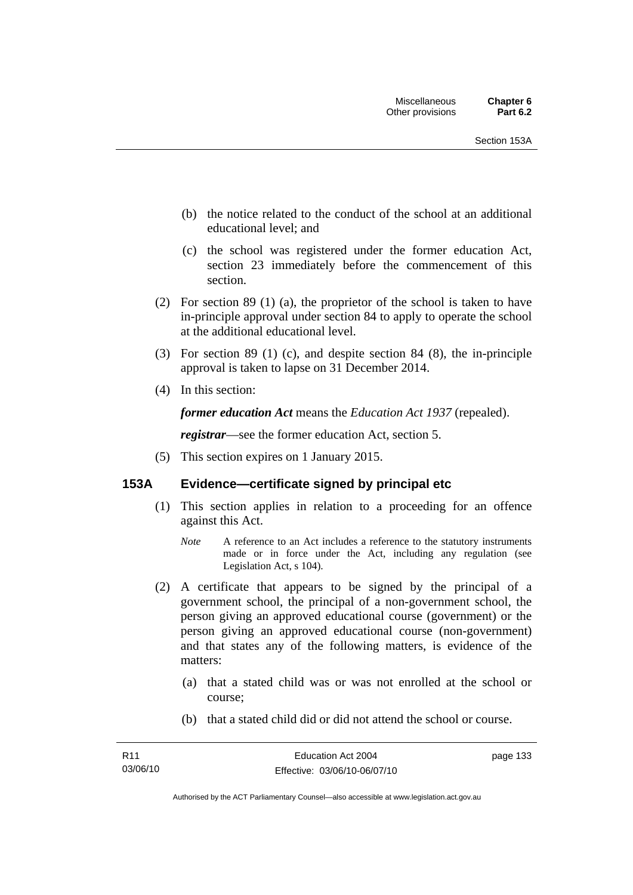(b) the notice related to the conduct of the school at an additional educational level; and

(c) the school was registered under the former education Act, section 23 immediately before the commencement of this section.

(2) For section 89 (1) (a), the proprietor of the school is taken to have in-principle approval under section 84 to apply to operate the school at the additional educational level.

(3) For section 89 (1) (c), and despite section 84 (8), the in-principle approval is taken to lapse on 31 December 2014.

(4) In this section:

***former education Act*** means the *Education Act 1937* (repealed).

***registrar***—see the former education Act, section 5.

(5) This section expires on 1 January 2015.

## 153A Evidence—certificate signed by principal etc

(1) This section applies in relation to a proceeding for an offence against this Act.

*Note* A reference to an Act includes a reference to the statutory instruments made or in force under the Act, including any regulation (see Legislation Act, s 104).

(2) A certificate that appears to be signed by the principal of a government school, the principal of a non-government school, the person giving an approved educational course (government) or the person giving an approved educational course (non-government) and that states any of the following matters, is evidence of the matters:

(a) that a stated child was or was not enrolled at the school or course;

(b) that a stated child did or did not attend the school or course.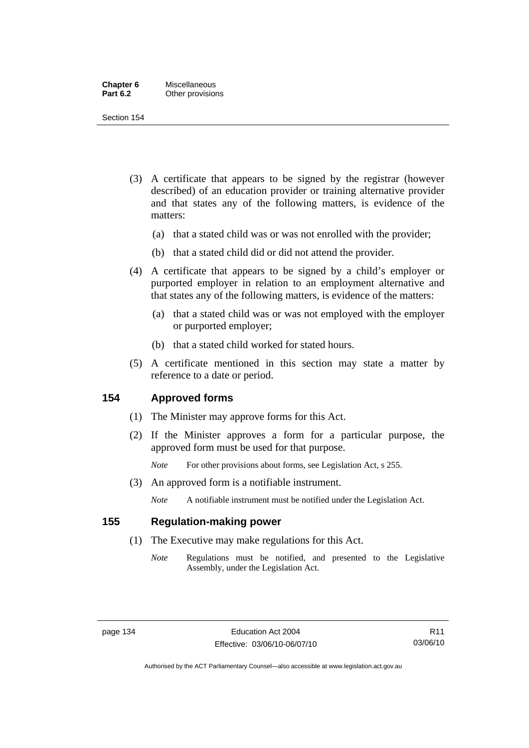(3) A certificate that appears to be signed by the registrar (however described) of an education provider or training alternative provider and that states any of the following matters, is evidence of the matters:

(a) that a stated child was or was not enrolled with the provider;

(b) that a stated child did or did not attend the provider.

(4) A certificate that appears to be signed by a child's employer or purported employer in relation to an employment alternative and that states any of the following matters, is evidence of the matters:

(a) that a stated child was or was not employed with the employer or purported employer;

(b) that a stated child worked for stated hours.

(5) A certificate mentioned in this section may state a matter by reference to a date or period.

## 154 Approved forms

(1) The Minister may approve forms for this Act.

(2) If the Minister approves a form for a particular purpose, the approved form must be used for that purpose.

*Note* For other provisions about forms, see Legislation Act, s 255.

(3) An approved form is a notifiable instrument.

*Note* A notifiable instrument must be notified under the Legislation Act.

## 155 Regulation-making power

(1) The Executive may make regulations for this Act.

*Note* Regulations must be notified, and presented to the Legislative Assembly, under the Legislation Act.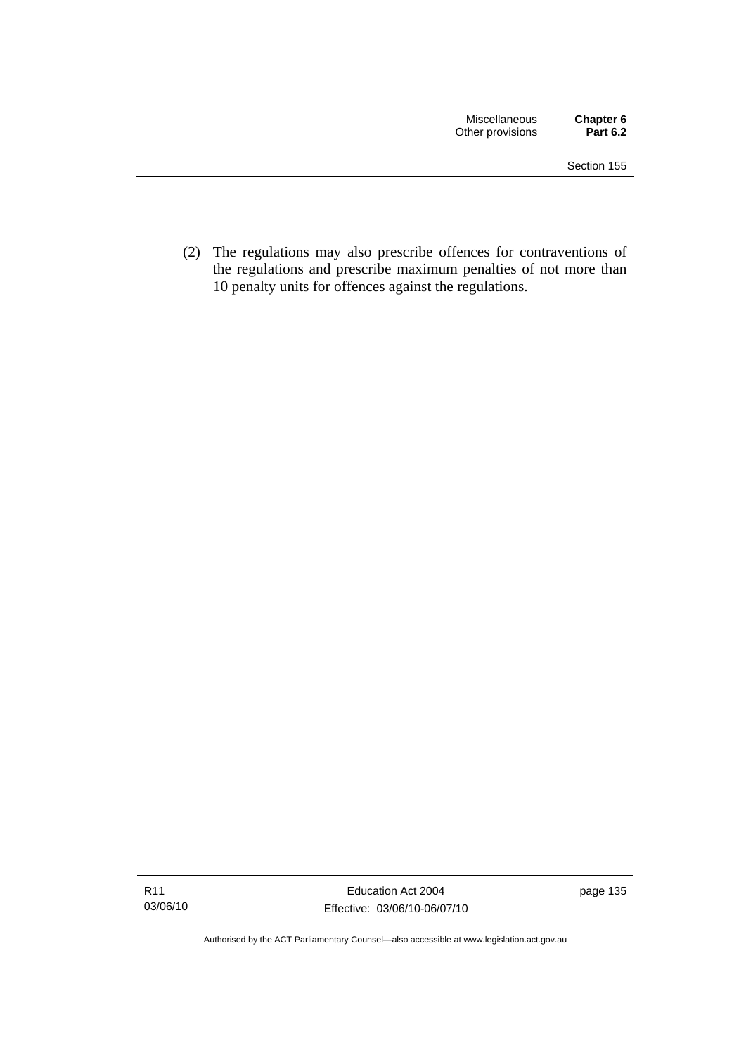(2) The regulations may also prescribe offences for contraventions of the regulations and prescribe maximum penalties of not more than 10 penalty units for offences against the regulations.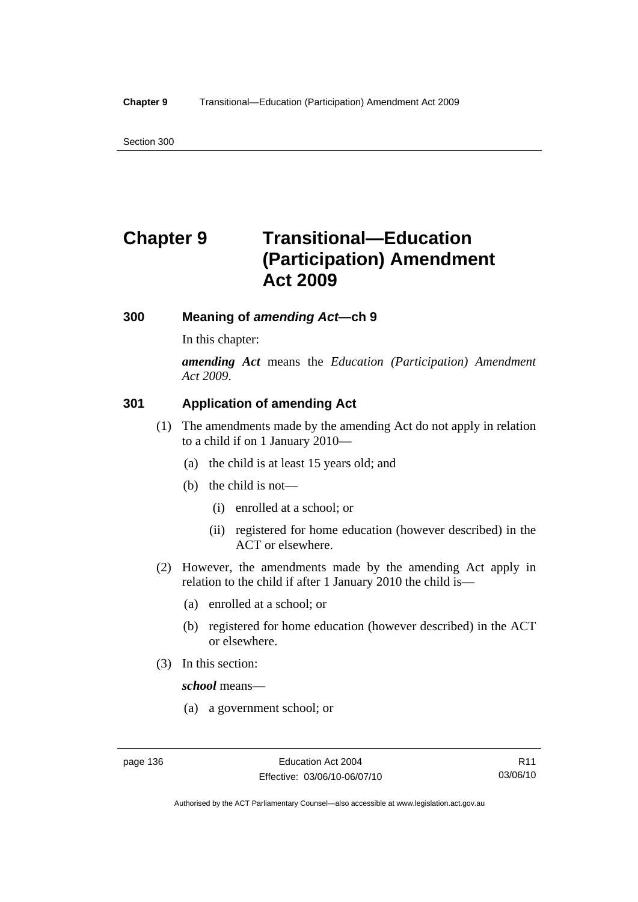# Chapter 9 Transitional—Education (Participation) Amendment Act 2009

## 300 Meaning of *amending Act*—ch 9

In this chapter:

***amending Act*** means the *Education (Participation) Amendment Act 2009*.

## 301 Application of amending Act

(1) The amendments made by the amending Act do not apply in relation to a child if on 1 January 2010—

(a) the child is at least 15 years old; and

(b) the child is not—

(i) enrolled at a school; or

(ii) registered for home education (however described) in the ACT or elsewhere.

(2) However, the amendments made by the amending Act apply in relation to the child if after 1 January 2010 the child is—

(a) enrolled at a school; or

(b) registered for home education (however described) in the ACT or elsewhere.

(3) In this section:

***school*** means—

(a) a government school; or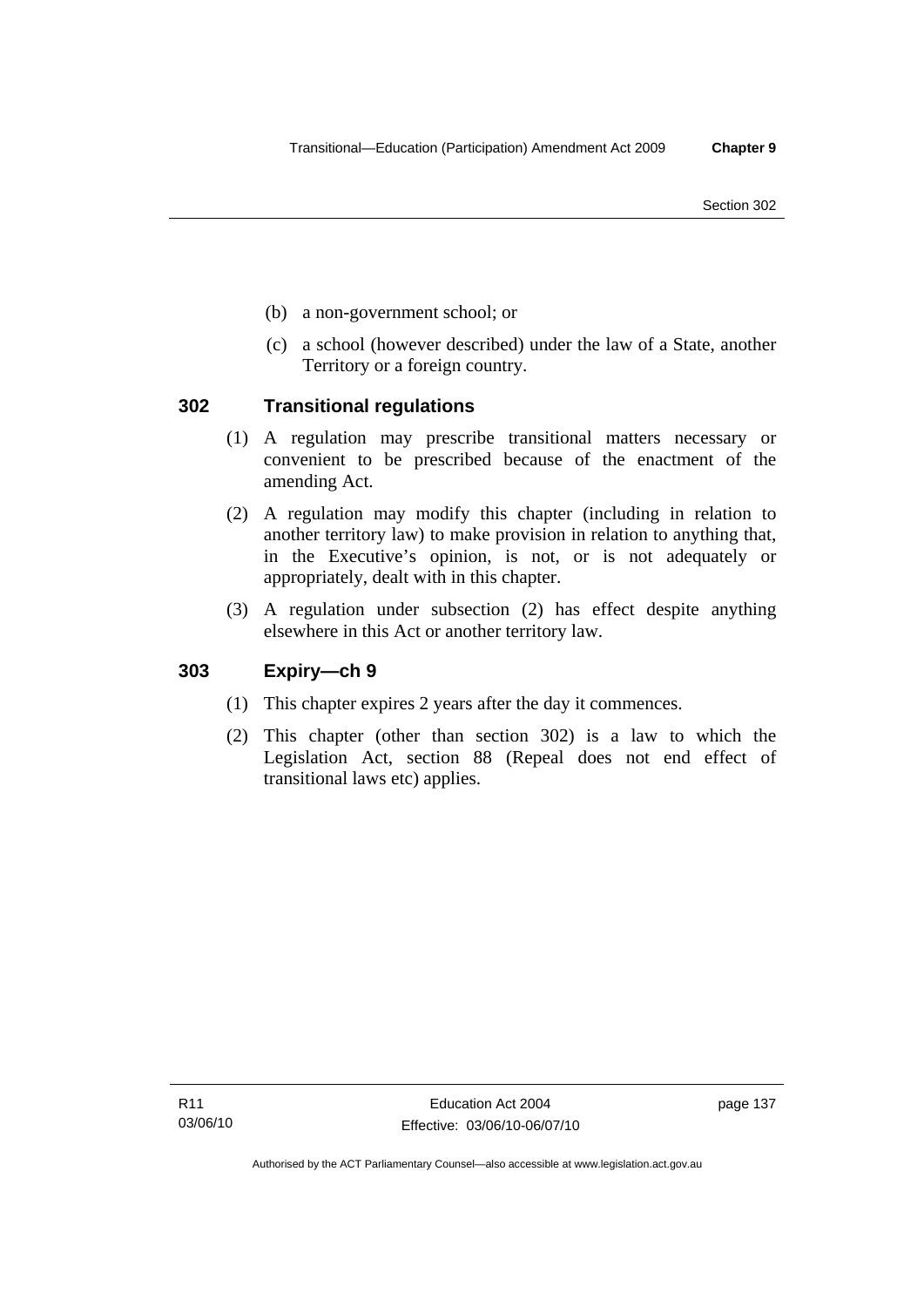(b) a non-government school; or

(c) a school (however described) under the law of a State, another Territory or a foreign country.

## 302 Transitional regulations

(1) A regulation may prescribe transitional matters necessary or convenient to be prescribed because of the enactment of the amending Act.

(2) A regulation may modify this chapter (including in relation to another territory law) to make provision in relation to anything that, in the Executive's opinion, is not, or is not adequately or appropriately, dealt with in this chapter.

(3) A regulation under subsection (2) has effect despite anything elsewhere in this Act or another territory law.

## 303 Expiry—ch 9

(1) This chapter expires 2 years after the day it commences.

(2) This chapter (other than section 302) is a law to which the Legislation Act, section 88 (Repeal does not end effect of transitional laws etc) applies.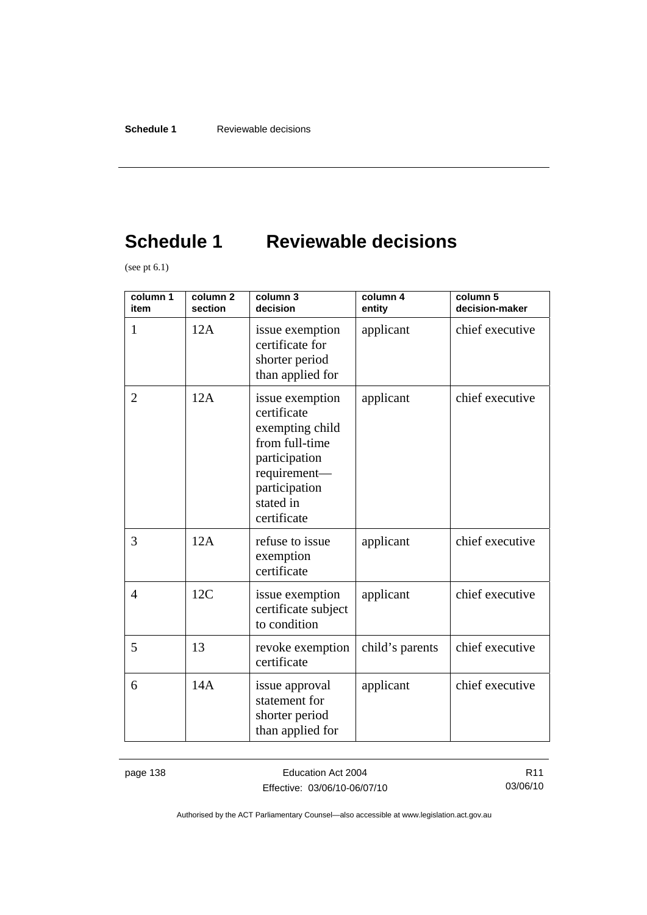# Schedule 1 Reviewable decisions

(see pt 6.1)

| column 1 item | column 2 section | column 3 decision | column 4 entity | column 5 decision-maker |
|---|---|---|---|---|
| 1 | 12A | issue exemption certificate for shorter period than applied for | applicant | chief executive |
| 2 | 12A | issue exemption certificate exempting child from full-time participation requirement—participation stated in certificate | applicant | chief executive |
| 3 | 12A | refuse to issue exemption certificate | applicant | chief executive |
| 4 | 12C | issue exemption certificate subject to condition | applicant | chief executive |
| 5 | 13 | revoke exemption certificate | child's parents | chief executive |
| 6 | 14A | issue approval statement for shorter period than applied for | applicant | chief executive |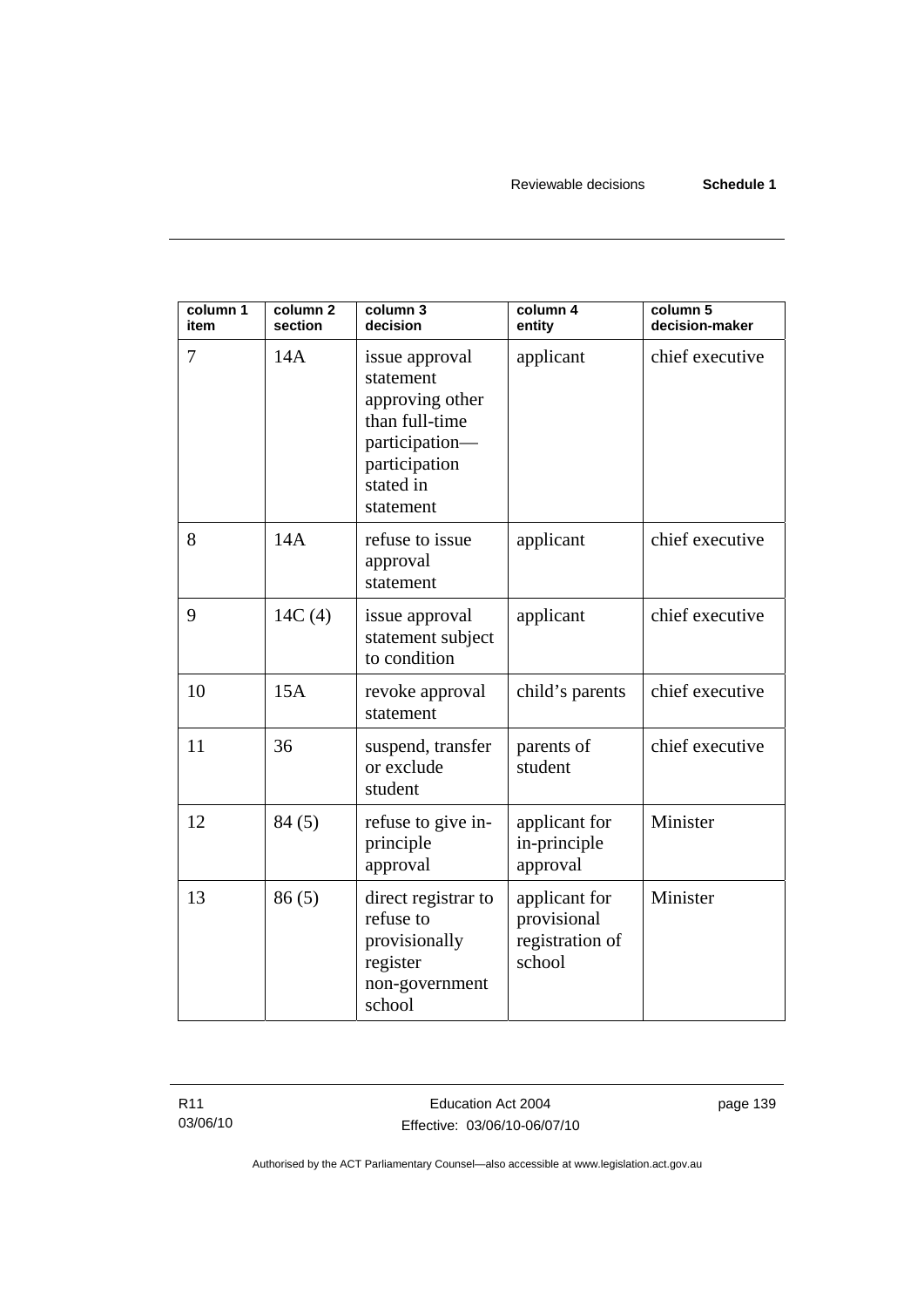| column 1 item | column 2 section | column 3 decision | column 4 entity | column 5 decision-maker |
|---|---|---|---|---|
| 7 | 14A | issue approval statement approving other than full-time participation—participation stated in statement | applicant | chief executive |
| 8 | 14A | refuse to issue approval statement | applicant | chief executive |
| 9 | 14C (4) | issue approval statement subject to condition | applicant | chief executive |
| 10 | 15A | revoke approval statement | child's parents | chief executive |
| 11 | 36 | suspend, transfer or exclude student | parents of student | chief executive |
| 12 | 84 (5) | refuse to give in-principle approval | applicant for in-principle approval | Minister |
| 13 | 86 (5) | direct registrar to refuse to provisionally register non-government school | applicant for provisional registration of school | Minister |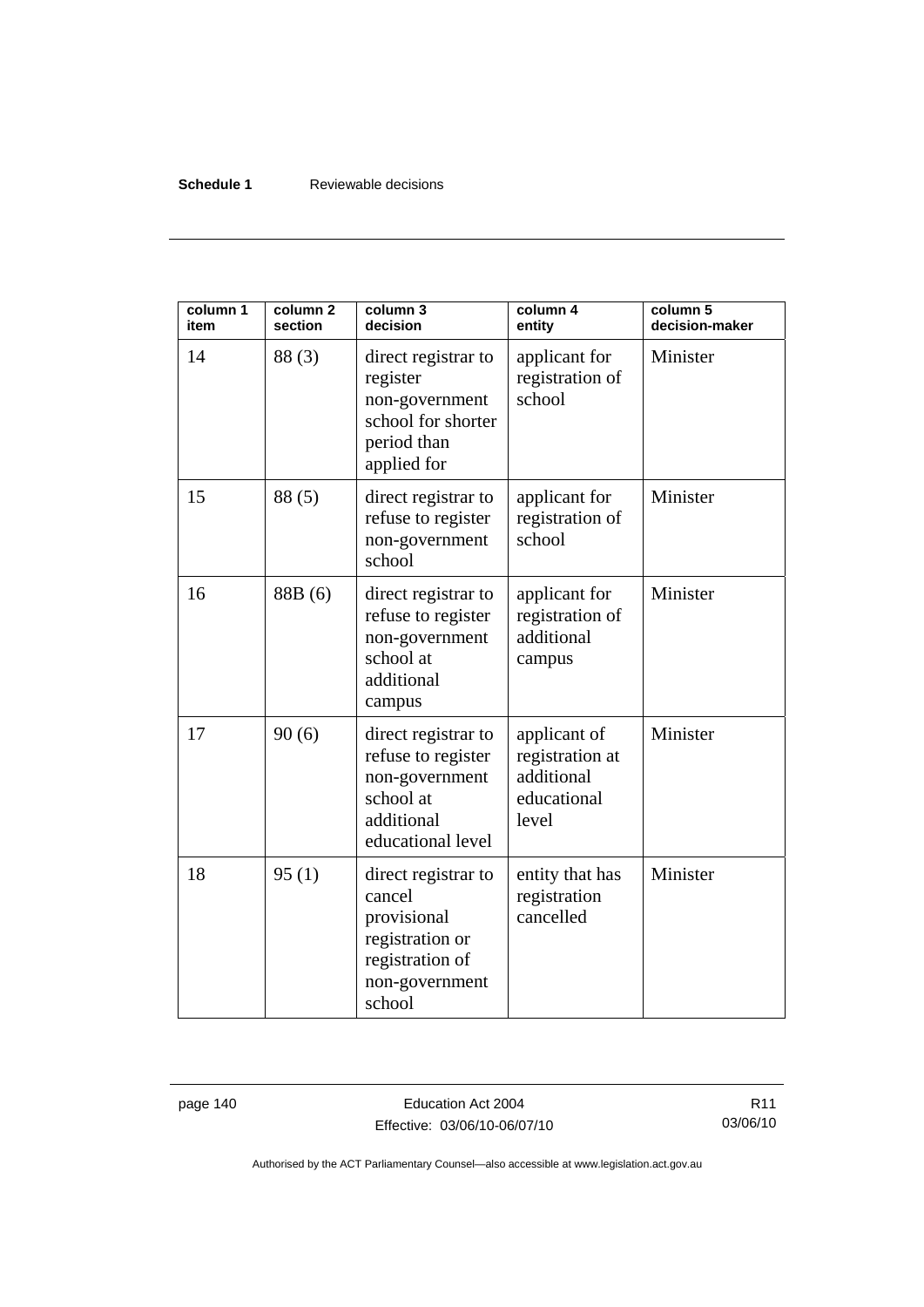| column 1 item | column 2 section | column 3 decision | column 4 entity | column 5 decision-maker |
|---|---|---|---|---|
| 14 | 88 (3) | direct registrar to register non-government school for shorter period than applied for | applicant for registration of school | Minister |
| 15 | 88 (5) | direct registrar to refuse to register non-government school | applicant for registration of school | Minister |
| 16 | 88B (6) | direct registrar to refuse to register non-government school at additional campus | applicant for registration of additional campus | Minister |
| 17 | 90 (6) | direct registrar to refuse to register non-government school at additional educational level | applicant of registration at additional educational level | Minister |
| 18 | 95 (1) | direct registrar to cancel provisional registration or registration of non-government school | entity that has registration cancelled | Minister |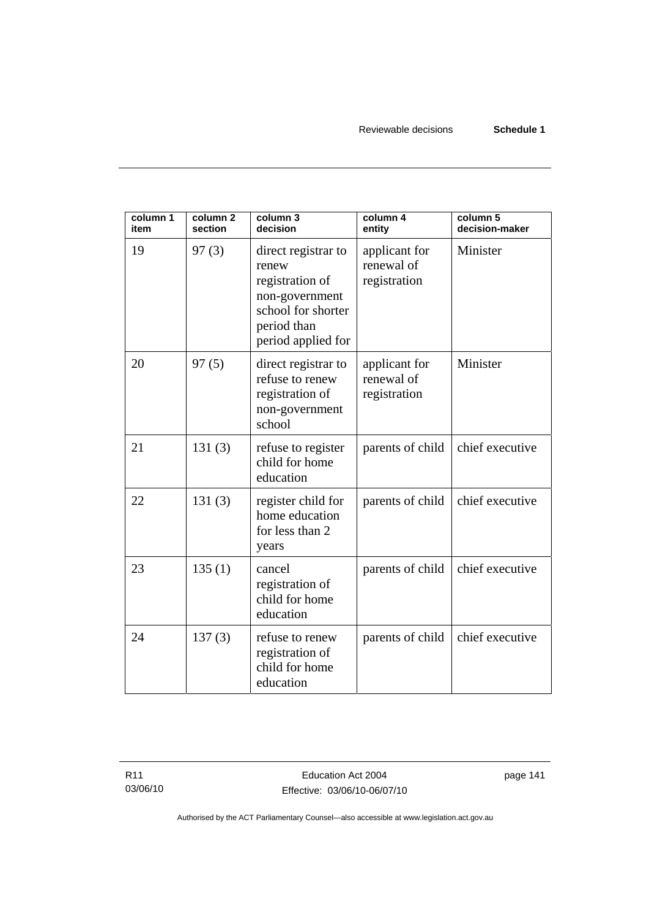| column 1 item | column 2 section | column 3 decision | column 4 entity | column 5 decision-maker |
|---|---|---|---|---|
| 19 | 97 (3) | direct registrar to renew registration of non-government school for shorter period than period applied for | applicant for renewal of registration | Minister |
| 20 | 97 (5) | direct registrar to refuse to renew registration of non-government school | applicant for renewal of registration | Minister |
| 21 | 131 (3) | refuse to register child for home education | parents of child | chief executive |
| 22 | 131 (3) | register child for home education for less than 2 years | parents of child | chief executive |
| 23 | 135 (1) | cancel registration of child for home education | parents of child | chief executive |
| 24 | 137 (3) | refuse to renew registration of child for home education | parents of child | chief executive |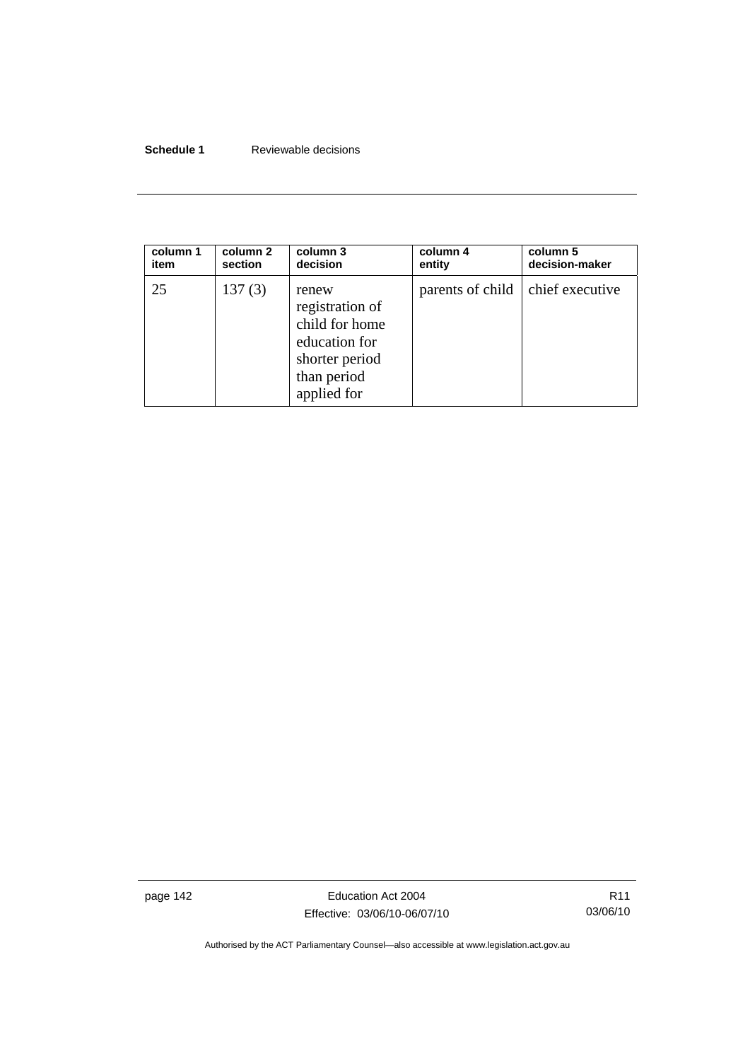| column 1 item | column 2 section | column 3 decision | column 4 entity | column 5 decision-maker |
|---|---|---|---|---|
| 25 | 137 (3) | renew registration of child for home education for shorter period than period applied for | parents of child | chief executive |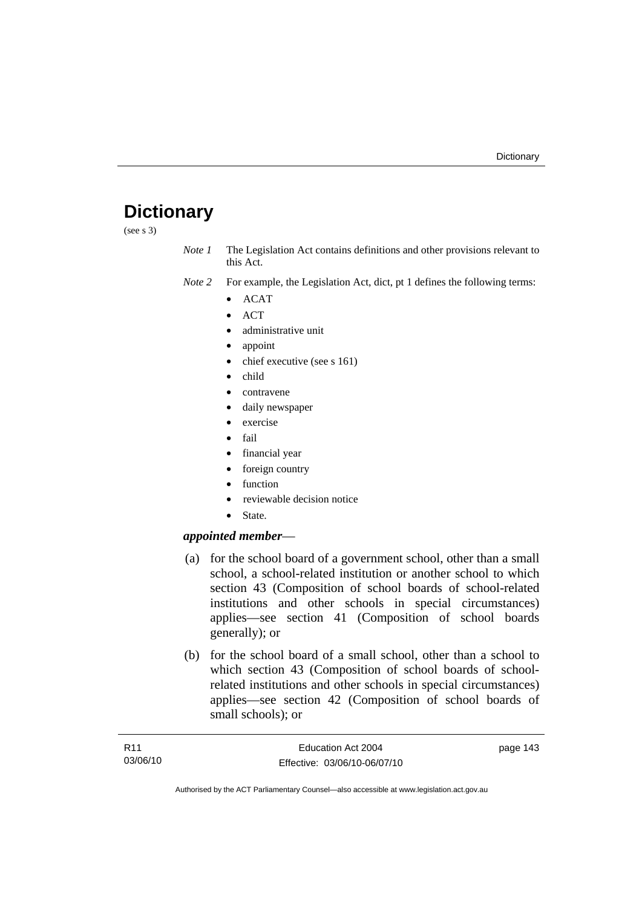# Dictionary

(see s 3)

*Note 1* The Legislation Act contains definitions and other provisions relevant to this Act.

*Note 2* For example, the Legislation Act, dict, pt 1 defines the following terms:

- ACAT
- ACT
- administrative unit
- appoint
- chief executive (see s 161)
- child
- contravene
- daily newspaper
- exercise
- fail
- financial year
- foreign country
- function
- reviewable decision notice
- State.

***appointed member***—

(a) for the school board of a government school, other than a small school, a school-related institution or another school to which section 43 (Composition of school boards of school-related institutions and other schools in special circumstances) applies—see section 41 (Composition of school boards generally); or

(b) for the school board of a small school, other than a school to which section 43 (Composition of school boards of school-related institutions and other schools in special circumstances) applies—see section 42 (Composition of school boards of small schools); or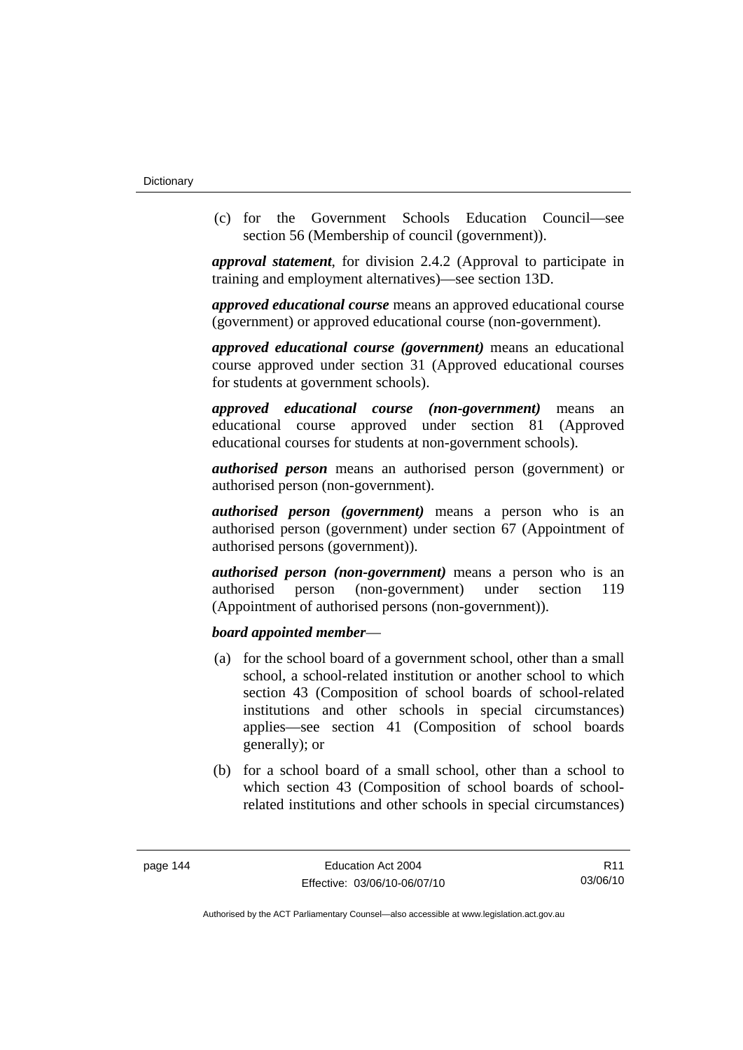(c) for the Government Schools Education Council—see section 56 (Membership of council (government)).

***approval statement***, for division 2.4.2 (Approval to participate in training and employment alternatives)—see section 13D.

***approved educational course*** means an approved educational course (government) or approved educational course (non-government).

***approved educational course (government)*** means an educational course approved under section 31 (Approved educational courses for students at government schools).

***approved educational course (non-government)*** means an educational course approved under section 81 (Approved educational courses for students at non-government schools).

***authorised person*** means an authorised person (government) or authorised person (non-government).

***authorised person (government)*** means a person who is an authorised person (government) under section 67 (Appointment of authorised persons (government)).

***authorised person (non-government)*** means a person who is an authorised person (non-government) under section 119 (Appointment of authorised persons (non-government)).

***board appointed member***—

(a) for the school board of a government school, other than a small school, a school-related institution or another school to which section 43 (Composition of school boards of school-related institutions and other schools in special circumstances) applies—see section 41 (Composition of school boards generally); or

(b) for a school board of a small school, other than a school to which section 43 (Composition of school boards of school-related institutions and other schools in special circumstances)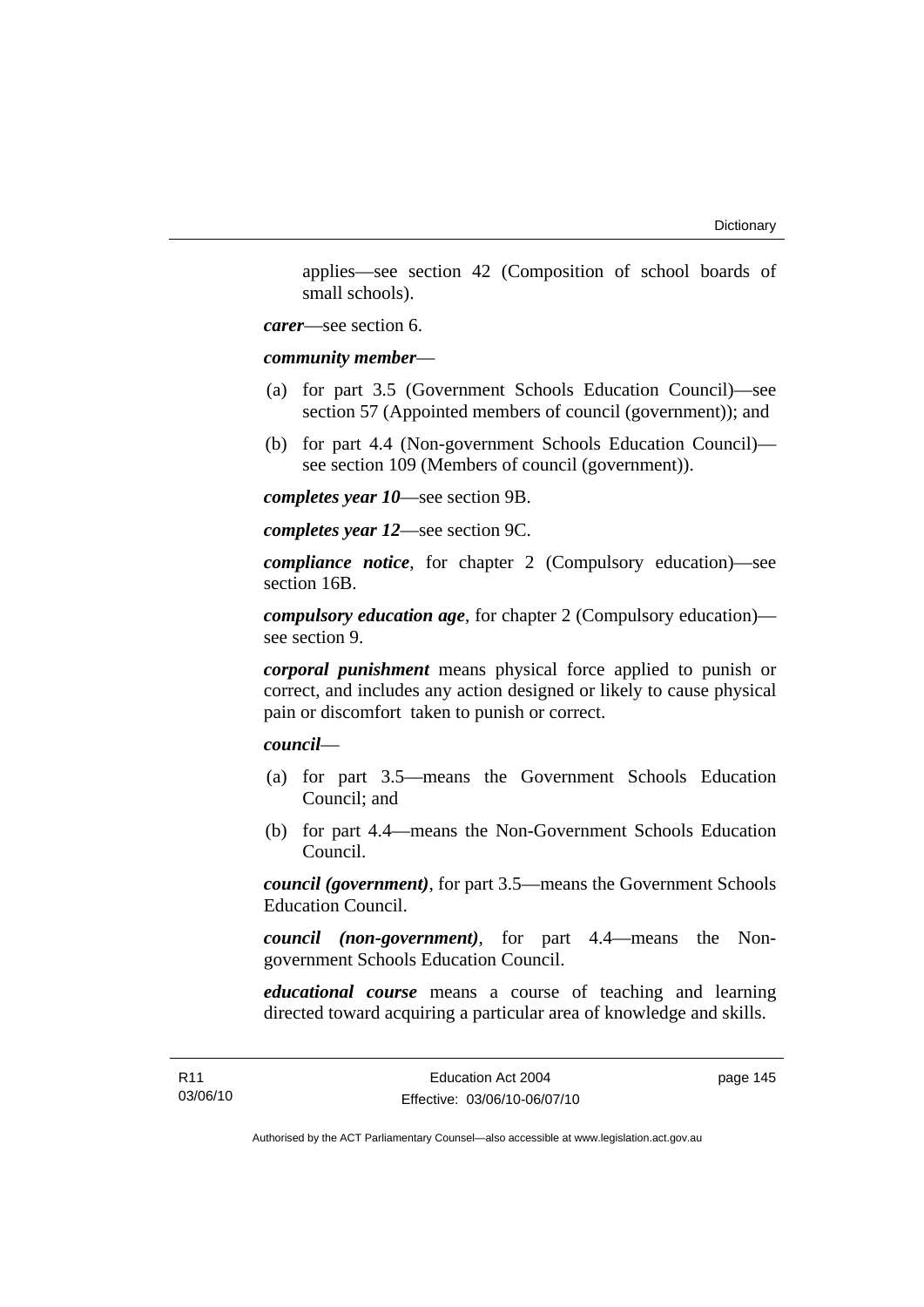applies—see section 42 (Composition of school boards of small schools).

***carer***—see section 6.

***community member***—

(a) for part 3.5 (Government Schools Education Council)—see section 57 (Appointed members of council (government)); and

(b) for part 4.4 (Non-government Schools Education Council)—see section 109 (Members of council (government)).

***completes year 10***—see section 9B.

***completes year 12***—see section 9C.

***compliance notice***, for chapter 2 (Compulsory education)—see section 16B.

***compulsory education age***, for chapter 2 (Compulsory education)—see section 9.

***corporal punishment*** means physical force applied to punish or correct, and includes any action designed or likely to cause physical pain or discomfort taken to punish or correct.

***council***—

(a) for part 3.5—means the Government Schools Education Council; and

(b) for part 4.4—means the Non-Government Schools Education Council.

***council (government)***, for part 3.5—means the Government Schools Education Council.

***council (non-government)***, for part 4.4—means the Non-government Schools Education Council.

***educational course*** means a course of teaching and learning directed toward acquiring a particular area of knowledge and skills.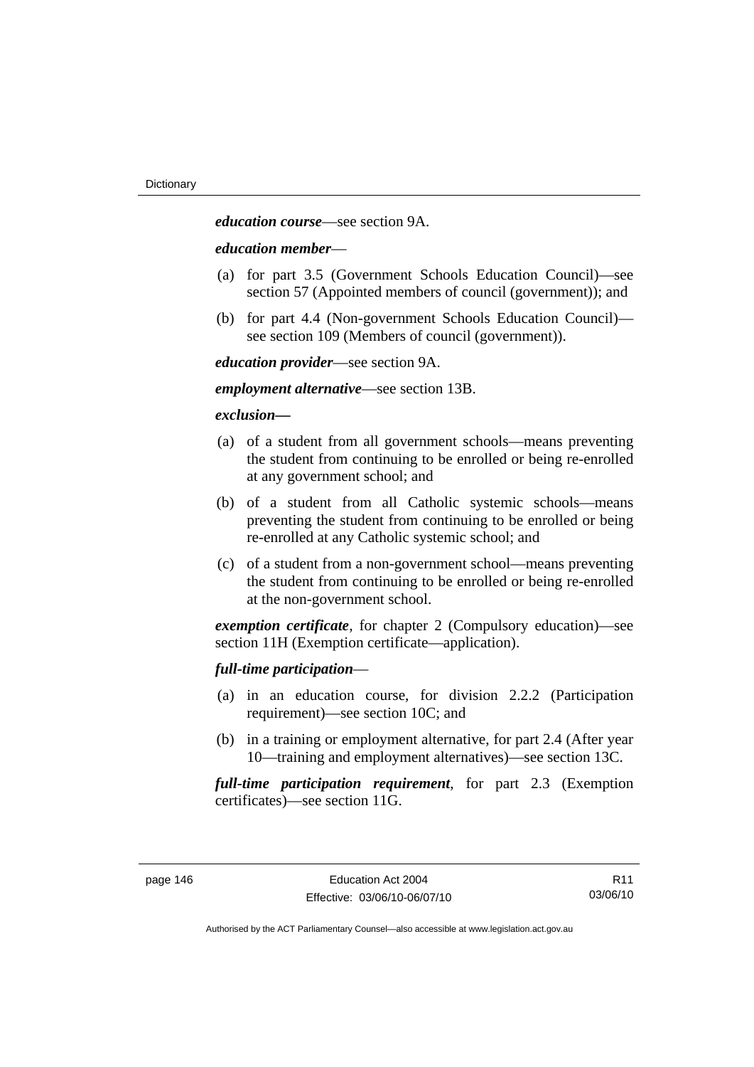***education course***—see section 9A.

***education member***—

(a) for part 3.5 (Government Schools Education Council)—see section 57 (Appointed members of council (government)); and

(b) for part 4.4 (Non-government Schools Education Council)—see section 109 (Members of council (government)).

***education provider***—see section 9A.

***employment alternative***—see section 13B.

***exclusion—***

(a) of a student from all government schools—means preventing the student from continuing to be enrolled or being re-enrolled at any government school; and

(b) of a student from all Catholic systemic schools—means preventing the student from continuing to be enrolled or being re-enrolled at any Catholic systemic school; and

(c) of a student from a non-government school—means preventing the student from continuing to be enrolled or being re-enrolled at the non-government school.

***exemption certificate***, for chapter 2 (Compulsory education)—see section 11H (Exemption certificate—application).

***full-time participation***—

(a) in an education course, for division 2.2.2 (Participation requirement)—see section 10C; and

(b) in a training or employment alternative, for part 2.4 (After year 10—training and employment alternatives)—see section 13C.

***full-time participation requirement***, for part 2.3 (Exemption certificates)—see section 11G.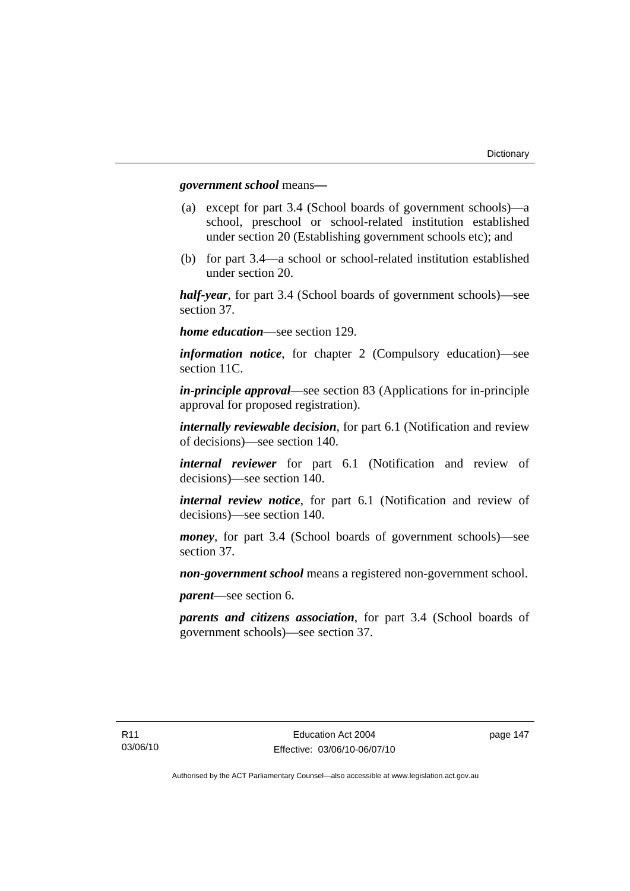***government school*** means—

(a) except for part 3.4 (School boards of government schools)—a school, preschool or school-related institution established under section 20 (Establishing government schools etc); and

(b) for part 3.4—a school or school-related institution established under section 20.

***half-year***, for part 3.4 (School boards of government schools)—see section 37.

***home education***—see section 129.

***information notice***, for chapter 2 (Compulsory education)—see section 11C.

***in-principle approval***—see section 83 (Applications for in-principle approval for proposed registration).

***internally reviewable decision***, for part 6.1 (Notification and review of decisions)—see section 140.

***internal reviewer*** for part 6.1 (Notification and review of decisions)—see section 140.

***internal review notice***, for part 6.1 (Notification and review of decisions)—see section 140.

***money***, for part 3.4 (School boards of government schools)—see section 37.

***non-government school*** means a registered non-government school.

***parent***—see section 6.

***parents and citizens association***, for part 3.4 (School boards of government schools)—see section 37.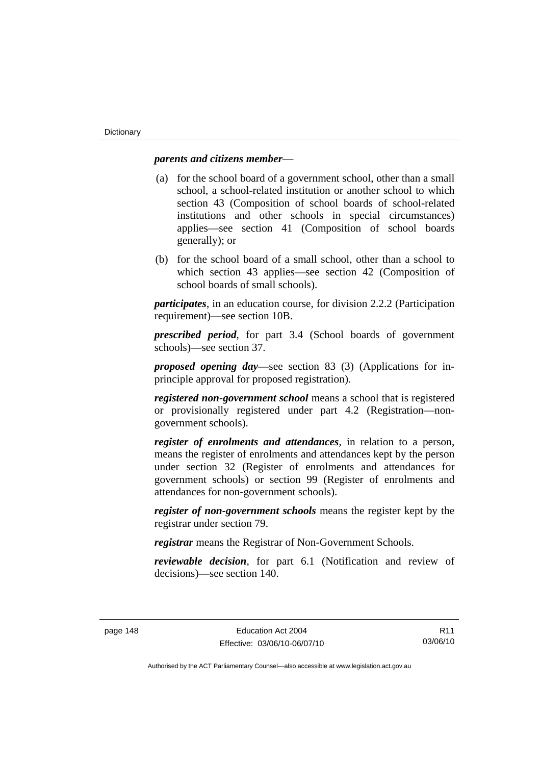***parents and citizens member***—

(a) for the school board of a government school, other than a small school, a school-related institution or another school to which section 43 (Composition of school boards of school-related institutions and other schools in special circumstances) applies—see section 41 (Composition of school boards generally); or

(b) for the school board of a small school, other than a school to which section 43 applies—see section 42 (Composition of school boards of small schools).

***participates***, in an education course, for division 2.2.2 (Participation requirement)—see section 10B.

***prescribed period***, for part 3.4 (School boards of government schools)—see section 37.

***proposed opening day***—see section 83 (3) (Applications for in-principle approval for proposed registration).

***registered non-government school*** means a school that is registered or provisionally registered under part 4.2 (Registration—non-government schools).

***register of enrolments and attendances***, in relation to a person, means the register of enrolments and attendances kept by the person under section 32 (Register of enrolments and attendances for government schools) or section 99 (Register of enrolments and attendances for non-government schools).

***register of non-government schools*** means the register kept by the registrar under section 79.

***registrar*** means the Registrar of Non-Government Schools.

***reviewable decision***, for part 6.1 (Notification and review of decisions)—see section 140.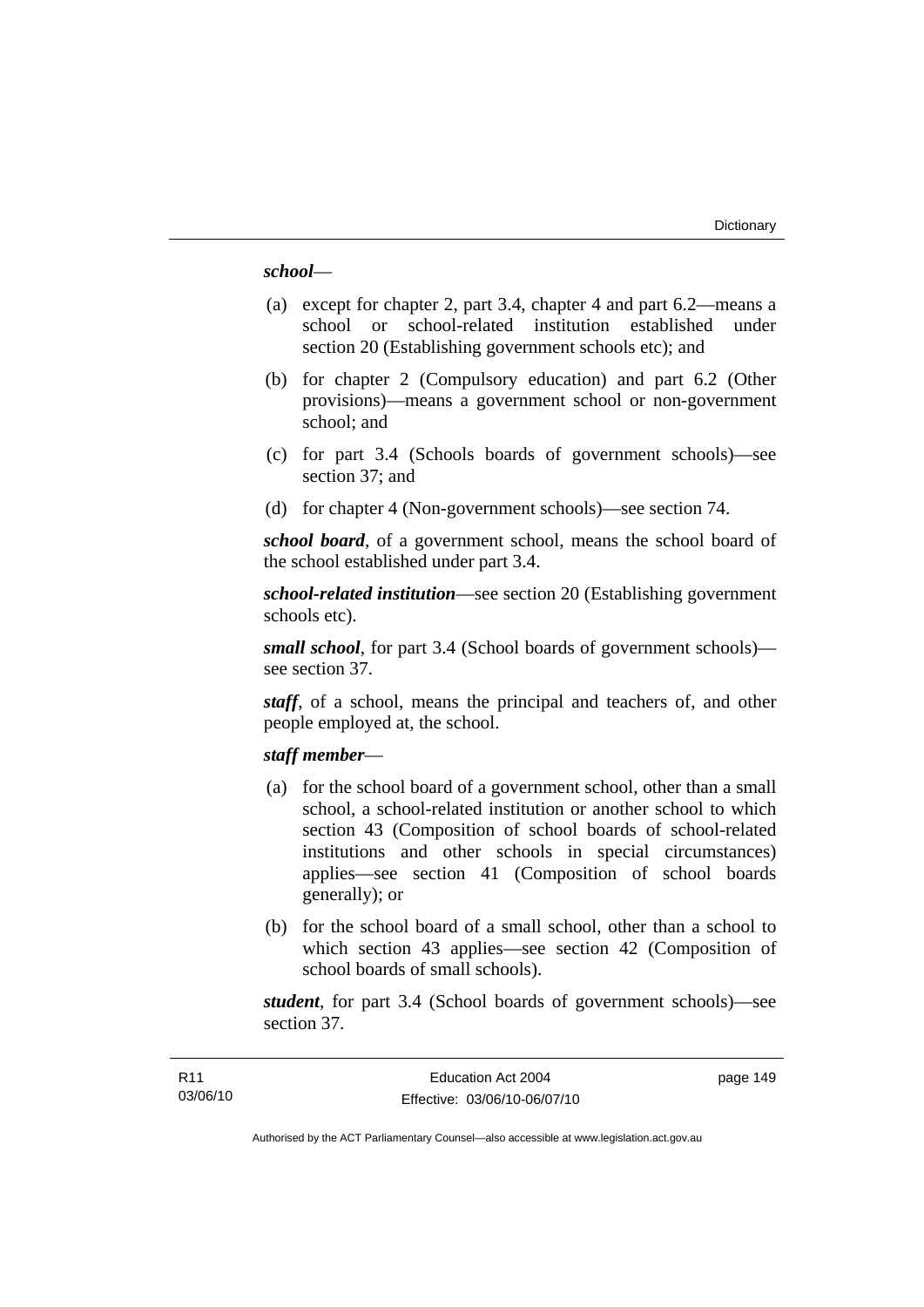***school***—

(a) except for chapter 2, part 3.4, chapter 4 and part 6.2—means a school or school-related institution established under section 20 (Establishing government schools etc); and

(b) for chapter 2 (Compulsory education) and part 6.2 (Other provisions)—means a government school or non-government school; and

(c) for part 3.4 (Schools boards of government schools)—see section 37; and

(d) for chapter 4 (Non-government schools)—see section 74.

***school board***, of a government school, means the school board of the school established under part 3.4.

***school-related institution***—see section 20 (Establishing government schools etc).

***small school***, for part 3.4 (School boards of government schools)—see section 37.

***staff***, of a school, means the principal and teachers of, and other people employed at, the school.

***staff member***—

(a) for the school board of a government school, other than a small school, a school-related institution or another school to which section 43 (Composition of school boards of school-related institutions and other schools in special circumstances) applies—see section 41 (Composition of school boards generally); or

(b) for the school board of a small school, other than a school to which section 43 applies—see section 42 (Composition of school boards of small schools).

***student***, for part 3.4 (School boards of government schools)—see section 37.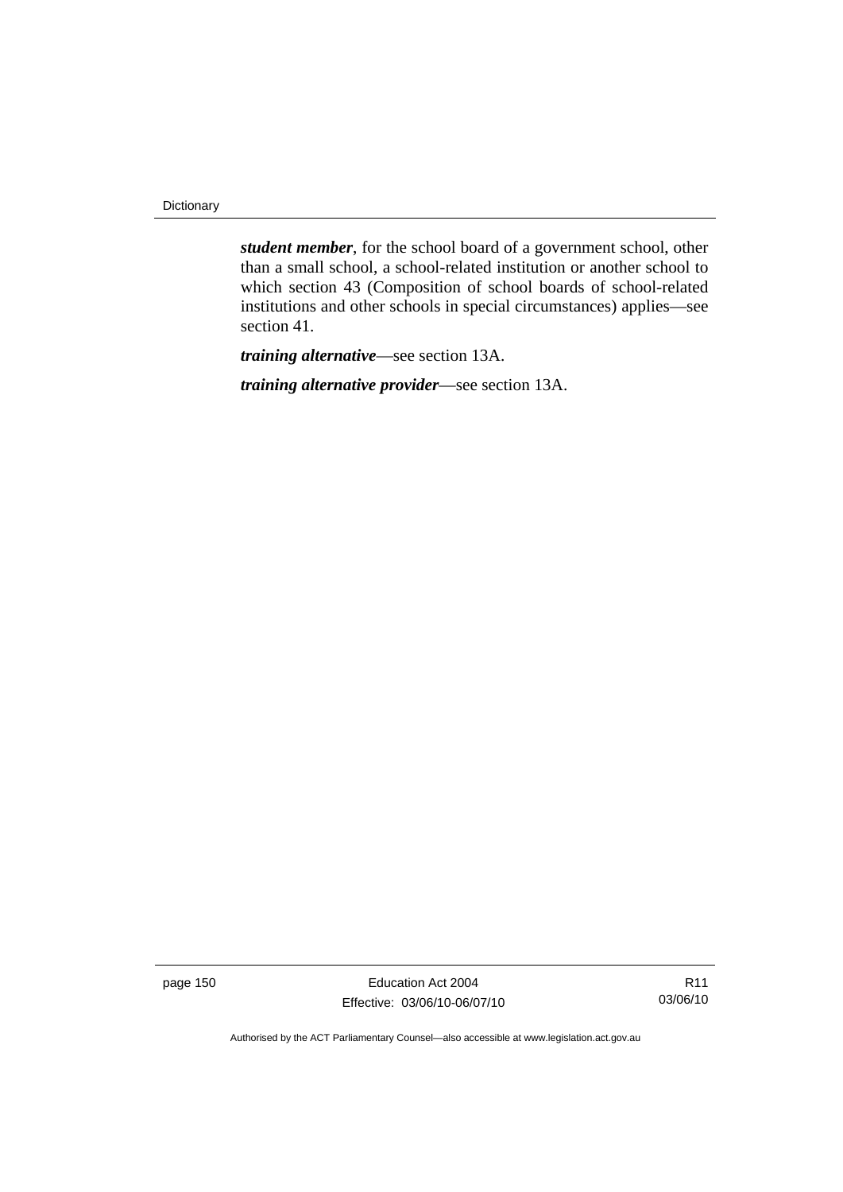***student member***, for the school board of a government school, other than a small school, a school-related institution or another school to which section 43 (Composition of school boards of school-related institutions and other schools in special circumstances) applies—see section 41.

***training alternative***—see section 13A.

***training alternative provider***—see section 13A.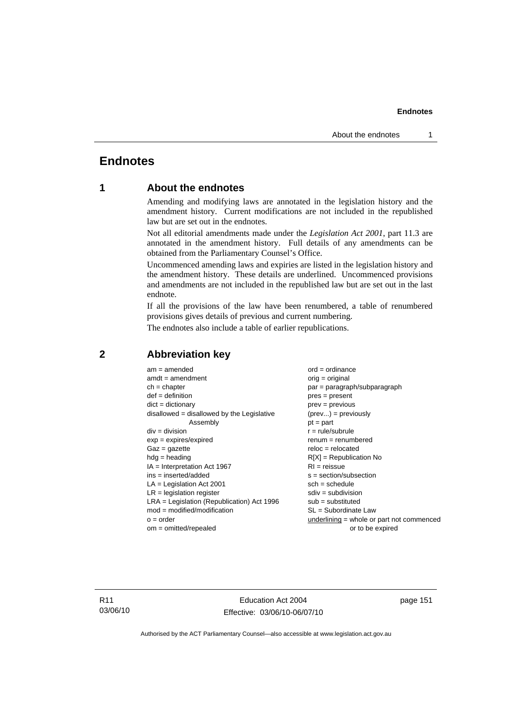# Endnotes

## 1 About the endnotes

Amending and modifying laws are annotated in the legislation history and the amendment history. Current modifications are not included in the republished law but are set out in the endnotes.

Not all editorial amendments made under the *Legislation Act 2001*, part 11.3 are annotated in the amendment history. Full details of any amendments can be obtained from the Parliamentary Counsel's Office.

Uncommenced amending laws and expiries are listed in the legislation history and the amendment history. These details are underlined. Uncommenced provisions and amendments are not included in the republished law but are set out in the last endnote.

If all the provisions of the law have been renumbered, a table of renumbered provisions gives details of previous and current numbering.

The endnotes also include a table of earlier republications.

## 2 Abbreviation key

am = amended
amdt = amendment
ch = chapter
def = definition
dict = dictionary
disallowed = disallowed by the Legislative Assembly
div = division
exp = expires/expired
Gaz = gazette
hdg = heading
IA = Interpretation Act 1967
ins = inserted/added
LA = Legislation Act 2001
LR = legislation register
LRA = Legislation (Republication) Act 1996
mod = modified/modification
o = order
om = omitted/repealed
ord = ordinance
orig = original
par = paragraph/subparagraph
pres = present
prev = previous
(prev...) = previously
pt = part
r = rule/subrule
renum = renumbered
reloc = relocated
R[X] = Republication No
RI = reissue
s = section/subsection
sch = schedule
sdiv = subdivision
sub = substituted
SL = Subordinate Law
underlining = whole or part not commenced or to be expired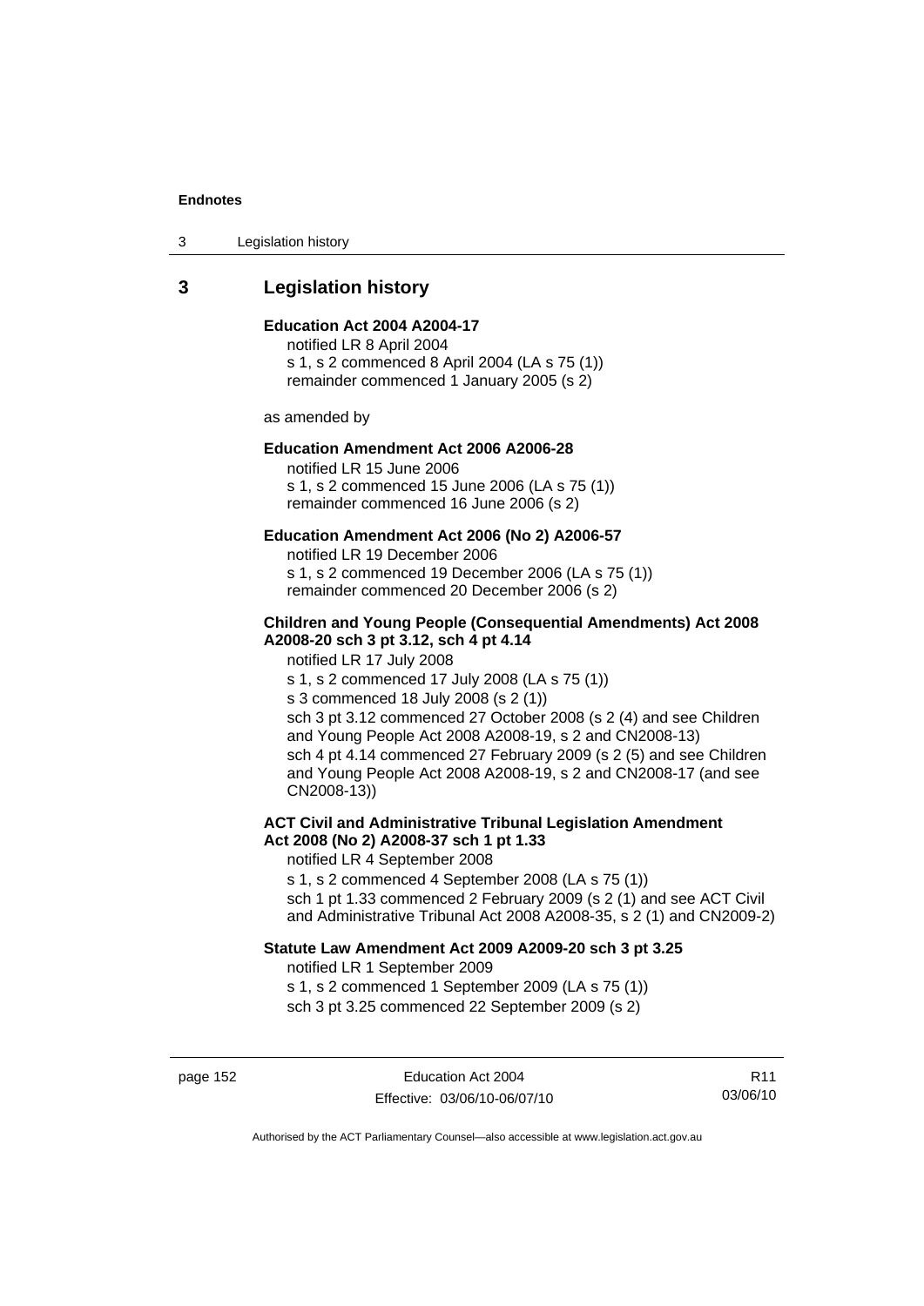## 3 Legislation history

**Education Act 2004 A2004-17**

notified LR 8 April 2004
s 1, s 2 commenced 8 April 2004 (LA s 75 (1))
remainder commenced 1 January 2005 (s 2)

as amended by

**Education Amendment Act 2006 A2006-28**

notified LR 15 June 2006
s 1, s 2 commenced 15 June 2006 (LA s 75 (1))
remainder commenced 16 June 2006 (s 2)

**Education Amendment Act 2006 (No 2) A2006-57**

notified LR 19 December 2006
s 1, s 2 commenced 19 December 2006 (LA s 75 (1))
remainder commenced 20 December 2006 (s 2)

**Children and Young People (Consequential Amendments) Act 2008 A2008-20 sch 3 pt 3.12, sch 4 pt 4.14**

notified LR 17 July 2008
s 1, s 2 commenced 17 July 2008 (LA s 75 (1))
s 3 commenced 18 July 2008 (s 2 (1))
sch 3 pt 3.12 commenced 27 October 2008 (s 2 (4) and see Children and Young People Act 2008 A2008-19, s 2 and CN2008-13)
sch 4 pt 4.14 commenced 27 February 2009 (s 2 (5) and see Children and Young People Act 2008 A2008-19, s 2 and CN2008-17 (and see CN2008-13))

**ACT Civil and Administrative Tribunal Legislation Amendment Act 2008 (No 2) A2008-37 sch 1 pt 1.33**

notified LR 4 September 2008
s 1, s 2 commenced 4 September 2008 (LA s 75 (1))
sch 1 pt 1.33 commenced 2 February 2009 (s 2 (1) and see ACT Civil and Administrative Tribunal Act 2008 A2008-35, s 2 (1) and CN2009-2)

**Statute Law Amendment Act 2009 A2009-20 sch 3 pt 3.25**

notified LR 1 September 2009
s 1, s 2 commenced 1 September 2009 (LA s 75 (1))
sch 3 pt 3.25 commenced 22 September 2009 (s 2)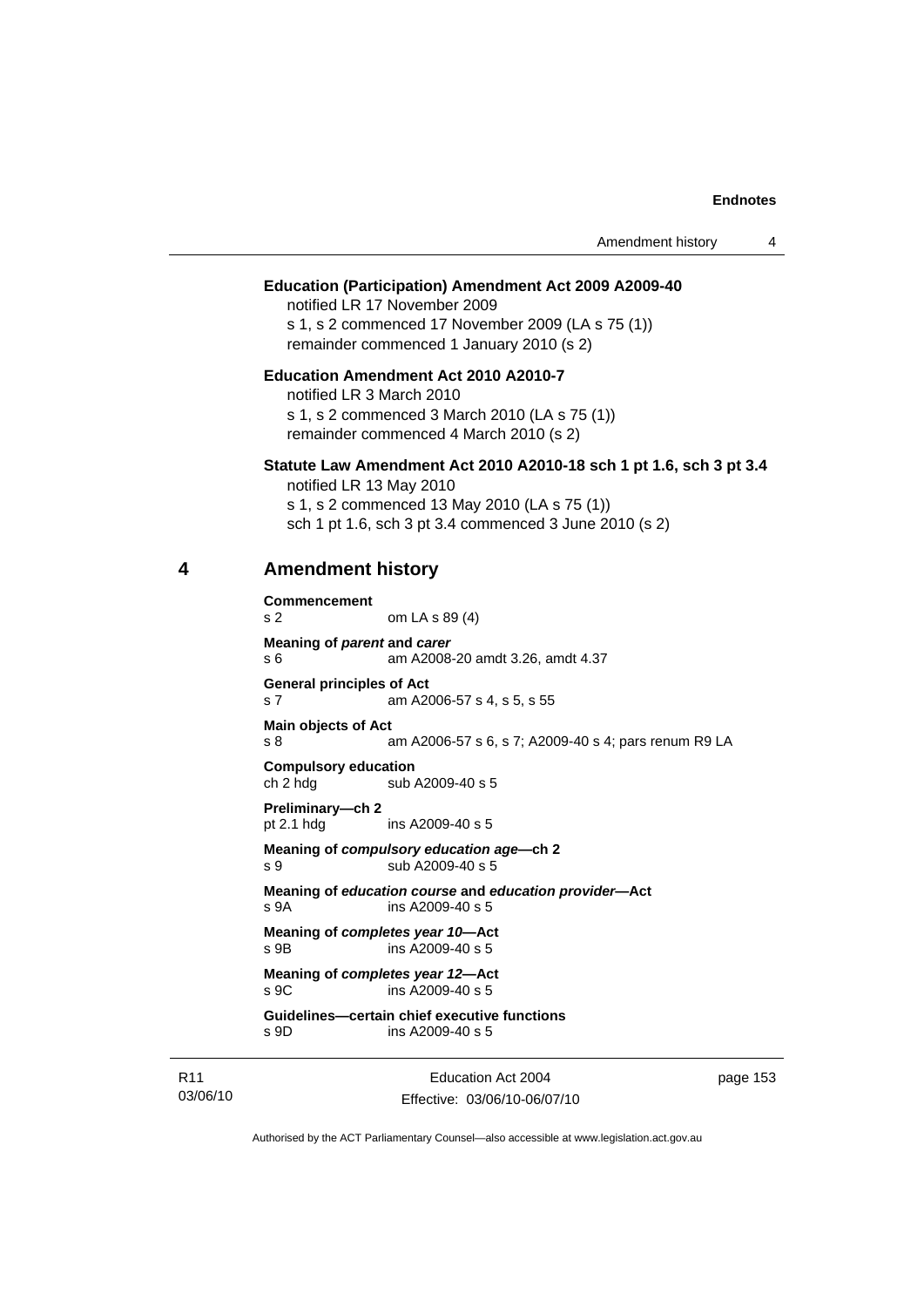**Education (Participation) Amendment Act 2009 A2009-40**

notified LR 17 November 2009

s 1, s 2 commenced 17 November 2009 (LA s 75 (1))

remainder commenced 1 January 2010 (s 2)

**Education Amendment Act 2010 A2010-7**

notified LR 3 March 2010

s 1, s 2 commenced 3 March 2010 (LA s 75 (1))

remainder commenced 4 March 2010 (s 2)

**Statute Law Amendment Act 2010 A2010-18 sch 1 pt 1.6, sch 3 pt 3.4**

notified LR 13 May 2010

s 1, s 2 commenced 13 May 2010 (LA s 75 (1))

sch 1 pt 1.6, sch 3 pt 3.4 commenced 3 June 2010 (s 2)

## 4 Amendment history

**Commencement**
s 2 om LA s 89 (4)

**Meaning of *parent* and *carer***
s 6 am A2008-20 amdt 3.26, amdt 4.37

**General principles of Act**
s 7 am A2006-57 s 4, s 5, s 55

**Main objects of Act**
s 8 am A2006-57 s 6, s 7; A2009-40 s 4; pars renum R9 LA

**Compulsory education**
ch 2 hdg sub A2009-40 s 5

**Preliminary—ch 2**
pt 2.1 hdg ins A2009-40 s 5

**Meaning of *compulsory education age*—ch 2**
s 9 sub A2009-40 s 5

**Meaning of *education course* and *education provider*—Act**
s 9A ins A2009-40 s 5

**Meaning of *completes year 10*—Act**
s 9B ins A2009-40 s 5

**Meaning of *completes year 12*—Act**
s 9C ins A2009-40 s 5

**Guidelines—certain chief executive functions**
s 9D ins A2009-40 s 5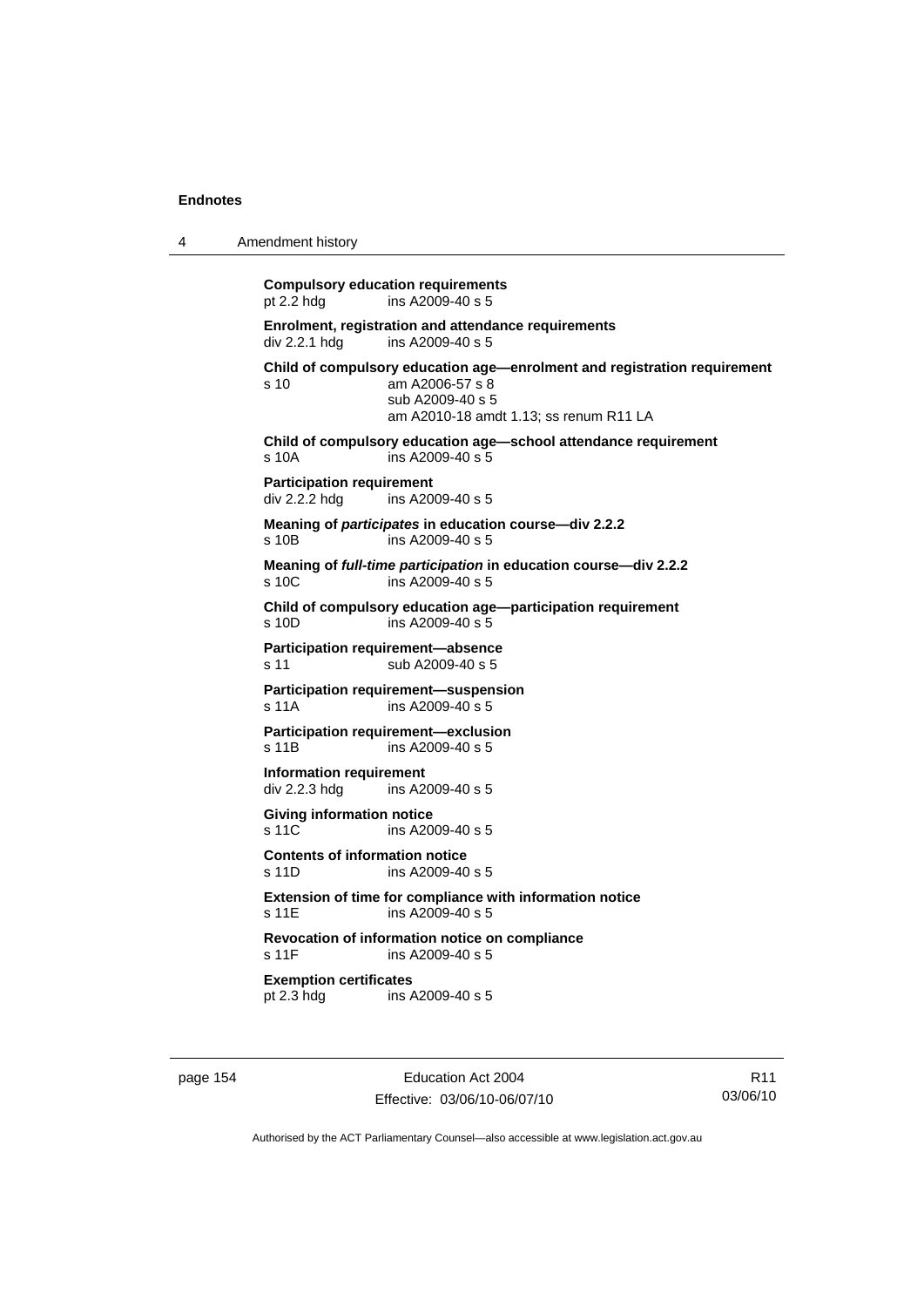**Compulsory education requirements**
pt 2.2 hdg ins A2009-40 s 5

**Enrolment, registration and attendance requirements**
div 2.2.1 hdg ins A2009-40 s 5

**Child of compulsory education age—enrolment and registration requirement**
s 10 am A2006-57 s 8
sub A2009-40 s 5
am A2010-18 amdt 1.13; ss renum R11 LA

**Child of compulsory education age—school attendance requirement**
s 10A ins A2009-40 s 5

**Participation requirement**
div 2.2.2 hdg ins A2009-40 s 5

**Meaning of *participates* in education course—div 2.2.2**
s 10B ins A2009-40 s 5

**Meaning of *full-time participation* in education course—div 2.2.2**
s 10C ins A2009-40 s 5

**Child of compulsory education age—participation requirement**
s 10D ins A2009-40 s 5

**Participation requirement—absence**
s 11 sub A2009-40 s 5

**Participation requirement—suspension**
s 11A ins A2009-40 s 5

**Participation requirement—exclusion**
s 11B ins A2009-40 s 5

**Information requirement**
div 2.2.3 hdg ins A2009-40 s 5

**Giving information notice**
s 11C ins A2009-40 s 5

**Contents of information notice**
s 11D ins A2009-40 s 5

**Extension of time for compliance with information notice**
s 11E ins A2009-40 s 5

**Revocation of information notice on compliance**
s 11F ins A2009-40 s 5

**Exemption certificates**
pt 2.3 hdg ins A2009-40 s 5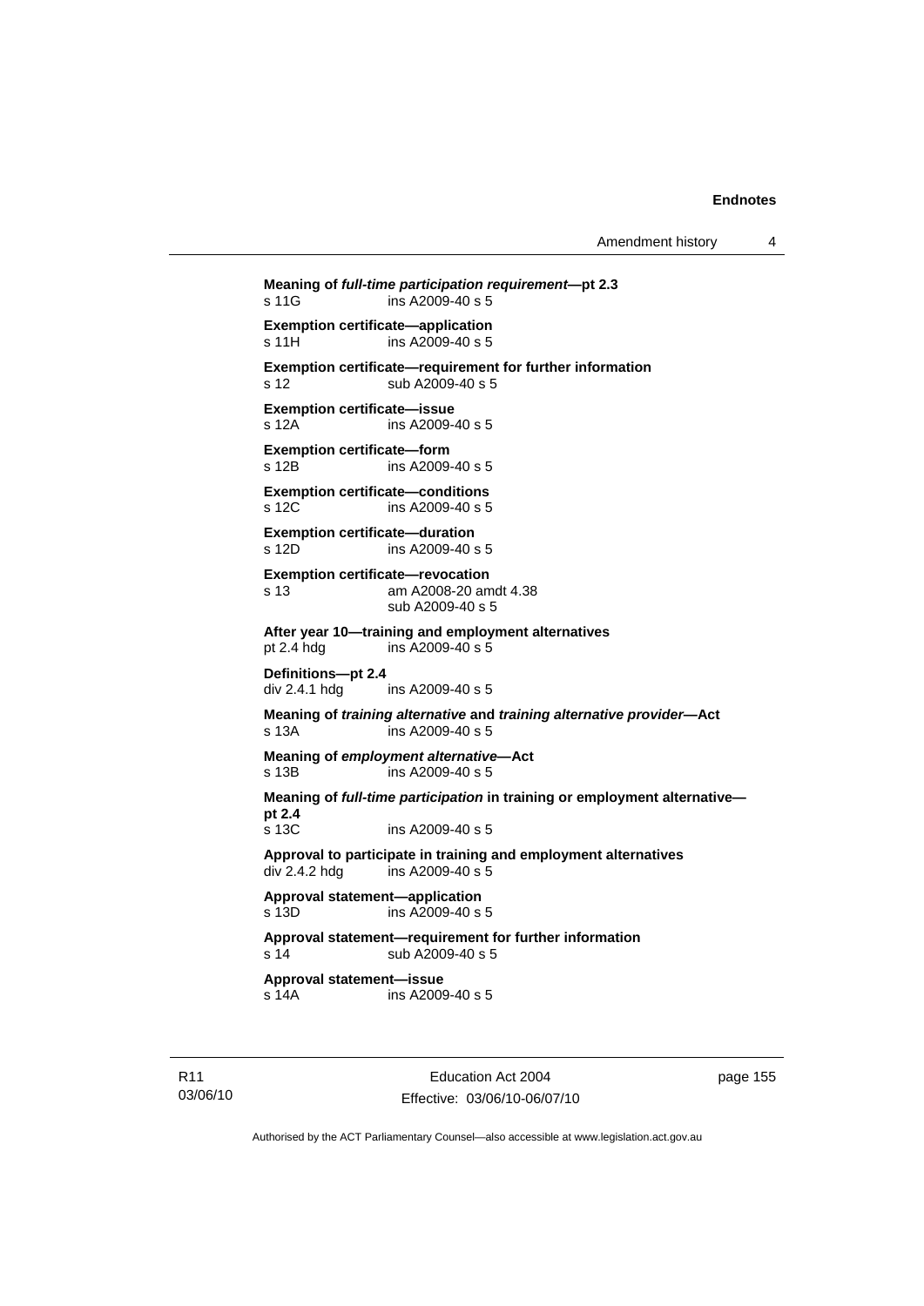**Meaning of *full-time participation requirement*—pt 2.3**
s 11G ins A2009-40 s 5

**Exemption certificate—application**
s 11H ins A2009-40 s 5

**Exemption certificate—requirement for further information**
s 12 sub A2009-40 s 5

**Exemption certificate—issue**
s 12A ins A2009-40 s 5

**Exemption certificate—form**
s 12B ins A2009-40 s 5

**Exemption certificate—conditions**
s 12C ins A2009-40 s 5

**Exemption certificate—duration**
s 12D ins A2009-40 s 5

**Exemption certificate—revocation**
s 13 am A2008-20 amdt 4.38
sub A2009-40 s 5

**After year 10—training and employment alternatives**
pt 2.4 hdg ins A2009-40 s 5

**Definitions—pt 2.4**
div 2.4.1 hdg ins A2009-40 s 5

**Meaning of *training alternative* and *training alternative provider*—Act**
s 13A ins A2009-40 s 5

**Meaning of *employment alternative*—Act**
s 13B ins A2009-40 s 5

**Meaning of *full-time participation* in training or employment alternative—pt 2.4**
s 13C ins A2009-40 s 5

**Approval to participate in training and employment alternatives**
div 2.4.2 hdg ins A2009-40 s 5

**Approval statement—application**
s 13D ins A2009-40 s 5

**Approval statement—requirement for further information**
s 14 sub A2009-40 s 5

**Approval statement—issue**
s 14A ins A2009-40 s 5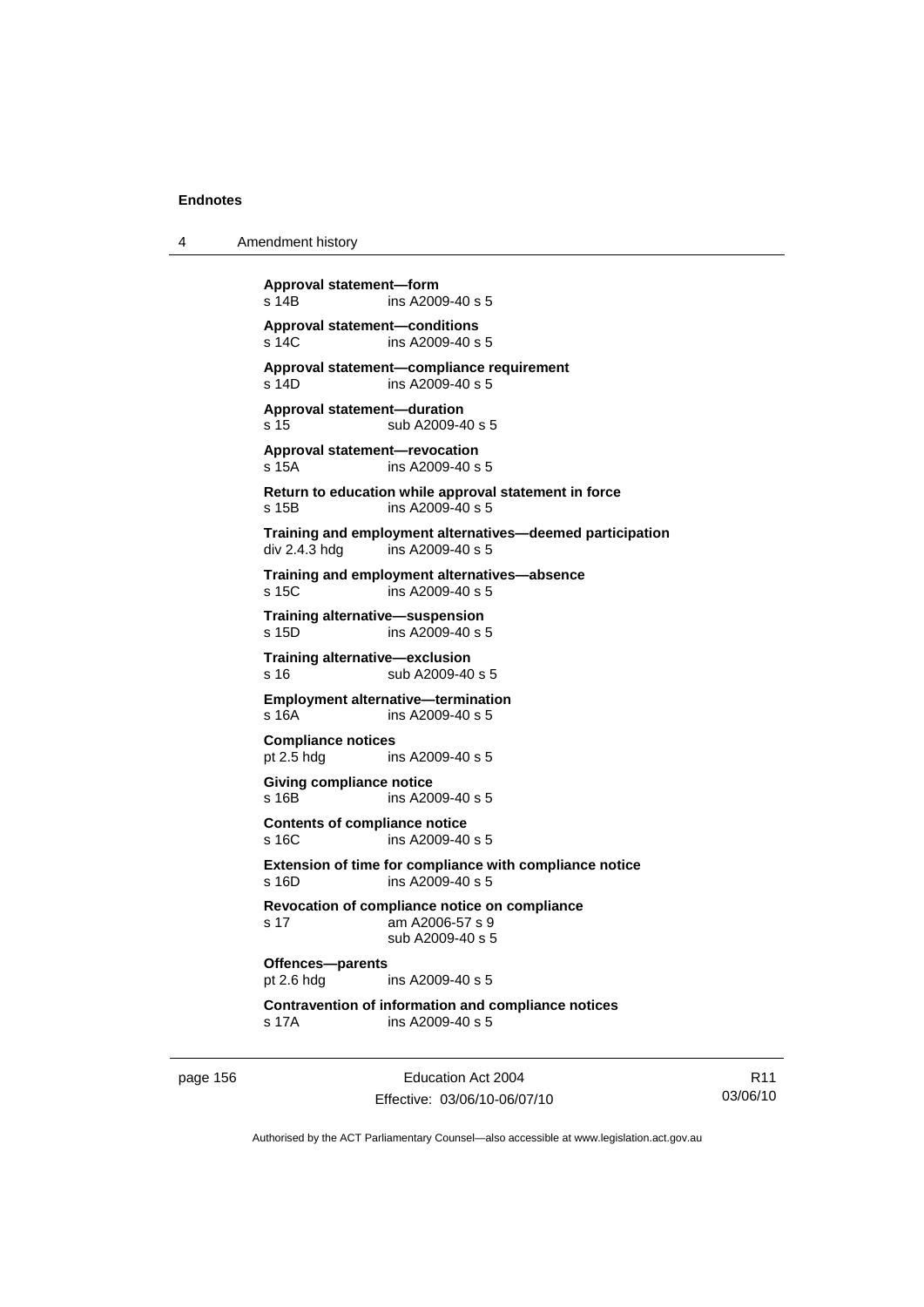**Approval statement—form**
s 14B ins A2009-40 s 5

**Approval statement—conditions**
s 14C ins A2009-40 s 5

**Approval statement—compliance requirement**
s 14D ins A2009-40 s 5

**Approval statement—duration**
s 15 sub A2009-40 s 5

**Approval statement—revocation**
s 15A ins A2009-40 s 5

**Return to education while approval statement in force**
s 15B ins A2009-40 s 5

**Training and employment alternatives—deemed participation**
div 2.4.3 hdg ins A2009-40 s 5

**Training and employment alternatives—absence**
s 15C ins A2009-40 s 5

**Training alternative—suspension**
s 15D ins A2009-40 s 5

**Training alternative—exclusion**
s 16 sub A2009-40 s 5

**Employment alternative—termination**
s 16A ins A2009-40 s 5

**Compliance notices**
pt 2.5 hdg ins A2009-40 s 5

**Giving compliance notice**
s 16B ins A2009-40 s 5

**Contents of compliance notice**
s 16C ins A2009-40 s 5

**Extension of time for compliance with compliance notice**
s 16D ins A2009-40 s 5

**Revocation of compliance notice on compliance**
s 17 am A2006-57 s 9
sub A2009-40 s 5

**Offences—parents**
pt 2.6 hdg ins A2009-40 s 5

**Contravention of information and compliance notices**
s 17A ins A2009-40 s 5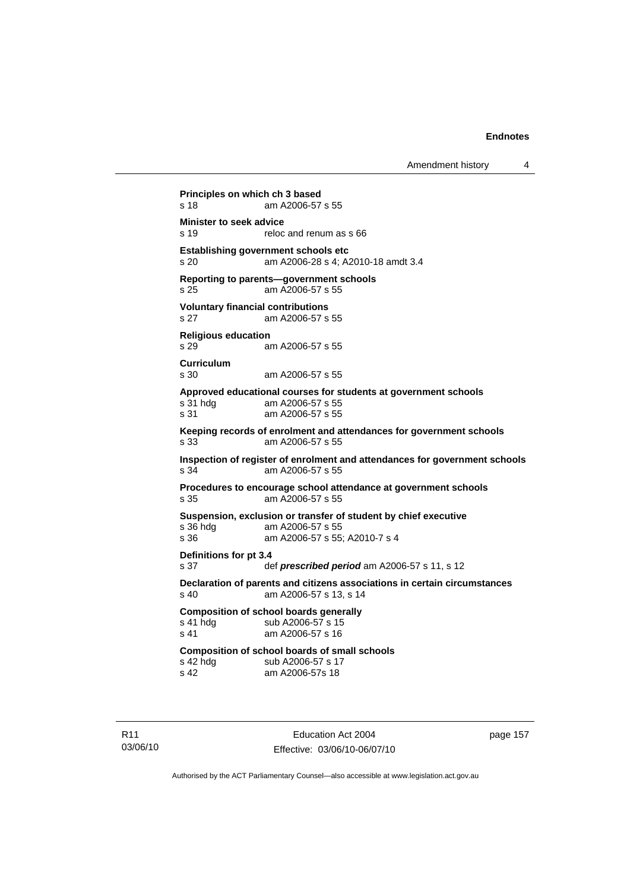**Principles on which ch 3 based**
s 18 am A2006-57 s 55

**Minister to seek advice**
s 19 reloc and renum as s 66

**Establishing government schools etc**
s 20 am A2006-28 s 4; A2010-18 amdt 3.4

**Reporting to parents—government schools**
s 25 am A2006-57 s 55

**Voluntary financial contributions**
s 27 am A2006-57 s 55

**Religious education**
s 29 am A2006-57 s 55

**Curriculum**
s 30 am A2006-57 s 55

**Approved educational courses for students at government schools**
s 31 hdg am A2006-57 s 55
s 31 am A2006-57 s 55

**Keeping records of enrolment and attendances for government schools**
s 33 am A2006-57 s 55

**Inspection of register of enrolment and attendances for government schools**
s 34 am A2006-57 s 55

**Procedures to encourage school attendance at government schools**
s 35 am A2006-57 s 55

**Suspension, exclusion or transfer of student by chief executive**
s 36 hdg am A2006-57 s 55
s 36 am A2006-57 s 55; A2010-7 s 4

**Definitions for pt 3.4**
s 37 def ***prescribed period*** am A2006-57 s 11, s 12

**Declaration of parents and citizens associations in certain circumstances**
s 40 am A2006-57 s 13, s 14

**Composition of school boards generally**
s 41 hdg sub A2006-57 s 15
s 41 am A2006-57 s 16

**Composition of school boards of small schools**
s 42 hdg sub A2006-57 s 17
s 42 am A2006-57s 18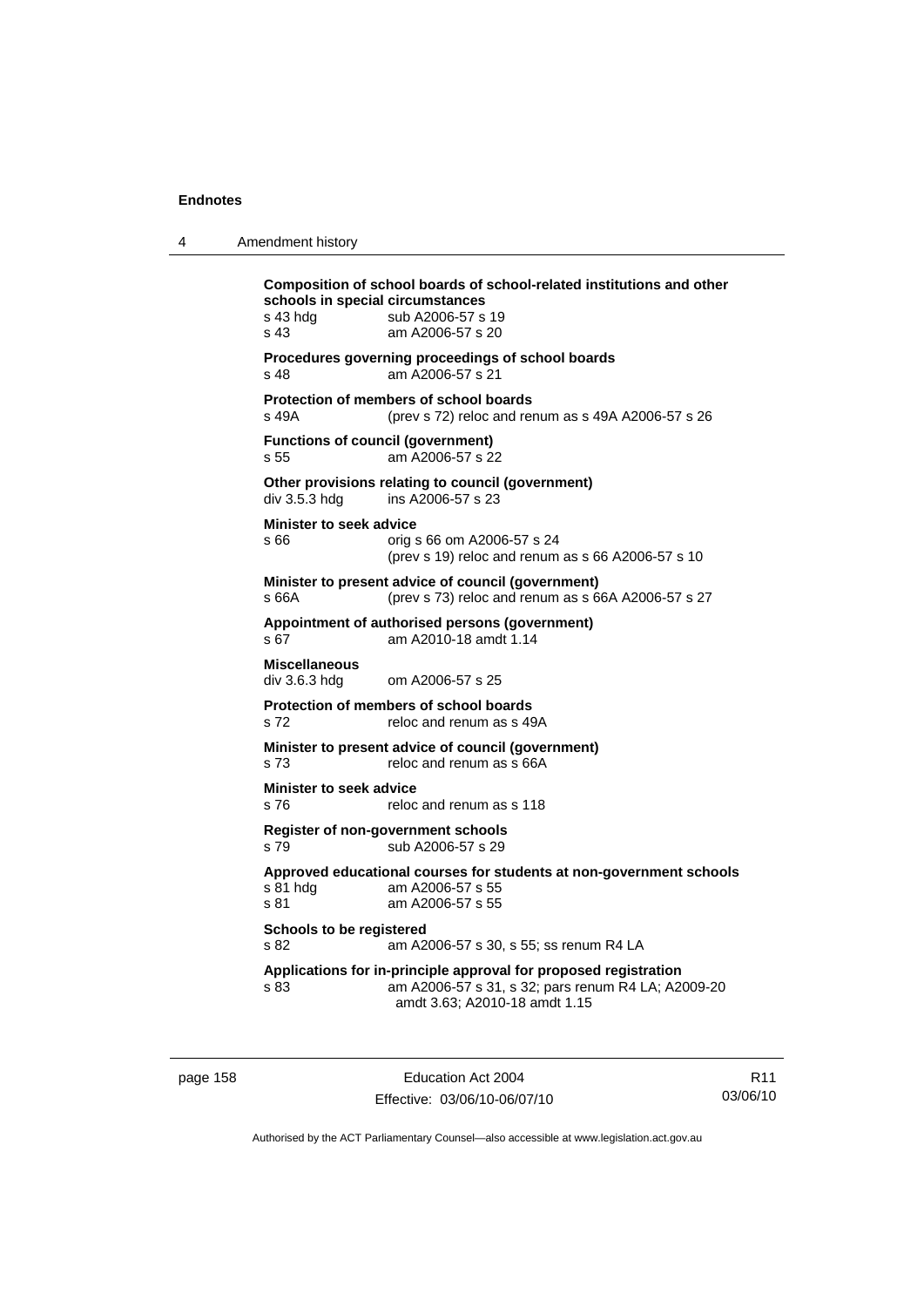**Composition of school boards of school-related institutions and other schools in special circumstances**
s 43 hdg sub A2006-57 s 19
s 43 am A2006-57 s 20

**Procedures governing proceedings of school boards**
s 48 am A2006-57 s 21

**Protection of members of school boards**
s 49A (prev s 72) reloc and renum as s 49A A2006-57 s 26

**Functions of council (government)**
s 55 am A2006-57 s 22

**Other provisions relating to council (government)**
div 3.5.3 hdg ins A2006-57 s 23

**Minister to seek advice**
s 66 orig s 66 om A2006-57 s 24
(prev s 19) reloc and renum as s 66 A2006-57 s 10

**Minister to present advice of council (government)**
s 66A (prev s 73) reloc and renum as s 66A A2006-57 s 27

**Appointment of authorised persons (government)**
s 67 am A2010-18 amdt 1.14

**Miscellaneous**
div 3.6.3 hdg om A2006-57 s 25

**Protection of members of school boards**
s 72 reloc and renum as s 49A

**Minister to present advice of council (government)**
s 73 reloc and renum as s 66A

**Minister to seek advice**
s 76 reloc and renum as s 118

**Register of non-government schools**
s 79 sub A2006-57 s 29

**Approved educational courses for students at non-government schools**
s 81 hdg am A2006-57 s 55
s 81 am A2006-57 s 55

**Schools to be registered**
s 82 am A2006-57 s 30, s 55; ss renum R4 LA

**Applications for in-principle approval for proposed registration**
s 83 am A2006-57 s 31, s 32; pars renum R4 LA; A2009-20 amdt 3.63; A2010-18 amdt 1.15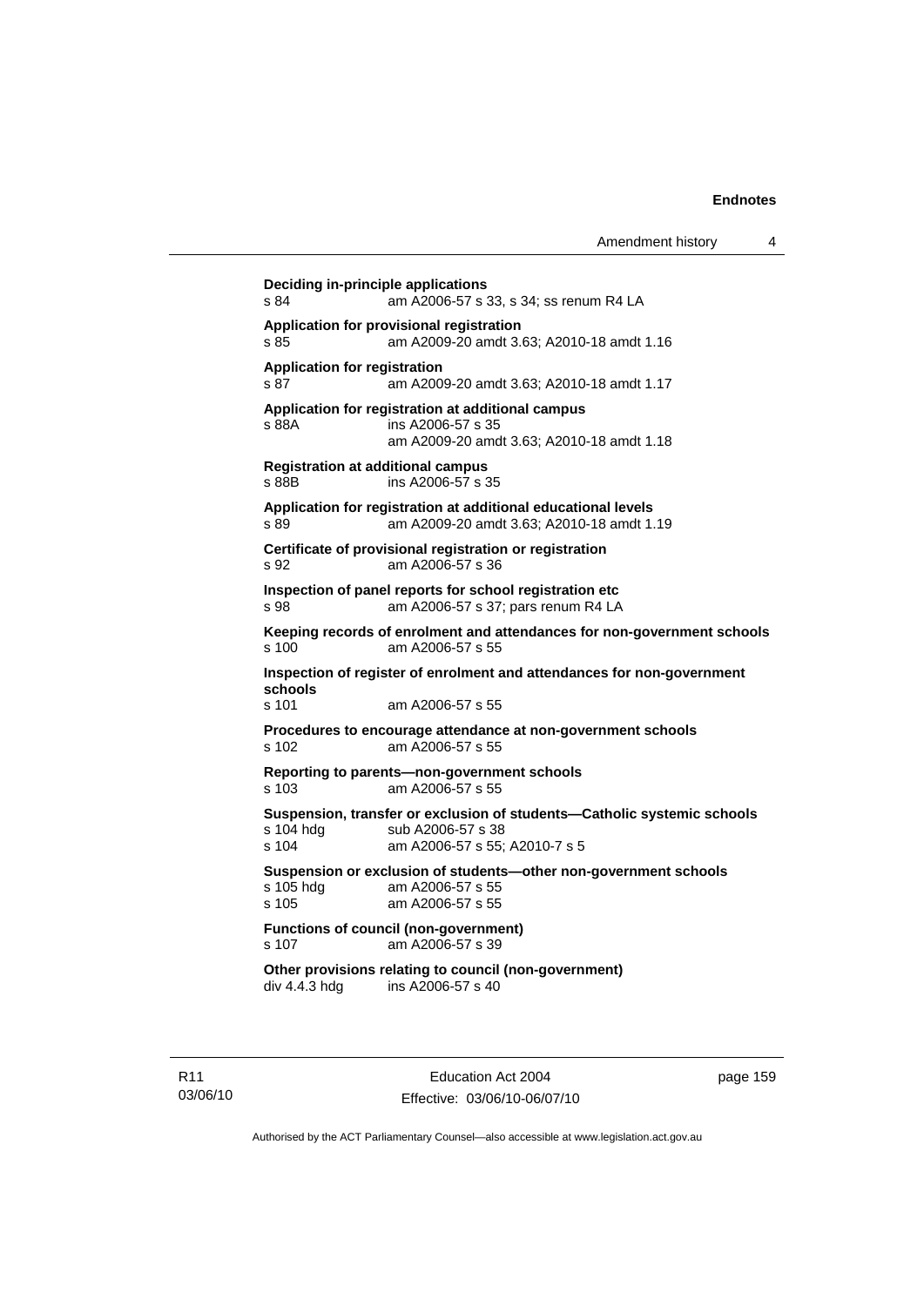**Deciding in-principle applications**
s 84 am A2006-57 s 33, s 34; ss renum R4 LA

**Application for provisional registration**
s 85 am A2009-20 amdt 3.63; A2010-18 amdt 1.16

**Application for registration**
s 87 am A2009-20 amdt 3.63; A2010-18 amdt 1.17

**Application for registration at additional campus**
s 88A ins A2006-57 s 35
am A2009-20 amdt 3.63; A2010-18 amdt 1.18

**Registration at additional campus**
s 88B ins A2006-57 s 35

**Application for registration at additional educational levels**
s 89 am A2009-20 amdt 3.63; A2010-18 amdt 1.19

**Certificate of provisional registration or registration**
s 92 am A2006-57 s 36

**Inspection of panel reports for school registration etc**
s 98 am A2006-57 s 37; pars renum R4 LA

**Keeping records of enrolment and attendances for non-government schools**
s 100 am A2006-57 s 55

**Inspection of register of enrolment and attendances for non-government schools**
s 101 am A2006-57 s 55

**Procedures to encourage attendance at non-government schools**
s 102 am A2006-57 s 55

**Reporting to parents—non-government schools**
s 103 am A2006-57 s 55

**Suspension, transfer or exclusion of students—Catholic systemic schools**
s 104 hdg sub A2006-57 s 38
s 104 am A2006-57 s 55; A2010-7 s 5

**Suspension or exclusion of students—other non-government schools**
s 105 hdg am A2006-57 s 55
s 105 am A2006-57 s 55

**Functions of council (non-government)**
s 107 am A2006-57 s 39

**Other provisions relating to council (non-government)**
div 4.4.3 hdg ins A2006-57 s 40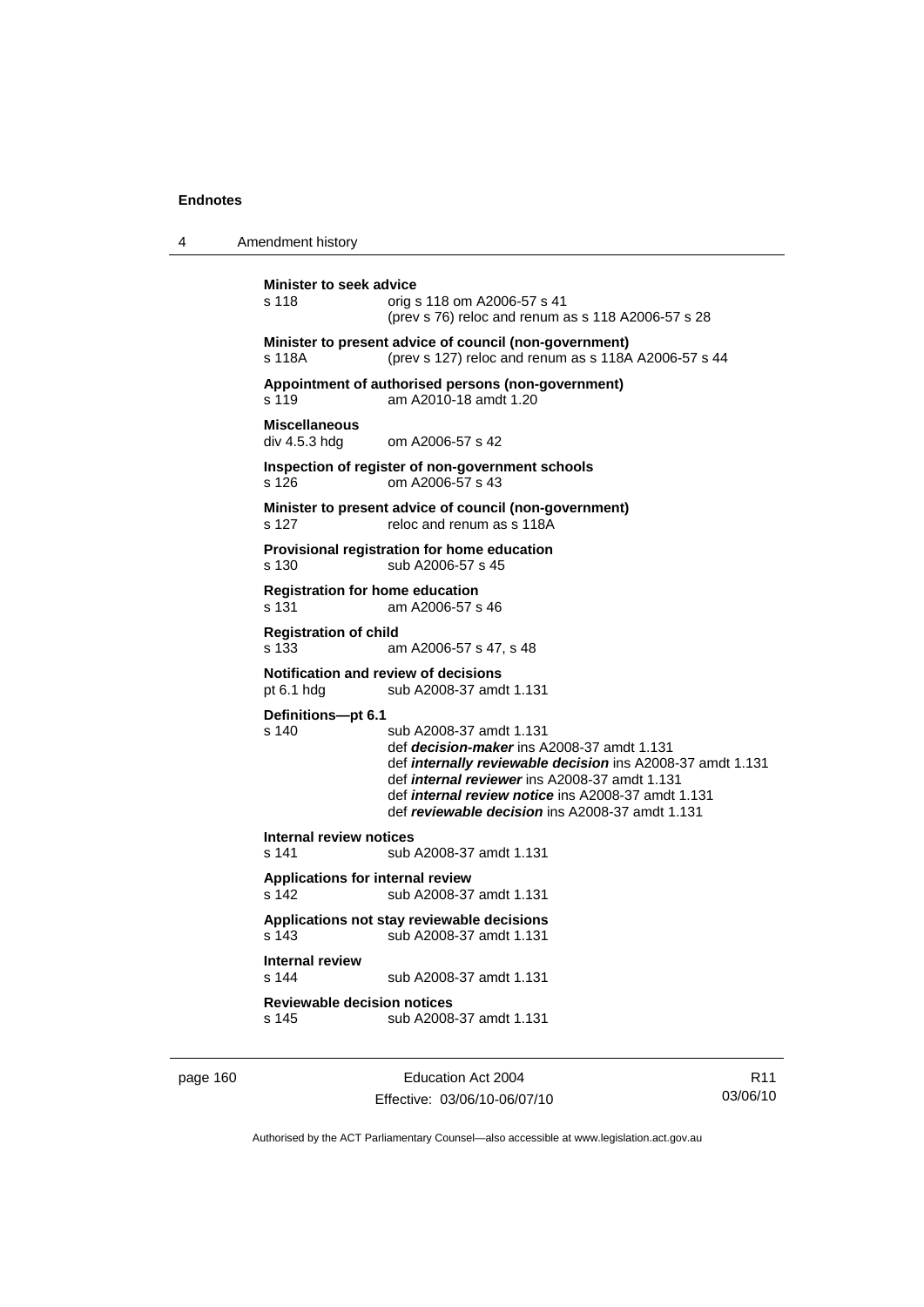**Minister to seek advice**
s 118 orig s 118 om A2006-57 s 41
(prev s 76) reloc and renum as s 118 A2006-57 s 28

**Minister to present advice of council (non-government)**
s 118A (prev s 127) reloc and renum as s 118A A2006-57 s 44

**Appointment of authorised persons (non-government)**
s 119 am A2010-18 amdt 1.20

**Miscellaneous**
div 4.5.3 hdg om A2006-57 s 42

**Inspection of register of non-government schools**
s 126 om A2006-57 s 43

**Minister to present advice of council (non-government)**
s 127 reloc and renum as s 118A

**Provisional registration for home education**
s 130 sub A2006-57 s 45

**Registration for home education**
s 131 am A2006-57 s 46

**Registration of child**
s 133 am A2006-57 s 47, s 48

**Notification and review of decisions**
pt 6.1 hdg sub A2008-37 amdt 1.131

**Definitions—pt 6.1**
s 140 sub A2008-37 amdt 1.131
def ***decision-maker*** ins A2008-37 amdt 1.131
def ***internally reviewable decision*** ins A2008-37 amdt 1.131
def ***internal reviewer*** ins A2008-37 amdt 1.131
def ***internal review notice*** ins A2008-37 amdt 1.131
def ***reviewable decision*** ins A2008-37 amdt 1.131

**Internal review notices**
s 141 sub A2008-37 amdt 1.131

**Applications for internal review**
s 142 sub A2008-37 amdt 1.131

**Applications not stay reviewable decisions**
s 143 sub A2008-37 amdt 1.131

**Internal review**
s 144 sub A2008-37 amdt 1.131

**Reviewable decision notices**
s 145 sub A2008-37 amdt 1.131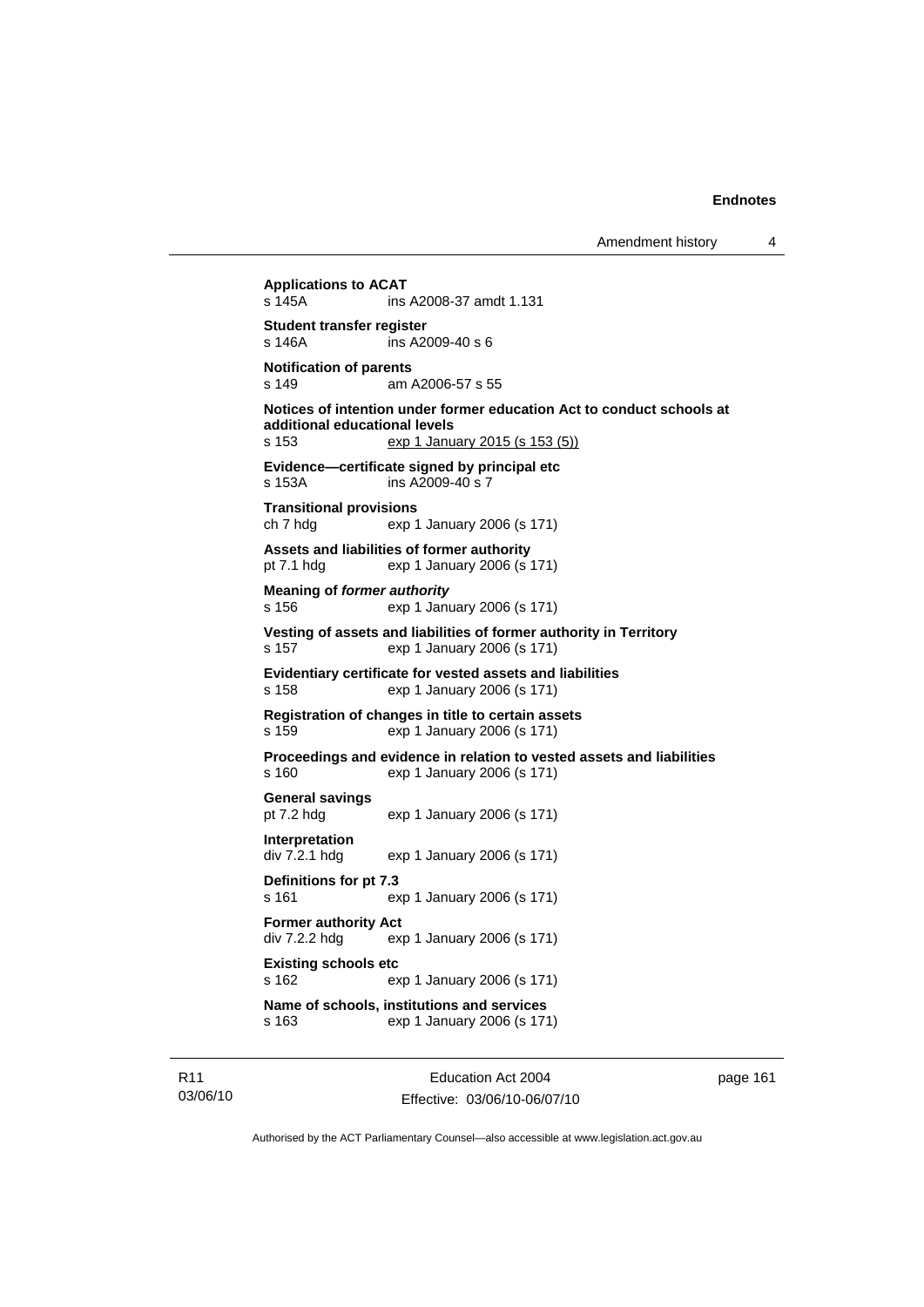**Applications to ACAT**
s 145A ins A2008-37 amdt 1.131

**Student transfer register**
s 146A ins A2009-40 s 6

**Notification of parents**
s 149 am A2006-57 s 55

**Notices of intention under former education Act to conduct schools at additional educational levels**
s 153 exp 1 January 2015 (s 153 (5))

**Evidence—certificate signed by principal etc**
s 153A ins A2009-40 s 7

**Transitional provisions**
ch 7 hdg exp 1 January 2006 (s 171)

**Assets and liabilities of former authority**
pt 7.1 hdg exp 1 January 2006 (s 171)

**Meaning of *former authority***
s 156 exp 1 January 2006 (s 171)

**Vesting of assets and liabilities of former authority in Territory**
s 157 exp 1 January 2006 (s 171)

**Evidentiary certificate for vested assets and liabilities**
s 158 exp 1 January 2006 (s 171)

**Registration of changes in title to certain assets**
s 159 exp 1 January 2006 (s 171)

**Proceedings and evidence in relation to vested assets and liabilities**
s 160 exp 1 January 2006 (s 171)

**General savings**
pt 7.2 hdg exp 1 January 2006 (s 171)

**Interpretation**
div 7.2.1 hdg exp 1 January 2006 (s 171)

**Definitions for pt 7.3**
s 161 exp 1 January 2006 (s 171)

**Former authority Act**
div 7.2.2 hdg exp 1 January 2006 (s 171)

**Existing schools etc**
s 162 exp 1 January 2006 (s 171)

**Name of schools, institutions and services**
s 163 exp 1 January 2006 (s 171)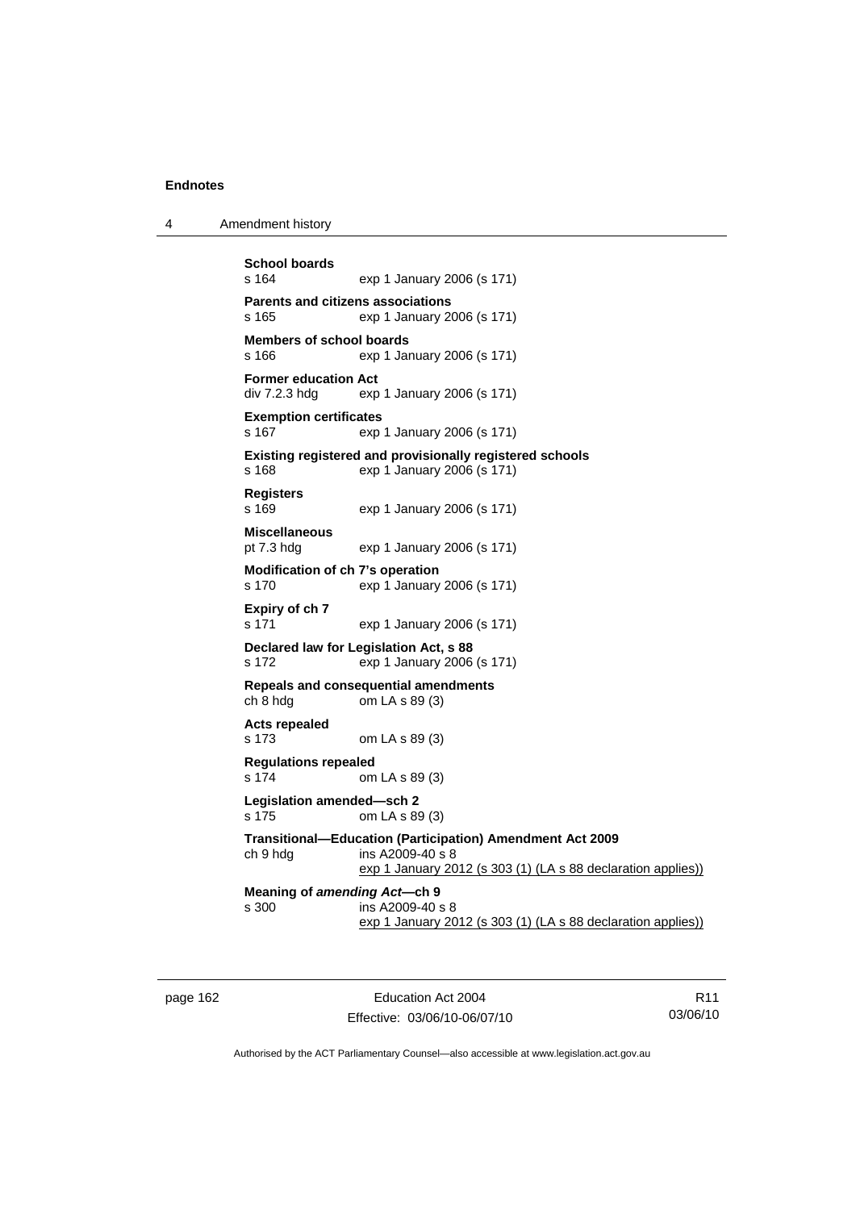**School boards**
s 164 exp 1 January 2006 (s 171)

**Parents and citizens associations**
s 165 exp 1 January 2006 (s 171)

**Members of school boards**
s 166 exp 1 January 2006 (s 171)

**Former education Act**
div 7.2.3 hdg exp 1 January 2006 (s 171)

**Exemption certificates**
s 167 exp 1 January 2006 (s 171)

**Existing registered and provisionally registered schools**
s 168 exp 1 January 2006 (s 171)

**Registers**
s 169 exp 1 January 2006 (s 171)

**Miscellaneous**
pt 7.3 hdg exp 1 January 2006 (s 171)

**Modification of ch 7's operation**
s 170 exp 1 January 2006 (s 171)

**Expiry of ch 7**
s 171 exp 1 January 2006 (s 171)

**Declared law for Legislation Act, s 88**
s 172 exp 1 January 2006 (s 171)

**Repeals and consequential amendments**
ch 8 hdg om LA s 89 (3)

**Acts repealed**
s 173 om LA s 89 (3)

**Regulations repealed**
s 174 om LA s 89 (3)

**Legislation amended—sch 2**
s 175 om LA s 89 (3)

**Transitional—Education (Participation) Amendment Act 2009**
ch 9 hdg ins A2009-40 s 8
exp 1 January 2012 (s 303 (1) (LA s 88 declaration applies))

**Meaning of *amending Act*—ch 9**
s 300 ins A2009-40 s 8
exp 1 January 2012 (s 303 (1) (LA s 88 declaration applies))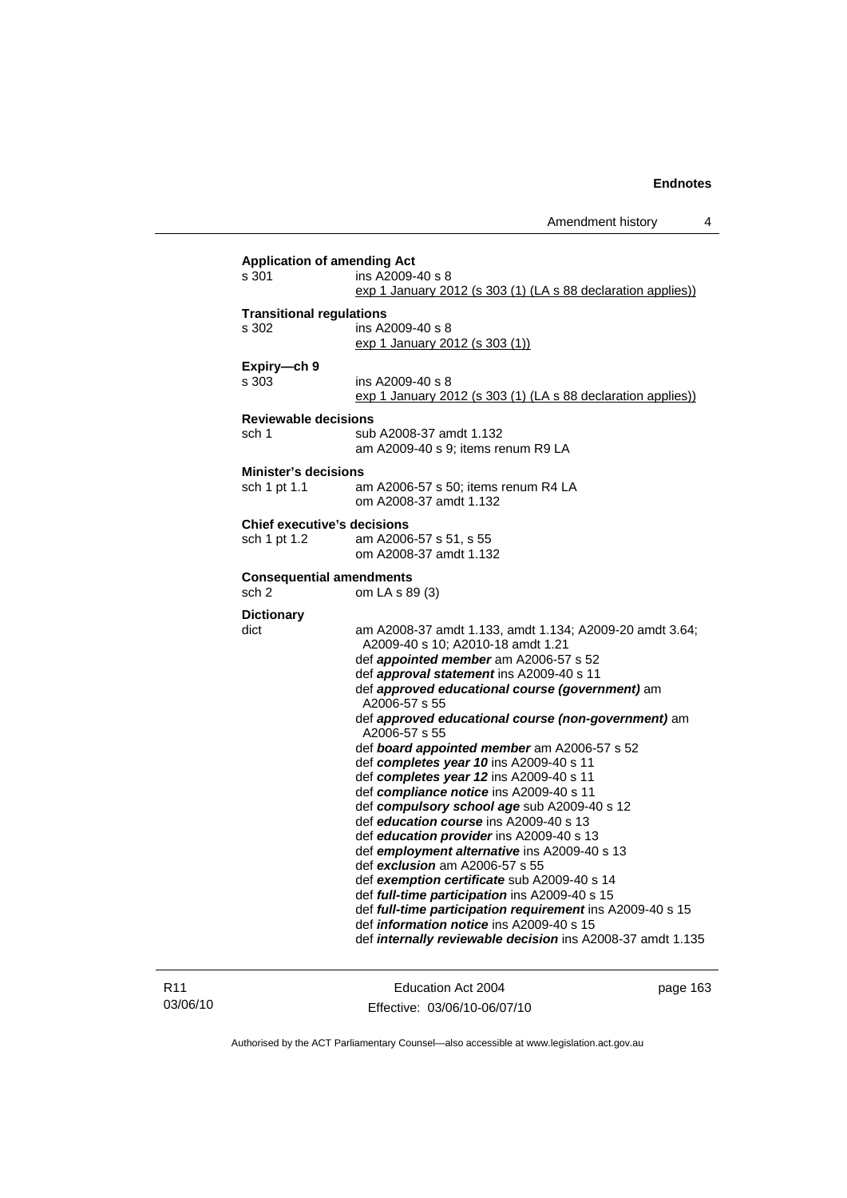**Application of amending Act**
s 301 ins A2009-40 s 8
exp 1 January 2012 (s 303 (1) (LA s 88 declaration applies))

**Transitional regulations**
s 302 ins A2009-40 s 8
exp 1 January 2012 (s 303 (1))

**Expiry—ch 9**
s 303 ins A2009-40 s 8
exp 1 January 2012 (s 303 (1) (LA s 88 declaration applies))

**Reviewable decisions**
sch 1 sub A2008-37 amdt 1.132
am A2009-40 s 9; items renum R9 LA

**Minister's decisions**
sch 1 pt 1.1 am A2006-57 s 50; items renum R4 LA
om A2008-37 amdt 1.132

**Chief executive's decisions**
sch 1 pt 1.2 am A2006-57 s 51, s 55
om A2008-37 amdt 1.132

**Consequential amendments**
sch 2 om LA s 89 (3)

**Dictionary**
dict am A2008-37 amdt 1.133, amdt 1.134; A2009-20 amdt 3.64; A2009-40 s 10; A2010-18 amdt 1.21
def ***appointed member*** am A2006-57 s 52
def ***approval statement*** ins A2009-40 s 11
def ***approved educational course (government)*** am A2006-57 s 55
def ***approved educational course (non-government)*** am A2006-57 s 55
def ***board appointed member*** am A2006-57 s 52
def ***completes year 10*** ins A2009-40 s 11
def ***completes year 12*** ins A2009-40 s 11
def ***compliance notice*** ins A2009-40 s 11
def ***compulsory school age*** sub A2009-40 s 12
def ***education course*** ins A2009-40 s 13
def ***education provider*** ins A2009-40 s 13
def ***employment alternative*** ins A2009-40 s 13
def ***exclusion*** am A2006-57 s 55
def ***exemption certificate*** sub A2009-40 s 14
def ***full-time participation*** ins A2009-40 s 15
def ***full-time participation requirement*** ins A2009-40 s 15
def ***information notice*** ins A2009-40 s 15
def ***internally reviewable decision*** ins A2008-37 amdt 1.135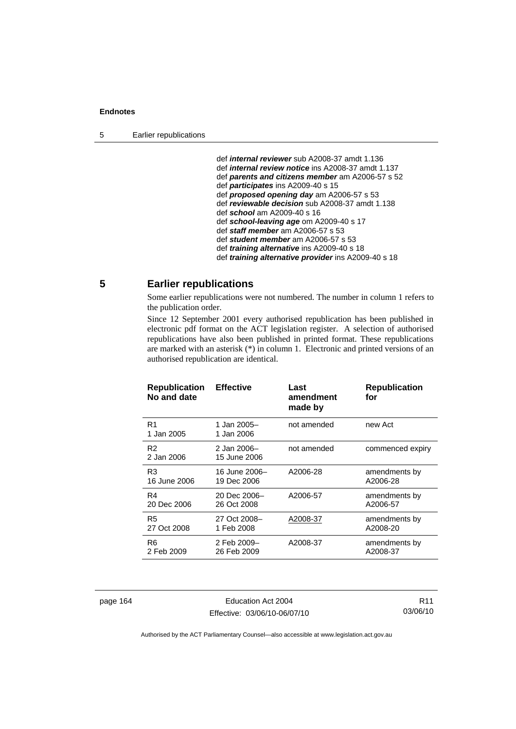def ***internal reviewer*** sub A2008-37 amdt 1.136
def ***internal review notice*** ins A2008-37 amdt 1.137
def ***parents and citizens member*** am A2006-57 s 52
def ***participates*** ins A2009-40 s 15
def ***proposed opening day*** am A2006-57 s 53
def ***reviewable decision*** sub A2008-37 amdt 1.138
def ***school*** am A2009-40 s 16
def ***school-leaving age*** om A2009-40 s 17
def ***staff member*** am A2006-57 s 53
def ***student member*** am A2006-57 s 53
def ***training alternative*** ins A2009-40 s 18
def ***training alternative provider*** ins A2009-40 s 18

## 5 Earlier republications

Some earlier republications were not numbered. The number in column 1 refers to the publication order.

Since 12 September 2001 every authorised republication has been published in electronic pdf format on the ACT legislation register. A selection of authorised republications have also been published in printed format. These republications are marked with an asterisk (*) in column 1. Electronic and printed versions of an authorised republication are identical.

| Republication No and date | Effective | Last amendment made by | Republication for |
|---|---|---|---|
| R1 1 Jan 2005 | 1 Jan 2005– 1 Jan 2006 | not amended | new Act |
| R2 2 Jan 2006 | 2 Jan 2006– 15 June 2006 | not amended | commenced expiry |
| R3 16 June 2006 | 16 June 2006– 19 Dec 2006 | A2006-28 | amendments by A2006-28 |
| R4 20 Dec 2006 | 20 Dec 2006– 26 Oct 2008 | A2006-57 | amendments by A2006-57 |
| R5 27 Oct 2008 | 27 Oct 2008– 1 Feb 2008 | A2008-37 | amendments by A2008-20 |
| R6 2 Feb 2009 | 2 Feb 2009– 26 Feb 2009 | A2008-37 | amendments by A2008-37 |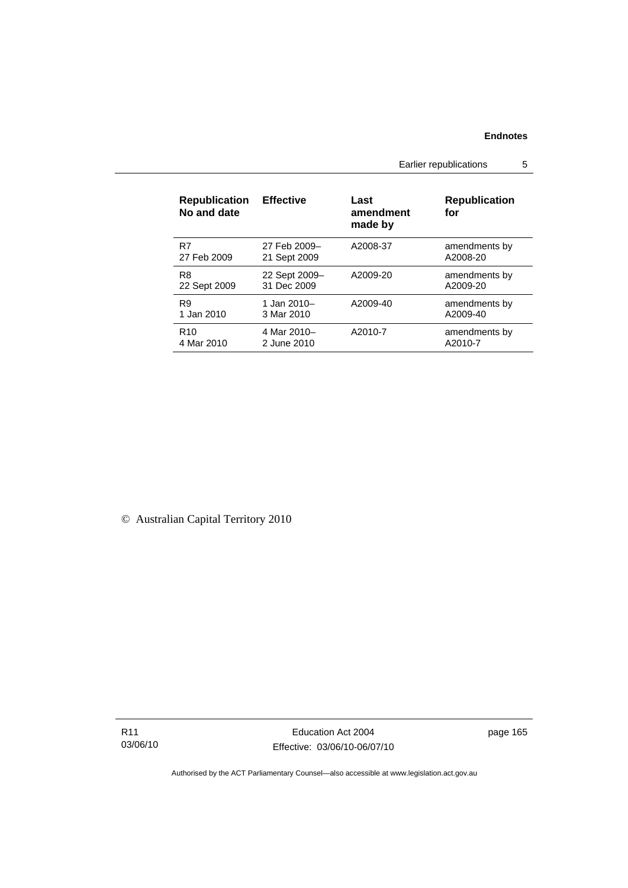| Republication No and date | Effective | Last amendment made by | Republication for |
|---|---|---|---|
| R7<br>27 Feb 2009 | 27 Feb 2009–<br>21 Sept 2009 | A2008-37 | amendments by<br>A2008-20 |
| R8<br>22 Sept 2009 | 22 Sept 2009–<br>31 Dec 2009 | A2009-20 | amendments by<br>A2009-20 |
| R9<br>1 Jan 2010 | 1 Jan 2010–<br>3 Mar 2010 | A2009-40 | amendments by<br>A2009-40 |
| R10<br>4 Mar 2010 | 4 Mar 2010–<br>2 June 2010 | A2010-7 | amendments by<br>A2010-7 |

© Australian Capital Territory 2010